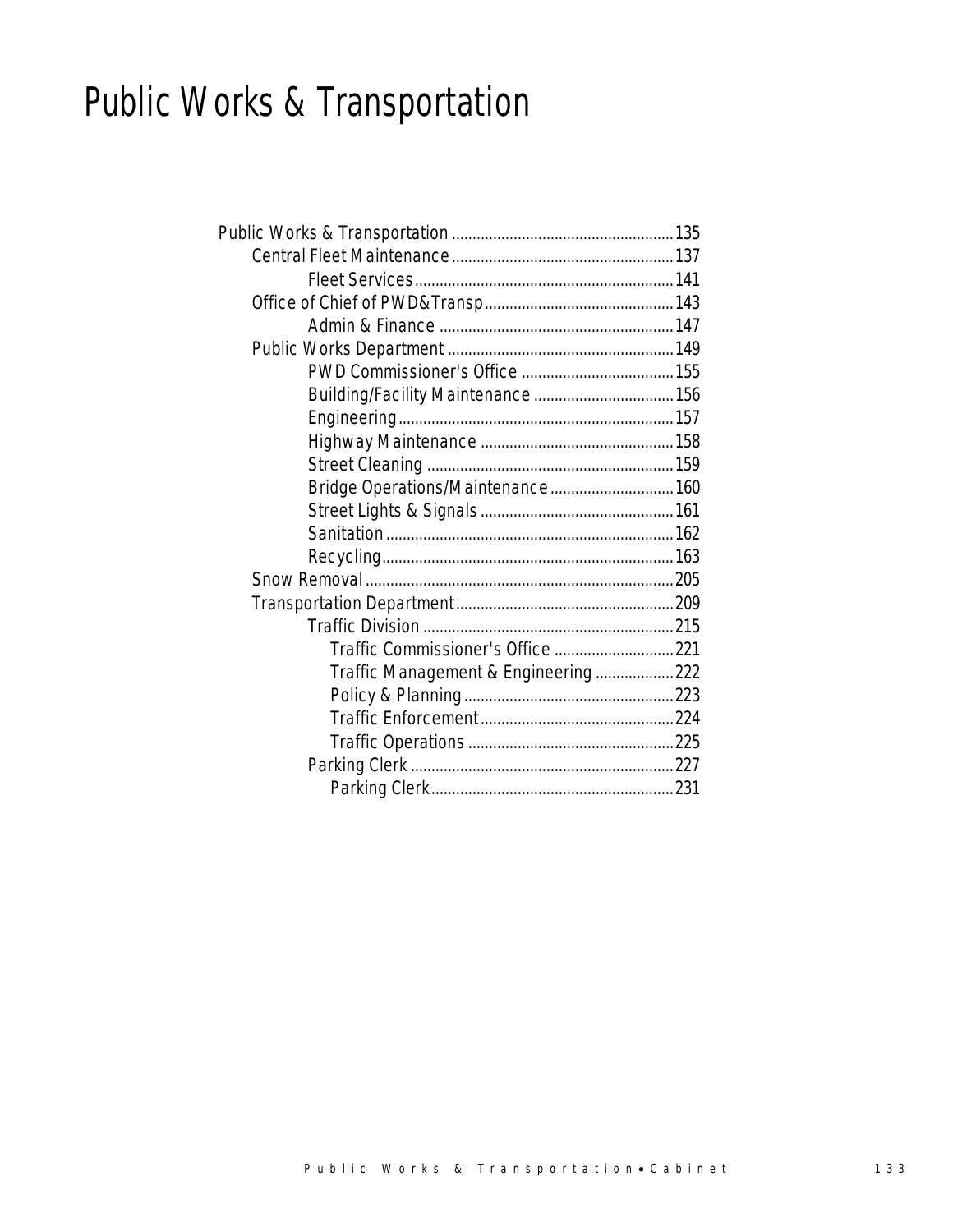# Public Works & Transportation

- Public Works & Transportation ..... 135
  - Central Fleet Maintenance ..... 137
    - Fleet Services ..... 141
  - Office of Chief of PWD&Transp ..... 143
    - Admin & Finance ..... 147
  - Public Works Department ..... 149
    - PWD Commissioner's Office ..... 155
    - Building/Facility Maintenance ..... 156
    - Engineering ..... 157
    - Highway Maintenance ..... 158
    - Street Cleaning ..... 159
    - Bridge Operations/Maintenance ..... 160
    - Street Lights & Signals ..... 161
    - Sanitation ..... 162
    - Recycling ..... 163
  - Snow Removal ..... 205
  - Transportation Department ..... 209
    - Traffic Division ..... 215
      - Traffic Commissioner's Office ..... 221
      - Traffic Management & Engineering ..... 222
      - Policy & Planning ..... 223
      - Traffic Enforcement ..... 224
      - Traffic Operations ..... 225
    - Parking Clerk ..... 227
      - Parking Clerk ..... 231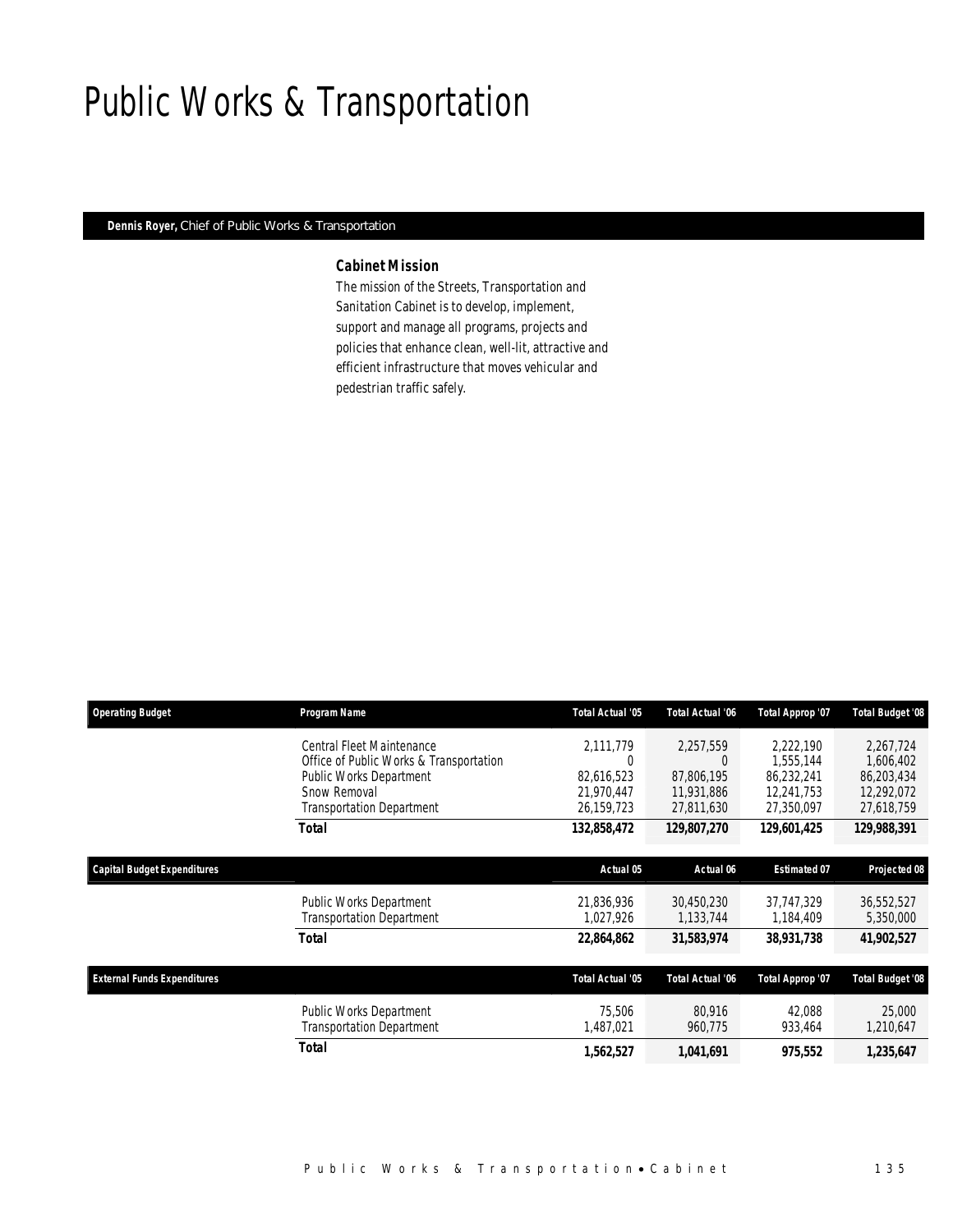# Public Works & Transportation

**Dennis Royer,** Chief of Public Works & Transportation

### Cabinet Mission

The mission of the Streets, Transportation and Sanitation Cabinet is to develop, implement, support and manage all programs, projects and policies that enhance clean, well-lit, attractive and efficient infrastructure that moves vehicular and pedestrian traffic safely.

| Operating Budget | Program Name | Total Actual '05 | Total Actual '06 | Total Approp '07 | Total Budget '08 |
|---|---|---|---|---|---|
| | Central Fleet Maintenance | 2,111,779 | 2,257,559 | 2,222,190 | 2,267,724 |
| | Office of Public Works & Transportation | 0 | 0 | 1,555,144 | 1,606,402 |
| | Public Works Department | 82,616,523 | 87,806,195 | 86,232,241 | 86,203,434 |
| | Snow Removal | 21,970,447 | 11,931,886 | 12,241,753 | 12,292,072 |
| | Transportation Department | 26,159,723 | 27,811,630 | 27,350,097 | 27,618,759 |
| | ***Total*** | **132,858,472** | **129,807,270** | **129,601,425** | **129,988,391** |

| Capital Budget Expenditures | | Actual 05 | Actual 06 | Estimated 07 | Projected 08 |
|---|---|---|---|---|---|
| | Public Works Department | 21,836,936 | 30,450,230 | 37,747,329 | 36,552,527 |
| | Transportation Department | 1,027,926 | 1,133,744 | 1,184,409 | 5,350,000 |
| | ***Total*** | **22,864,862** | **31,583,974** | **38,931,738** | **41,902,527** |

| External Funds Expenditures | | Total Actual '05 | Total Actual '06 | Total Approp '07 | Total Budget '08 |
|---|---|---|---|---|---|
| | Public Works Department | 75,506 | 80,916 | 42,088 | 25,000 |
| | Transportation Department | 1,487,021 | 960,775 | 933,464 | 1,210,647 |
| | ***Total*** | **1,562,527** | **1,041,691** | **975,552** | **1,235,647** |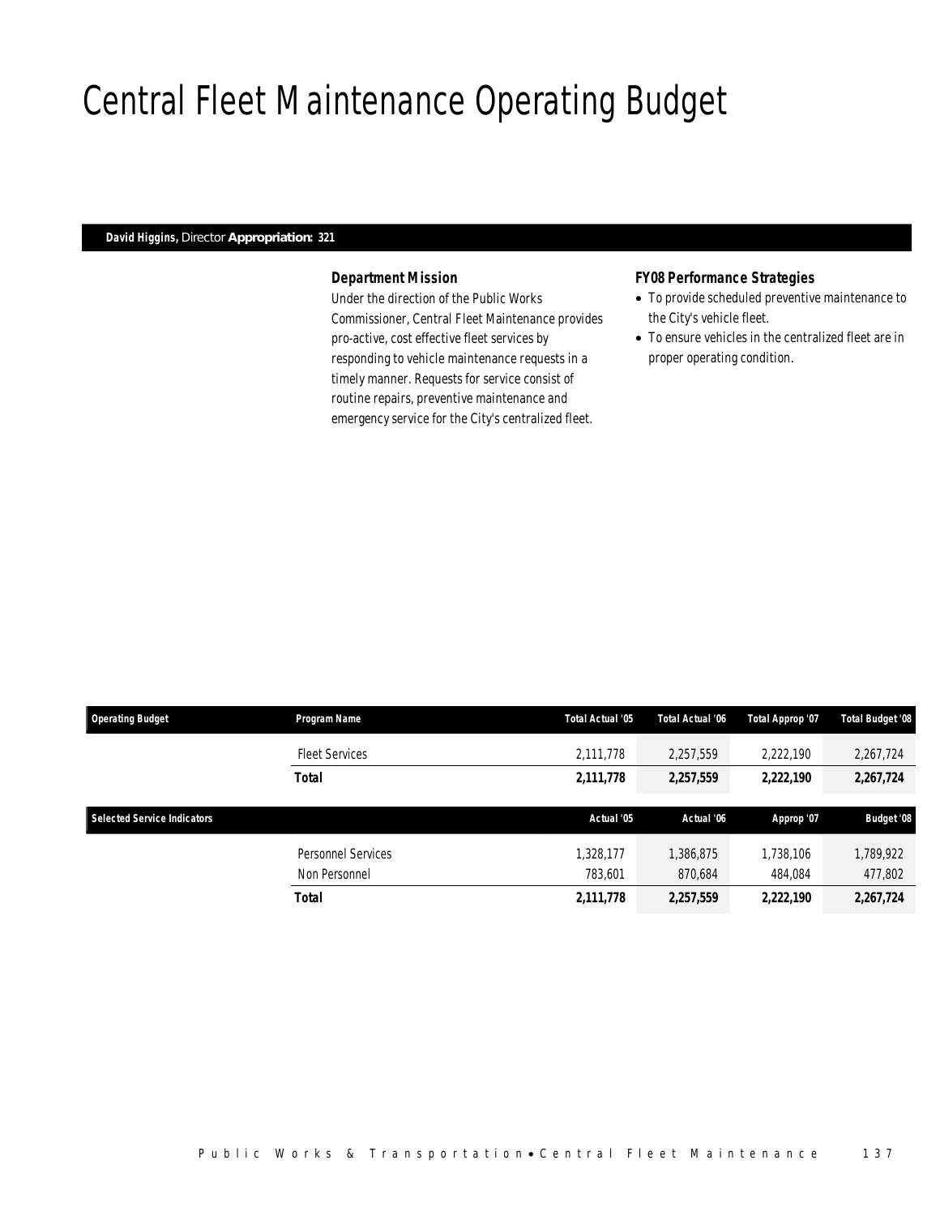# Central Fleet Maintenance Operating Budget

**David Higgins,** Director **Appropriation: 321**

### Department Mission

Under the direction of the Public Works Commissioner, Central Fleet Maintenance provides pro-active, cost effective fleet services by responding to vehicle maintenance requests in a timely manner. Requests for service consist of routine repairs, preventive maintenance and emergency service for the City's centralized fleet.

### FY08 Performance Strategies

- To provide scheduled preventive maintenance to the City's vehicle fleet.
- To ensure vehicles in the centralized fleet are in proper operating condition.

| Operating Budget | Program Name | Total Actual '05 | Total Actual '06 | Total Approp '07 | Total Budget '08 |
|---|---|---|---|---|---|
| | Fleet Services | 2,111,778 | 2,257,559 | 2,222,190 | 2,267,724 |
| | **Total** | **2,111,778** | **2,257,559** | **2,222,190** | **2,267,724** |

| Selected Service Indicators | | Actual '05 | Actual '06 | Approp '07 | Budget '08 |
|---|---|---|---|---|---|
| | Personnel Services | 1,328,177 | 1,386,875 | 1,738,106 | 1,789,922 |
| | Non Personnel | 783,601 | 870,684 | 484,084 | 477,802 |
| | **Total** | **2,111,778** | **2,257,559** | **2,222,190** | **2,267,724** |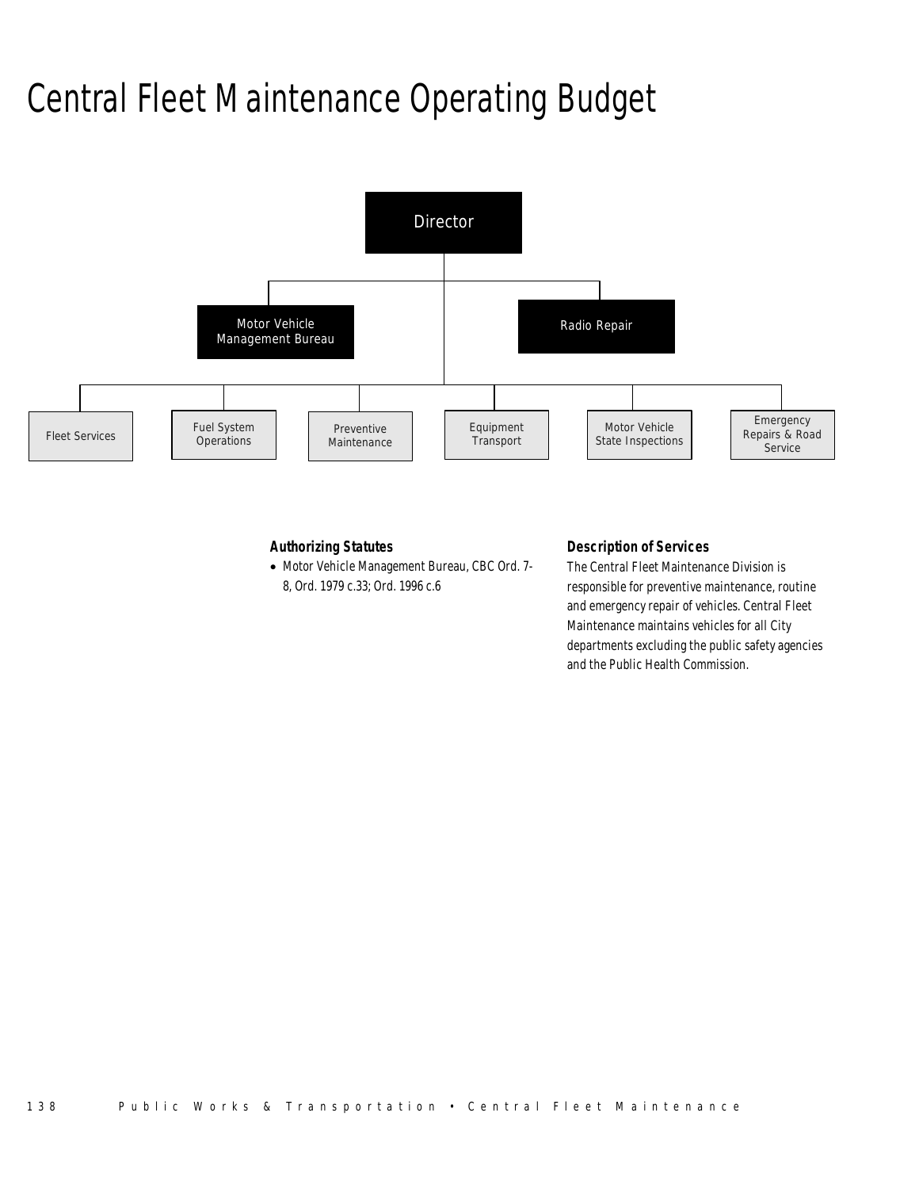# Central Fleet Maintenance Operating Budget

Director

Motor Vehicle Management Bureau

Radio Repair

Fleet Services

Fuel System Operations

Preventive Maintenance

Equipment Transport

Motor Vehicle State Inspections

Emergency Repairs & Road Service

### Authorizing Statutes

- Motor Vehicle Management Bureau, CBC Ord. 7-8, Ord. 1979 c.33; Ord. 1996 c.6

### Description of Services

The Central Fleet Maintenance Division is responsible for preventive maintenance, routine and emergency repair of vehicles. Central Fleet Maintenance maintains vehicles for all City departments excluding the public safety agencies and the Public Health Commission.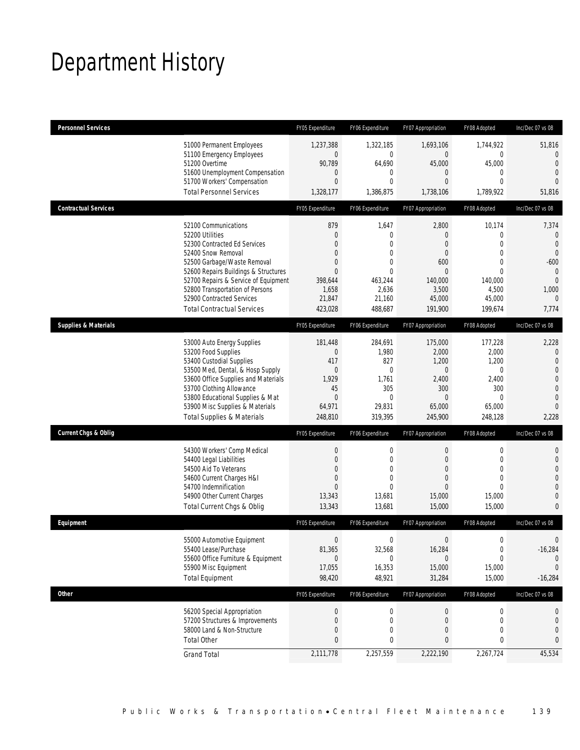# Department History

| Personnel Services | | FY05 Expenditure | FY06 Expenditure | FY07 Appropriation | FY08 Adopted | Inc/Dec 07 vs 08 |
|---|---|---|---|---|---|---|
| | 51000 Permanent Employees | 1,237,388 | 1,322,185 | 1,693,106 | 1,744,922 | 51,816 |
| | 51100 Emergency Employees | 0 | 0 | 0 | 0 | 0 |
| | 51200 Overtime | 90,789 | 64,690 | 45,000 | 45,000 | 0 |
| | 51600 Unemployment Compensation | 0 | 0 | 0 | 0 | 0 |
| | 51700 Workers' Compensation | 0 | 0 | 0 | 0 | 0 |
| | Total Personnel Services | 1,328,177 | 1,386,875 | 1,738,106 | 1,789,922 | 51,816 |
| **Contractual Services** | | FY05 Expenditure | FY06 Expenditure | FY07 Appropriation | FY08 Adopted | Inc/Dec 07 vs 08 |
| | 52100 Communications | 879 | 1,647 | 2,800 | 10,174 | 7,374 |
| | 52200 Utilities | 0 | 0 | 0 | 0 | 0 |
| | 52300 Contracted Ed Services | 0 | 0 | 0 | 0 | 0 |
| | 52400 Snow Removal | 0 | 0 | 0 | 0 | 0 |
| | 52500 Garbage/Waste Removal | 0 | 0 | 600 | 0 | -600 |
| | 52600 Repairs Buildings & Structures | 0 | 0 | 0 | 0 | 0 |
| | 52700 Repairs & Service of Equipment | 398,644 | 463,244 | 140,000 | 140,000 | 0 |
| | 52800 Transportation of Persons | 1,658 | 2,636 | 3,500 | 4,500 | 1,000 |
| | 52900 Contracted Services | 21,847 | 21,160 | 45,000 | 45,000 | 0 |
| | Total Contractual Services | 423,028 | 488,687 | 191,900 | 199,674 | 7,774 |
| **Supplies & Materials** | | FY05 Expenditure | FY06 Expenditure | FY07 Appropriation | FY08 Adopted | Inc/Dec 07 vs 08 |
| | 53000 Auto Energy Supplies | 181,448 | 284,691 | 175,000 | 177,228 | 2,228 |
| | 53200 Food Supplies | 0 | 1,980 | 2,000 | 2,000 | 0 |
| | 53400 Custodial Supplies | 417 | 827 | 1,200 | 1,200 | 0 |
| | 53500 Med, Dental, & Hosp Supply | 0 | 0 | 0 | 0 | 0 |
| | 53600 Office Supplies and Materials | 1,929 | 1,761 | 2,400 | 2,400 | 0 |
| | 53700 Clothing Allowance | 45 | 305 | 300 | 300 | 0 |
| | 53800 Educational Supplies & Mat | 0 | 0 | 0 | 0 | 0 |
| | 53900 Misc Supplies & Materials | 64,971 | 29,831 | 65,000 | 65,000 | 0 |
| | Total Supplies & Materials | 248,810 | 319,395 | 245,900 | 248,128 | 2,228 |
| **Current Chgs & Oblig** | | FY05 Expenditure | FY06 Expenditure | FY07 Appropriation | FY08 Adopted | Inc/Dec 07 vs 08 |
| | 54300 Workers' Comp Medical | 0 | 0 | 0 | 0 | 0 |
| | 54400 Legal Liabilities | 0 | 0 | 0 | 0 | 0 |
| | 54500 Aid To Veterans | 0 | 0 | 0 | 0 | 0 |
| | 54600 Current Charges H&I | 0 | 0 | 0 | 0 | 0 |
| | 54700 Indemnification | 0 | 0 | 0 | 0 | 0 |
| | 54900 Other Current Charges | 13,343 | 13,681 | 15,000 | 15,000 | 0 |
| | Total Current Chgs & Oblig | 13,343 | 13,681 | 15,000 | 15,000 | 0 |
| **Equipment** | | FY05 Expenditure | FY06 Expenditure | FY07 Appropriation | FY08 Adopted | Inc/Dec 07 vs 08 |
| | 55000 Automotive Equipment | 0 | 0 | 0 | 0 | 0 |
| | 55400 Lease/Purchase | 81,365 | 32,568 | 16,284 | 0 | -16,284 |
| | 55600 Office Furniture & Equipment | 0 | 0 | 0 | 0 | 0 |
| | 55900 Misc Equipment | 17,055 | 16,353 | 15,000 | 15,000 | 0 |
| | Total Equipment | 98,420 | 48,921 | 31,284 | 15,000 | -16,284 |
| **Other** | | FY05 Expenditure | FY06 Expenditure | FY07 Appropriation | FY08 Adopted | Inc/Dec 07 vs 08 |
| | 56200 Special Appropriation | 0 | 0 | 0 | 0 | 0 |
| | 57200 Structures & Improvements | 0 | 0 | 0 | 0 | 0 |
| | 58000 Land & Non-Structure | 0 | 0 | 0 | 0 | 0 |
| | Total Other | 0 | 0 | 0 | 0 | 0 |
| | Grand Total | 2,111,778 | 2,257,559 | 2,222,190 | 2,267,724 | 45,534 |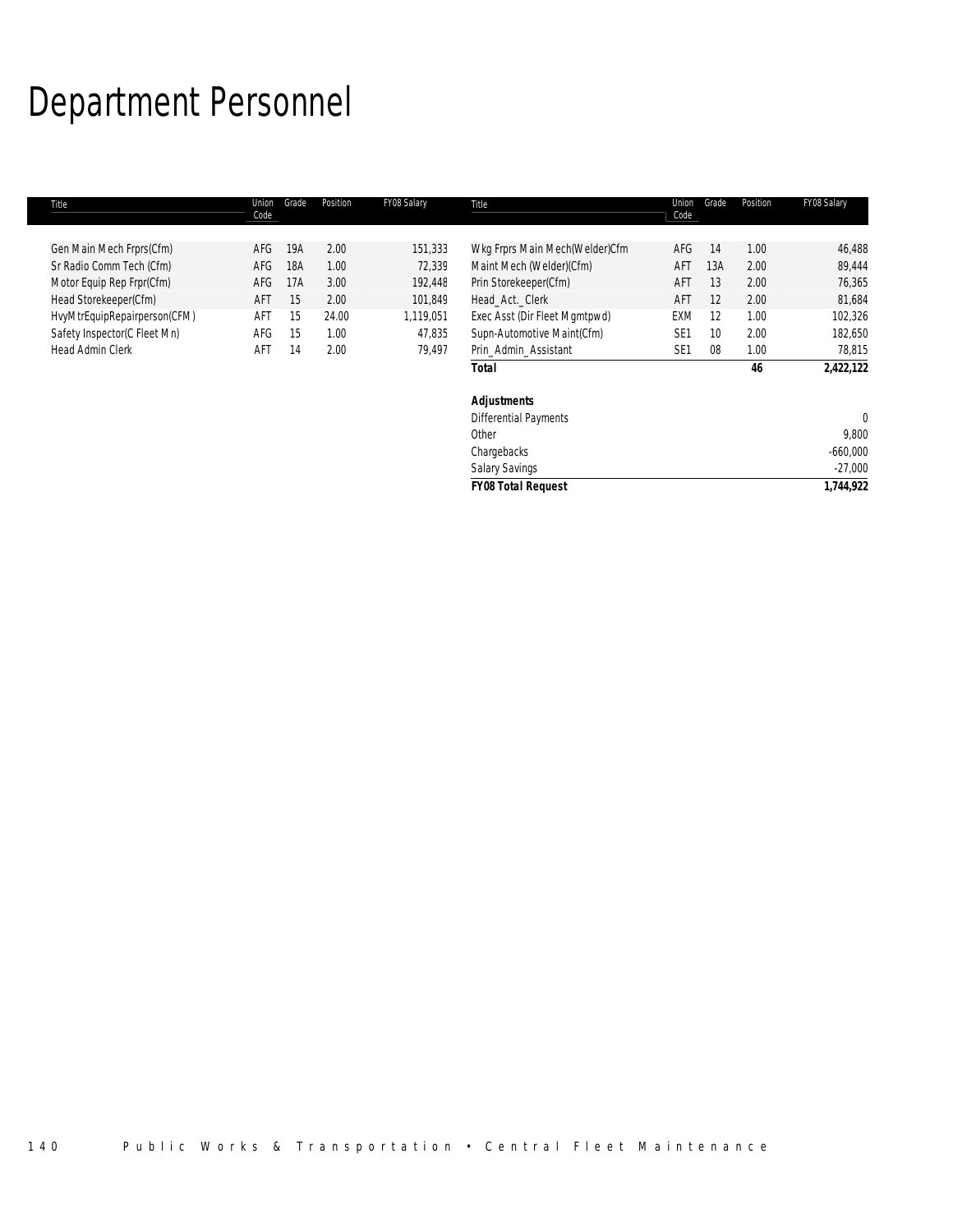# Department Personnel

| Title | Union Code | Grade | Position | FY08 Salary | Title | Union Code | Grade | Position | FY08 Salary |
|---|---|---|---|---|---|---|---|---|---|
| Gen Main Mech Frprs(Cfm) | AFG | 19A | 2.00 | 151,333 | Wkg Frprs Main Mech(Welder)Cfm | AFG | 14 | 1.00 | 46,488 |
| Sr Radio Comm Tech (Cfm) | AFG | 18A | 1.00 | 72,339 | Maint Mech (Welder)(Cfm) | AFT | 13A | 2.00 | 89,444 |
| Motor Equip Rep Frpr(Cfm) | AFG | 17A | 3.00 | 192,448 | Prin Storekeeper(Cfm) | AFT | 13 | 2.00 | 76,365 |
| Head Storekeeper(Cfm) | AFT | 15 | 2.00 | 101,849 | Head_Act._Clerk | AFT | 12 | 2.00 | 81,684 |
| HvyMtrEquipRepairperson(CFM) | AFT | 15 | 24.00 | 1,119,051 | Exec Asst (Dir Fleet Mgmtpwd) | EXM | 12 | 1.00 | 102,326 |
| Safety Inspector(C Fleet Mn) | AFG | 15 | 1.00 | 47,835 | Supn-Automotive Maint(Cfm) | SE1 | 10 | 2.00 | 182,650 |
| Head Admin Clerk | AFT | 14 | 2.00 | 79,497 | Prin_Admin_Assistant | SE1 | 08 | 1.00 | 78,815 |
| | | | | | ***Total*** | | | **46** | **2,422,122** |
| | | | | | | | | | |
| | | | | | ***Adjustments*** | | | | |
| | | | | | Differential Payments | | | | 0 |
| | | | | | Other | | | | 9,800 |
| | | | | | Chargebacks | | | | -660,000 |
| | | | | | Salary Savings | | | | -27,000 |
| | | | | | ***FY08 Total Request*** | | | | **1,744,922** |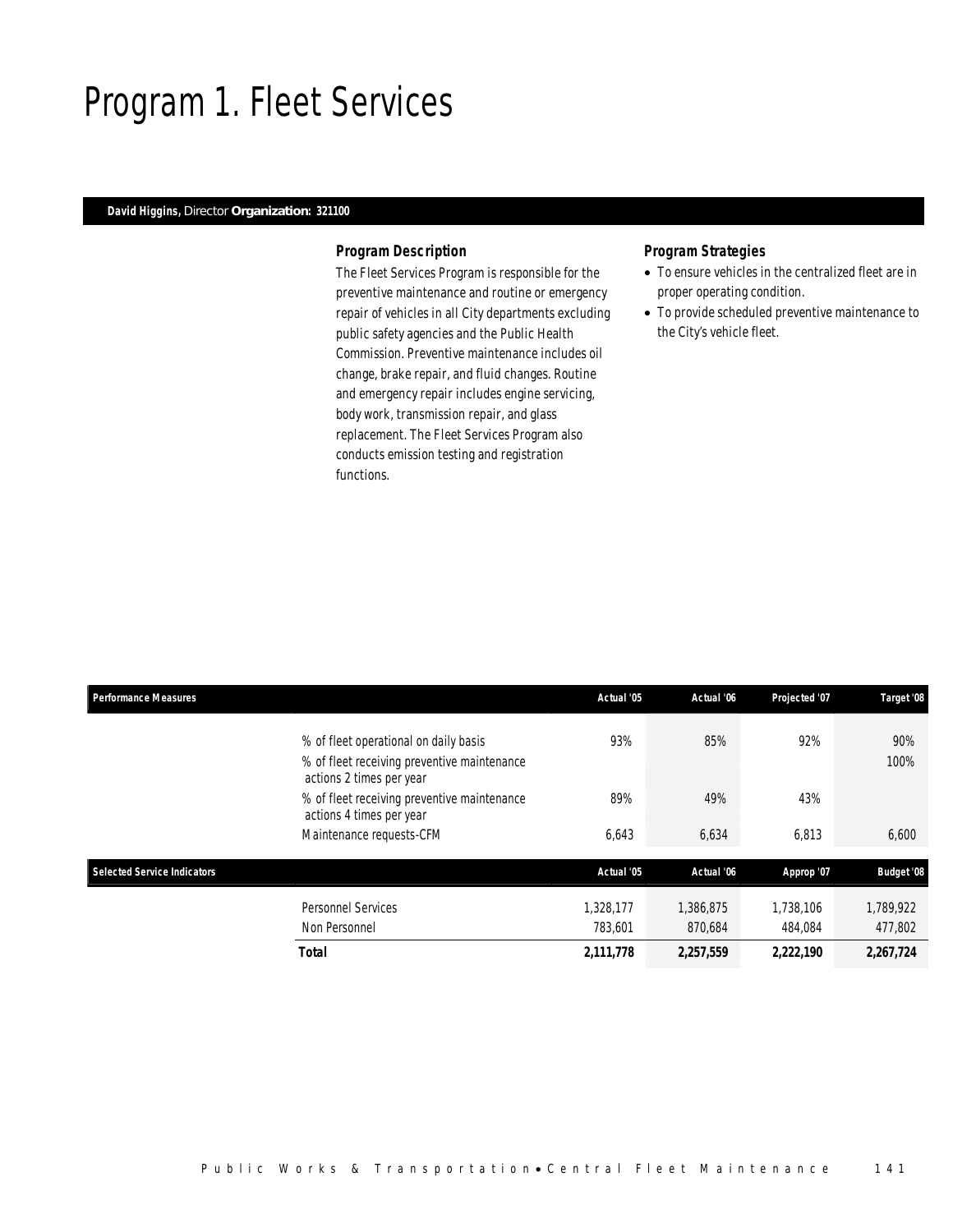# Program 1. Fleet Services

**David Higgins,** Director **Organization: 321100**

### *Program Description*

The Fleet Services Program is responsible for the preventive maintenance and routine or emergency repair of vehicles in all City departments excluding public safety agencies and the Public Health Commission. Preventive maintenance includes oil change, brake repair, and fluid changes. Routine and emergency repair includes engine servicing, body work, transmission repair, and glass replacement. The Fleet Services Program also conducts emission testing and registration functions.

### *Program Strategies*

- To ensure vehicles in the centralized fleet are in proper operating condition.
- To provide scheduled preventive maintenance to the City's vehicle fleet.

| Performance Measures | Actual '05 | Actual '06 | Projected '07 | Target '08 |
|---|---|---|---|---|
| % of fleet operational on daily basis | 93% | 85% | 92% | 90% |
| % of fleet receiving preventive maintenance actions 2 times per year | | | | 100% |
| % of fleet receiving preventive maintenance actions 4 times per year | 89% | 49% | 43% | |
| Maintenance requests-CFM | 6,643 | 6,634 | 6,813 | 6,600 |

| Selected Service Indicators | Actual '05 | Actual '06 | Approp '07 | Budget '08 |
|---|---|---|---|---|
| Personnel Services | 1,328,177 | 1,386,875 | 1,738,106 | 1,789,922 |
| Non Personnel | 783,601 | 870,684 | 484,084 | 477,802 |
| **Total** | **2,111,778** | **2,257,559** | **2,222,190** | **2,267,724** |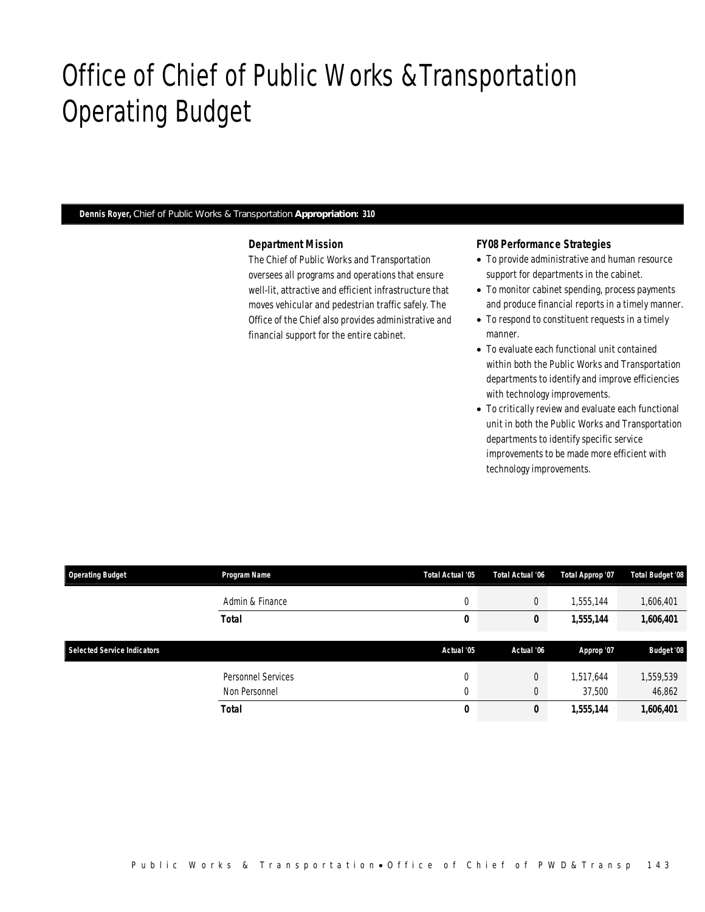# Office of Chief of Public Works &Transportation Operating Budget

**Dennis Royer,** Chief of Public Works & Transportation **Appropriation: 310**

### Department Mission

The Chief of Public Works and Transportation oversees all programs and operations that ensure well-lit, attractive and efficient infrastructure that moves vehicular and pedestrian traffic safely. The Office of the Chief also provides administrative and financial support for the entire cabinet.

### FY08 Performance Strategies

- To provide administrative and human resource support for departments in the cabinet.
- To monitor cabinet spending, process payments and produce financial reports in a timely manner.
- To respond to constituent requests in a timely manner.
- To evaluate each functional unit contained within both the Public Works and Transportation departments to identify and improve efficiencies with technology improvements.
- To critically review and evaluate each functional unit in both the Public Works and Transportation departments to identify specific service improvements to be made more efficient with technology improvements.

| Operating Budget | Program Name | Total Actual '05 | Total Actual '06 | Total Approp '07 | Total Budget '08 |
|---|---|---|---|---|---|
| | Admin & Finance | 0 | 0 | 1,555,144 | 1,606,401 |
| | **Total** | **0** | **0** | **1,555,144** | **1,606,401** |

| Selected Service Indicators | | Actual '05 | Actual '06 | Approp '07 | Budget '08 |
|---|---|---|---|---|---|
| | Personnel Services | 0 | 0 | 1,517,644 | 1,559,539 |
| | Non Personnel | 0 | 0 | 37,500 | 46,862 |
| | **Total** | **0** | **0** | **1,555,144** | **1,606,401** |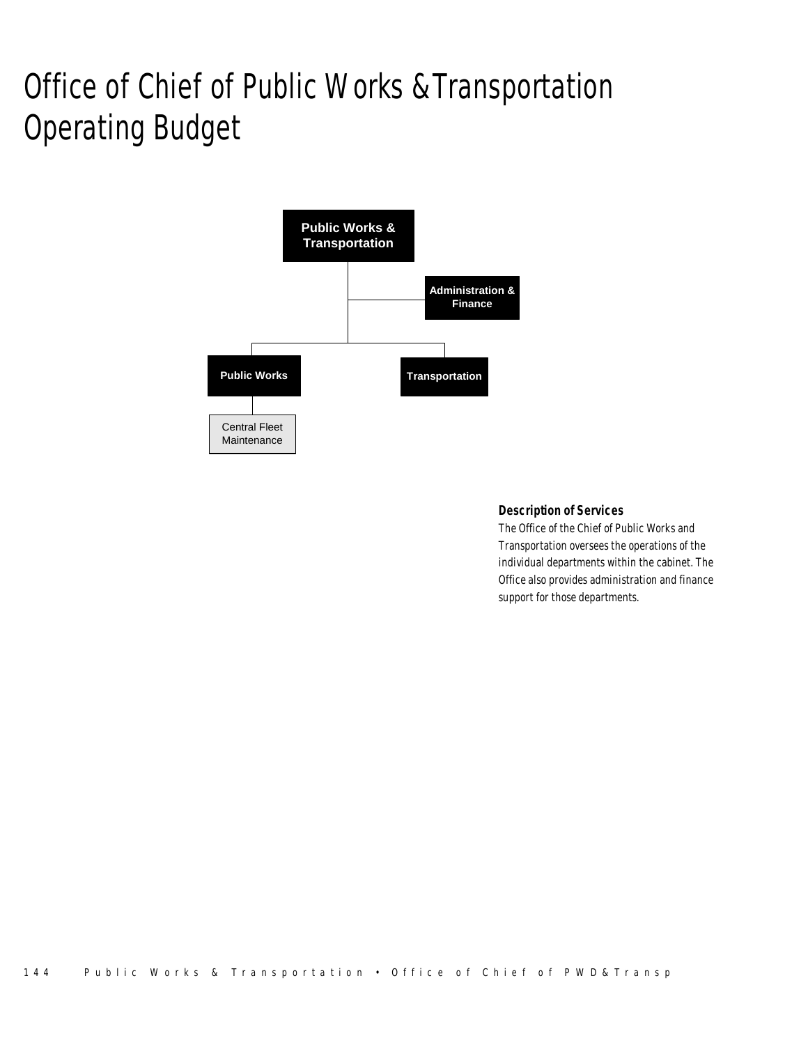# Office of Chief of Public Works &Transportation Operating Budget

Public Works & Transportation

Administration & Finance

Public Works

Transportation

Central Fleet Maintenance

### Description of Services

*The Office of the Chief of Public Works and Transportation oversees the operations of the individual departments within the cabinet. The Office also provides administration and finance support for those departments.*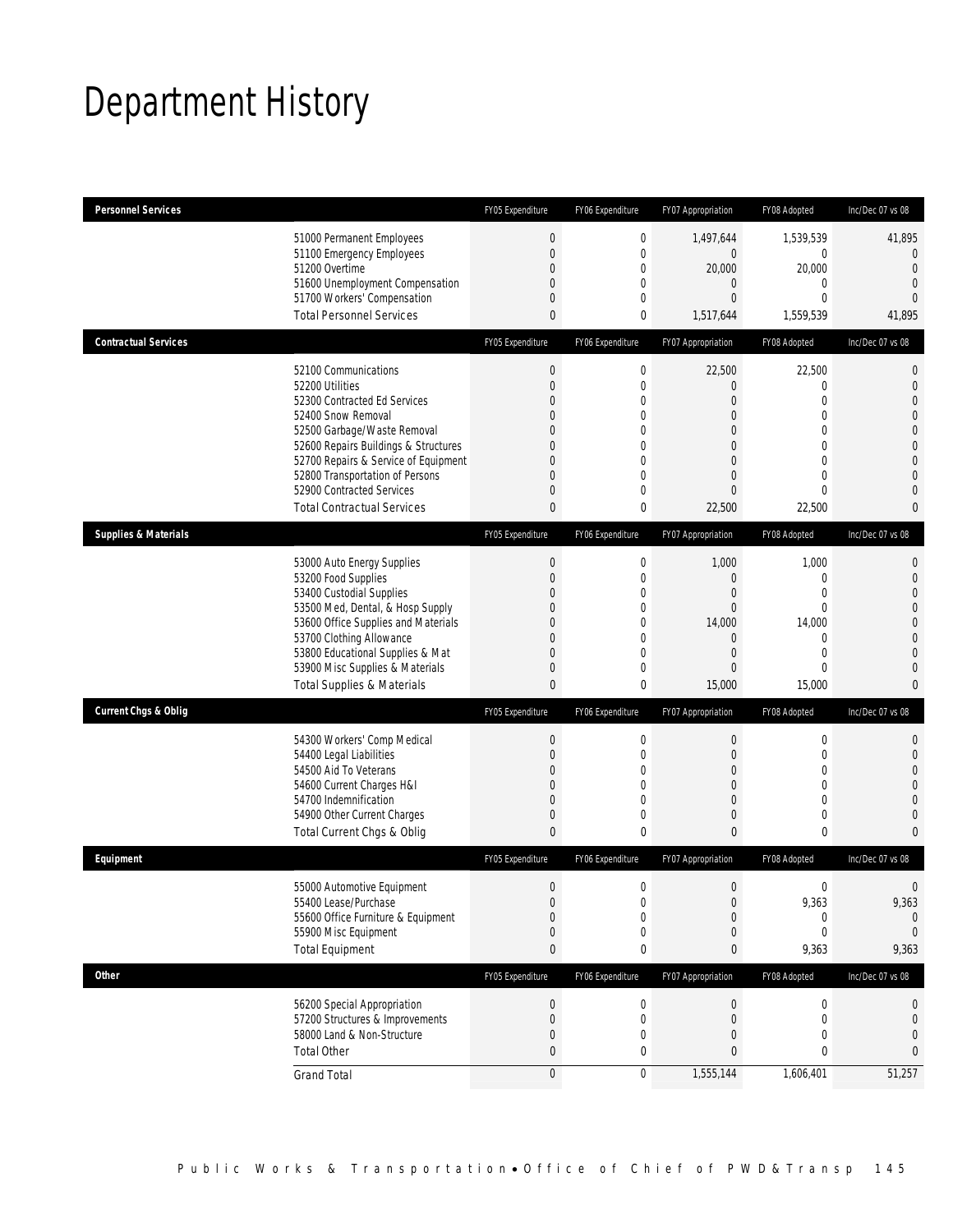# Department History

| Personnel Services | FY05 Expenditure | FY06 Expenditure | FY07 Appropriation | FY08 Adopted | Inc/Dec 07 vs 08 |
|---|---|---|---|---|---|
| 51000 Permanent Employees | 0 | 0 | 1,497,644 | 1,539,539 | 41,895 |
| 51100 Emergency Employees | 0 | 0 | 0 | 0 | 0 |
| 51200 Overtime | 0 | 0 | 20,000 | 20,000 | 0 |
| 51600 Unemployment Compensation | 0 | 0 | 0 | 0 | 0 |
| 51700 Workers' Compensation | 0 | 0 | 0 | 0 | 0 |
| Total Personnel Services | 0 | 0 | 1,517,644 | 1,559,539 | 41,895 |

| Contractual Services | FY05 Expenditure | FY06 Expenditure | FY07 Appropriation | FY08 Adopted | Inc/Dec 07 vs 08 |
|---|---|---|---|---|---|
| 52100 Communications | 0 | 0 | 22,500 | 22,500 | 0 |
| 52200 Utilities | 0 | 0 | 0 | 0 | 0 |
| 52300 Contracted Ed Services | 0 | 0 | 0 | 0 | 0 |
| 52400 Snow Removal | 0 | 0 | 0 | 0 | 0 |
| 52500 Garbage/Waste Removal | 0 | 0 | 0 | 0 | 0 |
| 52600 Repairs Buildings & Structures | 0 | 0 | 0 | 0 | 0 |
| 52700 Repairs & Service of Equipment | 0 | 0 | 0 | 0 | 0 |
| 52800 Transportation of Persons | 0 | 0 | 0 | 0 | 0 |
| 52900 Contracted Services | 0 | 0 | 0 | 0 | 0 |
| Total Contractual Services | 0 | 0 | 22,500 | 22,500 | 0 |

| Supplies & Materials | FY05 Expenditure | FY06 Expenditure | FY07 Appropriation | FY08 Adopted | Inc/Dec 07 vs 08 |
|---|---|---|---|---|---|
| 53000 Auto Energy Supplies | 0 | 0 | 1,000 | 1,000 | 0 |
| 53200 Food Supplies | 0 | 0 | 0 | 0 | 0 |
| 53400 Custodial Supplies | 0 | 0 | 0 | 0 | 0 |
| 53500 Med, Dental, & Hosp Supply | 0 | 0 | 0 | 0 | 0 |
| 53600 Office Supplies and Materials | 0 | 0 | 14,000 | 14,000 | 0 |
| 53700 Clothing Allowance | 0 | 0 | 0 | 0 | 0 |
| 53800 Educational Supplies & Mat | 0 | 0 | 0 | 0 | 0 |
| 53900 Misc Supplies & Materials | 0 | 0 | 0 | 0 | 0 |
| Total Supplies & Materials | 0 | 0 | 15,000 | 15,000 | 0 |

| Current Chgs & Oblig | FY05 Expenditure | FY06 Expenditure | FY07 Appropriation | FY08 Adopted | Inc/Dec 07 vs 08 |
|---|---|---|---|---|---|
| 54300 Workers' Comp Medical | 0 | 0 | 0 | 0 | 0 |
| 54400 Legal Liabilities | 0 | 0 | 0 | 0 | 0 |
| 54500 Aid To Veterans | 0 | 0 | 0 | 0 | 0 |
| 54600 Current Charges H&I | 0 | 0 | 0 | 0 | 0 |
| 54700 Indemnification | 0 | 0 | 0 | 0 | 0 |
| 54900 Other Current Charges | 0 | 0 | 0 | 0 | 0 |
| Total Current Chgs & Oblig | 0 | 0 | 0 | 0 | 0 |

| Equipment | FY05 Expenditure | FY06 Expenditure | FY07 Appropriation | FY08 Adopted | Inc/Dec 07 vs 08 |
|---|---|---|---|---|---|
| 55000 Automotive Equipment | 0 | 0 | 0 | 0 | 0 |
| 55400 Lease/Purchase | 0 | 0 | 0 | 9,363 | 9,363 |
| 55600 Office Furniture & Equipment | 0 | 0 | 0 | 0 | 0 |
| 55900 Misc Equipment | 0 | 0 | 0 | 0 | 0 |
| Total Equipment | 0 | 0 | 0 | 9,363 | 9,363 |

| Other | FY05 Expenditure | FY06 Expenditure | FY07 Appropriation | FY08 Adopted | Inc/Dec 07 vs 08 |
|---|---|---|---|---|---|
| 56200 Special Appropriation | 0 | 0 | 0 | 0 | 0 |
| 57200 Structures & Improvements | 0 | 0 | 0 | 0 | 0 |
| 58000 Land & Non-Structure | 0 | 0 | 0 | 0 | 0 |
| Total Other | 0 | 0 | 0 | 0 | 0 |
| Grand Total | 0 | 0 | 1,555,144 | 1,606,401 | 51,257 |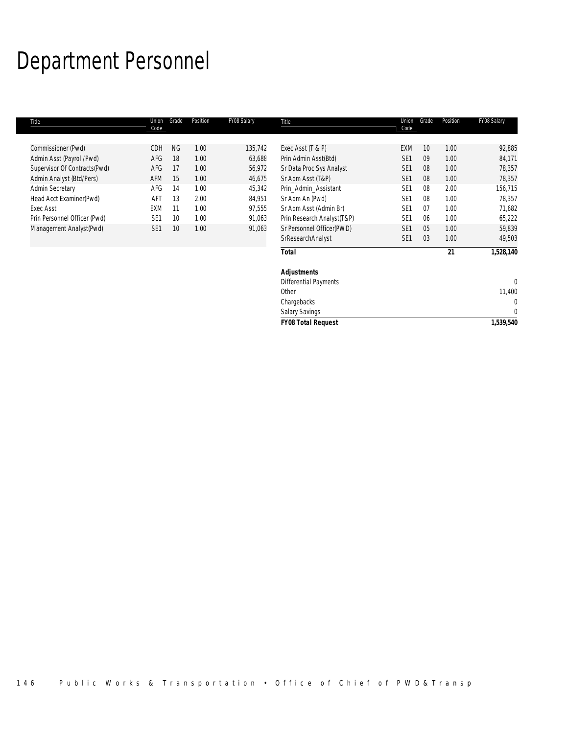# Department Personnel

| Title | Union Code | Grade | Position | FY08 Salary |
|---|---|---|---|---|
| Commissioner (Pwd) | CDH | NG | 1.00 | 135,742 |
| Admin Asst (Payroll/Pwd) | AFG | 18 | 1.00 | 63,688 |
| Supervisor Of Contracts(Pwd) | AFG | 17 | 1.00 | 56,972 |
| Admin Analyst (Btd/Pers) | AFM | 15 | 1.00 | 46,675 |
| Admin Secretary | AFG | 14 | 1.00 | 45,342 |
| Head Acct Examiner(Pwd) | AFT | 13 | 2.00 | 84,951 |
| Exec Asst | EXM | 11 | 1.00 | 97,555 |
| Prin Personnel Officer (Pwd) | SE1 | 10 | 1.00 | 91,063 |
| Management Analyst(Pwd) | SE1 | 10 | 1.00 | 91,063 |
| Exec Asst (T & P) | EXM | 10 | 1.00 | 92,885 |
| Prin Admin Asst(Btd) | SE1 | 09 | 1.00 | 84,171 |
| Sr Data Proc Sys Analyst | SE1 | 08 | 1.00 | 78,357 |
| Sr Adm Asst (T&P) | SE1 | 08 | 1.00 | 78,357 |
| Prin_Admin_Assistant | SE1 | 08 | 2.00 | 156,715 |
| Sr Adm An (Pwd) | SE1 | 08 | 1.00 | 78,357 |
| Sr Adm Asst (Admin Br) | SE1 | 07 | 1.00 | 71,682 |
| Prin Research Analyst(T&P) | SE1 | 06 | 1.00 | 65,222 |
| Sr Personnel Officer(PWD) | SE1 | 05 | 1.00 | 59,839 |
| SrResearchAnalyst | SE1 | 03 | 1.00 | 49,503 |
| **Total** | | | **21** | **1,528,140** |

| **Adjustments** | |
|---|---|
| Differential Payments | 0 |
| Other | 11,400 |
| Chargebacks | 0 |
| Salary Savings | 0 |
| **FY08 Total Request** | **1,539,540** |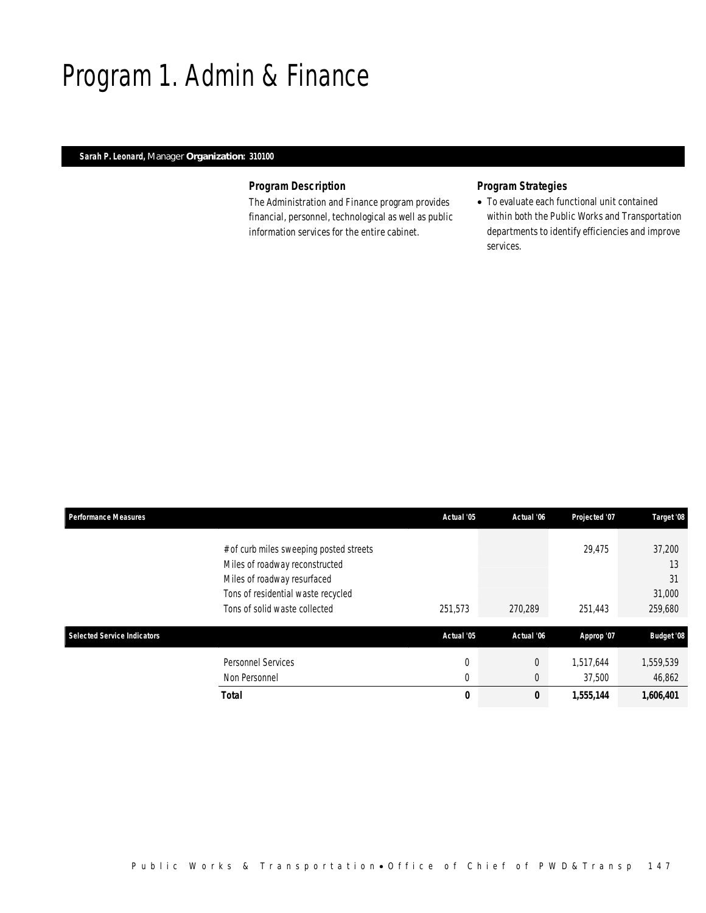# Program 1. Admin & Finance

**Sarah P. Leonard,** Manager **Organization: 310100**

### Program Description

The Administration and Finance program provides financial, personnel, technological as well as public information services for the entire cabinet.

### Program Strategies

- To evaluate each functional unit contained within both the Public Works and Transportation departments to identify efficiencies and improve services.

| Performance Measures | Actual '05 | Actual '06 | Projected '07 | Target '08 |
|---|---|---|---|---|
| # of curb miles sweeping posted streets | | | 29,475 | 37,200 |
| Miles of roadway reconstructed | | | | 13 |
| Miles of roadway resurfaced | | | | 31 |
| Tons of residential waste recycled | | | | 31,000 |
| Tons of solid waste collected | 251,573 | 270,289 | 251,443 | 259,680 |

| Selected Service Indicators | Actual '05 | Actual '06 | Approp '07 | Budget '08 |
|---|---|---|---|---|
| Personnel Services | 0 | 0 | 1,517,644 | 1,559,539 |
| Non Personnel | 0 | 0 | 37,500 | 46,862 |
| **Total** | **0** | **0** | **1,555,144** | **1,606,401** |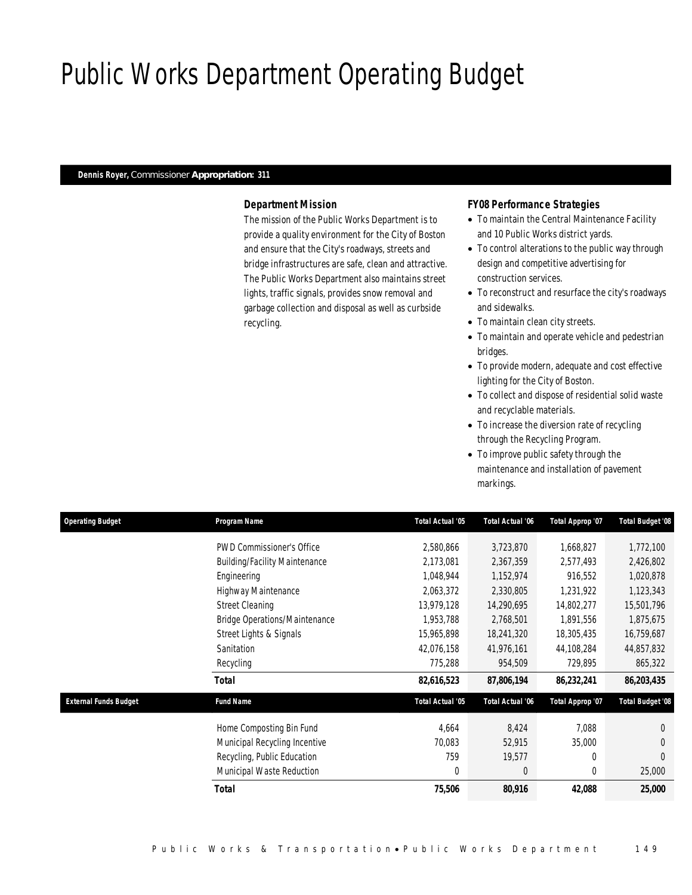# Public Works Department Operating Budget

**Dennis Royer,** Commissioner **Appropriation: 311**

### Department Mission

The mission of the Public Works Department is to provide a quality environment for the City of Boston and ensure that the City's roadways, streets and bridge infrastructures are safe, clean and attractive. The Public Works Department also maintains street lights, traffic signals, provides snow removal and garbage collection and disposal as well as curbside recycling.

### FY08 Performance Strategies

- To maintain the Central Maintenance Facility and 10 Public Works district yards.
- To control alterations to the public way through design and competitive advertising for construction services.
- To reconstruct and resurface the city's roadways and sidewalks.
- To maintain clean city streets.
- To maintain and operate vehicle and pedestrian bridges.
- To provide modern, adequate and cost effective lighting for the City of Boston.
- To collect and dispose of residential solid waste and recyclable materials.
- To increase the diversion rate of recycling through the Recycling Program.
- To improve public safety through the maintenance and installation of pavement markings.

| Operating Budget | Program Name | Total Actual '05 | Total Actual '06 | Total Approp '07 | Total Budget '08 |
|---|---|---|---|---|---|
| | PWD Commissioner's Office | 2,580,866 | 3,723,870 | 1,668,827 | 1,772,100 |
| | Building/Facility Maintenance | 2,173,081 | 2,367,359 | 2,577,493 | 2,426,802 |
| | Engineering | 1,048,944 | 1,152,974 | 916,552 | 1,020,878 |
| | Highway Maintenance | 2,063,372 | 2,330,805 | 1,231,922 | 1,123,343 |
| | Street Cleaning | 13,979,128 | 14,290,695 | 14,802,277 | 15,501,796 |
| | Bridge Operations/Maintenance | 1,953,788 | 2,768,501 | 1,891,556 | 1,875,675 |
| | Street Lights & Signals | 15,965,898 | 18,241,320 | 18,305,435 | 16,759,687 |
| | Sanitation | 42,076,158 | 41,976,161 | 44,108,284 | 44,857,832 |
| | Recycling | 775,288 | 954,509 | 729,895 | 865,322 |
| | **Total** | **82,616,523** | **87,806,194** | **86,232,241** | **86,203,435** |

| External Funds Budget | Fund Name | Total Actual '05 | Total Actual '06 | Total Approp '07 | Total Budget '08 |
|---|---|---|---|---|---|
| | Home Composting Bin Fund | 4,664 | 8,424 | 7,088 | 0 |
| | Municipal Recycling Incentive | 70,083 | 52,915 | 35,000 | 0 |
| | Recycling, Public Education | 759 | 19,577 | 0 | 0 |
| | Municipal Waste Reduction | 0 | 0 | 0 | 25,000 |
| | **Total** | **75,506** | **80,916** | **42,088** | **25,000** |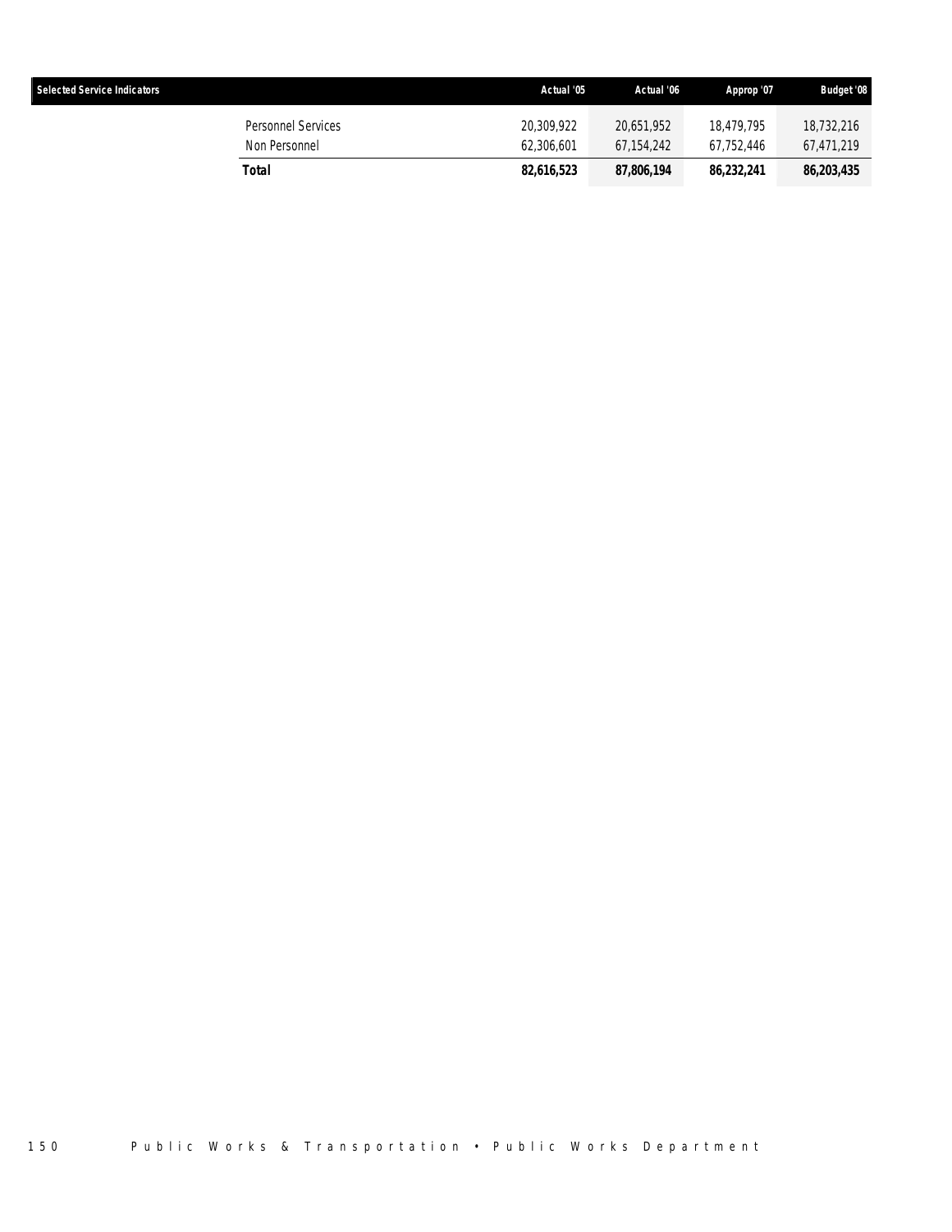| Selected Service Indicators | Actual '05 | Actual '06 | Approp '07 | Budget '08 |
|---|---|---|---|---|
| Personnel Services | 20,309,922 | 20,651,952 | 18,479,795 | 18,732,216 |
| Non Personnel | 62,306,601 | 67,154,242 | 67,752,446 | 67,471,219 |
| **Total** | **82,616,523** | **87,806,194** | **86,232,241** | **86,203,435** |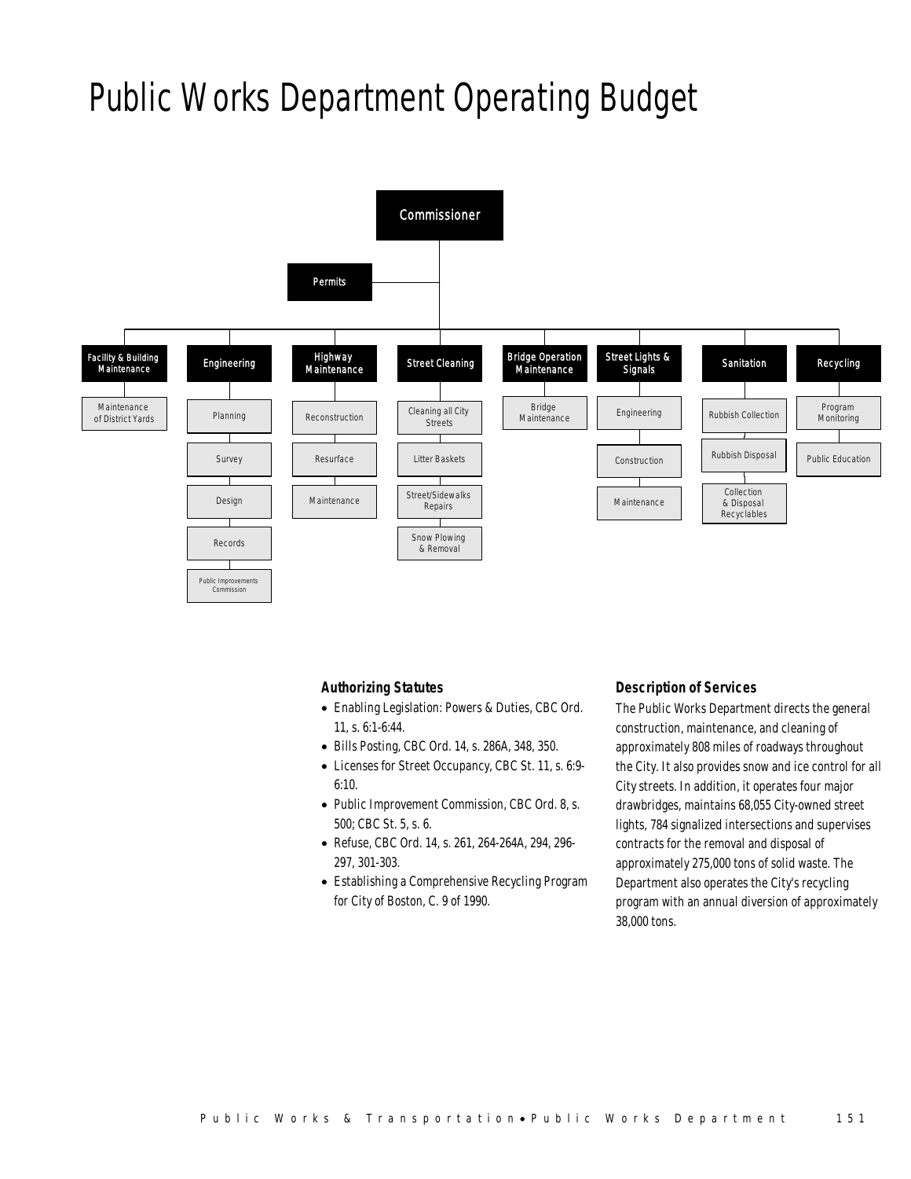# Public Works Department Operating Budget

- Commissioner
  - Permits
  - Facility & Building Maintenance
    - Maintenance of District Yards
  - Engineering
    - Planning
    - Survey
    - Design
    - Records
    - Public Improvements Commission
  - Highway Maintenance
    - Reconstruction
    - Resurface
    - Maintenance
  - Street Cleaning
    - Cleaning all City Streets
    - Litter Baskets
    - Street/Sidewalks Repairs
    - Snow Plowing & Removal
  - Bridge Operation Maintenance
    - Bridge Maintenance
  - Street Lights & Signals
    - Engineering
    - Construction
    - Maintenance
  - Sanitation
    - Rubbish Collection
    - Rubbish Disposal
    - Collection & Disposal Recyclables
  - Recycling
    - Program Monitoring
    - Public Education

### Authorizing Statutes

- Enabling Legislation: Powers & Duties, CBC Ord. 11, s. 6:1-6:44.
- Bills Posting, CBC Ord. 14, s. 286A, 348, 350.
- Licenses for Street Occupancy, CBC St. 11, s. 6:9-6:10.
- Public Improvement Commission, CBC Ord. 8, s. 500; CBC St. 5, s. 6.
- Refuse, CBC Ord. 14, s. 261, 264-264A, 294, 296-297, 301-303.
- Establishing a Comprehensive Recycling Program for City of Boston, C. 9 of 1990.

### Description of Services

The Public Works Department directs the general construction, maintenance, and cleaning of approximately 808 miles of roadways throughout the City. It also provides snow and ice control for all City streets. In addition, it operates four major drawbridges, maintains 68,055 City-owned street lights, 784 signalized intersections and supervises contracts for the removal and disposal of approximately 275,000 tons of solid waste. The Department also operates the City's recycling program with an annual diversion of approximately 38,000 tons.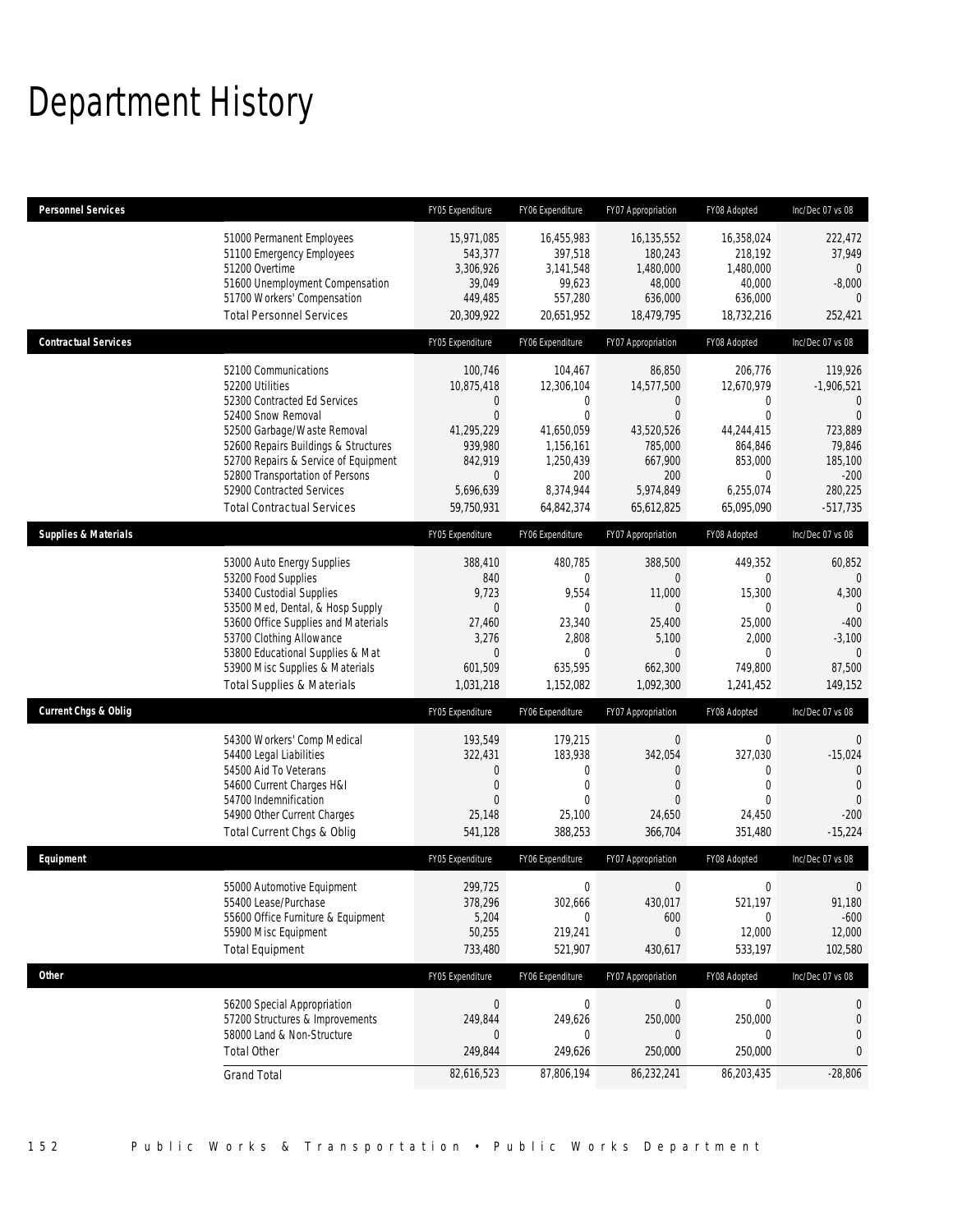# Department History

| Personnel Services | | FY05 Expenditure | FY06 Expenditure | FY07 Appropriation | FY08 Adopted | Inc/Dec 07 vs 08 |
|---|---|---|---|---|---|---|
| | 51000 Permanent Employees | 15,971,085 | 16,455,983 | 16,135,552 | 16,358,024 | 222,472 |
| | 51100 Emergency Employees | 543,377 | 397,518 | 180,243 | 218,192 | 37,949 |
| | 51200 Overtime | 3,306,926 | 3,141,548 | 1,480,000 | 1,480,000 | 0 |
| | 51600 Unemployment Compensation | 39,049 | 99,623 | 48,000 | 40,000 | -8,000 |
| | 51700 Workers' Compensation | 449,485 | 557,280 | 636,000 | 636,000 | 0 |
| | Total Personnel Services | 20,309,922 | 20,651,952 | 18,479,795 | 18,732,216 | 252,421 |
| **Contractual Services** | | FY05 Expenditure | FY06 Expenditure | FY07 Appropriation | FY08 Adopted | Inc/Dec 07 vs 08 |
| | 52100 Communications | 100,746 | 104,467 | 86,850 | 206,776 | 119,926 |
| | 52200 Utilities | 10,875,418 | 12,306,104 | 14,577,500 | 12,670,979 | -1,906,521 |
| | 52300 Contracted Ed Services | 0 | 0 | 0 | 0 | 0 |
| | 52400 Snow Removal | 0 | 0 | 0 | 0 | 0 |
| | 52500 Garbage/Waste Removal | 41,295,229 | 41,650,059 | 43,520,526 | 44,244,415 | 723,889 |
| | 52600 Repairs Buildings & Structures | 939,980 | 1,156,161 | 785,000 | 864,846 | 79,846 |
| | 52700 Repairs & Service of Equipment | 842,919 | 1,250,439 | 667,900 | 853,000 | 185,100 |
| | 52800 Transportation of Persons | 0 | 200 | 200 | 0 | -200 |
| | 52900 Contracted Services | 5,696,639 | 8,374,944 | 5,974,849 | 6,255,074 | 280,225 |
| | Total Contractual Services | 59,750,931 | 64,842,374 | 65,612,825 | 65,095,090 | -517,735 |
| **Supplies & Materials** | | FY05 Expenditure | FY06 Expenditure | FY07 Appropriation | FY08 Adopted | Inc/Dec 07 vs 08 |
| | 53000 Auto Energy Supplies | 388,410 | 480,785 | 388,500 | 449,352 | 60,852 |
| | 53200 Food Supplies | 840 | 0 | 0 | 0 | 0 |
| | 53400 Custodial Supplies | 9,723 | 9,554 | 11,000 | 15,300 | 4,300 |
| | 53500 Med, Dental, & Hosp Supply | 0 | 0 | 0 | 0 | 0 |
| | 53600 Office Supplies and Materials | 27,460 | 23,340 | 25,400 | 25,000 | -400 |
| | 53700 Clothing Allowance | 3,276 | 2,808 | 5,100 | 2,000 | -3,100 |
| | 53800 Educational Supplies & Mat | 0 | 0 | 0 | 0 | 0 |
| | 53900 Misc Supplies & Materials | 601,509 | 635,595 | 662,300 | 749,800 | 87,500 |
| | Total Supplies & Materials | 1,031,218 | 1,152,082 | 1,092,300 | 1,241,452 | 149,152 |
| **Current Chgs & Oblig** | | FY05 Expenditure | FY06 Expenditure | FY07 Appropriation | FY08 Adopted | Inc/Dec 07 vs 08 |
| | 54300 Workers' Comp Medical | 193,549 | 179,215 | 0 | 0 | 0 |
| | 54400 Legal Liabilities | 322,431 | 183,938 | 342,054 | 327,030 | -15,024 |
| | 54500 Aid To Veterans | 0 | 0 | 0 | 0 | 0 |
| | 54600 Current Charges H&I | 0 | 0 | 0 | 0 | 0 |
| | 54700 Indemnification | 0 | 0 | 0 | 0 | 0 |
| | 54900 Other Current Charges | 25,148 | 25,100 | 24,650 | 24,450 | -200 |
| | Total Current Chgs & Oblig | 541,128 | 388,253 | 366,704 | 351,480 | -15,224 |
| **Equipment** | | FY05 Expenditure | FY06 Expenditure | FY07 Appropriation | FY08 Adopted | Inc/Dec 07 vs 08 |
| | 55000 Automotive Equipment | 299,725 | 0 | 0 | 0 | 0 |
| | 55400 Lease/Purchase | 378,296 | 302,666 | 430,017 | 521,197 | 91,180 |
| | 55600 Office Furniture & Equipment | 5,204 | 0 | 600 | 0 | -600 |
| | 55900 Misc Equipment | 50,255 | 219,241 | 0 | 12,000 | 12,000 |
| | Total Equipment | 733,480 | 521,907 | 430,617 | 533,197 | 102,580 |
| **Other** | | FY05 Expenditure | FY06 Expenditure | FY07 Appropriation | FY08 Adopted | Inc/Dec 07 vs 08 |
| | 56200 Special Appropriation | 0 | 0 | 0 | 0 | 0 |
| | 57200 Structures & Improvements | 249,844 | 249,626 | 250,000 | 250,000 | 0 |
| | 58000 Land & Non-Structure | 0 | 0 | 0 | 0 | 0 |
| | Total Other | 249,844 | 249,626 | 250,000 | 250,000 | 0 |
| | Grand Total | 82,616,523 | 87,806,194 | 86,232,241 | 86,203,435 | -28,806 |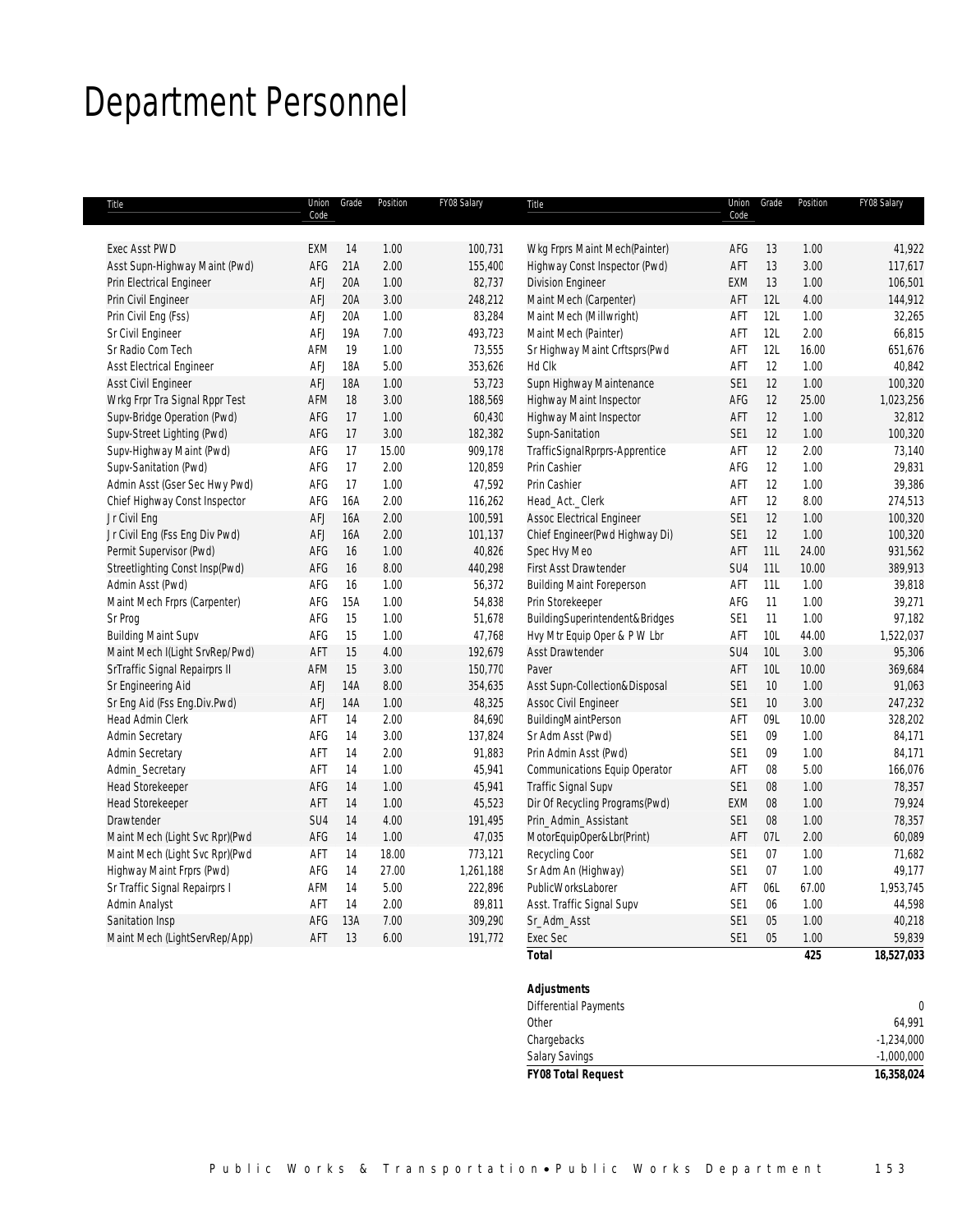# Department Personnel

| Title | Union Code | Grade | Position | FY08 Salary |
|---|---|---|---|---|
| Exec Asst PWD | EXM | 14 | 1.00 | 100,731 |
| Asst Supn-Highway Maint (Pwd) | AFG | 21A | 2.00 | 155,400 |
| Prin Electrical Engineer | AFJ | 20A | 1.00 | 82,737 |
| Prin Civil Engineer | AFJ | 20A | 3.00 | 248,212 |
| Prin Civil Eng (Fss) | AFJ | 20A | 1.00 | 83,284 |
| Sr Civil Engineer | AFJ | 19A | 7.00 | 493,723 |
| Sr Radio Com Tech | AFM | 19 | 1.00 | 73,555 |
| Asst Electrical Engineer | AFJ | 18A | 5.00 | 353,626 |
| Asst Civil Engineer | AFJ | 18A | 1.00 | 53,723 |
| Wrkg Frpr Tra Signal Rppr Test | AFM | 18 | 3.00 | 188,569 |
| Supv-Bridge Operation (Pwd) | AFG | 17 | 1.00 | 60,430 |
| Supv-Street Lighting (Pwd) | AFG | 17 | 3.00 | 182,382 |
| Supv-Highway Maint (Pwd) | AFG | 17 | 15.00 | 909,178 |
| Supv-Sanitation (Pwd) | AFG | 17 | 2.00 | 120,859 |
| Admin Asst (Gser Sec Hwy Pwd) | AFG | 17 | 1.00 | 47,592 |
| Chief Highway Const Inspector | AFG | 16A | 2.00 | 116,262 |
| Jr Civil Eng | AFJ | 16A | 2.00 | 100,591 |
| Jr Civil Eng (Fss Eng Div Pwd) | AFJ | 16A | 2.00 | 101,137 |
| Permit Supervisor (Pwd) | AFG | 16 | 1.00 | 40,826 |
| Streetlighting Const Insp(Pwd) | AFG | 16 | 8.00 | 440,298 |
| Admin Asst (Pwd) | AFG | 16 | 1.00 | 56,372 |
| Maint Mech Frprs (Carpenter) | AFG | 15A | 1.00 | 54,838 |
| Sr Prog | AFG | 15 | 1.00 | 51,678 |
| Building Maint Supv | AFG | 15 | 1.00 | 47,768 |
| Maint Mech I(Light SrvRep/Pwd) | AFT | 15 | 4.00 | 192,679 |
| SrTraffic Signal Repairprs II | AFM | 15 | 3.00 | 150,770 |
| Sr Engineering Aid | AFJ | 14A | 8.00 | 354,635 |
| Sr Eng Aid (Fss Eng.Div.Pwd) | AFJ | 14A | 1.00 | 48,325 |
| Head Admin Clerk | AFT | 14 | 2.00 | 84,690 |
| Admin Secretary | AFG | 14 | 3.00 | 137,824 |
| Admin Secretary | AFT | 14 | 2.00 | 91,883 |
| Admin_Secretary | AFT | 14 | 1.00 | 45,941 |
| Head Storekeeper | AFG | 14 | 1.00 | 45,941 |
| Head Storekeeper | AFT | 14 | 1.00 | 45,523 |
| Drawtender | SU4 | 14 | 4.00 | 191,495 |
| Maint Mech (Light Svc Rpr)(Pwd | AFG | 14 | 1.00 | 47,035 |
| Maint Mech (Light Svc Rpr)(Pwd | AFT | 14 | 18.00 | 773,121 |
| Highway Maint Frprs (Pwd) | AFG | 14 | 27.00 | 1,261,188 |
| Sr Traffic Signal Repairprs I | AFM | 14 | 5.00 | 222,896 |
| Admin Analyst | AFT | 14 | 2.00 | 89,811 |
| Sanitation Insp | AFG | 13A | 7.00 | 309,290 |
| Maint Mech (LightServRep/App) | AFT | 13 | 6.00 | 191,772 |
| Wkg Frprs Maint Mech(Painter) | AFG | 13 | 1.00 | 41,922 |
| Highway Const Inspector (Pwd) | AFT | 13 | 3.00 | 117,617 |
| Division Engineer | EXM | 13 | 1.00 | 106,501 |
| Maint Mech (Carpenter) | AFT | 12L | 4.00 | 144,912 |
| Maint Mech (Millwright) | AFT | 12L | 1.00 | 32,265 |
| Maint Mech (Painter) | AFT | 12L | 2.00 | 66,815 |
| Sr Highway Maint Crftsprs(Pwd | AFT | 12L | 16.00 | 651,676 |
| Hd Clk | AFT | 12 | 1.00 | 40,842 |
| Supn Highway Maintenance | SE1 | 12 | 1.00 | 100,320 |
| Highway Maint Inspector | AFG | 12 | 25.00 | 1,023,256 |
| Highway Maint Inspector | AFT | 12 | 1.00 | 32,812 |
| Supn-Sanitation | SE1 | 12 | 1.00 | 100,320 |
| TrafficSignalRprprs-Apprentice | AFT | 12 | 2.00 | 73,140 |
| Prin Cashier | AFG | 12 | 1.00 | 29,831 |
| Prin Cashier | AFT | 12 | 1.00 | 39,386 |
| Head_Act._Clerk | AFT | 12 | 8.00 | 274,513 |
| Assoc Electrical Engineer | SE1 | 12 | 1.00 | 100,320 |
| Chief Engineer(Pwd Highway Di) | SE1 | 12 | 1.00 | 100,320 |
| Spec Hvy Meo | AFT | 11L | 24.00 | 931,562 |
| First Asst Drawtender | SU4 | 11L | 10.00 | 389,913 |
| Building Maint Foreperson | AFT | 11L | 1.00 | 39,818 |
| Prin Storekeeper | AFG | 11 | 1.00 | 39,271 |
| BuildingSuperintendent&Bridges | SE1 | 11 | 1.00 | 97,182 |
| Hvy Mtr Equip Oper & P W Lbr | AFT | 10L | 44.00 | 1,522,037 |
| Asst Drawtender | SU4 | 10L | 3.00 | 95,306 |
| Paver | AFT | 10L | 10.00 | 369,684 |
| Asst Supn-Collection&Disposal | SE1 | 10 | 1.00 | 91,063 |
| Assoc Civil Engineer | SE1 | 10 | 3.00 | 247,232 |
| BuildingMaintPerson | AFT | 09L | 10.00 | 328,202 |
| Sr Adm Asst (Pwd) | SE1 | 09 | 1.00 | 84,171 |
| Prin Admin Asst (Pwd) | SE1 | 09 | 1.00 | 84,171 |
| Communications Equip Operator | AFT | 08 | 5.00 | 166,076 |
| Traffic Signal Supv | SE1 | 08 | 1.00 | 78,357 |
| Dir Of Recycling Programs(Pwd) | EXM | 08 | 1.00 | 79,924 |
| Prin_Admin_Assistant | SE1 | 08 | 1.00 | 78,357 |
| MotorEquipOper&Lbr(Print) | AFT | 07L | 2.00 | 60,089 |
| Recycling Coor | SE1 | 07 | 1.00 | 71,682 |
| Sr Adm An (Highway) | SE1 | 07 | 1.00 | 49,177 |
| PublicWorksLaborer | AFT | 06L | 67.00 | 1,953,745 |
| Asst. Traffic Signal Supv | SE1 | 06 | 1.00 | 44,598 |
| Sr_Adm_Asst | SE1 | 05 | 1.00 | 40,218 |
| Exec Sec | SE1 | 05 | 1.00 | 59,839 |
| **Total** | | | **425** | **18,527,033** |

| **Adjustments** | |
|---|---|
| Differential Payments | 0 |
| Other | 64,991 |
| Chargebacks | -1,234,000 |
| Salary Savings | -1,000,000 |
| ***FY08 Total Request*** | ***16,358,024*** |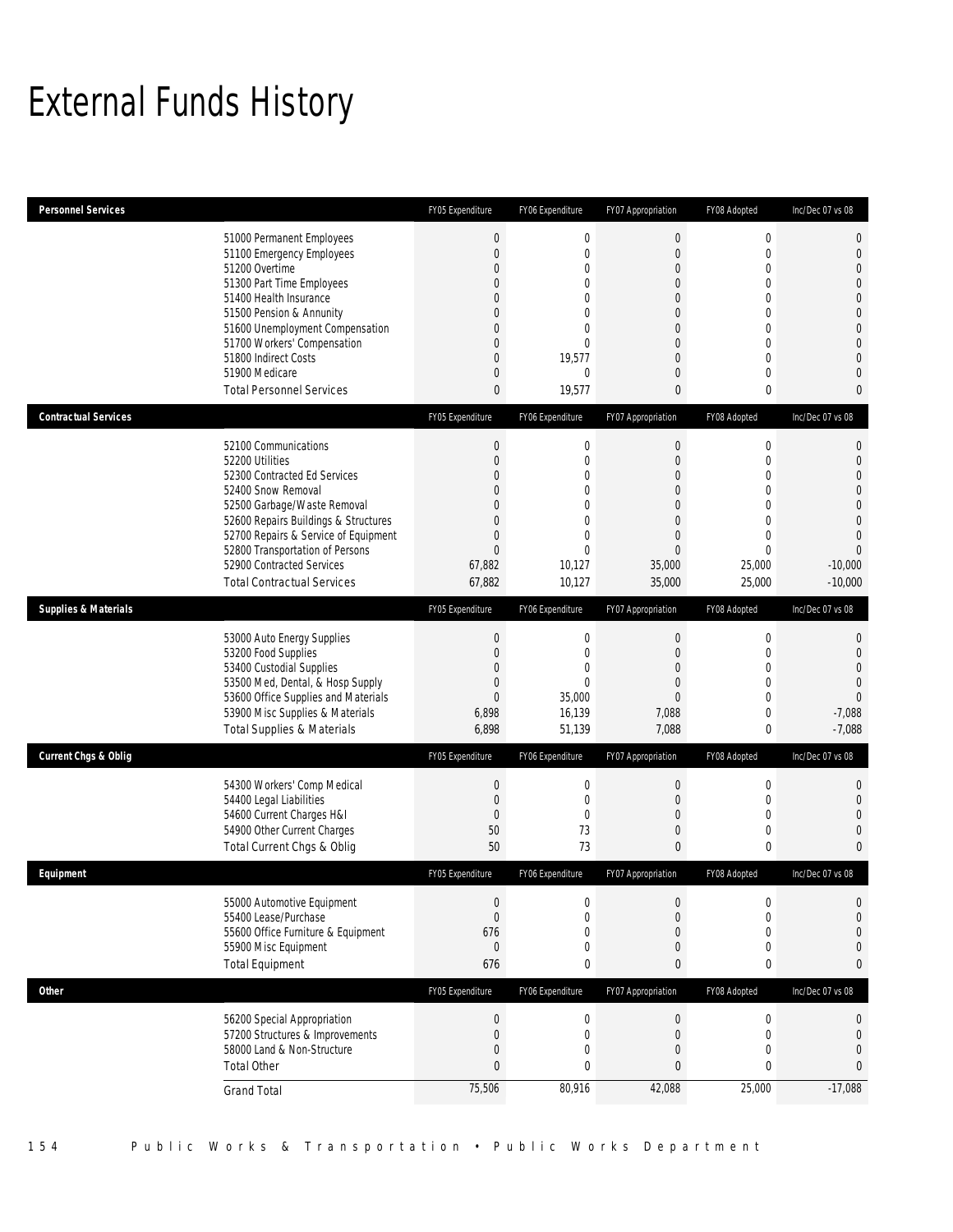# External Funds History

| Personnel Services | FY05 Expenditure | FY06 Expenditure | FY07 Appropriation | FY08 Adopted | Inc/Dec 07 vs 08 |
|---|---|---|---|---|---|
| 51000 Permanent Employees | 0 | 0 | 0 | 0 | 0 |
| 51100 Emergency Employees | 0 | 0 | 0 | 0 | 0 |
| 51200 Overtime | 0 | 0 | 0 | 0 | 0 |
| 51300 Part Time Employees | 0 | 0 | 0 | 0 | 0 |
| 51400 Health Insurance | 0 | 0 | 0 | 0 | 0 |
| 51500 Pension & Annunity | 0 | 0 | 0 | 0 | 0 |
| 51600 Unemployment Compensation | 0 | 0 | 0 | 0 | 0 |
| 51700 Workers' Compensation | 0 | 0 | 0 | 0 | 0 |
| 51800 Indirect Costs | 0 | 19,577 | 0 | 0 | 0 |
| 51900 Medicare | 0 | 0 | 0 | 0 | 0 |
| Total Personnel Services | 0 | 19,577 | 0 | 0 | 0 |

| Contractual Services | FY05 Expenditure | FY06 Expenditure | FY07 Appropriation | FY08 Adopted | Inc/Dec 07 vs 08 |
|---|---|---|---|---|---|
| 52100 Communications | 0 | 0 | 0 | 0 | 0 |
| 52200 Utilities | 0 | 0 | 0 | 0 | 0 |
| 52300 Contracted Ed Services | 0 | 0 | 0 | 0 | 0 |
| 52400 Snow Removal | 0 | 0 | 0 | 0 | 0 |
| 52500 Garbage/Waste Removal | 0 | 0 | 0 | 0 | 0 |
| 52600 Repairs Buildings & Structures | 0 | 0 | 0 | 0 | 0 |
| 52700 Repairs & Service of Equipment | 0 | 0 | 0 | 0 | 0 |
| 52800 Transportation of Persons | 0 | 0 | 0 | 0 | 0 |
| 52900 Contracted Services | 67,882 | 10,127 | 35,000 | 25,000 | -10,000 |
| Total Contractual Services | 67,882 | 10,127 | 35,000 | 25,000 | -10,000 |

| Supplies & Materials | FY05 Expenditure | FY06 Expenditure | FY07 Appropriation | FY08 Adopted | Inc/Dec 07 vs 08 |
|---|---|---|---|---|---|
| 53000 Auto Energy Supplies | 0 | 0 | 0 | 0 | 0 |
| 53200 Food Supplies | 0 | 0 | 0 | 0 | 0 |
| 53400 Custodial Supplies | 0 | 0 | 0 | 0 | 0 |
| 53500 Med, Dental, & Hosp Supply | 0 | 0 | 0 | 0 | 0 |
| 53600 Office Supplies and Materials | 0 | 35,000 | 0 | 0 | 0 |
| 53900 Misc Supplies & Materials | 6,898 | 16,139 | 7,088 | 0 | -7,088 |
| Total Supplies & Materials | 6,898 | 51,139 | 7,088 | 0 | -7,088 |

| Current Chgs & Oblig | FY05 Expenditure | FY06 Expenditure | FY07 Appropriation | FY08 Adopted | Inc/Dec 07 vs 08 |
|---|---|---|---|---|---|
| 54300 Workers' Comp Medical | 0 | 0 | 0 | 0 | 0 |
| 54400 Legal Liabilities | 0 | 0 | 0 | 0 | 0 |
| 54600 Current Charges H&I | 0 | 0 | 0 | 0 | 0 |
| 54900 Other Current Charges | 50 | 73 | 0 | 0 | 0 |
| Total Current Chgs & Oblig | 50 | 73 | 0 | 0 | 0 |

| Equipment | FY05 Expenditure | FY06 Expenditure | FY07 Appropriation | FY08 Adopted | Inc/Dec 07 vs 08 |
|---|---|---|---|---|---|
| 55000 Automotive Equipment | 0 | 0 | 0 | 0 | 0 |
| 55400 Lease/Purchase | 0 | 0 | 0 | 0 | 0 |
| 55600 Office Furniture & Equipment | 676 | 0 | 0 | 0 | 0 |
| 55900 Misc Equipment | 0 | 0 | 0 | 0 | 0 |
| Total Equipment | 676 | 0 | 0 | 0 | 0 |

| Other | FY05 Expenditure | FY06 Expenditure | FY07 Appropriation | FY08 Adopted | Inc/Dec 07 vs 08 |
|---|---|---|---|---|---|
| 56200 Special Appropriation | 0 | 0 | 0 | 0 | 0 |
| 57200 Structures & Improvements | 0 | 0 | 0 | 0 | 0 |
| 58000 Land & Non-Structure | 0 | 0 | 0 | 0 | 0 |
| Total Other | 0 | 0 | 0 | 0 | 0 |
| Grand Total | 75,506 | 80,916 | 42,088 | 25,000 | -17,088 |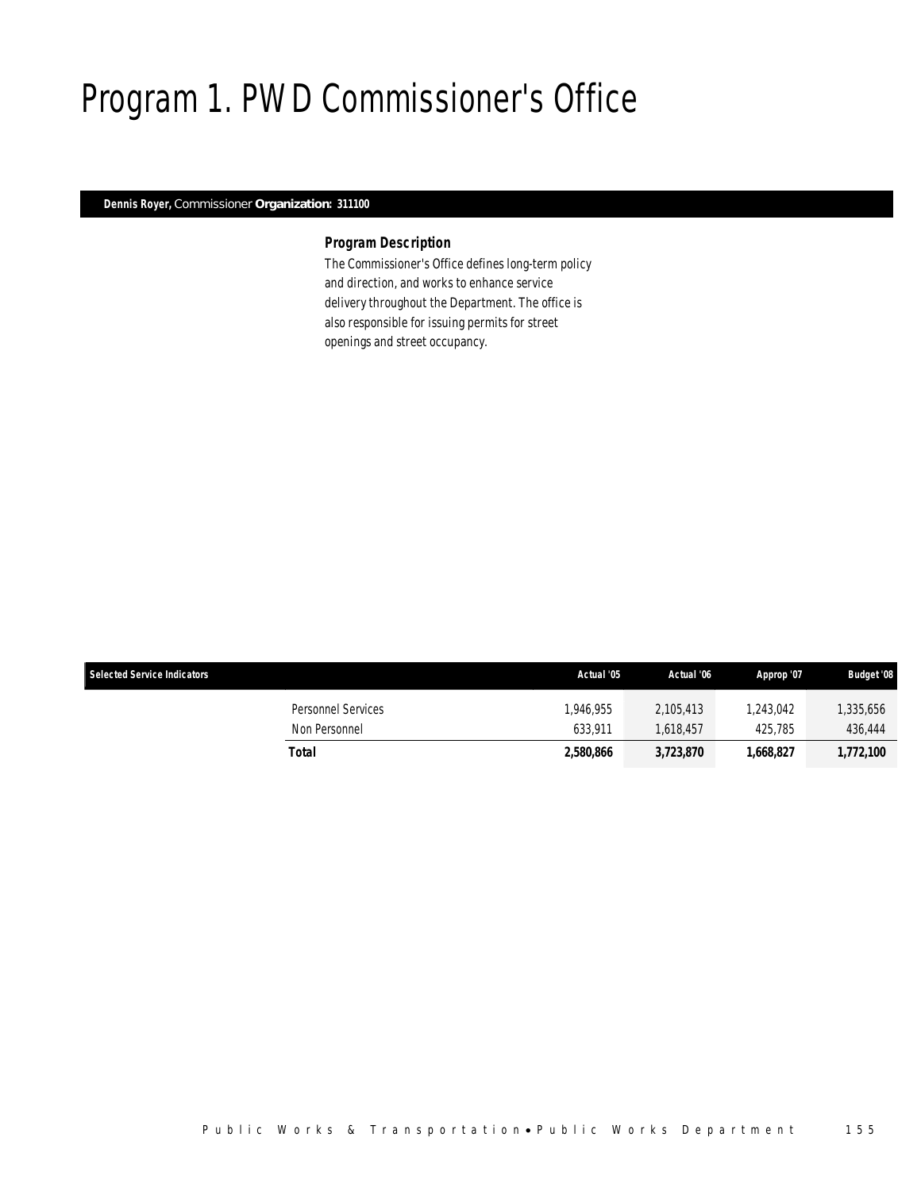# Program 1. PWD Commissioner's Office

**Dennis Royer,** Commissioner **Organization: 311100**

### *Program Description*

*The Commissioner's Office defines long-term policy and direction, and works to enhance service delivery throughout the Department. The office is also responsible for issuing permits for street openings and street occupancy.*

| Selected Service Indicators | | Actual '05 | Actual '06 | Approp '07 | Budget '08 |
|---|---|---|---|---|---|
| | Personnel Services | 1,946,955 | 2,105,413 | 1,243,042 | 1,335,656 |
| | Non Personnel | 633,911 | 1,618,457 | 425,785 | 436,444 |
| | **Total** | **2,580,866** | **3,723,870** | **1,668,827** | **1,772,100** |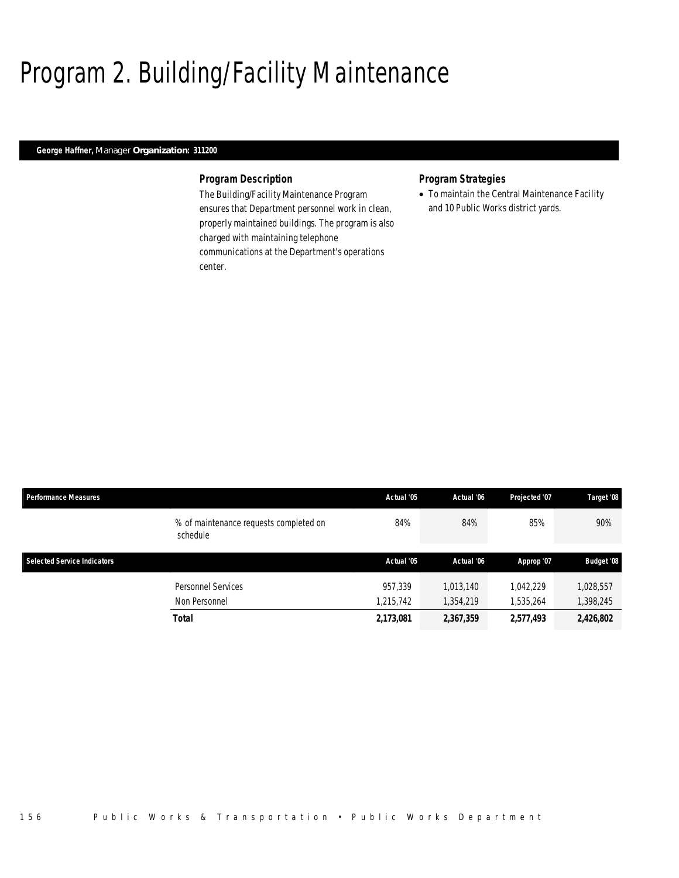# Program 2. Building/Facility Maintenance

**George Haffner,** Manager **Organization: 311200**

### Program Description

The Building/Facility Maintenance Program ensures that Department personnel work in clean, properly maintained buildings. The program is also charged with maintaining telephone communications at the Department's operations center.

### Program Strategies

- To maintain the Central Maintenance Facility and 10 Public Works district yards.

| Performance Measures | | Actual '05 | Actual '06 | Projected '07 | Target '08 |
|---|---|---|---|---|---|
| | % of maintenance requests completed on schedule | 84% | 84% | 85% | 90% |

| Selected Service Indicators | | Actual '05 | Actual '06 | Approp '07 | Budget '08 |
|---|---|---|---|---|---|
| | Personnel Services | 957,339 | 1,013,140 | 1,042,229 | 1,028,557 |
| | Non Personnel | 1,215,742 | 1,354,219 | 1,535,264 | 1,398,245 |
| | **Total** | **2,173,081** | **2,367,359** | **2,577,493** | **2,426,802** |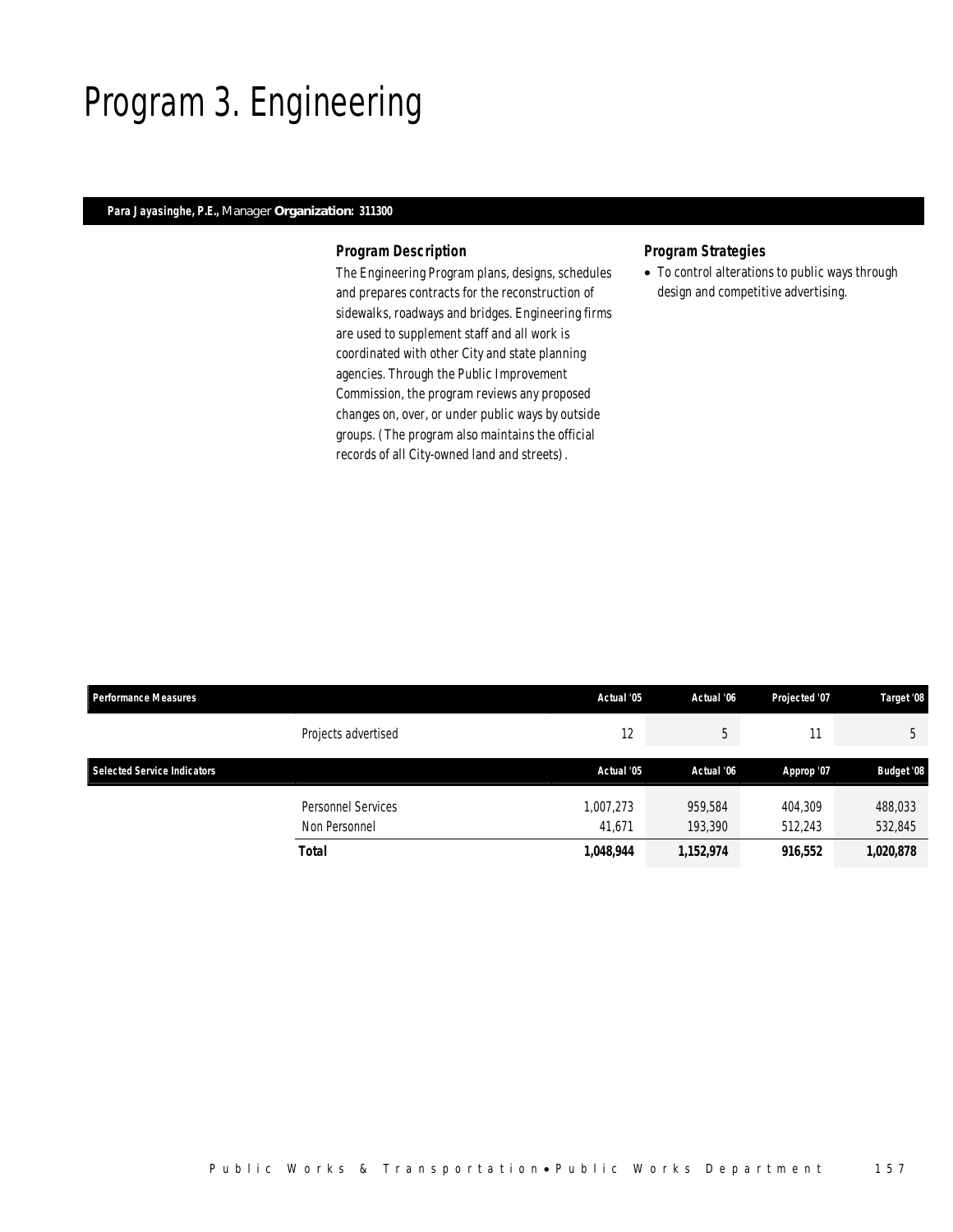# Program 3. Engineering

**Para Jayasinghe, P.E.,** Manager **Organization: 311300**

### Program Description

The Engineering Program plans, designs, schedules and prepares contracts for the reconstruction of sidewalks, roadways and bridges. Engineering firms are used to supplement staff and all work is coordinated with other City and state planning agencies. Through the Public Improvement Commission, the program reviews any proposed changes on, over, or under public ways by outside groups. (The program also maintains the official records of all City-owned land and streets).

### Program Strategies

- To control alterations to public ways through design and competitive advertising.

| Performance Measures | | Actual '05 | Actual '06 | Projected '07 | Target '08 |
|---|---|---|---|---|---|
| | Projects advertised | 12 | 5 | 11 | 5 |

| Selected Service Indicators | | Actual '05 | Actual '06 | Approp '07 | Budget '08 |
|---|---|---|---|---|---|
| | Personnel Services | 1,007,273 | 959,584 | 404,309 | 488,033 |
| | Non Personnel | 41,671 | 193,390 | 512,243 | 532,845 |
| | **Total** | **1,048,944** | **1,152,974** | **916,552** | **1,020,878** |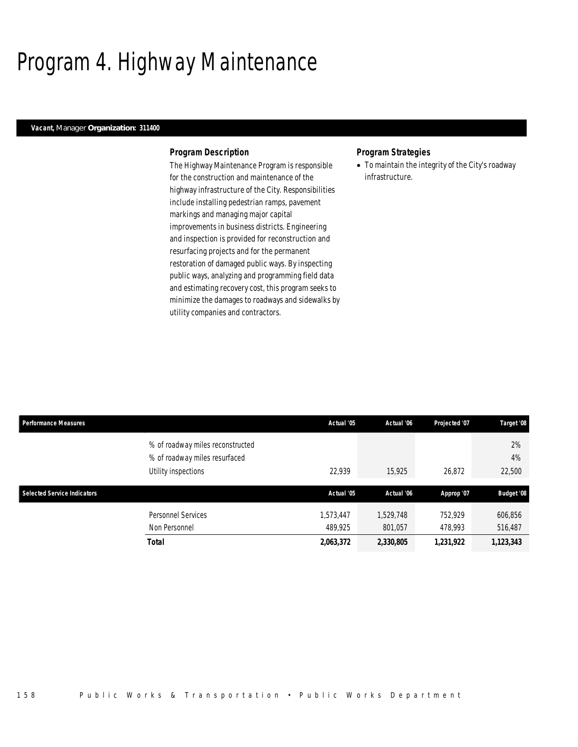# Program 4. Highway Maintenance

***Vacant,*** *Manager* ***Organization: 311400***

### *Program Description*

The Highway Maintenance Program is responsible for the construction and maintenance of the highway infrastructure of the City. Responsibilities include installing pedestrian ramps, pavement markings and managing major capital improvements in business districts. Engineering and inspection is provided for reconstruction and resurfacing projects and for the permanent restoration of damaged public ways. By inspecting public ways, analyzing and programming field data and estimating recovery cost, this program seeks to minimize the damages to roadways and sidewalks by utility companies and contractors.

### *Program Strategies*

- To maintain the integrity of the City's roadway infrastructure.

| Performance Measures | Actual '05 | Actual '06 | Projected '07 | Target '08 |
|---|---|---|---|---|
| % of roadway miles reconstructed | | | | 2% |
| % of roadway miles resurfaced | | | | 4% |
| Utility inspections | 22,939 | 15,925 | 26,872 | 22,500 |

| Selected Service Indicators | Actual '05 | Actual '06 | Approp '07 | Budget '08 |
|---|---|---|---|---|
| Personnel Services | 1,573,447 | 1,529,748 | 752,929 | 606,856 |
| Non Personnel | 489,925 | 801,057 | 478,993 | 516,487 |
| **Total** | **2,063,372** | **2,330,805** | **1,231,922** | **1,123,343** |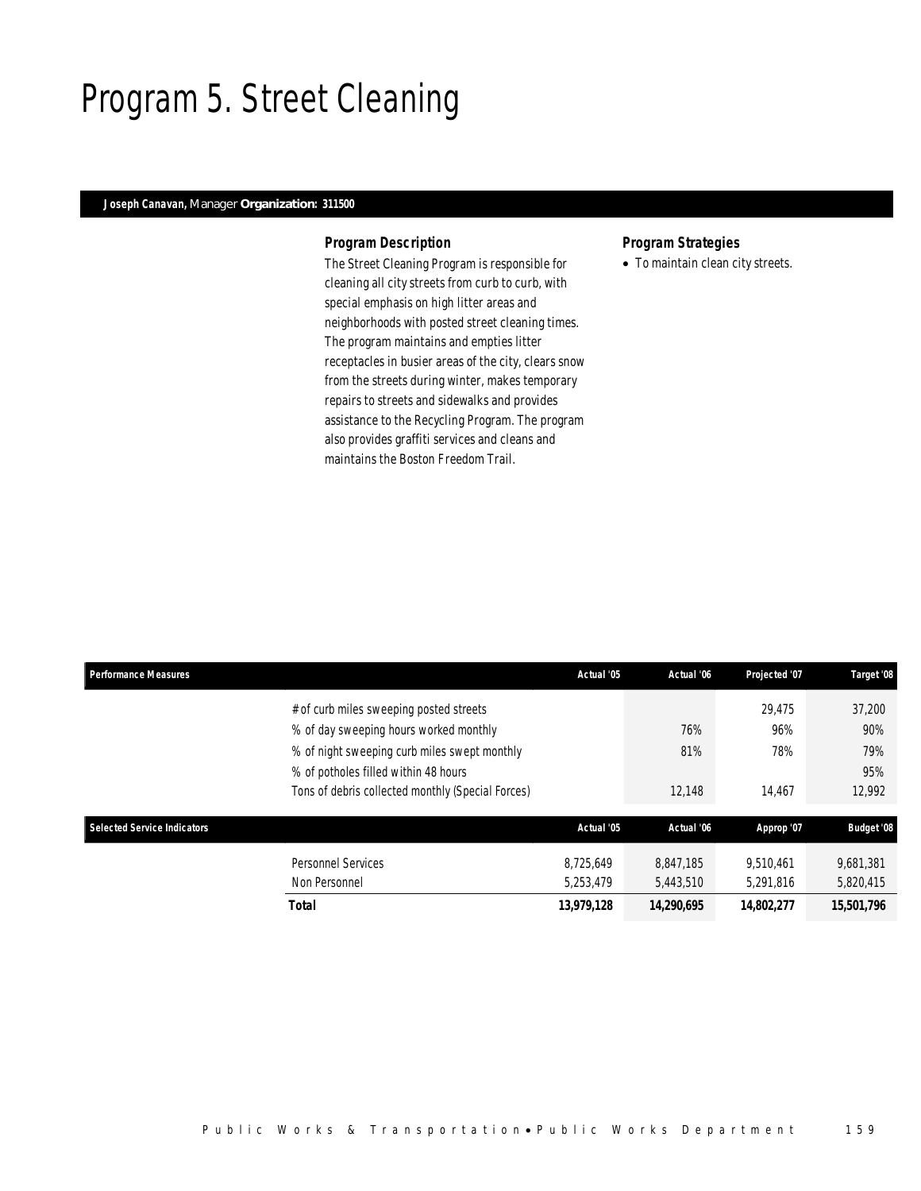# Program 5. Street Cleaning

**Joseph Canavan,** Manager **Organization: 311500**

### Program Description

The Street Cleaning Program is responsible for cleaning all city streets from curb to curb, with special emphasis on high litter areas and neighborhoods with posted street cleaning times. The program maintains and empties litter receptacles in busier areas of the city, clears snow from the streets during winter, makes temporary repairs to streets and sidewalks and provides assistance to the Recycling Program. The program also provides graffiti services and cleans and maintains the Boston Freedom Trail.

### Program Strategies

- To maintain clean city streets.

| Performance Measures | Actual '05 | Actual '06 | Projected '07 | Target '08 |
|---|---|---|---|---|
| # of curb miles sweeping posted streets | | | 29,475 | 37,200 |
| % of day sweeping hours worked monthly | | 76% | 96% | 90% |
| % of night sweeping curb miles swept monthly | | 81% | 78% | 79% |
| % of potholes filled within 48 hours | | | | 95% |
| Tons of debris collected monthly (Special Forces) | | 12,148 | 14,467 | 12,992 |

| Selected Service Indicators | Actual '05 | Actual '06 | Approp '07 | Budget '08 |
|---|---|---|---|---|
| Personnel Services | 8,725,649 | 8,847,185 | 9,510,461 | 9,681,381 |
| Non Personnel | 5,253,479 | 5,443,510 | 5,291,816 | 5,820,415 |
| **Total** | **13,979,128** | **14,290,695** | **14,802,277** | **15,501,796** |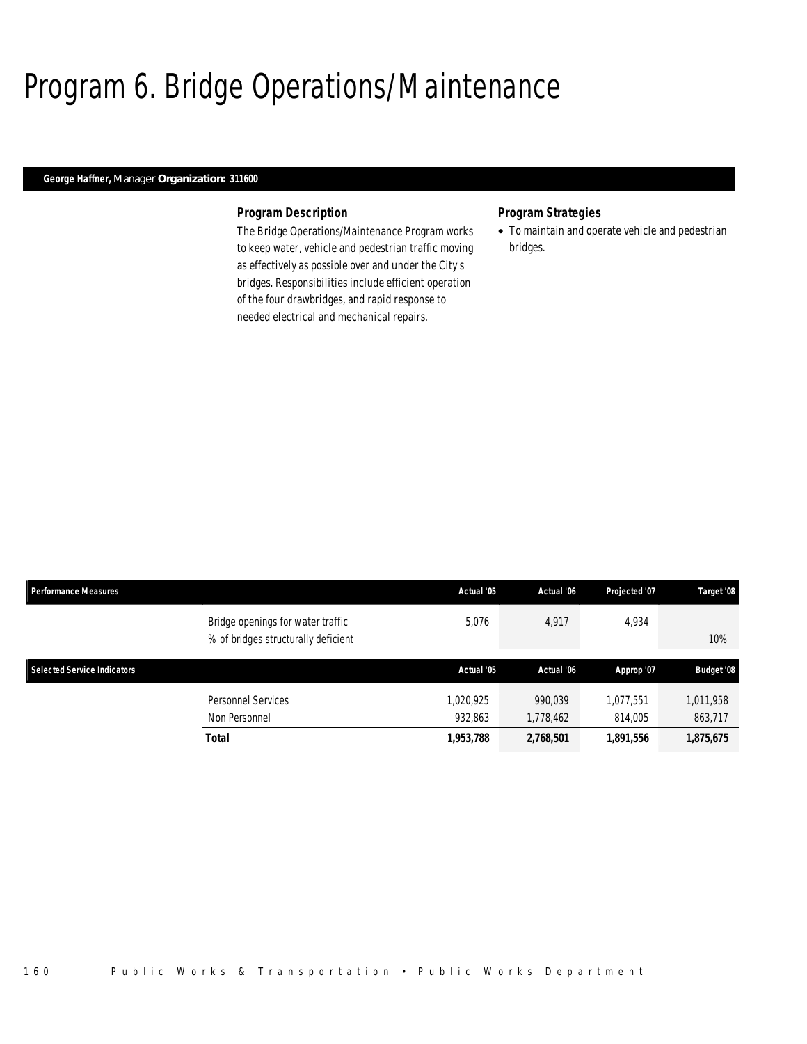# Program 6. Bridge Operations/Maintenance

**George Haffner,** Manager **Organization: 311600**

### Program Description

The Bridge Operations/Maintenance Program works to keep water, vehicle and pedestrian traffic moving as effectively as possible over and under the City's bridges. Responsibilities include efficient operation of the four drawbridges, and rapid response to needed electrical and mechanical repairs.

### Program Strategies

- To maintain and operate vehicle and pedestrian bridges.

| Performance Measures | | Actual '05 | Actual '06 | Projected '07 | Target '08 |
|---|---|---|---|---|---|
| | Bridge openings for water traffic | 5,076 | 4,917 | 4,934 | |
| | % of bridges structurally deficient | | | | 10% |

| Selected Service Indicators | | Actual '05 | Actual '06 | Approp '07 | Budget '08 |
|---|---|---|---|---|---|
| | Personnel Services | 1,020,925 | 990,039 | 1,077,551 | 1,011,958 |
| | Non Personnel | 932,863 | 1,778,462 | 814,005 | 863,717 |
| | **Total** | **1,953,788** | **2,768,501** | **1,891,556** | **1,875,675** |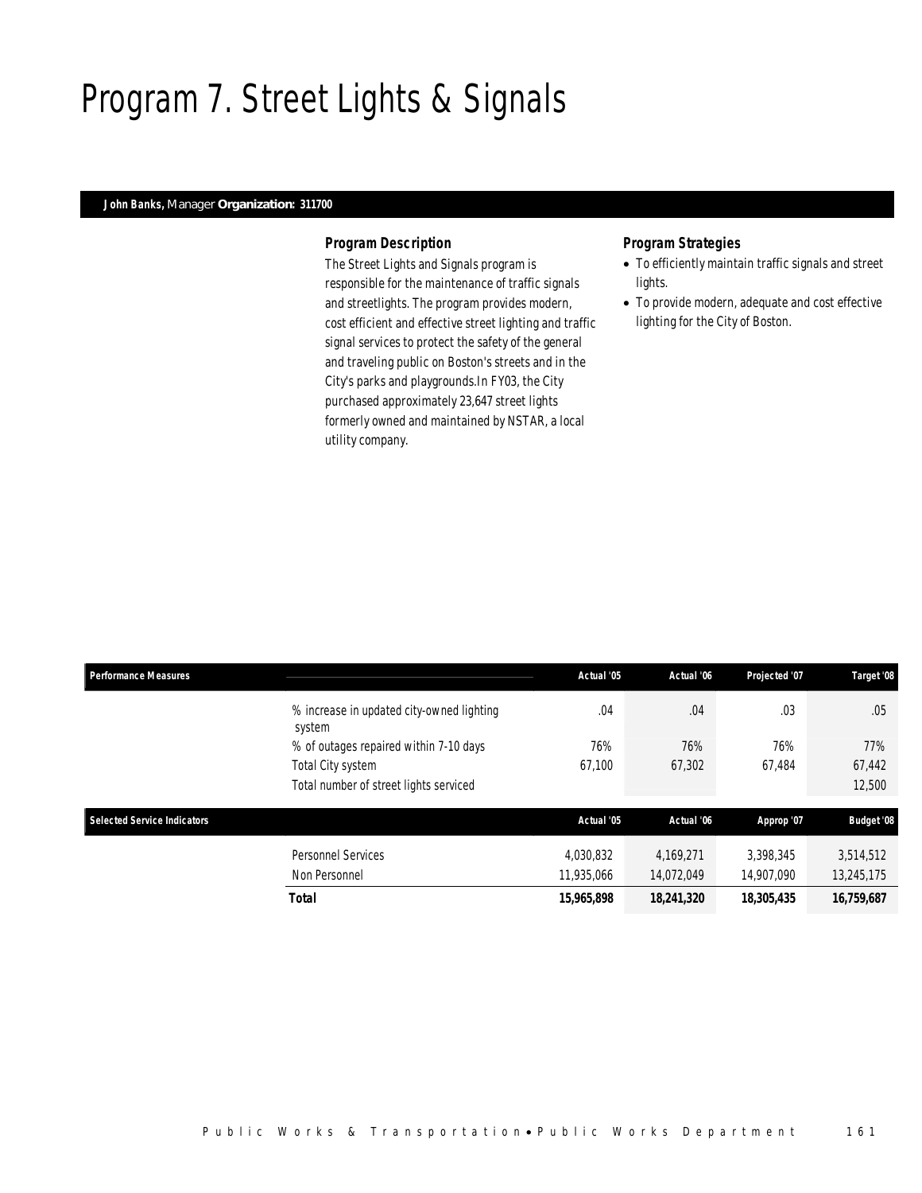# Program 7. Street Lights & Signals

**John Banks,** Manager **Organization: 311700**

### Program Description

The Street Lights and Signals program is responsible for the maintenance of traffic signals and streetlights. The program provides modern, cost efficient and effective street lighting and traffic signal services to protect the safety of the general and traveling public on Boston's streets and in the City's parks and playgrounds.In FY03, the City purchased approximately 23,647 street lights formerly owned and maintained by NSTAR, a local utility company.

### Program Strategies

- To efficiently maintain traffic signals and street lights.
- To provide modern, adequate and cost effective lighting for the City of Boston.

| Performance Measures | | Actual '05 | Actual '06 | Projected '07 | Target '08 |
|---|---|---|---|---|---|
| | % increase in updated city-owned lighting system | .04 | .04 | .03 | .05 |
| | % of outages repaired within 7-10 days | 76% | 76% | 76% | 77% |
| | Total City system | 67,100 | 67,302 | 67,484 | 67,442 |
| | Total number of street lights serviced | | | | 12,500 |

| Selected Service Indicators | | Actual '05 | Actual '06 | Approp '07 | Budget '08 |
|---|---|---|---|---|---|
| | Personnel Services | 4,030,832 | 4,169,271 | 3,398,345 | 3,514,512 |
| | Non Personnel | 11,935,066 | 14,072,049 | 14,907,090 | 13,245,175 |
| | **Total** | **15,965,898** | **18,241,320** | **18,305,435** | **16,759,687** |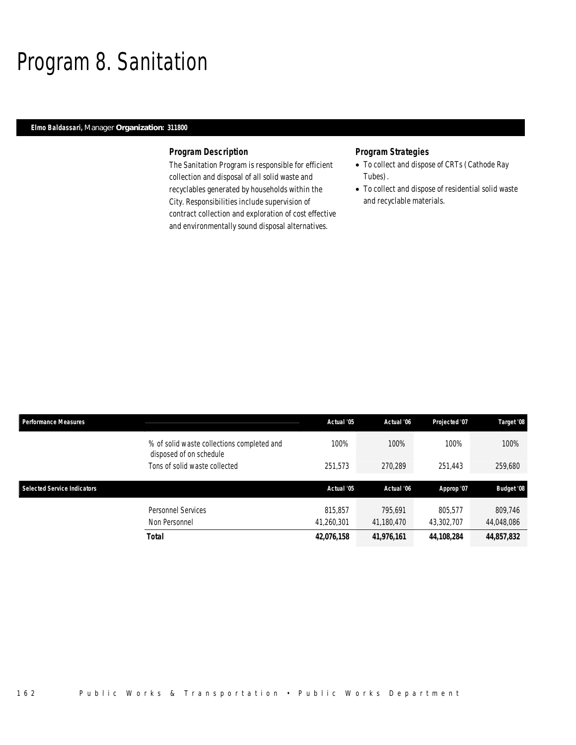# Program 8. Sanitation

**Elmo Baldassari,** Manager **Organization: 311800**

### Program Description

The Sanitation Program is responsible for efficient collection and disposal of all solid waste and recyclables generated by households within the City. Responsibilities include supervision of contract collection and exploration of cost effective and environmentally sound disposal alternatives.

### Program Strategies

- To collect and dispose of CRTs (Cathode Ray Tubes).
- To collect and dispose of residential solid waste and recyclable materials.

| Performance Measures | | Actual '05 | Actual '06 | Projected '07 | Target '08 |
|---|---|---|---|---|---|
| | % of solid waste collections completed and disposed of on schedule | 100% | 100% | 100% | 100% |
| | Tons of solid waste collected | 251,573 | 270,289 | 251,443 | 259,680 |

| Selected Service Indicators | | Actual '05 | Actual '06 | Approp '07 | Budget '08 |
|---|---|---|---|---|---|
| | Personnel Services | 815,857 | 795,691 | 805,577 | 809,746 |
| | Non Personnel | 41,260,301 | 41,180,470 | 43,302,707 | 44,048,086 |
| | **Total** | **42,076,158** | **41,976,161** | **44,108,284** | **44,857,832** |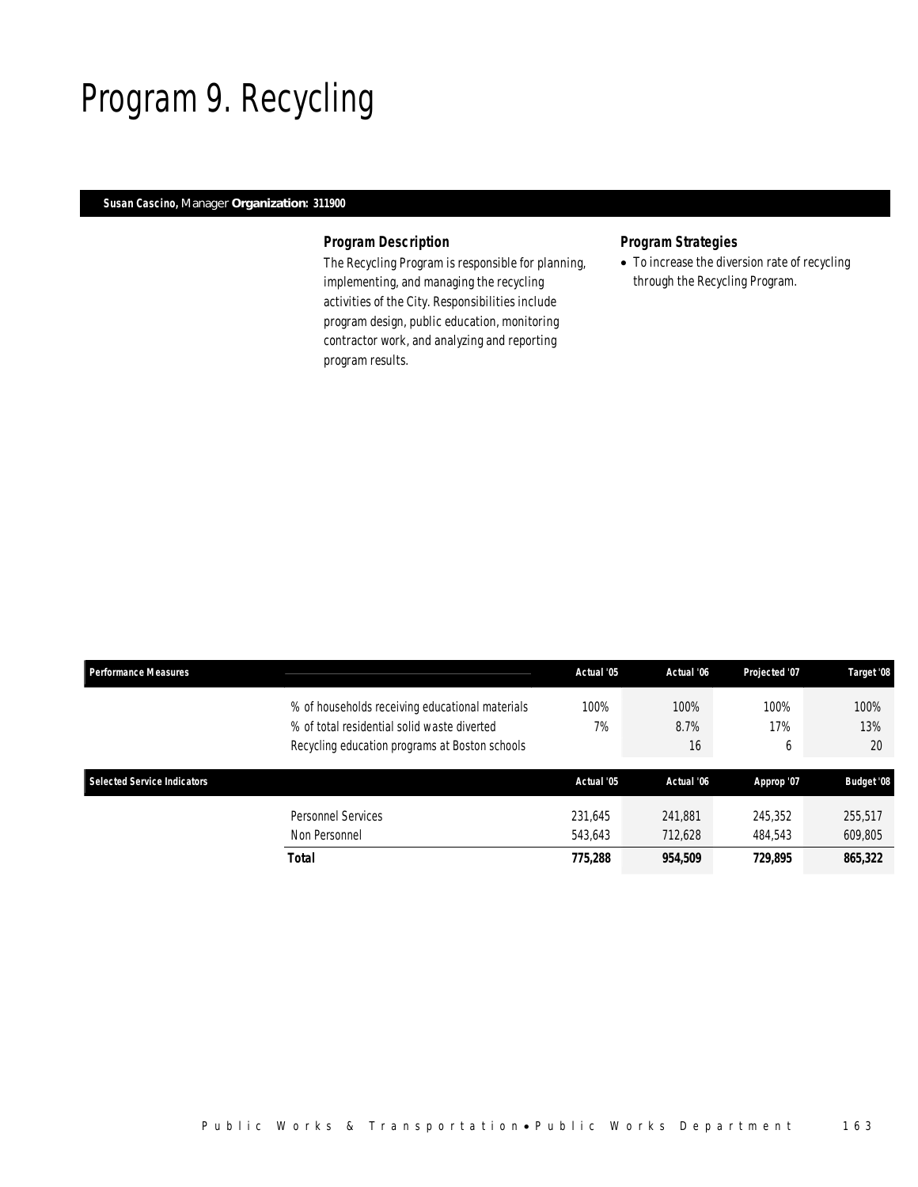# Program 9. Recycling

**Susan Cascino,** Manager **Organization: 311900**

### Program Description

The Recycling Program is responsible for planning, implementing, and managing the recycling activities of the City. Responsibilities include program design, public education, monitoring contractor work, and analyzing and reporting program results.

### Program Strategies

- To increase the diversion rate of recycling through the Recycling Program.

| Performance Measures | | Actual '05 | Actual '06 | Projected '07 | Target '08 |
|---|---|---|---|---|---|
| | % of households receiving educational materials | 100% | 100% | 100% | 100% |
| | % of total residential solid waste diverted | 7% | 8.7% | 17% | 13% |
| | Recycling education programs at Boston schools | | 16 | 6 | 20 |

| Selected Service Indicators | | Actual '05 | Actual '06 | Approp '07 | Budget '08 |
|---|---|---|---|---|---|
| | Personnel Services | 231,645 | 241,881 | 245,352 | 255,517 |
| | Non Personnel | 543,643 | 712,628 | 484,543 | 609,805 |
| | **Total** | **775,288** | **954,509** | **729,895** | **865,322** |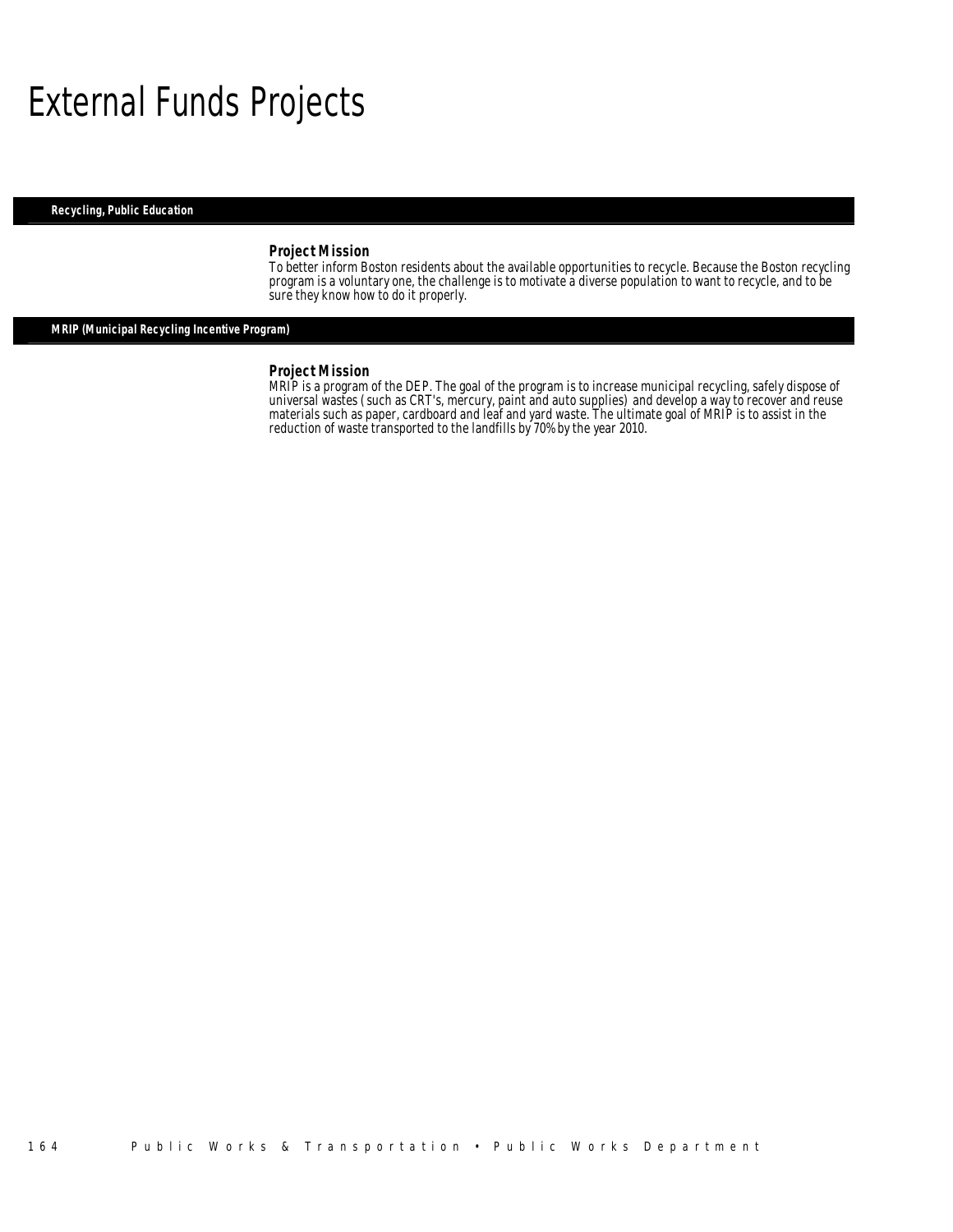# External Funds Projects

## Recycling, Public Education

### Project Mission

To better inform Boston residents about the available opportunities to recycle. Because the Boston recycling program is a voluntary one, the challenge is to motivate a diverse population to want to recycle, and to be sure they know how to do it properly.

## MRIP (Municipal Recycling Incentive Program)

### Project Mission

MRIP is a program of the DEP. The goal of the program is to increase municipal recycling, safely dispose of universal wastes (such as CRT's, mercury, paint and auto supplies) and develop a way to recover and reuse materials such as paper, cardboard and leaf and yard waste. The ultimate goal of MRIP is to assist in the reduction of waste transported to the landfills by 70% by the year 2010.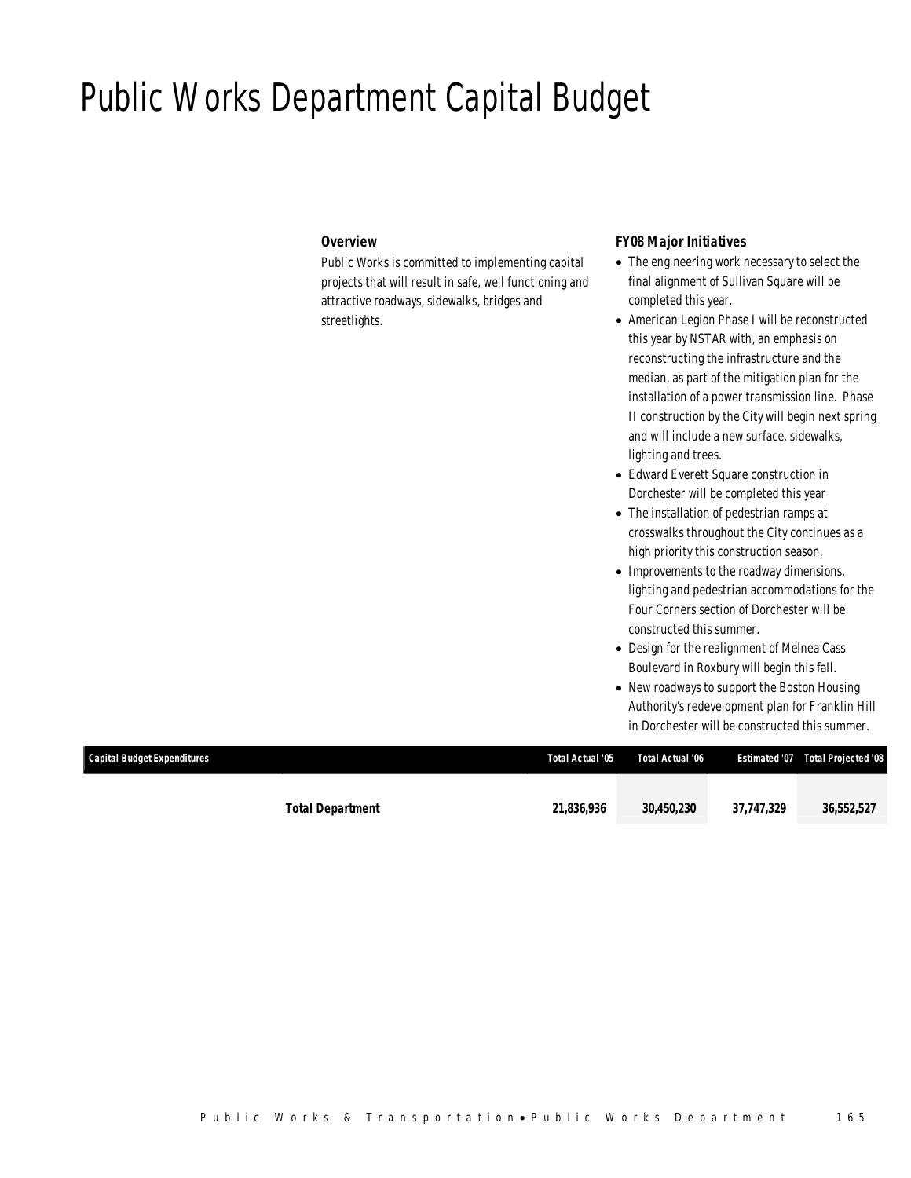# Public Works Department Capital Budget

### *Overview*

*Public Works is committed to implementing capital projects that will result in safe, well functioning and attractive roadways, sidewalks, bridges and streetlights.*

### *FY08 Major Initiatives*

- *The engineering work necessary to select the final alignment of Sullivan Square will be completed this year.*
- *American Legion Phase I will be reconstructed this year by NSTAR with, an emphasis on reconstructing the infrastructure and the median, as part of the mitigation plan for the installation of a power transmission line. Phase II construction by the City will begin next spring and will include a new surface, sidewalks, lighting and trees.*
- *Edward Everett Square construction in Dorchester will be completed this year*
- *The installation of pedestrian ramps at crosswalks throughout the City continues as a high priority this construction season.*
- *Improvements to the roadway dimensions, lighting and pedestrian accommodations for the Four Corners section of Dorchester will be constructed this summer.*
- *Design for the realignment of Melnea Cass Boulevard in Roxbury will begin this fall.*
- *New roadways to support the Boston Housing Authority's redevelopment plan for Franklin Hill in Dorchester will be constructed this summer.*

| Capital Budget Expenditures | Total Actual '05 | Total Actual '06 | Estimated '07 | Total Projected '08 |
|---|---|---|---|---|
| **Total Department** | **21,836,936** | **30,450,230** | **37,747,329** | **36,552,527** |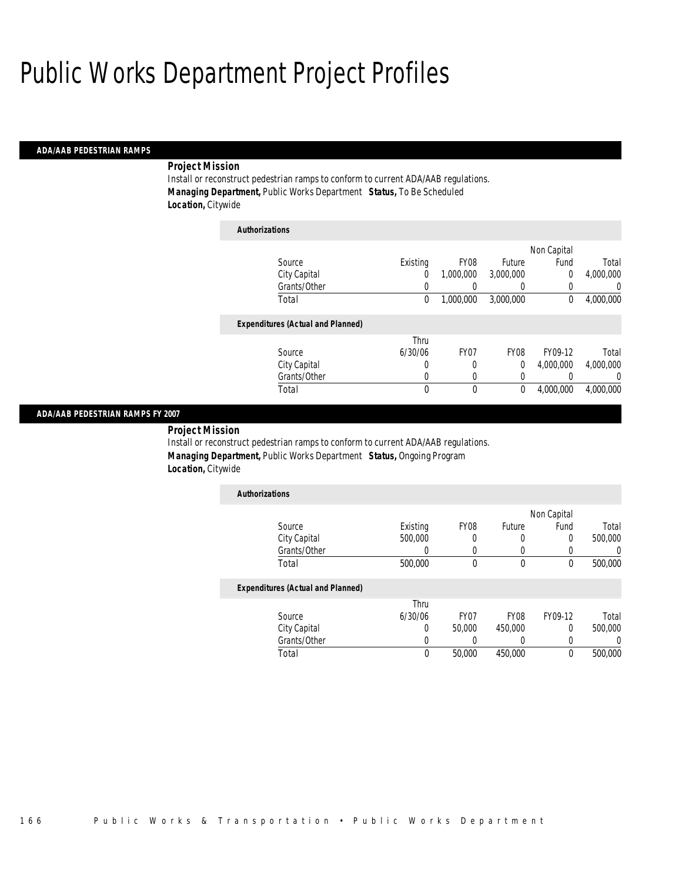# Public Works Department Project Profiles

## ADA/AAB PEDESTRIAN RAMPS

**Project Mission**

Install or reconstruct pedestrian ramps to conform to current ADA/AAB regulations.

**Managing Department,** Public Works Department **Status,** To Be Scheduled

**Location,** Citywide

**Authorizations**

| Source | Existing | FY08 | Future | Non Capital Fund | Total |
|---|---|---|---|---|---|
| City Capital | 0 | 1,000,000 | 3,000,000 | 0 | 4,000,000 |
| Grants/Other | 0 | 0 | 0 | 0 | 0 |
| Total | 0 | 1,000,000 | 3,000,000 | 0 | 4,000,000 |

**Expenditures (Actual and Planned)**

| Source | Thru 6/30/06 | FY07 | FY08 | FY09-12 | Total |
|---|---|---|---|---|---|
| City Capital | 0 | 0 | 0 | 4,000,000 | 4,000,000 |
| Grants/Other | 0 | 0 | 0 | 0 | 0 |
| Total | 0 | 0 | 0 | 4,000,000 | 4,000,000 |

## ADA/AAB PEDESTRIAN RAMPS FY 2007

**Project Mission**

Install or reconstruct pedestrian ramps to conform to current ADA/AAB regulations.

**Managing Department,** Public Works Department **Status,** Ongoing Program

**Location,** Citywide

**Authorizations**

| Source | Existing | FY08 | Future | Non Capital Fund | Total |
|---|---|---|---|---|---|
| City Capital | 500,000 | 0 | 0 | 0 | 500,000 |
| Grants/Other | 0 | 0 | 0 | 0 | 0 |
| Total | 500,000 | 0 | 0 | 0 | 500,000 |

**Expenditures (Actual and Planned)**

| Source | Thru 6/30/06 | FY07 | FY08 | FY09-12 | Total |
|---|---|---|---|---|---|
| City Capital | 0 | 50,000 | 450,000 | 0 | 500,000 |
| Grants/Other | 0 | 0 | 0 | 0 | 0 |
| Total | 0 | 50,000 | 450,000 | 0 | 500,000 |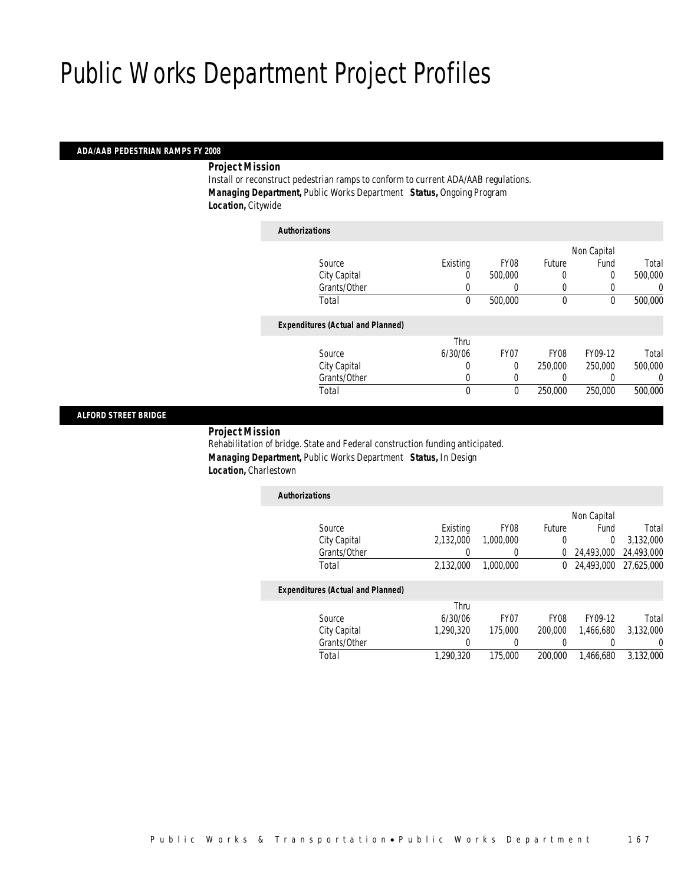# Public Works Department Project Profiles

## ADA/AAB PEDESTRIAN RAMPS FY 2008

***Project Mission***

Install or reconstruct pedestrian ramps to conform to current ADA/AAB regulations.

***Managing Department,*** Public Works Department ***Status,*** Ongoing Program

***Location,*** Citywide

***Authorizations***

| Source | Existing | FY08 | Future | Non Capital Fund | Total |
|---|---|---|---|---|---|
| City Capital | 0 | 500,000 | 0 | 0 | 500,000 |
| Grants/Other | 0 | 0 | 0 | 0 | 0 |
| Total | 0 | 500,000 | 0 | 0 | 500,000 |

***Expenditures (Actual and Planned)***

| Source | Thru 6/30/06 | FY07 | FY08 | FY09-12 | Total |
|---|---|---|---|---|---|
| City Capital | 0 | 0 | 250,000 | 250,000 | 500,000 |
| Grants/Other | 0 | 0 | 0 | 0 | 0 |
| Total | 0 | 0 | 250,000 | 250,000 | 500,000 |

## ALFORD STREET BRIDGE

***Project Mission***

Rehabilitation of bridge. State and Federal construction funding anticipated.

***Managing Department,*** Public Works Department ***Status,*** In Design

***Location,*** Charlestown

***Authorizations***

| Source | Existing | FY08 | Future | Non Capital Fund | Total |
|---|---|---|---|---|---|
| City Capital | 2,132,000 | 1,000,000 | 0 | 0 | 3,132,000 |
| Grants/Other | 0 | 0 | 0 | 24,493,000 | 24,493,000 |
| Total | 2,132,000 | 1,000,000 | 0 | 24,493,000 | 27,625,000 |

***Expenditures (Actual and Planned)***

| Source | Thru 6/30/06 | FY07 | FY08 | FY09-12 | Total |
|---|---|---|---|---|---|
| City Capital | 1,290,320 | 175,000 | 200,000 | 1,466,680 | 3,132,000 |
| Grants/Other | 0 | 0 | 0 | 0 | 0 |
| Total | 1,290,320 | 175,000 | 200,000 | 1,466,680 | 3,132,000 |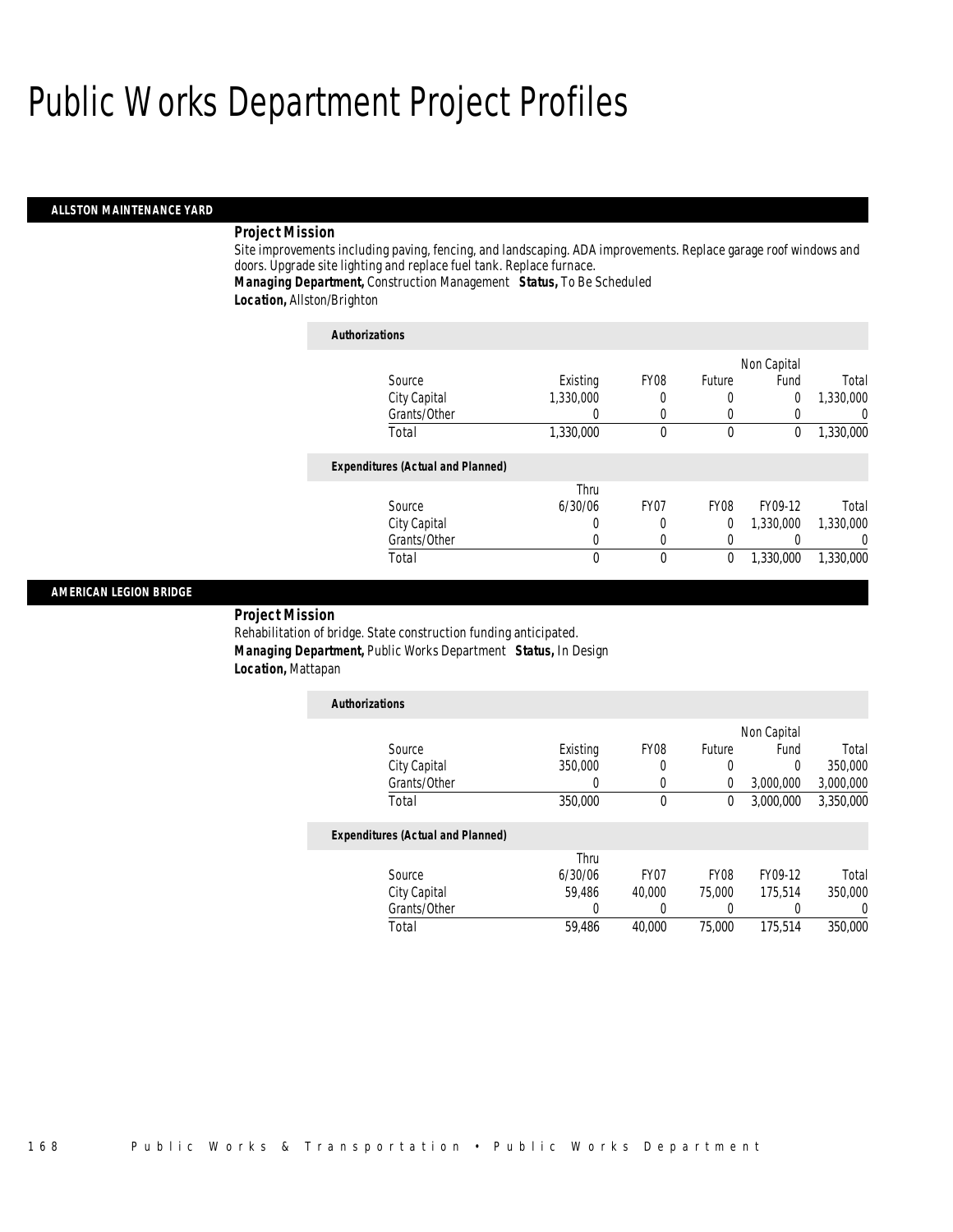# Public Works Department Project Profiles

## ALLSTON MAINTENANCE YARD

**Project Mission**

Site improvements including paving, fencing, and landscaping. ADA improvements. Replace garage roof windows and doors. Upgrade site lighting and replace fuel tank. Replace furnace.

***Managing Department,*** Construction Management ***Status,*** To Be Scheduled

***Location,*** Allston/Brighton

**Authorizations**

| Source | Existing | FY08 | Future | Non Capital Fund | Total |
|---|---|---|---|---|---|
| City Capital | 1,330,000 | 0 | 0 | 0 | 1,330,000 |
| Grants/Other | 0 | 0 | 0 | 0 | 0 |
| Total | 1,330,000 | 0 | 0 | 0 | 1,330,000 |

**Expenditures (Actual and Planned)**

| Source | Thru 6/30/06 | FY07 | FY08 | FY09-12 | Total |
|---|---|---|---|---|---|
| City Capital | 0 | 0 | 0 | 1,330,000 | 1,330,000 |
| Grants/Other | 0 | 0 | 0 | 0 | 0 |
| Total | 0 | 0 | 0 | 1,330,000 | 1,330,000 |

## AMERICAN LEGION BRIDGE

**Project Mission**

Rehabilitation of bridge. State construction funding anticipated.

***Managing Department,*** Public Works Department ***Status,*** In Design

***Location,*** Mattapan

**Authorizations**

| Source | Existing | FY08 | Future | Non Capital Fund | Total |
|---|---|---|---|---|---|
| City Capital | 350,000 | 0 | 0 | 0 | 350,000 |
| Grants/Other | 0 | 0 | 0 | 3,000,000 | 3,000,000 |
| Total | 350,000 | 0 | 0 | 3,000,000 | 3,350,000 |

**Expenditures (Actual and Planned)**

| Source | Thru 6/30/06 | FY07 | FY08 | FY09-12 | Total |
|---|---|---|---|---|---|
| City Capital | 59,486 | 40,000 | 75,000 | 175,514 | 350,000 |
| Grants/Other | 0 | 0 | 0 | 0 | 0 |
| Total | 59,486 | 40,000 | 75,000 | 175,514 | 350,000 |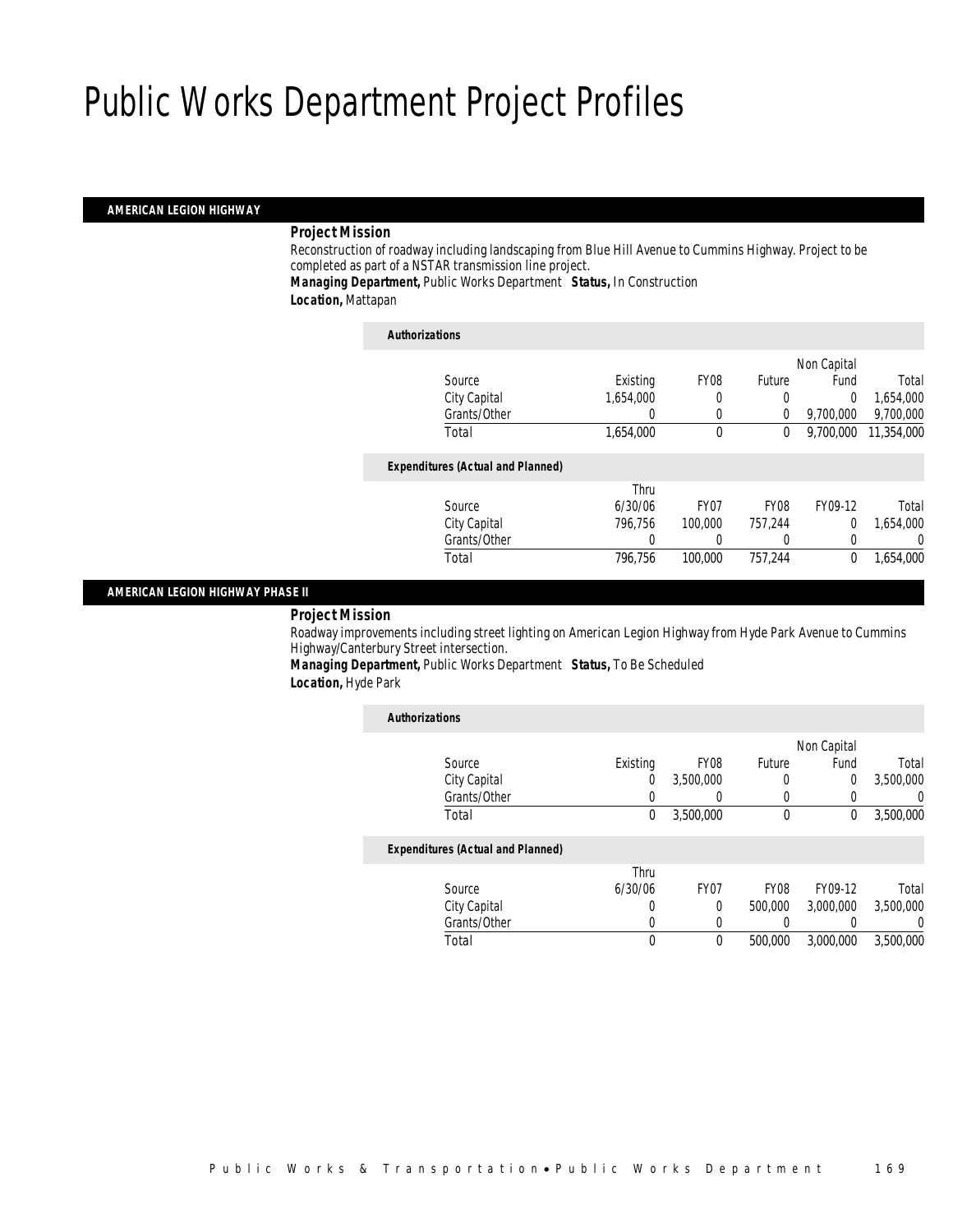# Public Works Department Project Profiles

## AMERICAN LEGION HIGHWAY

### Project Mission

Reconstruction of roadway including landscaping from Blue Hill Avenue to Cummins Highway. Project to be completed as part of a NSTAR transmission line project.

**Managing Department,** Public Works Department **Status,** In Construction

**Location,** Mattapan

**Authorizations**

| Source | Existing | FY08 | Future | Non Capital Fund | Total |
|---|---|---|---|---|---|
| City Capital | 1,654,000 | 0 | 0 | 0 | 1,654,000 |
| Grants/Other | 0 | 0 | 0 | 9,700,000 | 9,700,000 |
| Total | 1,654,000 | 0 | 0 | 9,700,000 | 11,354,000 |

**Expenditures (Actual and Planned)**

| Source | Thru 6/30/06 | FY07 | FY08 | FY09-12 | Total |
|---|---|---|---|---|---|
| City Capital | 796,756 | 100,000 | 757,244 | 0 | 1,654,000 |
| Grants/Other | 0 | 0 | 0 | 0 | 0 |
| Total | 796,756 | 100,000 | 757,244 | 0 | 1,654,000 |

## AMERICAN LEGION HIGHWAY PHASE II

### Project Mission

Roadway improvements including street lighting on American Legion Highway from Hyde Park Avenue to Cummins Highway/Canterbury Street intersection.

**Managing Department,** Public Works Department **Status,** To Be Scheduled

**Location,** Hyde Park

**Authorizations**

| Source | Existing | FY08 | Future | Non Capital Fund | Total |
|---|---|---|---|---|---|
| City Capital | 0 | 3,500,000 | 0 | 0 | 3,500,000 |
| Grants/Other | 0 | 0 | 0 | 0 | 0 |
| Total | 0 | 3,500,000 | 0 | 0 | 3,500,000 |

**Expenditures (Actual and Planned)**

| Source | Thru 6/30/06 | FY07 | FY08 | FY09-12 | Total |
|---|---|---|---|---|---|
| City Capital | 0 | 0 | 500,000 | 3,000,000 | 3,500,000 |
| Grants/Other | 0 | 0 | 0 | 0 | 0 |
| Total | 0 | 0 | 500,000 | 3,000,000 | 3,500,000 |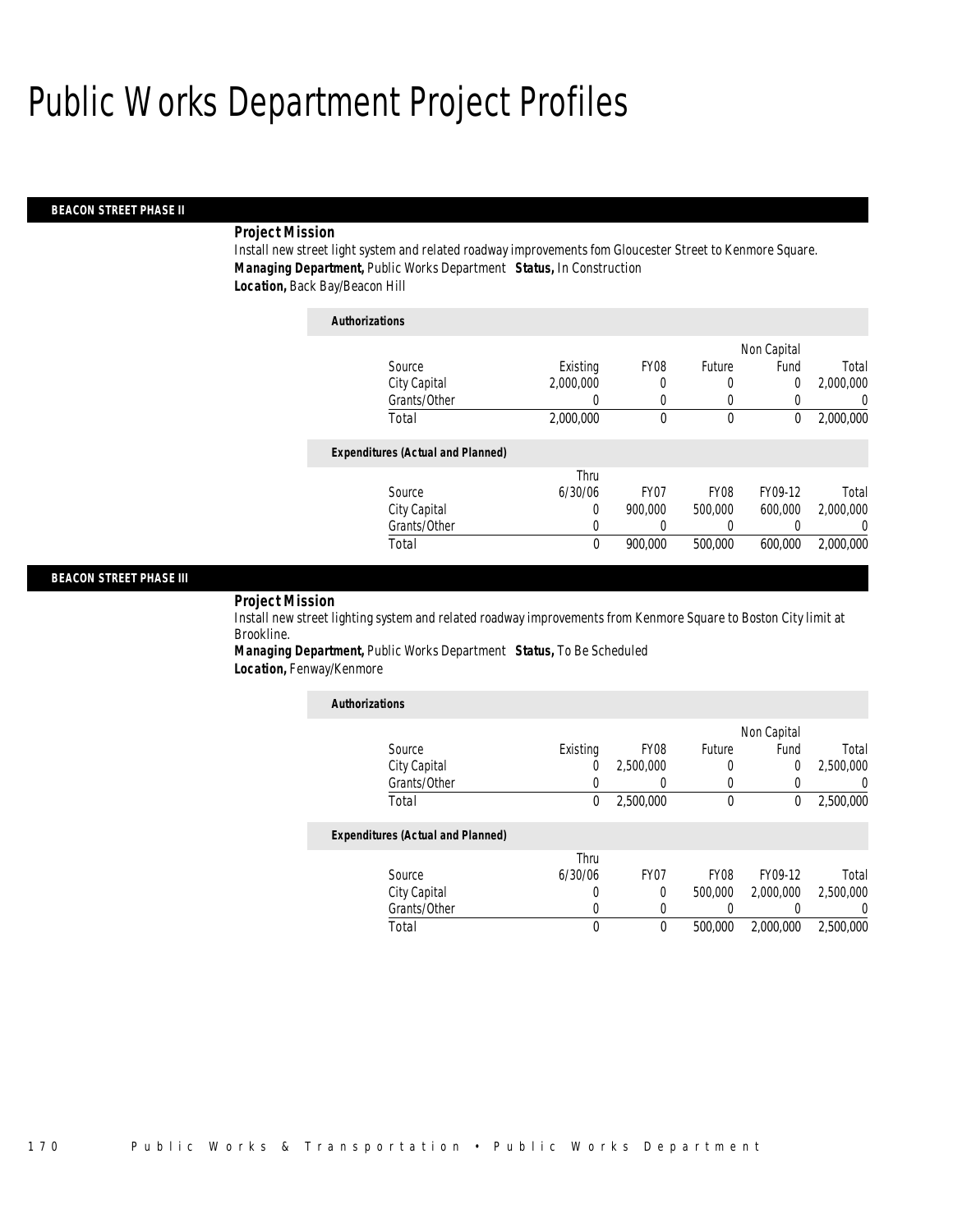# Public Works Department Project Profiles

## BEACON STREET PHASE II

***Project Mission***

Install new street light system and related roadway improvements fom Gloucester Street to Kenmore Square.

***Managing Department,*** Public Works Department ***Status,*** In Construction

***Location,*** Back Bay/Beacon Hill

***Authorizations***

| Source | Existing | FY08 | Future | Non Capital Fund | Total |
|---|---|---|---|---|---|
| City Capital | 2,000,000 | 0 | 0 | 0 | 2,000,000 |
| Grants/Other | 0 | 0 | 0 | 0 | 0 |
| Total | 2,000,000 | 0 | 0 | 0 | 2,000,000 |

***Expenditures (Actual and Planned)***

| Source | Thru 6/30/06 | FY07 | FY08 | FY09-12 | Total |
|---|---|---|---|---|---|
| City Capital | 0 | 900,000 | 500,000 | 600,000 | 2,000,000 |
| Grants/Other | 0 | 0 | 0 | 0 | 0 |
| Total | 0 | 900,000 | 500,000 | 600,000 | 2,000,000 |

## BEACON STREET PHASE III

***Project Mission***

Install new street lighting system and related roadway improvements from Kenmore Square to Boston City limit at Brookline.

***Managing Department,*** Public Works Department ***Status,*** To Be Scheduled

***Location,*** Fenway/Kenmore

***Authorizations***

| Source | Existing | FY08 | Future | Non Capital Fund | Total |
|---|---|---|---|---|---|
| City Capital | 0 | 2,500,000 | 0 | 0 | 2,500,000 |
| Grants/Other | 0 | 0 | 0 | 0 | 0 |
| Total | 0 | 2,500,000 | 0 | 0 | 2,500,000 |

***Expenditures (Actual and Planned)***

| Source | Thru 6/30/06 | FY07 | FY08 | FY09-12 | Total |
|---|---|---|---|---|---|
| City Capital | 0 | 0 | 500,000 | 2,000,000 | 2,500,000 |
| Grants/Other | 0 | 0 | 0 | 0 | 0 |
| Total | 0 | 0 | 500,000 | 2,000,000 | 2,500,000 |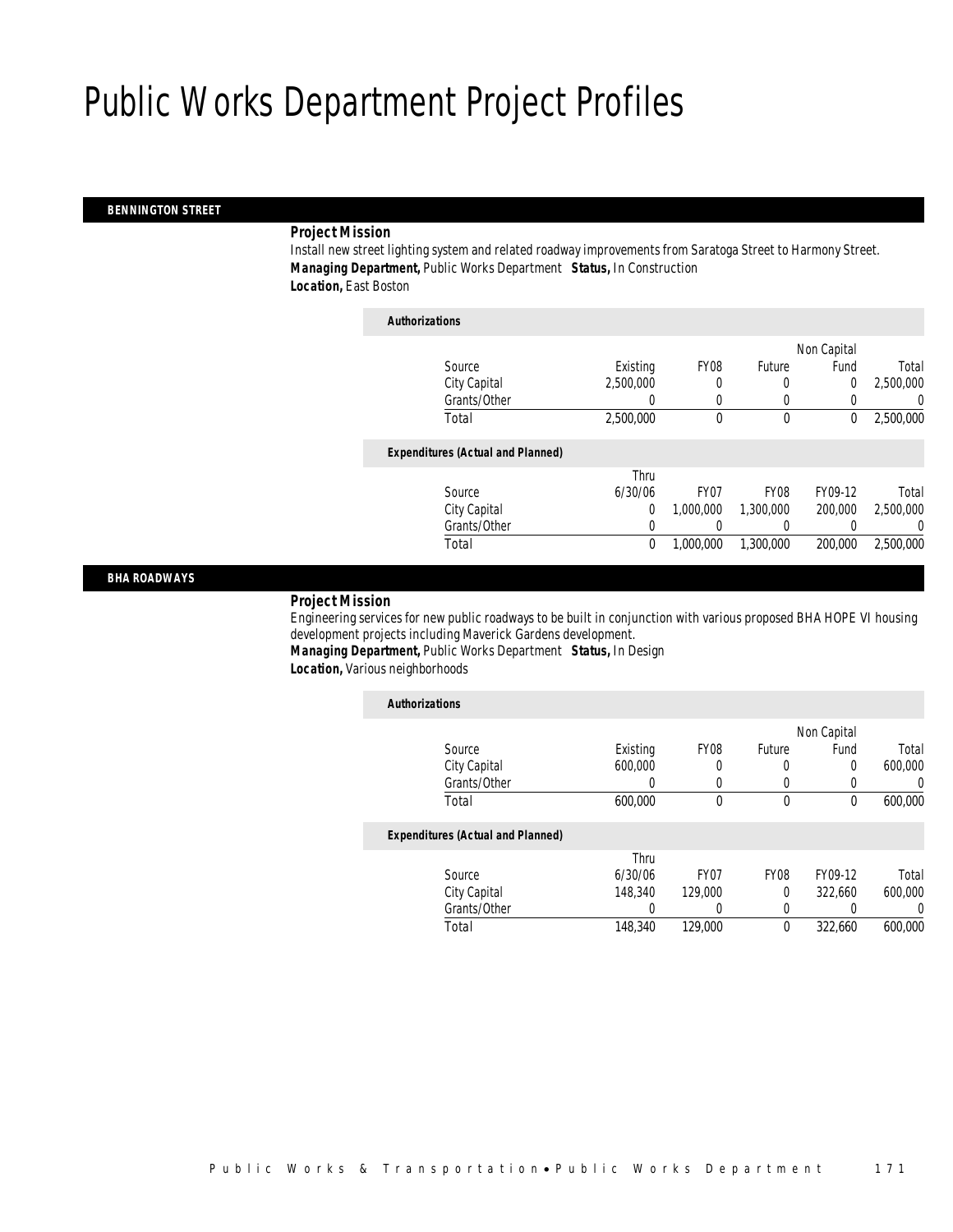# Public Works Department Project Profiles

## BENNINGTON STREET

***Project Mission***

Install new street lighting system and related roadway improvements from Saratoga Street to Harmony Street.

***Managing Department,*** Public Works Department ***Status,*** In Construction

***Location,*** East Boston

***Authorizations***

| Source | Existing | FY08 | Future | Non Capital Fund | Total |
|---|---|---|---|---|---|
| City Capital | 2,500,000 | 0 | 0 | 0 | 2,500,000 |
| Grants/Other | 0 | 0 | 0 | 0 | 0 |
| Total | 2,500,000 | 0 | 0 | 0 | 2,500,000 |

***Expenditures (Actual and Planned)***

| Source | Thru 6/30/06 | FY07 | FY08 | FY09-12 | Total |
|---|---|---|---|---|---|
| City Capital | 0 | 1,000,000 | 1,300,000 | 200,000 | 2,500,000 |
| Grants/Other | 0 | 0 | 0 | 0 | 0 |
| Total | 0 | 1,000,000 | 1,300,000 | 200,000 | 2,500,000 |

## BHA ROADWAYS

***Project Mission***

Engineering services for new public roadways to be built in conjunction with various proposed BHA HOPE VI housing development projects including Maverick Gardens development.

***Managing Department,*** Public Works Department ***Status,*** In Design

***Location,*** Various neighborhoods

***Authorizations***

| Source | Existing | FY08 | Future | Non Capital Fund | Total |
|---|---|---|---|---|---|
| City Capital | 600,000 | 0 | 0 | 0 | 600,000 |
| Grants/Other | 0 | 0 | 0 | 0 | 0 |
| Total | 600,000 | 0 | 0 | 0 | 600,000 |

***Expenditures (Actual and Planned)***

| Source | Thru 6/30/06 | FY07 | FY08 | FY09-12 | Total |
|---|---|---|---|---|---|
| City Capital | 148,340 | 129,000 | 0 | 322,660 | 600,000 |
| Grants/Other | 0 | 0 | 0 | 0 | 0 |
| Total | 148,340 | 129,000 | 0 | 322,660 | 600,000 |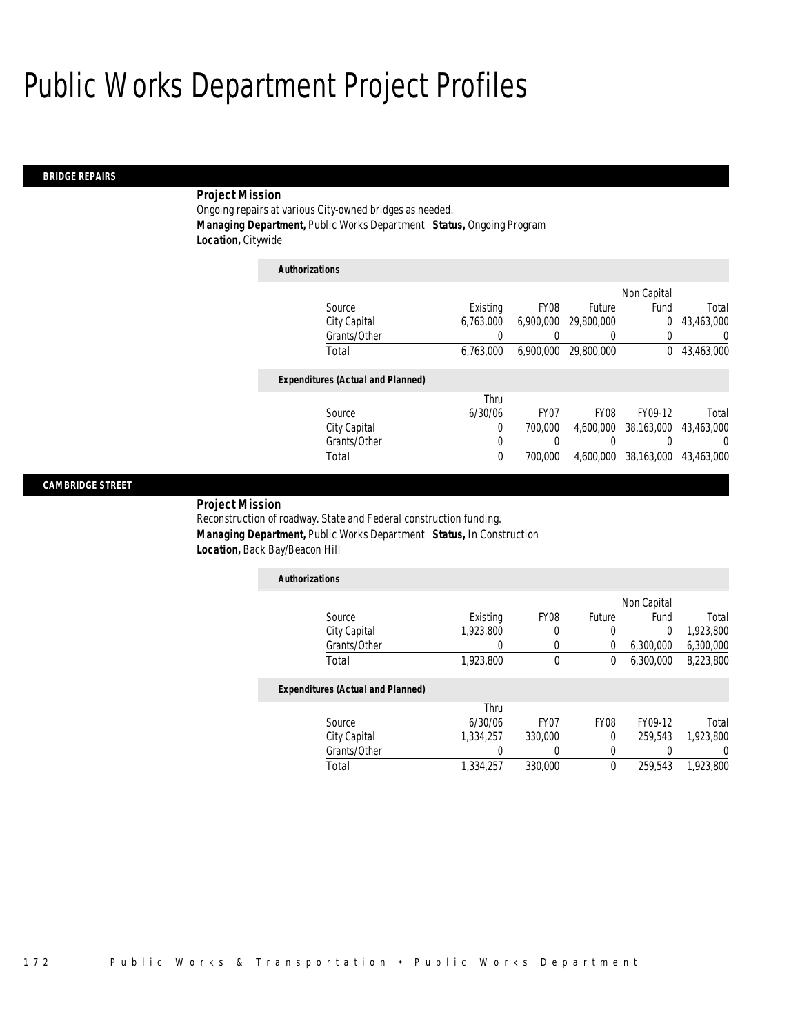# Public Works Department Project Profiles

## BRIDGE REPAIRS

***Project Mission***

Ongoing repairs at various City-owned bridges as needed.

***Managing Department,*** Public Works Department ***Status,*** Ongoing Program

***Location,*** Citywide

***Authorizations***

| Source | Existing | FY08 | Future | Non Capital Fund | Total |
|---|---|---|---|---|---|
| City Capital | 6,763,000 | 6,900,000 | 29,800,000 | 0 | 43,463,000 |
| Grants/Other | 0 | 0 | 0 | 0 | 0 |
| Total | 6,763,000 | 6,900,000 | 29,800,000 | 0 | 43,463,000 |

***Expenditures (Actual and Planned)***

| Source | Thru 6/30/06 | FY07 | FY08 | FY09-12 | Total |
|---|---|---|---|---|---|
| City Capital | 0 | 700,000 | 4,600,000 | 38,163,000 | 43,463,000 |
| Grants/Other | 0 | 0 | 0 | 0 | 0 |
| Total | 0 | 700,000 | 4,600,000 | 38,163,000 | 43,463,000 |

## CAMBRIDGE STREET

***Project Mission***

Reconstruction of roadway. State and Federal construction funding.

***Managing Department,*** Public Works Department ***Status,*** In Construction

***Location,*** Back Bay/Beacon Hill

***Authorizations***

| Source | Existing | FY08 | Future | Non Capital Fund | Total |
|---|---|---|---|---|---|
| City Capital | 1,923,800 | 0 | 0 | 0 | 1,923,800 |
| Grants/Other | 0 | 0 | 0 | 6,300,000 | 6,300,000 |
| Total | 1,923,800 | 0 | 0 | 6,300,000 | 8,223,800 |

***Expenditures (Actual and Planned)***

| Source | Thru 6/30/06 | FY07 | FY08 | FY09-12 | Total |
|---|---|---|---|---|---|
| City Capital | 1,334,257 | 330,000 | 0 | 259,543 | 1,923,800 |
| Grants/Other | 0 | 0 | 0 | 0 | 0 |
| Total | 1,334,257 | 330,000 | 0 | 259,543 | 1,923,800 |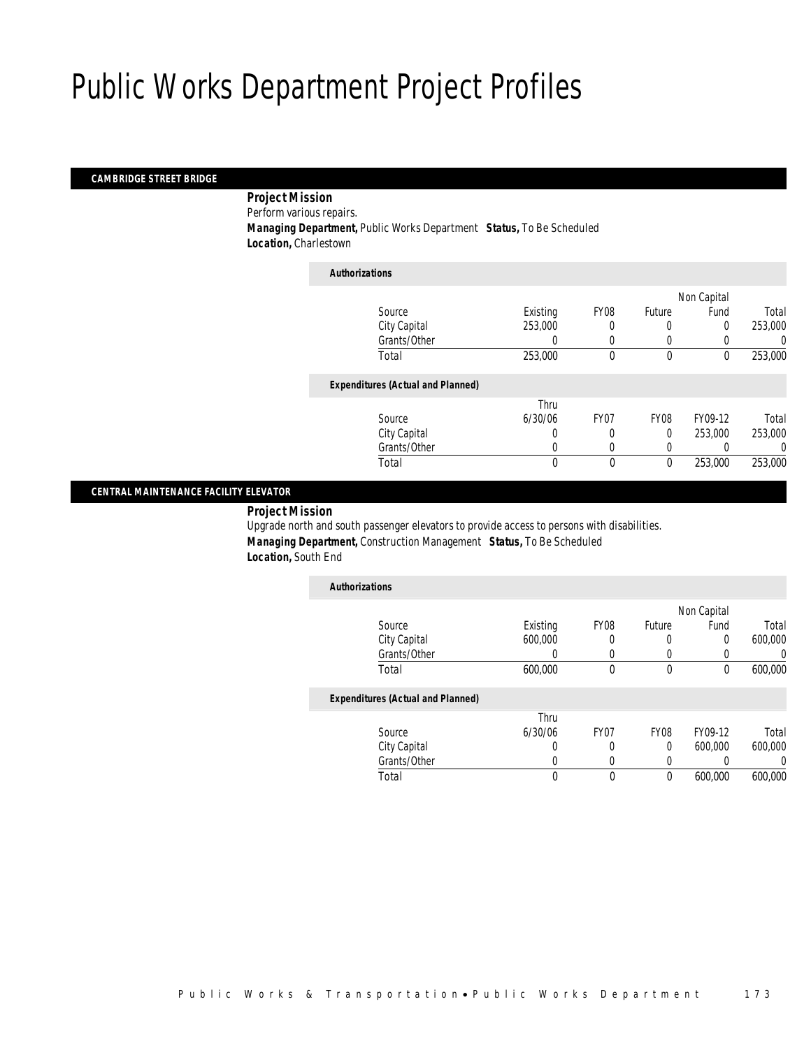# Public Works Department Project Profiles

## CAMBRIDGE STREET BRIDGE

**Project Mission**

Perform various repairs.

**Managing Department,** Public Works Department **Status,** To Be Scheduled

**Location,** Charlestown

*Authorizations*

| Source | Existing | FY08 | Future | Non Capital Fund | Total |
|---|---|---|---|---|---|
| City Capital | 253,000 | 0 | 0 | 0 | 253,000 |
| Grants/Other | 0 | 0 | 0 | 0 | 0 |
| Total | 253,000 | 0 | 0 | 0 | 253,000 |

*Expenditures (Actual and Planned)*

| Source | Thru 6/30/06 | FY07 | FY08 | FY09-12 | Total |
|---|---|---|---|---|---|
| City Capital | 0 | 0 | 0 | 253,000 | 253,000 |
| Grants/Other | 0 | 0 | 0 | 0 | 0 |
| Total | 0 | 0 | 0 | 253,000 | 253,000 |

## CENTRAL MAINTENANCE FACILITY ELEVATOR

**Project Mission**

Upgrade north and south passenger elevators to provide access to persons with disabilities.

**Managing Department,** Construction Management **Status,** To Be Scheduled

**Location,** South End

*Authorizations*

| Source | Existing | FY08 | Future | Non Capital Fund | Total |
|---|---|---|---|---|---|
| City Capital | 600,000 | 0 | 0 | 0 | 600,000 |
| Grants/Other | 0 | 0 | 0 | 0 | 0 |
| Total | 600,000 | 0 | 0 | 0 | 600,000 |

*Expenditures (Actual and Planned)*

| Source | Thru 6/30/06 | FY07 | FY08 | FY09-12 | Total |
|---|---|---|---|---|---|
| City Capital | 0 | 0 | 0 | 600,000 | 600,000 |
| Grants/Other | 0 | 0 | 0 | 0 | 0 |
| Total | 0 | 0 | 0 | 600,000 | 600,000 |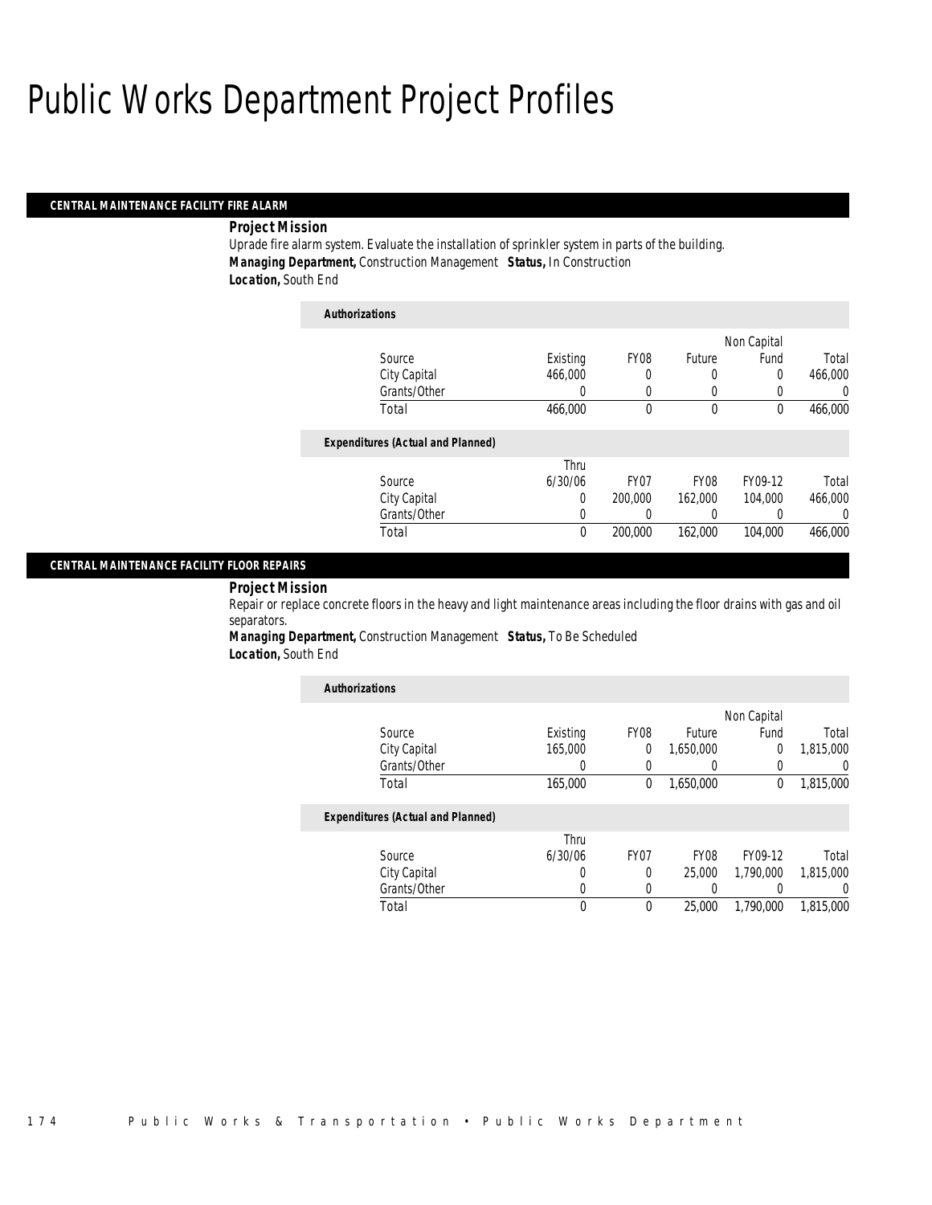# Public Works Department Project Profiles

## CENTRAL MAINTENANCE FACILITY FIRE ALARM

**Project Mission**

Uprade fire alarm system. Evaluate the installation of sprinkler system in parts of the building.

**Managing Department,** Construction Management **Status,** In Construction

**Location,** South End

**Authorizations**

| Source | Existing | FY08 | Future | Non Capital Fund | Total |
|---|---|---|---|---|---|
| City Capital | 466,000 | 0 | 0 | 0 | 466,000 |
| Grants/Other | 0 | 0 | 0 | 0 | 0 |
| Total | 466,000 | 0 | 0 | 0 | 466,000 |

**Expenditures (Actual and Planned)**

| Source | Thru 6/30/06 | FY07 | FY08 | FY09-12 | Total |
|---|---|---|---|---|---|
| City Capital | 0 | 200,000 | 162,000 | 104,000 | 466,000 |
| Grants/Other | 0 | 0 | 0 | 0 | 0 |
| Total | 0 | 200,000 | 162,000 | 104,000 | 466,000 |

## CENTRAL MAINTENANCE FACILITY FLOOR REPAIRS

**Project Mission**

Repair or replace concrete floors in the heavy and light maintenance areas including the floor drains with gas and oil separators.

**Managing Department,** Construction Management **Status,** To Be Scheduled

**Location,** South End

**Authorizations**

| Source | Existing | FY08 | Future | Non Capital Fund | Total |
|---|---|---|---|---|---|
| City Capital | 165,000 | 0 | 1,650,000 | 0 | 1,815,000 |
| Grants/Other | 0 | 0 | 0 | 0 | 0 |
| Total | 165,000 | 0 | 1,650,000 | 0 | 1,815,000 |

**Expenditures (Actual and Planned)**

| Source | Thru 6/30/06 | FY07 | FY08 | FY09-12 | Total |
|---|---|---|---|---|---|
| City Capital | 0 | 0 | 25,000 | 1,790,000 | 1,815,000 |
| Grants/Other | 0 | 0 | 0 | 0 | 0 |
| Total | 0 | 0 | 25,000 | 1,790,000 | 1,815,000 |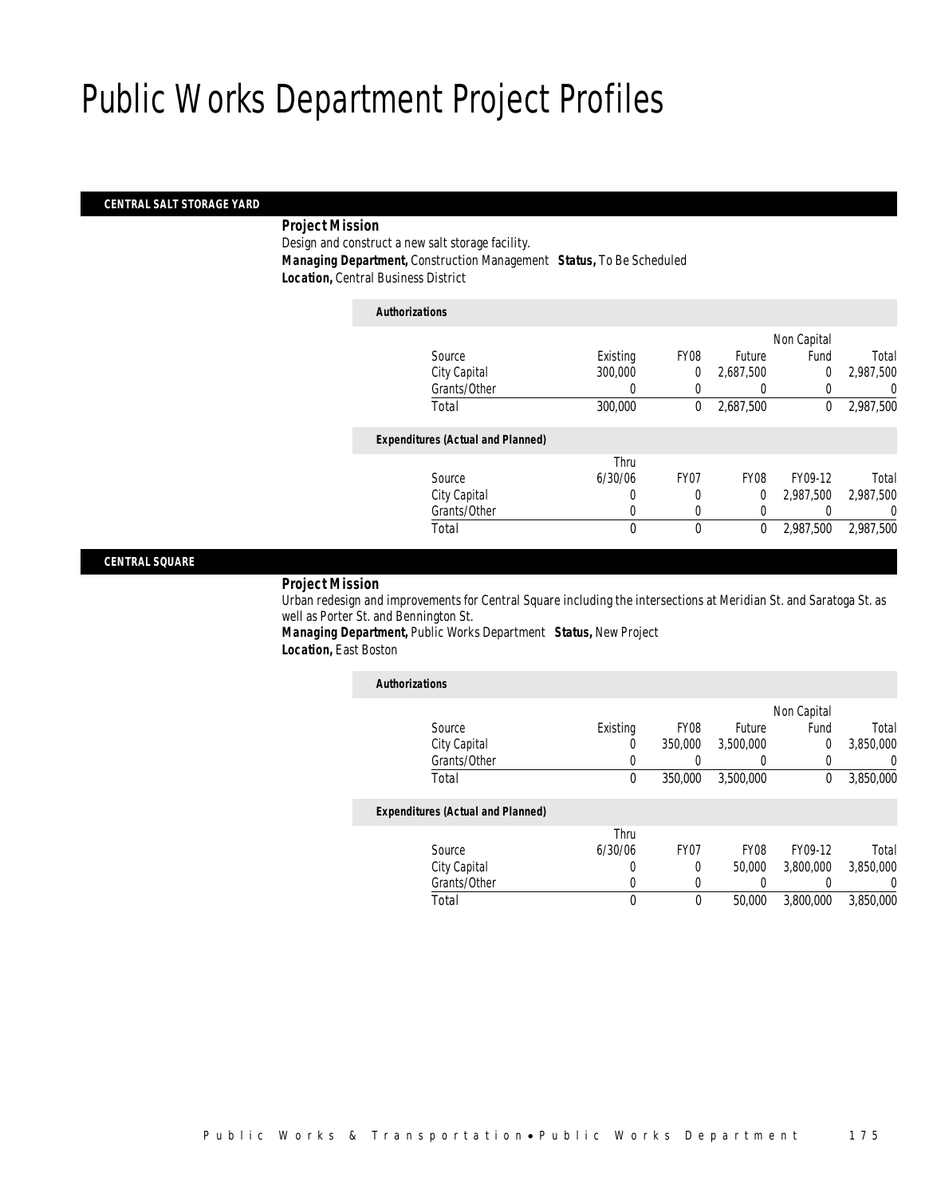# Public Works Department Project Profiles

## CENTRAL SALT STORAGE YARD

**Project Mission**

Design and construct a new salt storage facility.

**Managing Department,** Construction Management **Status,** To Be Scheduled

**Location,** Central Business District

*Authorizations*

| Source | Existing | FY08 | Future | Non Capital Fund | Total |
|---|---|---|---|---|---|
| City Capital | 300,000 | 0 | 2,687,500 | 0 | 2,987,500 |
| Grants/Other | 0 | 0 | 0 | 0 | 0 |
| Total | 300,000 | 0 | 2,687,500 | 0 | 2,987,500 |

*Expenditures (Actual and Planned)*

| Source | Thru 6/30/06 | FY07 | FY08 | FY09-12 | Total |
|---|---|---|---|---|---|
| City Capital | 0 | 0 | 0 | 2,987,500 | 2,987,500 |
| Grants/Other | 0 | 0 | 0 | 0 | 0 |
| Total | 0 | 0 | 0 | 2,987,500 | 2,987,500 |

## CENTRAL SQUARE

**Project Mission**

Urban redesign and improvements for Central Square including the intersections at Meridian St. and Saratoga St. as well as Porter St. and Bennington St.

**Managing Department,** Public Works Department **Status,** New Project

**Location,** East Boston

*Authorizations*

| Source | Existing | FY08 | Future | Non Capital Fund | Total |
|---|---|---|---|---|---|
| City Capital | 0 | 350,000 | 3,500,000 | 0 | 3,850,000 |
| Grants/Other | 0 | 0 | 0 | 0 | 0 |
| Total | 0 | 350,000 | 3,500,000 | 0 | 3,850,000 |

*Expenditures (Actual and Planned)*

| Source | Thru 6/30/06 | FY07 | FY08 | FY09-12 | Total |
|---|---|---|---|---|---|
| City Capital | 0 | 0 | 50,000 | 3,800,000 | 3,850,000 |
| Grants/Other | 0 | 0 | 0 | 0 | 0 |
| Total | 0 | 0 | 50,000 | 3,800,000 | 3,850,000 |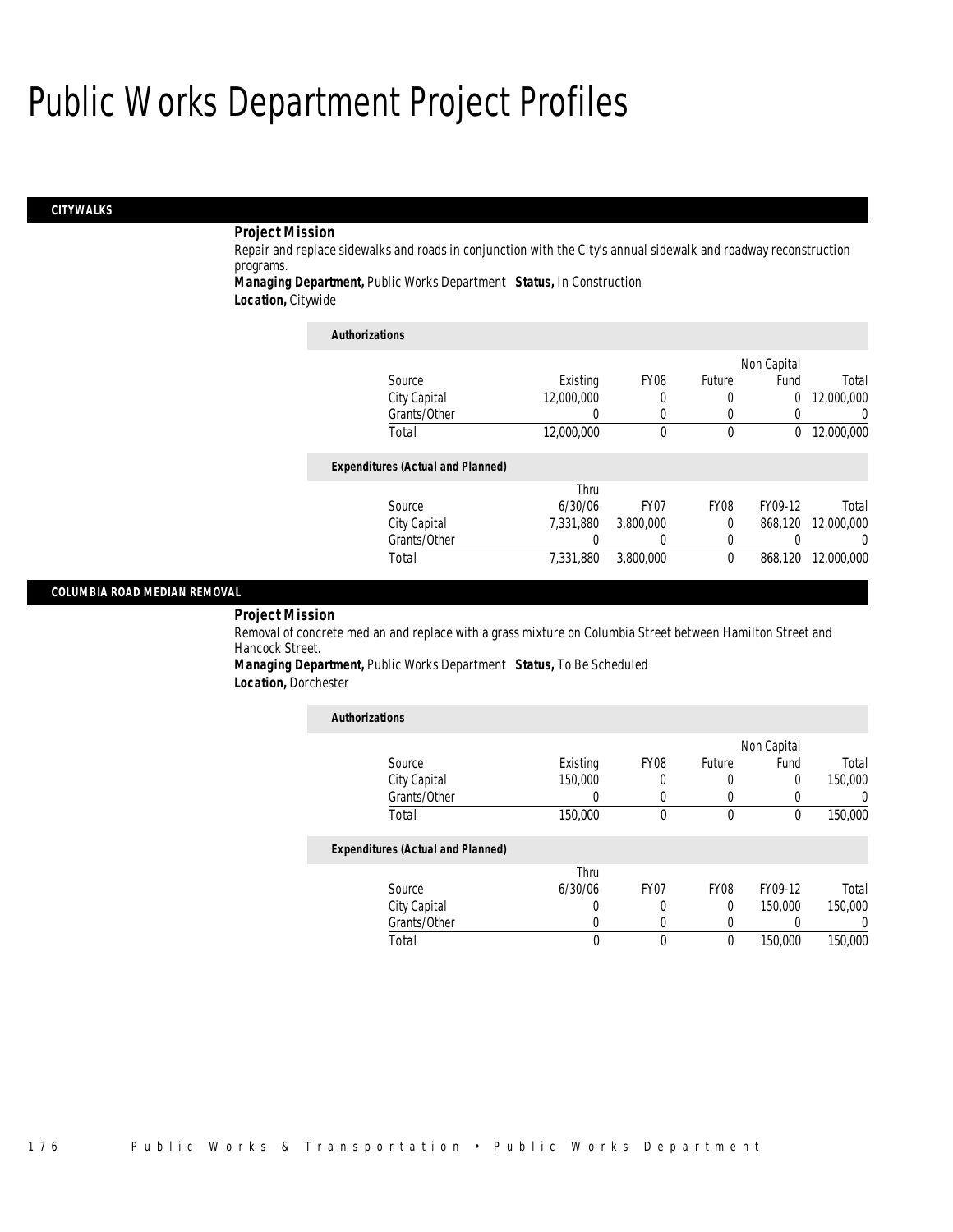# Public Works Department Project Profiles

## CITYWALKS

**Project Mission**

Repair and replace sidewalks and roads in conjunction with the City's annual sidewalk and roadway reconstruction programs.

***Managing Department,*** Public Works Department ***Status,*** In Construction

***Location,*** Citywide

**Authorizations**

| Source | Existing | FY08 | Future | Non Capital Fund | Total |
|---|---|---|---|---|---|
| City Capital | 12,000,000 | 0 | 0 | 0 | 12,000,000 |
| Grants/Other | 0 | 0 | 0 | 0 | 0 |
| Total | 12,000,000 | 0 | 0 | 0 | 12,000,000 |

**Expenditures (Actual and Planned)**

| Source | Thru 6/30/06 | FY07 | FY08 | FY09-12 | Total |
|---|---|---|---|---|---|
| City Capital | 7,331,880 | 3,800,000 | 0 | 868,120 | 12,000,000 |
| Grants/Other | 0 | 0 | 0 | 0 | 0 |
| Total | 7,331,880 | 3,800,000 | 0 | 868,120 | 12,000,000 |

## COLUMBIA ROAD MEDIAN REMOVAL

**Project Mission**

Removal of concrete median and replace with a grass mixture on Columbia Street between Hamilton Street and Hancock Street.

***Managing Department,*** Public Works Department ***Status,*** To Be Scheduled

***Location,*** Dorchester

**Authorizations**

| Source | Existing | FY08 | Future | Non Capital Fund | Total |
|---|---|---|---|---|---|
| City Capital | 150,000 | 0 | 0 | 0 | 150,000 |
| Grants/Other | 0 | 0 | 0 | 0 | 0 |
| Total | 150,000 | 0 | 0 | 0 | 150,000 |

**Expenditures (Actual and Planned)**

| Source | Thru 6/30/06 | FY07 | FY08 | FY09-12 | Total |
|---|---|---|---|---|---|
| City Capital | 0 | 0 | 0 | 150,000 | 150,000 |
| Grants/Other | 0 | 0 | 0 | 0 | 0 |
| Total | 0 | 0 | 0 | 150,000 | 150,000 |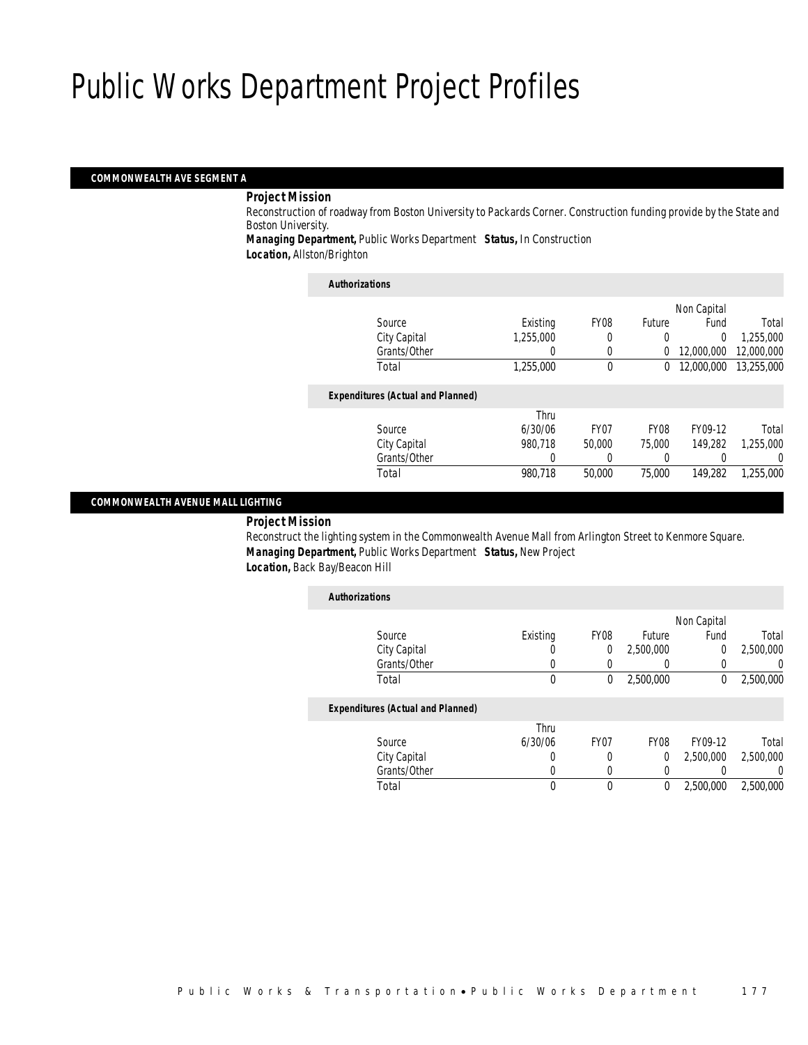# Public Works Department Project Profiles

## COMMONWEALTH AVE SEGMENT A

***Project Mission***

Reconstruction of roadway from Boston University to Packards Corner. Construction funding provide by the State and Boston University.

***Managing Department,*** Public Works Department ***Status,*** In Construction

***Location,*** Allston/Brighton

***Authorizations***

| Source | Existing | FY08 | Future | Non Capital Fund | Total |
|---|---|---|---|---|---|
| City Capital | 1,255,000 | 0 | 0 | 0 | 1,255,000 |
| Grants/Other | 0 | 0 | 0 | 12,000,000 | 12,000,000 |
| Total | 1,255,000 | 0 | 0 | 12,000,000 | 13,255,000 |

***Expenditures (Actual and Planned)***

| Source | Thru 6/30/06 | FY07 | FY08 | FY09-12 | Total |
|---|---|---|---|---|---|
| City Capital | 980,718 | 50,000 | 75,000 | 149,282 | 1,255,000 |
| Grants/Other | 0 | 0 | 0 | 0 | 0 |
| Total | 980,718 | 50,000 | 75,000 | 149,282 | 1,255,000 |

## COMMONWEALTH AVENUE MALL LIGHTING

***Project Mission***

Reconstruct the lighting system in the Commonwealth Avenue Mall from Arlington Street to Kenmore Square.

***Managing Department,*** Public Works Department ***Status,*** New Project

***Location,*** Back Bay/Beacon Hill

***Authorizations***

| Source | Existing | FY08 | Future | Non Capital Fund | Total |
|---|---|---|---|---|---|
| City Capital | 0 | 0 | 2,500,000 | 0 | 2,500,000 |
| Grants/Other | 0 | 0 | 0 | 0 | 0 |
| Total | 0 | 0 | 2,500,000 | 0 | 2,500,000 |

***Expenditures (Actual and Planned)***

| Source | Thru 6/30/06 | FY07 | FY08 | FY09-12 | Total |
|---|---|---|---|---|---|
| City Capital | 0 | 0 | 0 | 2,500,000 | 2,500,000 |
| Grants/Other | 0 | 0 | 0 | 0 | 0 |
| Total | 0 | 0 | 0 | 2,500,000 | 2,500,000 |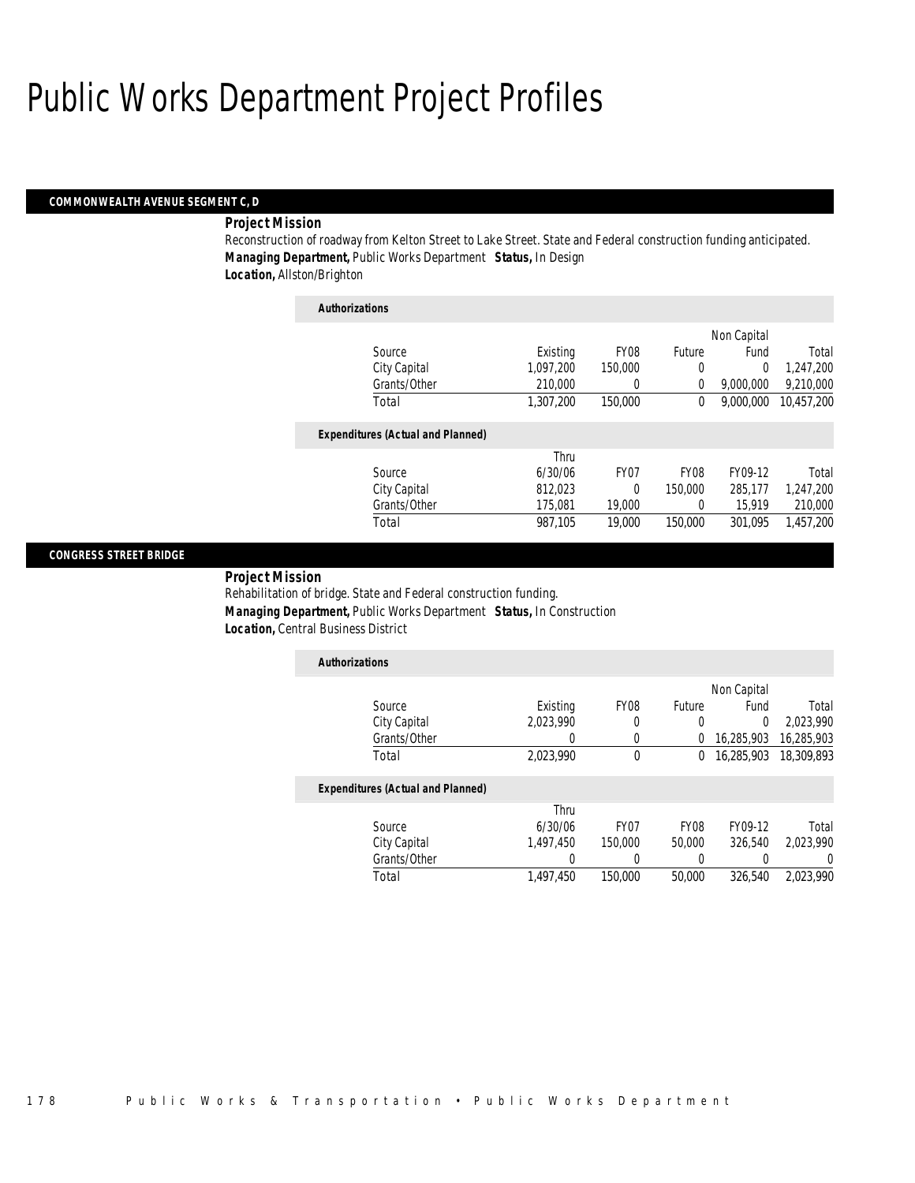# Public Works Department Project Profiles

## COMMONWEALTH AVENUE SEGMENT C, D

***Project Mission***

Reconstruction of roadway from Kelton Street to Lake Street. State and Federal construction funding anticipated.

***Managing Department,*** Public Works Department ***Status,*** In Design

***Location,*** Allston/Brighton

***Authorizations***

| Source | Existing | FY08 | Future | Non Capital Fund | Total |
|---|---|---|---|---|---|
| City Capital | 1,097,200 | 150,000 | 0 | 0 | 1,247,200 |
| Grants/Other | 210,000 | 0 | 0 | 9,000,000 | 9,210,000 |
| Total | 1,307,200 | 150,000 | 0 | 9,000,000 | 10,457,200 |

***Expenditures (Actual and Planned)***

| Source | Thru 6/30/06 | FY07 | FY08 | FY09-12 | Total |
|---|---|---|---|---|---|
| City Capital | 812,023 | 0 | 150,000 | 285,177 | 1,247,200 |
| Grants/Other | 175,081 | 19,000 | 0 | 15,919 | 210,000 |
| Total | 987,105 | 19,000 | 150,000 | 301,095 | 1,457,200 |

## CONGRESS STREET BRIDGE

***Project Mission***

Rehabilitation of bridge. State and Federal construction funding.

***Managing Department,*** Public Works Department ***Status,*** In Construction

***Location,*** Central Business District

***Authorizations***

| Source | Existing | FY08 | Future | Non Capital Fund | Total |
|---|---|---|---|---|---|
| City Capital | 2,023,990 | 0 | 0 | 0 | 2,023,990 |
| Grants/Other | 0 | 0 | 0 | 16,285,903 | 16,285,903 |
| Total | 2,023,990 | 0 | 0 | 16,285,903 | 18,309,893 |

***Expenditures (Actual and Planned)***

| Source | Thru 6/30/06 | FY07 | FY08 | FY09-12 | Total |
|---|---|---|---|---|---|
| City Capital | 1,497,450 | 150,000 | 50,000 | 326,540 | 2,023,990 |
| Grants/Other | 0 | 0 | 0 | 0 | 0 |
| Total | 1,497,450 | 150,000 | 50,000 | 326,540 | 2,023,990 |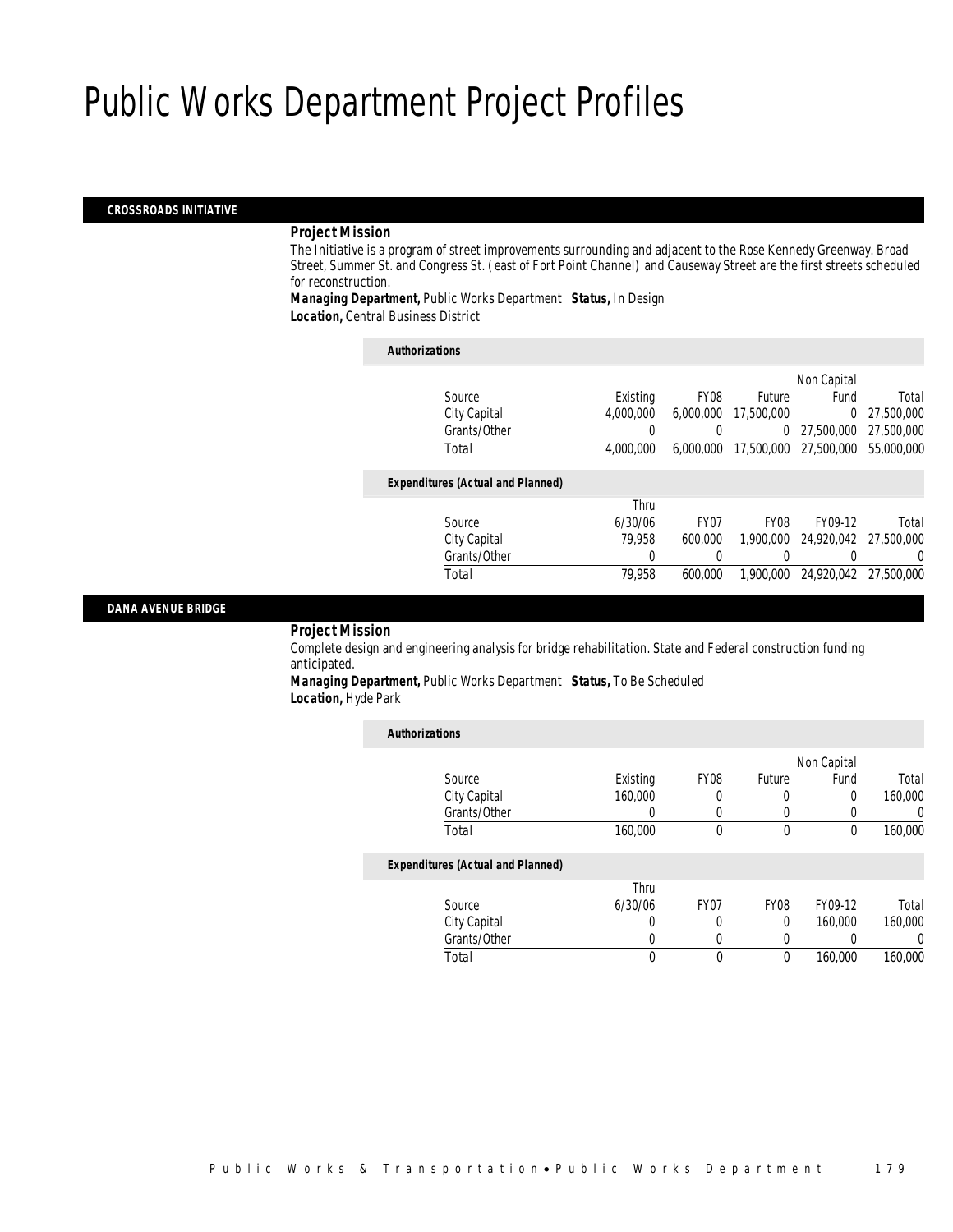# Public Works Department Project Profiles

## CROSSROADS INITIATIVE

### *Project Mission*

The Initiative is a program of street improvements surrounding and adjacent to the Rose Kennedy Greenway. Broad Street, Summer St. and Congress St. (east of Fort Point Channel) and Causeway Street are the first streets scheduled for reconstruction.

***Managing Department,*** Public Works Department ***Status,*** In Design
***Location,*** Central Business District

***Authorizations***

| Source | Existing | FY08 | Future | Non Capital Fund | Total |
|---|---|---|---|---|---|
| City Capital | 4,000,000 | 6,000,000 | 17,500,000 | 0 | 27,500,000 |
| Grants/Other | 0 | 0 | 0 | 27,500,000 | 27,500,000 |
| Total | 4,000,000 | 6,000,000 | 17,500,000 | 27,500,000 | 55,000,000 |

***Expenditures (Actual and Planned)***

| Source | Thru 6/30/06 | FY07 | FY08 | FY09-12 | Total |
|---|---|---|---|---|---|
| City Capital | 79,958 | 600,000 | 1,900,000 | 24,920,042 | 27,500,000 |
| Grants/Other | 0 | 0 | 0 | 0 | 0 |
| Total | 79,958 | 600,000 | 1,900,000 | 24,920,042 | 27,500,000 |

## DANA AVENUE BRIDGE

### *Project Mission*

Complete design and engineering analysis for bridge rehabilitation. State and Federal construction funding anticipated.

***Managing Department,*** Public Works Department ***Status,*** To Be Scheduled
***Location,*** Hyde Park

***Authorizations***

| Source | Existing | FY08 | Future | Non Capital Fund | Total |
|---|---|---|---|---|---|
| City Capital | 160,000 | 0 | 0 | 0 | 160,000 |
| Grants/Other | 0 | 0 | 0 | 0 | 0 |
| Total | 160,000 | 0 | 0 | 0 | 160,000 |

***Expenditures (Actual and Planned)***

| Source | Thru 6/30/06 | FY07 | FY08 | FY09-12 | Total |
|---|---|---|---|---|---|
| City Capital | 0 | 0 | 0 | 160,000 | 160,000 |
| Grants/Other | 0 | 0 | 0 | 0 | 0 |
| Total | 0 | 0 | 0 | 160,000 | 160,000 |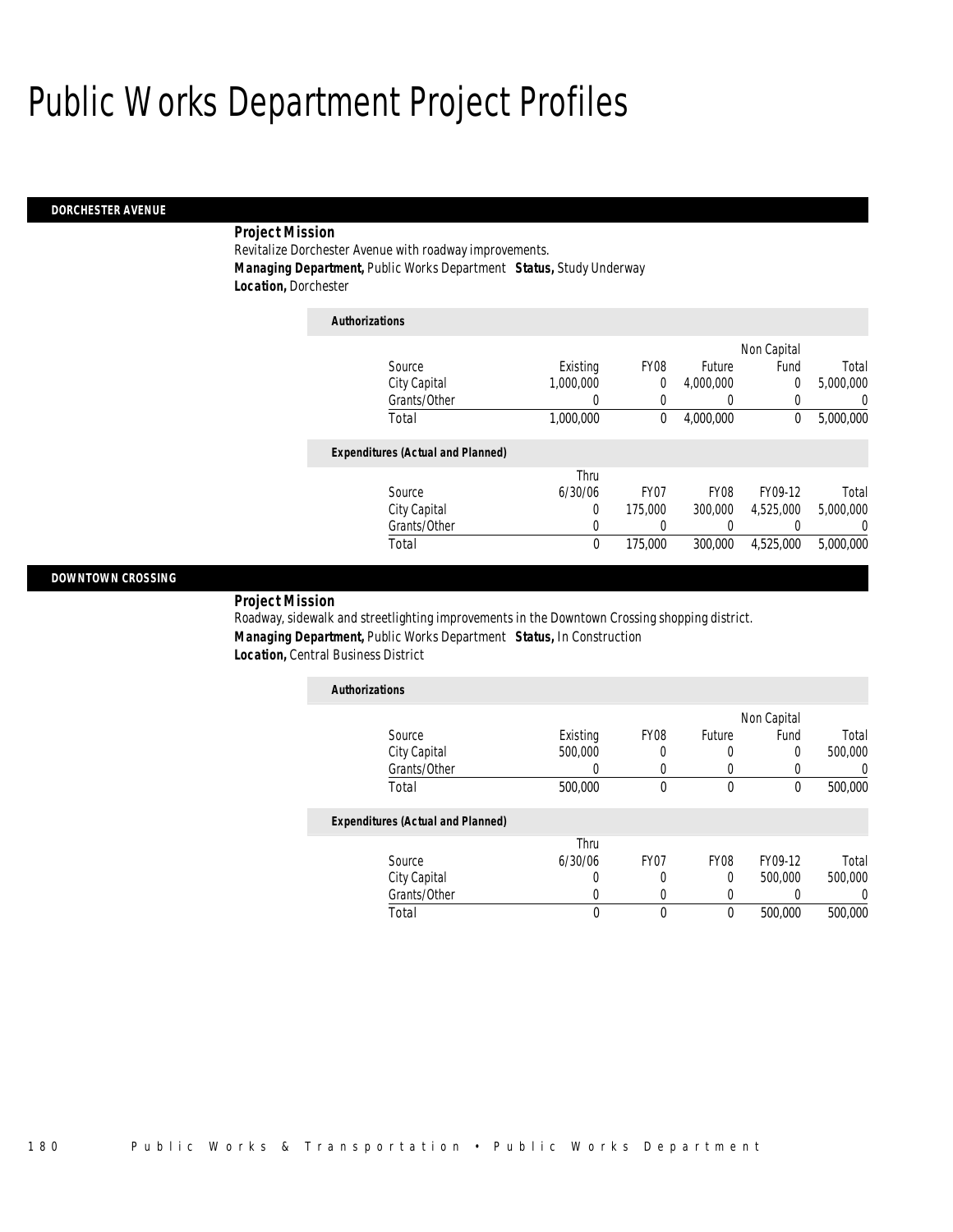# Public Works Department Project Profiles

## DORCHESTER AVENUE

**Project Mission**

Revitalize Dorchester Avenue with roadway improvements.

**Managing Department,** Public Works Department **Status,** Study Underway

**Location,** Dorchester

*Authorizations*

| Source | Existing | FY08 | Future | Non Capital Fund | Total |
|---|---|---|---|---|---|
| City Capital | 1,000,000 | 0 | 4,000,000 | 0 | 5,000,000 |
| Grants/Other | 0 | 0 | 0 | 0 | 0 |
| Total | 1,000,000 | 0 | 4,000,000 | 0 | 5,000,000 |

*Expenditures (Actual and Planned)*

| Source | Thru 6/30/06 | FY07 | FY08 | FY09-12 | Total |
|---|---|---|---|---|---|
| City Capital | 0 | 175,000 | 300,000 | 4,525,000 | 5,000,000 |
| Grants/Other | 0 | 0 | 0 | 0 | 0 |
| Total | 0 | 175,000 | 300,000 | 4,525,000 | 5,000,000 |

## DOWNTOWN CROSSING

**Project Mission**

Roadway, sidewalk and streetlighting improvements in the Downtown Crossing shopping district.

**Managing Department,** Public Works Department **Status,** In Construction

**Location,** Central Business District

*Authorizations*

| Source | Existing | FY08 | Future | Non Capital Fund | Total |
|---|---|---|---|---|---|
| City Capital | 500,000 | 0 | 0 | 0 | 500,000 |
| Grants/Other | 0 | 0 | 0 | 0 | 0 |
| Total | 500,000 | 0 | 0 | 0 | 500,000 |

*Expenditures (Actual and Planned)*

| Source | Thru 6/30/06 | FY07 | FY08 | FY09-12 | Total |
|---|---|---|---|---|---|
| City Capital | 0 | 0 | 0 | 500,000 | 500,000 |
| Grants/Other | 0 | 0 | 0 | 0 | 0 |
| Total | 0 | 0 | 0 | 500,000 | 500,000 |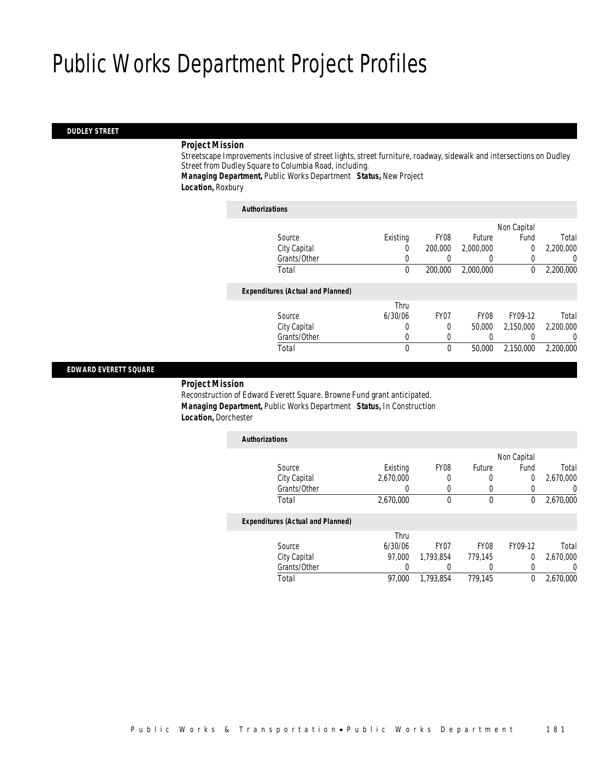# Public Works Department Project Profiles

## DUDLEY STREET

**Project Mission**

Streetscape Improvements inclusive of street lights, street furniture, roadway, sidewalk and intersections on Dudley Street from Dudley Square to Columbia Road, including.

***Managing Department,*** Public Works Department ***Status,*** New Project

***Location,*** Roxbury

***Authorizations***

| Source | Existing | FY08 | Future | Non Capital Fund | Total |
|---|---|---|---|---|---|
| City Capital | 0 | 200,000 | 2,000,000 | 0 | 2,200,000 |
| Grants/Other | 0 | 0 | 0 | 0 | 0 |
| Total | 0 | 200,000 | 2,000,000 | 0 | 2,200,000 |

***Expenditures (Actual and Planned)***

| Source | Thru 6/30/06 | FY07 | FY08 | FY09-12 | Total |
|---|---|---|---|---|---|
| City Capital | 0 | 0 | 50,000 | 2,150,000 | 2,200,000 |
| Grants/Other | 0 | 0 | 0 | 0 | 0 |
| Total | 0 | 0 | 50,000 | 2,150,000 | 2,200,000 |

## EDWARD EVERETT SQUARE

**Project Mission**

Reconstruction of Edward Everett Square. Browne Fund grant anticipated.

***Managing Department,*** Public Works Department ***Status,*** In Construction

***Location,*** Dorchester

***Authorizations***

| Source | Existing | FY08 | Future | Non Capital Fund | Total |
|---|---|---|---|---|---|
| City Capital | 2,670,000 | 0 | 0 | 0 | 2,670,000 |
| Grants/Other | 0 | 0 | 0 | 0 | 0 |
| Total | 2,670,000 | 0 | 0 | 0 | 2,670,000 |

***Expenditures (Actual and Planned)***

| Source | Thru 6/30/06 | FY07 | FY08 | FY09-12 | Total |
|---|---|---|---|---|---|
| City Capital | 97,000 | 1,793,854 | 779,145 | 0 | 2,670,000 |
| Grants/Other | 0 | 0 | 0 | 0 | 0 |
| Total | 97,000 | 1,793,854 | 779,145 | 0 | 2,670,000 |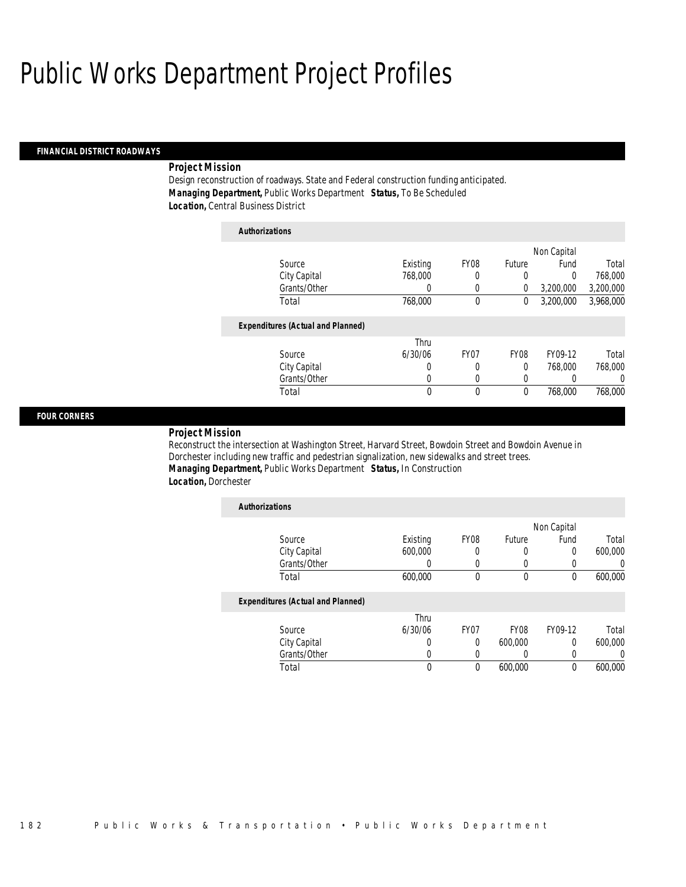# Public Works Department Project Profiles

## FINANCIAL DISTRICT ROADWAYS

***Project Mission***

Design reconstruction of roadways. State and Federal construction funding anticipated.

***Managing Department,*** Public Works Department ***Status,*** To Be Scheduled

***Location,*** Central Business District

***Authorizations***

| Source | Existing | FY08 | Future | Non Capital Fund | Total |
|---|---|---|---|---|---|
| City Capital | 768,000 | 0 | 0 | 0 | 768,000 |
| Grants/Other | 0 | 0 | 0 | 3,200,000 | 3,200,000 |
| Total | 768,000 | 0 | 0 | 3,200,000 | 3,968,000 |

***Expenditures (Actual and Planned)***

| Source | Thru 6/30/06 | FY07 | FY08 | FY09-12 | Total |
|---|---|---|---|---|---|
| City Capital | 0 | 0 | 0 | 768,000 | 768,000 |
| Grants/Other | 0 | 0 | 0 | 0 | 0 |
| Total | 0 | 0 | 0 | 768,000 | 768,000 |

## FOUR CORNERS

***Project Mission***

Reconstruct the intersection at Washington Street, Harvard Street, Bowdoin Street and Bowdoin Avenue in Dorchester including new traffic and pedestrian signalization, new sidewalks and street trees.

***Managing Department,*** Public Works Department ***Status,*** In Construction

***Location,*** Dorchester

***Authorizations***

| Source | Existing | FY08 | Future | Non Capital Fund | Total |
|---|---|---|---|---|---|
| City Capital | 600,000 | 0 | 0 | 0 | 600,000 |
| Grants/Other | 0 | 0 | 0 | 0 | 0 |
| Total | 600,000 | 0 | 0 | 0 | 600,000 |

***Expenditures (Actual and Planned)***

| Source | Thru 6/30/06 | FY07 | FY08 | FY09-12 | Total |
|---|---|---|---|---|---|
| City Capital | 0 | 0 | 600,000 | 0 | 600,000 |
| Grants/Other | 0 | 0 | 0 | 0 | 0 |
| Total | 0 | 0 | 600,000 | 0 | 600,000 |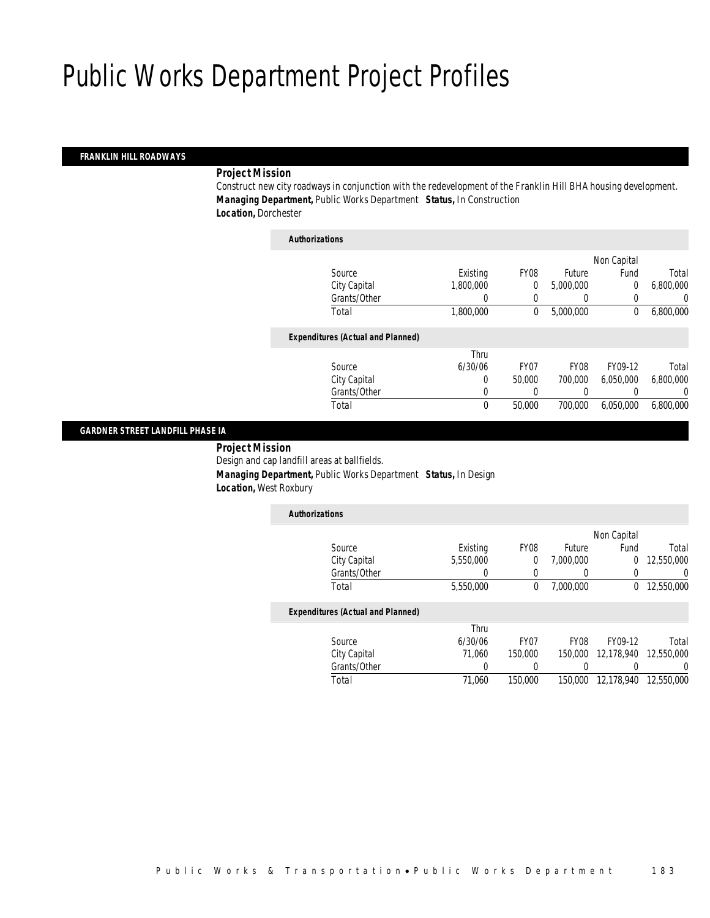# Public Works Department Project Profiles

## FRANKLIN HILL ROADWAYS

**Project Mission**

Construct new city roadways in conjunction with the redevelopment of the Franklin Hill BHA housing development.

**Managing Department,** Public Works Department **Status,** In Construction

**Location,** Dorchester

*Authorizations*

| Source | Existing | FY08 | Future | Non Capital Fund | Total |
|---|---|---|---|---|---|
| City Capital | 1,800,000 | 0 | 5,000,000 | 0 | 6,800,000 |
| Grants/Other | 0 | 0 | 0 | 0 | 0 |
| Total | 1,800,000 | 0 | 5,000,000 | 0 | 6,800,000 |

*Expenditures (Actual and Planned)*

| Source | Thru 6/30/06 | FY07 | FY08 | FY09-12 | Total |
|---|---|---|---|---|---|
| City Capital | 0 | 50,000 | 700,000 | 6,050,000 | 6,800,000 |
| Grants/Other | 0 | 0 | 0 | 0 | 0 |
| Total | 0 | 50,000 | 700,000 | 6,050,000 | 6,800,000 |

## GARDNER STREET LANDFILL PHASE IA

**Project Mission**

Design and cap landfill areas at ballfields.

**Managing Department,** Public Works Department **Status,** In Design

**Location,** West Roxbury

*Authorizations*

| Source | Existing | FY08 | Future | Non Capital Fund | Total |
|---|---|---|---|---|---|
| City Capital | 5,550,000 | 0 | 7,000,000 | 0 | 12,550,000 |
| Grants/Other | 0 | 0 | 0 | 0 | 0 |
| Total | 5,550,000 | 0 | 7,000,000 | 0 | 12,550,000 |

*Expenditures (Actual and Planned)*

| Source | Thru 6/30/06 | FY07 | FY08 | FY09-12 | Total |
|---|---|---|---|---|---|
| City Capital | 71,060 | 150,000 | 150,000 | 12,178,940 | 12,550,000 |
| Grants/Other | 0 | 0 | 0 | 0 | 0 |
| Total | 71,060 | 150,000 | 150,000 | 12,178,940 | 12,550,000 |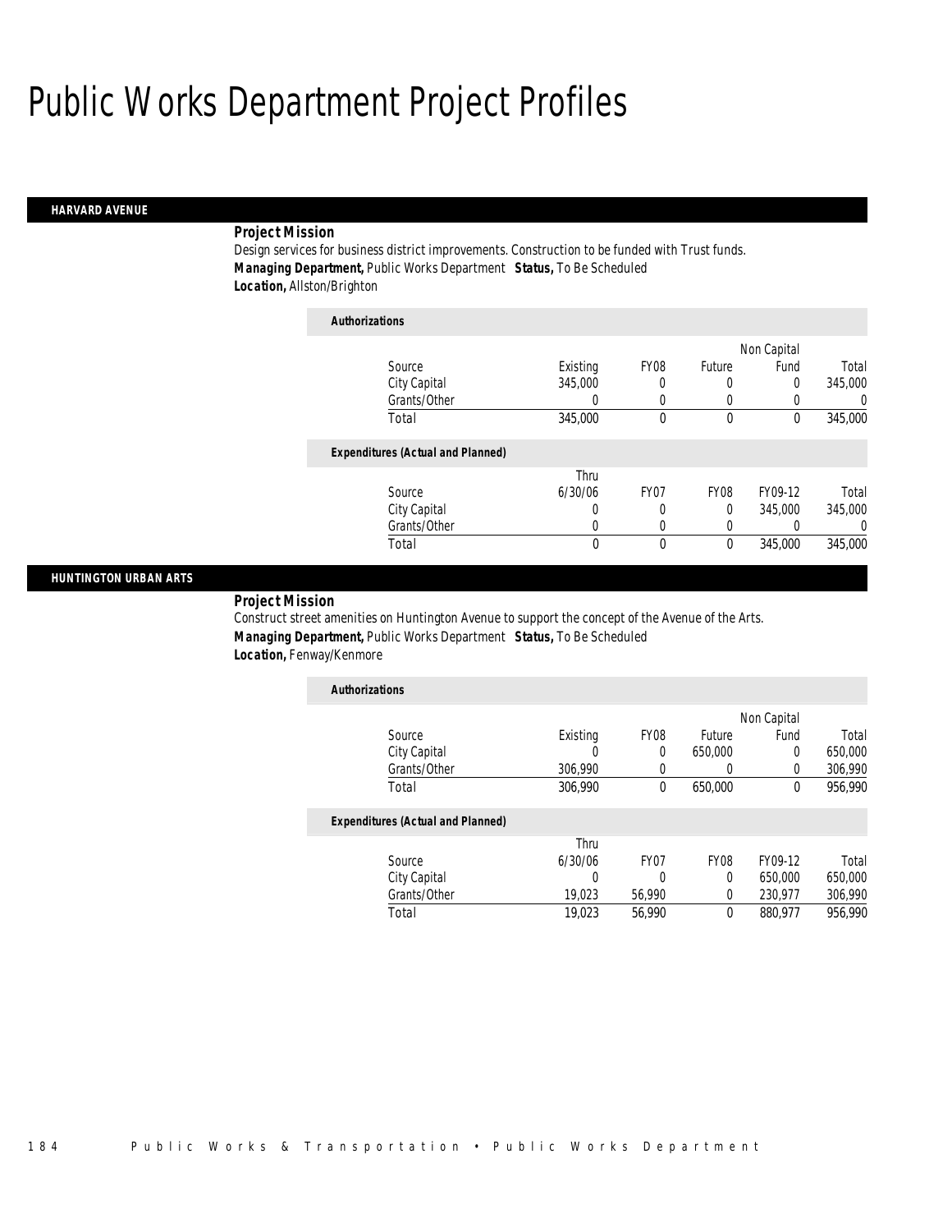# Public Works Department Project Profiles

## HARVARD AVENUE

***Project Mission***

Design services for business district improvements. Construction to be funded with Trust funds.

***Managing Department,*** Public Works Department ***Status,*** To Be Scheduled

***Location,*** Allston/Brighton

***Authorizations***

| Source | Existing | FY08 | Future | Non Capital Fund | Total |
|---|---|---|---|---|---|
| City Capital | 345,000 | 0 | 0 | 0 | 345,000 |
| Grants/Other | 0 | 0 | 0 | 0 | 0 |
| Total | 345,000 | 0 | 0 | 0 | 345,000 |

***Expenditures (Actual and Planned)***

| Source | Thru 6/30/06 | FY07 | FY08 | FY09-12 | Total |
|---|---|---|---|---|---|
| City Capital | 0 | 0 | 0 | 345,000 | 345,000 |
| Grants/Other | 0 | 0 | 0 | 0 | 0 |
| Total | 0 | 0 | 0 | 345,000 | 345,000 |

## HUNTINGTON URBAN ARTS

***Project Mission***

Construct street amenities on Huntington Avenue to support the concept of the Avenue of the Arts.

***Managing Department,*** Public Works Department ***Status,*** To Be Scheduled

***Location,*** Fenway/Kenmore

***Authorizations***

| Source | Existing | FY08 | Future | Non Capital Fund | Total |
|---|---|---|---|---|---|
| City Capital | 0 | 0 | 650,000 | 0 | 650,000 |
| Grants/Other | 306,990 | 0 | 0 | 0 | 306,990 |
| Total | 306,990 | 0 | 650,000 | 0 | 956,990 |

***Expenditures (Actual and Planned)***

| Source | Thru 6/30/06 | FY07 | FY08 | FY09-12 | Total |
|---|---|---|---|---|---|
| City Capital | 0 | 0 | 0 | 650,000 | 650,000 |
| Grants/Other | 19,023 | 56,990 | 0 | 230,977 | 306,990 |
| Total | 19,023 | 56,990 | 0 | 880,977 | 956,990 |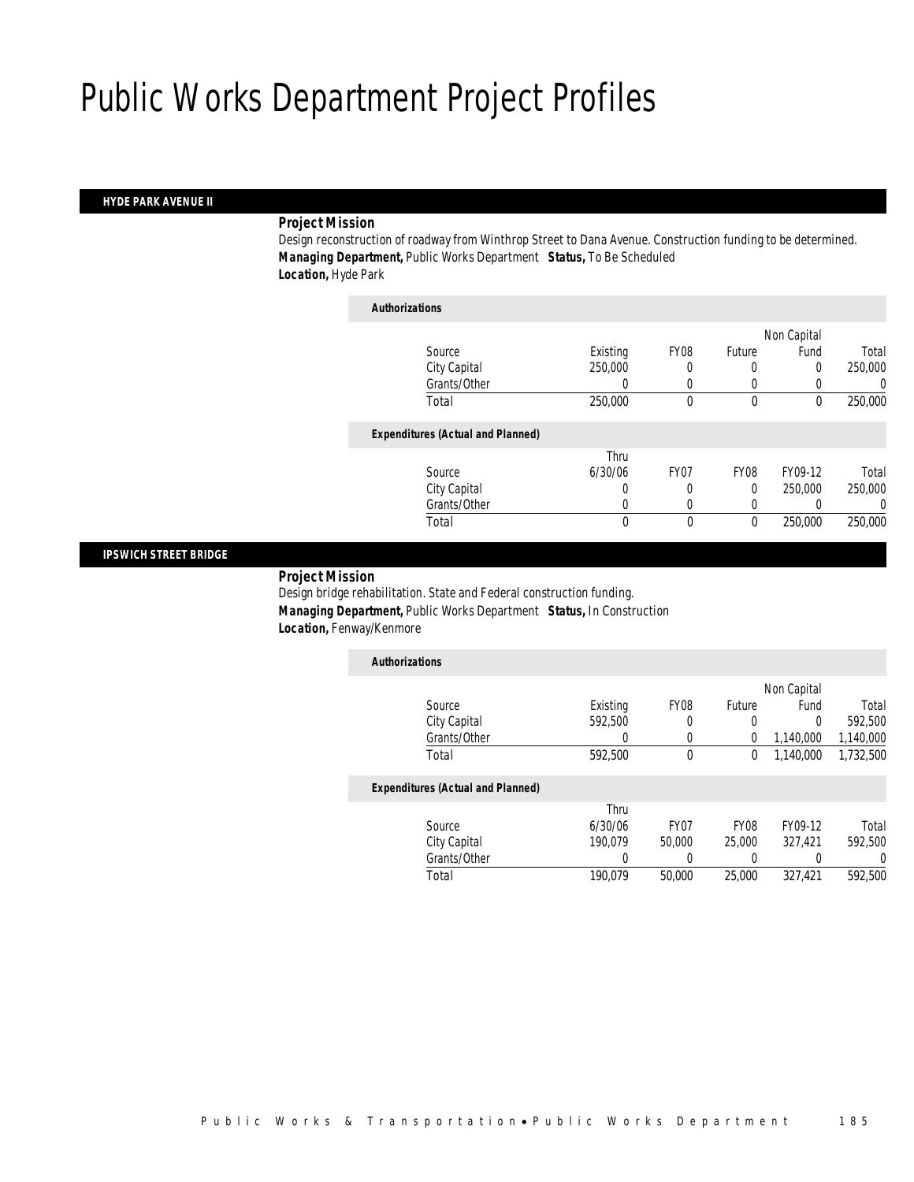# Public Works Department Project Profiles

## HYDE PARK AVENUE II

**Project Mission**

Design reconstruction of roadway from Winthrop Street to Dana Avenue. Construction funding to be determined.

**Managing Department,** Public Works Department **Status,** To Be Scheduled

**Location,** Hyde Park

*Authorizations*

| Source | Existing | FY08 | Future | Non Capital Fund | Total |
|---|---|---|---|---|---|
| City Capital | 250,000 | 0 | 0 | 0 | 250,000 |
| Grants/Other | 0 | 0 | 0 | 0 | 0 |
| Total | 250,000 | 0 | 0 | 0 | 250,000 |

*Expenditures (Actual and Planned)*

| Source | Thru 6/30/06 | FY07 | FY08 | FY09-12 | Total |
|---|---|---|---|---|---|
| City Capital | 0 | 0 | 0 | 250,000 | 250,000 |
| Grants/Other | 0 | 0 | 0 | 0 | 0 |
| Total | 0 | 0 | 0 | 250,000 | 250,000 |

## IPSWICH STREET BRIDGE

**Project Mission**

Design bridge rehabilitation. State and Federal construction funding.

**Managing Department,** Public Works Department **Status,** In Construction

**Location,** Fenway/Kenmore

*Authorizations*

| Source | Existing | FY08 | Future | Non Capital Fund | Total |
|---|---|---|---|---|---|
| City Capital | 592,500 | 0 | 0 | 0 | 592,500 |
| Grants/Other | 0 | 0 | 0 | 1,140,000 | 1,140,000 |
| Total | 592,500 | 0 | 0 | 1,140,000 | 1,732,500 |

*Expenditures (Actual and Planned)*

| Source | Thru 6/30/06 | FY07 | FY08 | FY09-12 | Total |
|---|---|---|---|---|---|
| City Capital | 190,079 | 50,000 | 25,000 | 327,421 | 592,500 |
| Grants/Other | 0 | 0 | 0 | 0 | 0 |
| Total | 190,079 | 50,000 | 25,000 | 327,421 | 592,500 |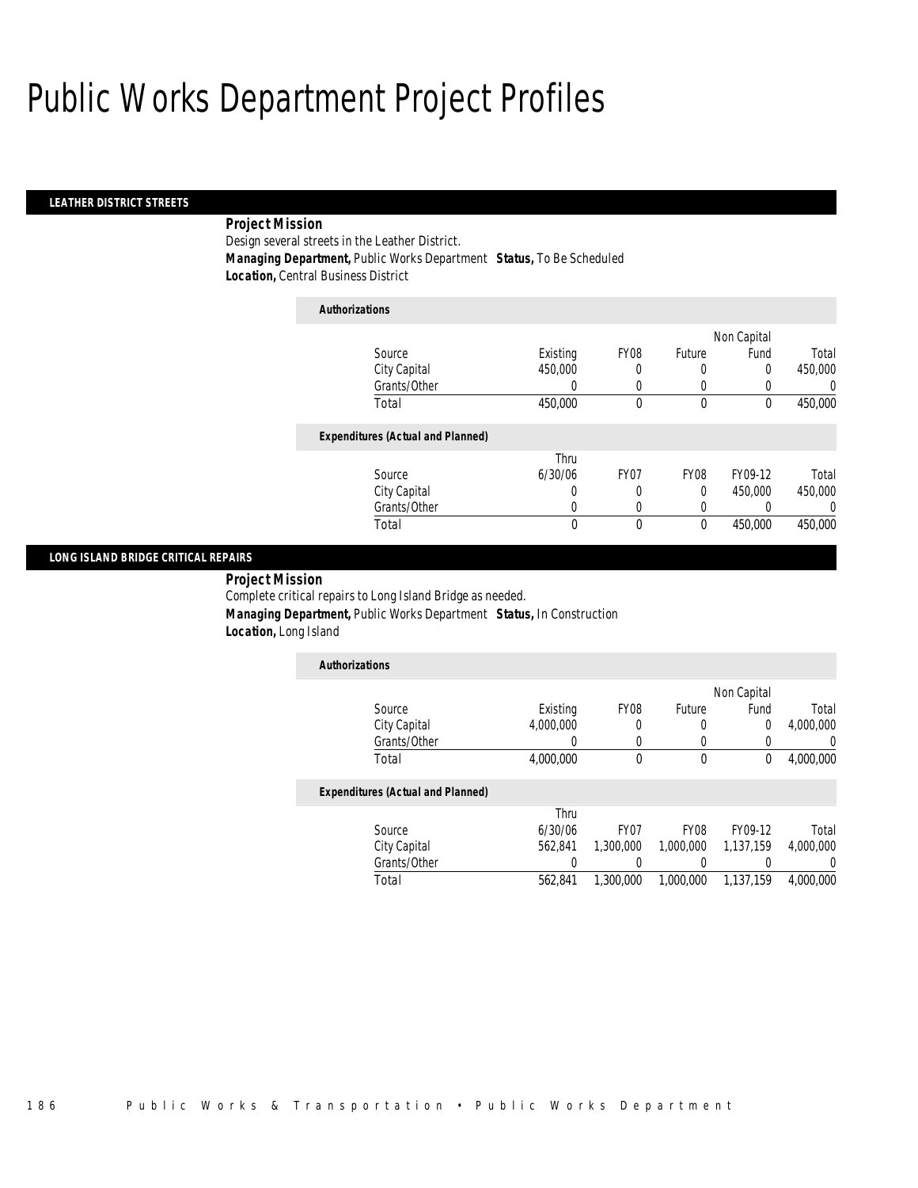# Public Works Department Project Profiles

## LEATHER DISTRICT STREETS

**Project Mission**

Design several streets in the Leather District.

**Managing Department,** Public Works Department **Status,** To Be Scheduled

**Location,** Central Business District

*Authorizations*

| Source | Existing | FY08 | Future | Non Capital Fund | Total |
|---|---|---|---|---|---|
| City Capital | 450,000 | 0 | 0 | 0 | 450,000 |
| Grants/Other | 0 | 0 | 0 | 0 | 0 |
| Total | 450,000 | 0 | 0 | 0 | 450,000 |

*Expenditures (Actual and Planned)*

| Source | Thru 6/30/06 | FY07 | FY08 | FY09-12 | Total |
|---|---|---|---|---|---|
| City Capital | 0 | 0 | 0 | 450,000 | 450,000 |
| Grants/Other | 0 | 0 | 0 | 0 | 0 |
| Total | 0 | 0 | 0 | 450,000 | 450,000 |

## LONG ISLAND BRIDGE CRITICAL REPAIRS

**Project Mission**

Complete critical repairs to Long Island Bridge as needed.

**Managing Department,** Public Works Department **Status,** In Construction

**Location,** Long Island

*Authorizations*

| Source | Existing | FY08 | Future | Non Capital Fund | Total |
|---|---|---|---|---|---|
| City Capital | 4,000,000 | 0 | 0 | 0 | 4,000,000 |
| Grants/Other | 0 | 0 | 0 | 0 | 0 |
| Total | 4,000,000 | 0 | 0 | 0 | 4,000,000 |

*Expenditures (Actual and Planned)*

| Source | Thru 6/30/06 | FY07 | FY08 | FY09-12 | Total |
|---|---|---|---|---|---|
| City Capital | 562,841 | 1,300,000 | 1,000,000 | 1,137,159 | 4,000,000 |
| Grants/Other | 0 | 0 | 0 | 0 | 0 |
| Total | 562,841 | 1,300,000 | 1,000,000 | 1,137,159 | 4,000,000 |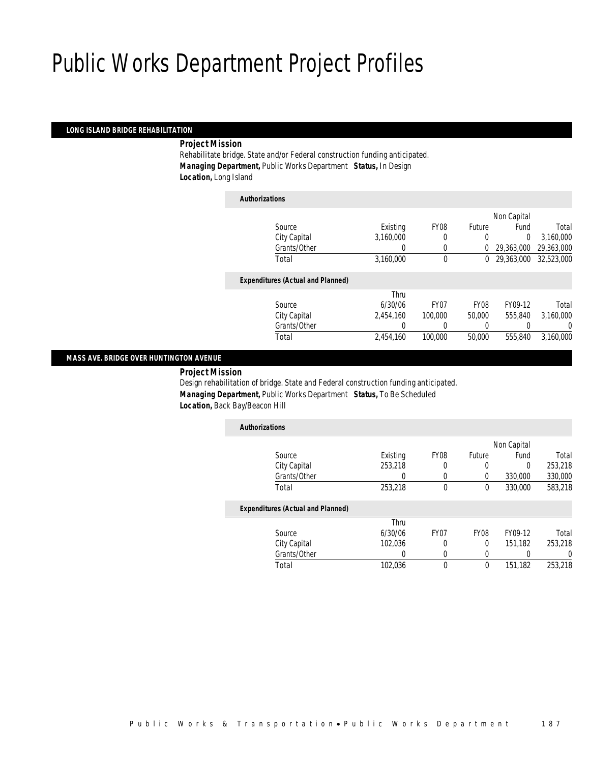# Public Works Department Project Profiles

## LONG ISLAND BRIDGE REHABILITATION

***Project Mission***

Rehabilitate bridge. State and/or Federal construction funding anticipated.

***Managing Department,*** Public Works Department ***Status,*** In Design

***Location,*** Long Island

***Authorizations***

| Source | Existing | FY08 | Future | Non Capital Fund | Total |
|---|---|---|---|---|---|
| City Capital | 3,160,000 | 0 | 0 | 0 | 3,160,000 |
| Grants/Other | 0 | 0 | 0 | 29,363,000 | 29,363,000 |
| Total | 3,160,000 | 0 | 0 | 29,363,000 | 32,523,000 |

***Expenditures (Actual and Planned)***

| Source | Thru 6/30/06 | FY07 | FY08 | FY09-12 | Total |
|---|---|---|---|---|---|
| City Capital | 2,454,160 | 100,000 | 50,000 | 555,840 | 3,160,000 |
| Grants/Other | 0 | 0 | 0 | 0 | 0 |
| Total | 2,454,160 | 100,000 | 50,000 | 555,840 | 3,160,000 |

## MASS AVE. BRIDGE OVER HUNTINGTON AVENUE

***Project Mission***

Design rehabilitation of bridge. State and Federal construction funding anticipated.

***Managing Department,*** Public Works Department ***Status,*** To Be Scheduled

***Location,*** Back Bay/Beacon Hill

***Authorizations***

| Source | Existing | FY08 | Future | Non Capital Fund | Total |
|---|---|---|---|---|---|
| City Capital | 253,218 | 0 | 0 | 0 | 253,218 |
| Grants/Other | 0 | 0 | 0 | 330,000 | 330,000 |
| Total | 253,218 | 0 | 0 | 330,000 | 583,218 |

***Expenditures (Actual and Planned)***

| Source | Thru 6/30/06 | FY07 | FY08 | FY09-12 | Total |
|---|---|---|---|---|---|
| City Capital | 102,036 | 0 | 0 | 151,182 | 253,218 |
| Grants/Other | 0 | 0 | 0 | 0 | 0 |
| Total | 102,036 | 0 | 0 | 151,182 | 253,218 |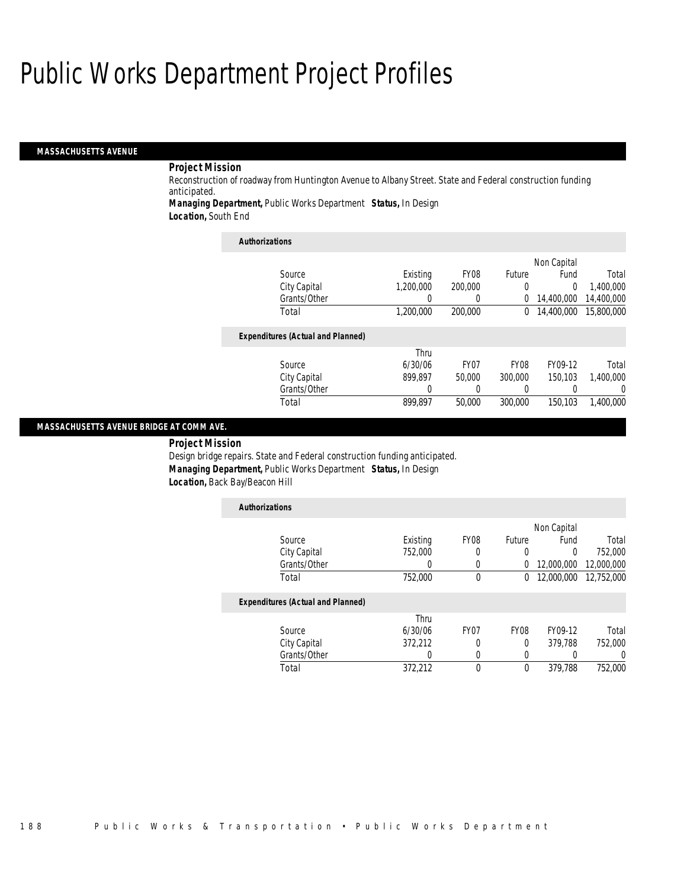# Public Works Department Project Profiles

## MASSACHUSETTS AVENUE

**Project Mission**
Reconstruction of roadway from Huntington Avenue to Albany Street. State and Federal construction funding anticipated.
**Managing Department,** Public Works Department **Status,** In Design
**Location,** South End

**Authorizations**

| Source | Existing | FY08 | Future | Non Capital Fund | Total |
|---|---|---|---|---|---|
| City Capital | 1,200,000 | 200,000 | 0 | 0 | 1,400,000 |
| Grants/Other | 0 | 0 | 0 | 14,400,000 | 14,400,000 |
| Total | 1,200,000 | 200,000 | 0 | 14,400,000 | 15,800,000 |

**Expenditures (Actual and Planned)**

| Source | Thru 6/30/06 | FY07 | FY08 | FY09-12 | Total |
|---|---|---|---|---|---|
| City Capital | 899,897 | 50,000 | 300,000 | 150,103 | 1,400,000 |
| Grants/Other | 0 | 0 | 0 | 0 | 0 |
| Total | 899,897 | 50,000 | 300,000 | 150,103 | 1,400,000 |

## MASSACHUSETTS AVENUE BRIDGE AT COMM AVE.

**Project Mission**
Design bridge repairs. State and Federal construction funding anticipated.
**Managing Department,** Public Works Department **Status,** In Design
**Location,** Back Bay/Beacon Hill

**Authorizations**

| Source | Existing | FY08 | Future | Non Capital Fund | Total |
|---|---|---|---|---|---|
| City Capital | 752,000 | 0 | 0 | 0 | 752,000 |
| Grants/Other | 0 | 0 | 0 | 12,000,000 | 12,000,000 |
| Total | 752,000 | 0 | 0 | 12,000,000 | 12,752,000 |

**Expenditures (Actual and Planned)**

| Source | Thru 6/30/06 | FY07 | FY08 | FY09-12 | Total |
|---|---|---|---|---|---|
| City Capital | 372,212 | 0 | 0 | 379,788 | 752,000 |
| Grants/Other | 0 | 0 | 0 | 0 | 0 |
| Total | 372,212 | 0 | 0 | 379,788 | 752,000 |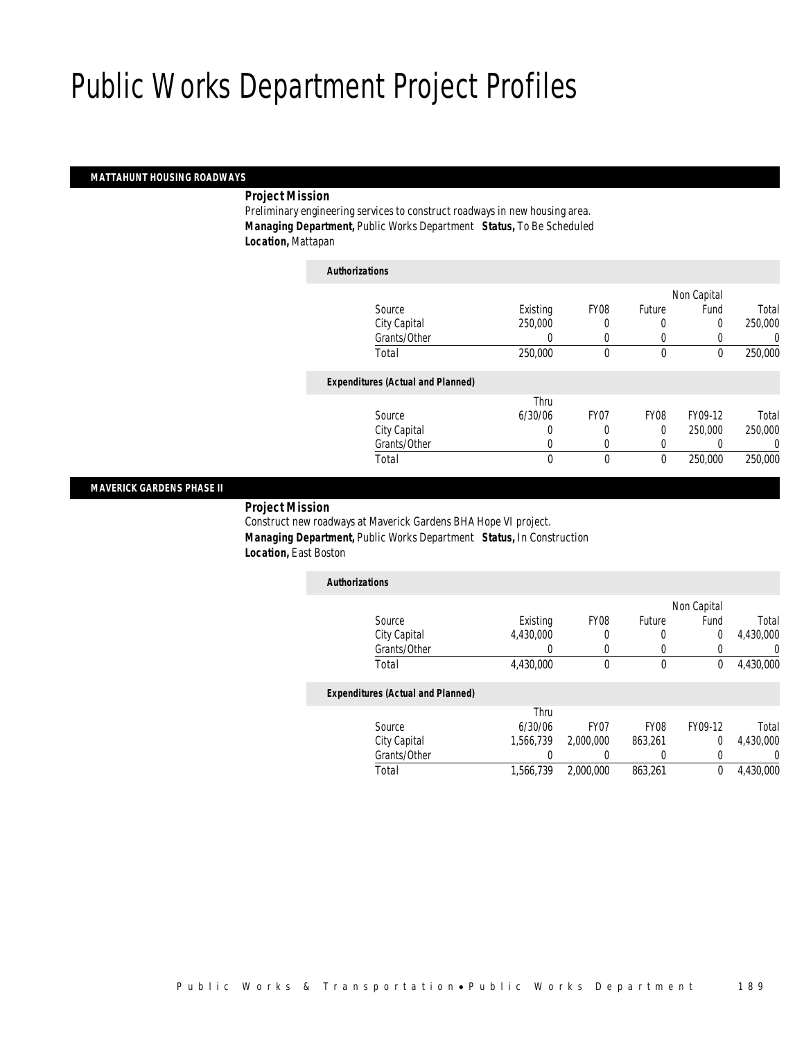# Public Works Department Project Profiles

## MATTAHUNT HOUSING ROADWAYS

***Project Mission***

Preliminary engineering services to construct roadways in new housing area.

***Managing Department,*** Public Works Department ***Status,*** To Be Scheduled

***Location,*** Mattapan

***Authorizations***

| Source | Existing | FY08 | Future | Non Capital Fund | Total |
|---|---|---|---|---|---|
| City Capital | 250,000 | 0 | 0 | 0 | 250,000 |
| Grants/Other | 0 | 0 | 0 | 0 | 0 |
| Total | 250,000 | 0 | 0 | 0 | 250,000 |

***Expenditures (Actual and Planned)***

| Source | Thru 6/30/06 | FY07 | FY08 | FY09-12 | Total |
|---|---|---|---|---|---|
| City Capital | 0 | 0 | 0 | 250,000 | 250,000 |
| Grants/Other | 0 | 0 | 0 | 0 | 0 |
| Total | 0 | 0 | 0 | 250,000 | 250,000 |

## MAVERICK GARDENS PHASE II

***Project Mission***

Construct new roadways at Maverick Gardens BHA Hope VI project.

***Managing Department,*** Public Works Department ***Status,*** In Construction

***Location,*** East Boston

***Authorizations***

| Source | Existing | FY08 | Future | Non Capital Fund | Total |
|---|---|---|---|---|---|
| City Capital | 4,430,000 | 0 | 0 | 0 | 4,430,000 |
| Grants/Other | 0 | 0 | 0 | 0 | 0 |
| Total | 4,430,000 | 0 | 0 | 0 | 4,430,000 |

***Expenditures (Actual and Planned)***

| Source | Thru 6/30/06 | FY07 | FY08 | FY09-12 | Total |
|---|---|---|---|---|---|
| City Capital | 1,566,739 | 2,000,000 | 863,261 | 0 | 4,430,000 |
| Grants/Other | 0 | 0 | 0 | 0 | 0 |
| Total | 1,566,739 | 2,000,000 | 863,261 | 0 | 4,430,000 |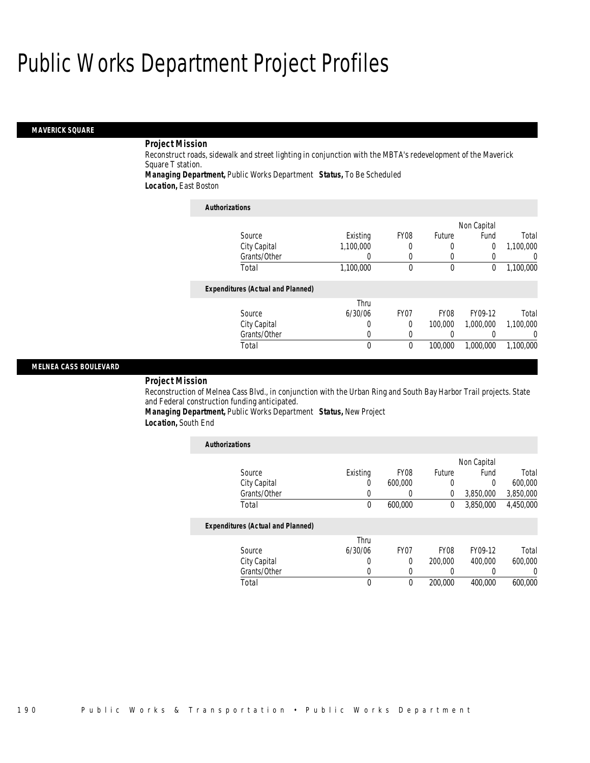# Public Works Department Project Profiles

## MAVERICK SQUARE

***Project Mission***

Reconstruct roads, sidewalk and street lighting in conjunction with the MBTA's redevelopment of the Maverick Square T station.

***Managing Department,*** Public Works Department ***Status,*** To Be Scheduled

***Location,*** East Boston

***Authorizations***

| Source | Existing | FY08 | Future | Non Capital Fund | Total |
|---|---|---|---|---|---|
| City Capital | 1,100,000 | 0 | 0 | 0 | 1,100,000 |
| Grants/Other | 0 | 0 | 0 | 0 | 0 |
| Total | 1,100,000 | 0 | 0 | 0 | 1,100,000 |

***Expenditures (Actual and Planned)***

| Source | Thru 6/30/06 | FY07 | FY08 | FY09-12 | Total |
|---|---|---|---|---|---|
| City Capital | 0 | 0 | 100,000 | 1,000,000 | 1,100,000 |
| Grants/Other | 0 | 0 | 0 | 0 | 0 |
| Total | 0 | 0 | 100,000 | 1,000,000 | 1,100,000 |

## MELNEA CASS BOULEVARD

***Project Mission***

Reconstruction of Melnea Cass Blvd., in conjunction with the Urban Ring and South Bay Harbor Trail projects. State and Federal construction funding anticipated.

***Managing Department,*** Public Works Department ***Status,*** New Project

***Location,*** South End

***Authorizations***

| Source | Existing | FY08 | Future | Non Capital Fund | Total |
|---|---|---|---|---|---|
| City Capital | 0 | 600,000 | 0 | 0 | 600,000 |
| Grants/Other | 0 | 0 | 0 | 3,850,000 | 3,850,000 |
| Total | 0 | 600,000 | 0 | 3,850,000 | 4,450,000 |

***Expenditures (Actual and Planned)***

| Source | Thru 6/30/06 | FY07 | FY08 | FY09-12 | Total |
|---|---|---|---|---|---|
| City Capital | 0 | 0 | 200,000 | 400,000 | 600,000 |
| Grants/Other | 0 | 0 | 0 | 0 | 0 |
| Total | 0 | 0 | 200,000 | 400,000 | 600,000 |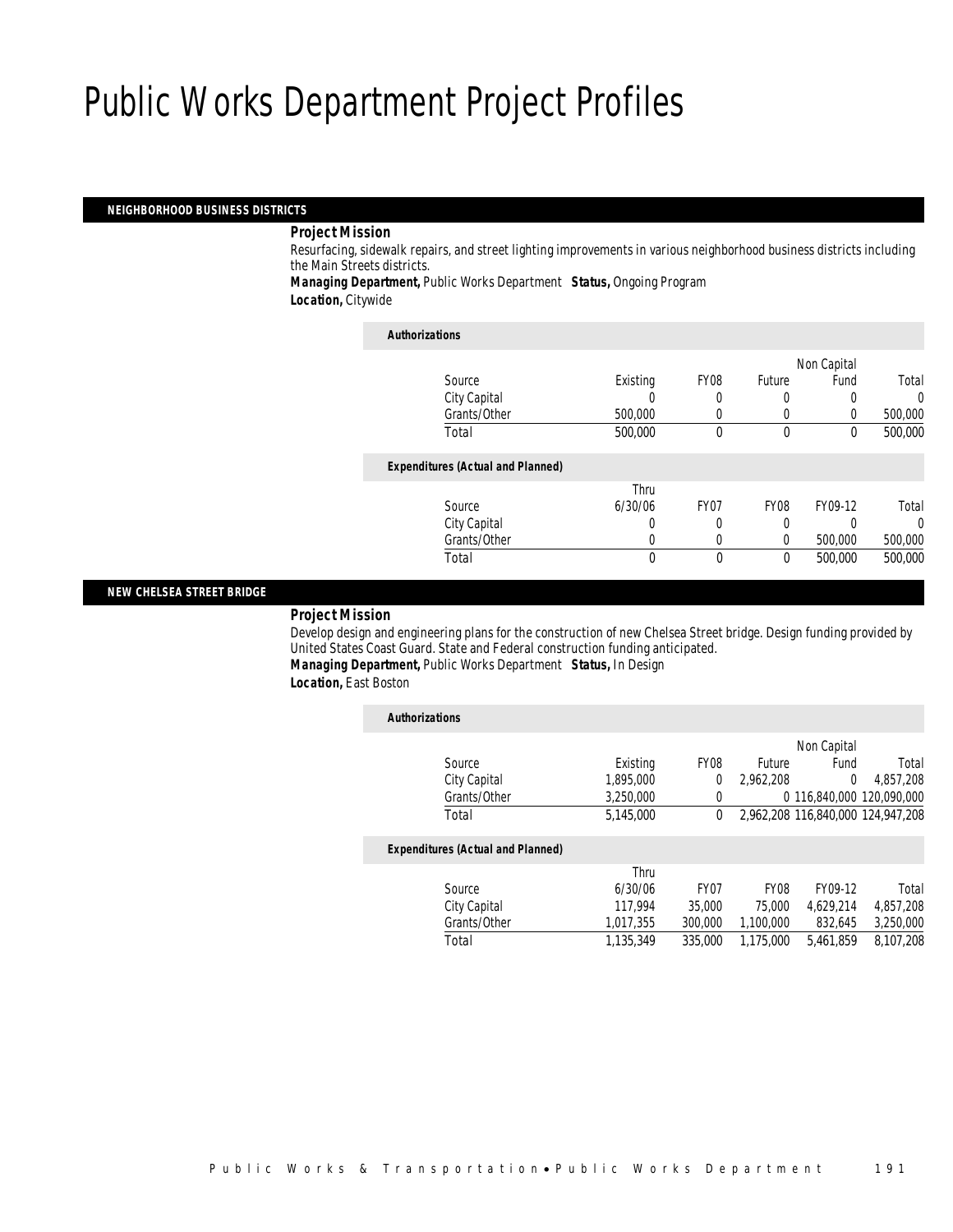# Public Works Department Project Profiles

## NEIGHBORHOOD BUSINESS DISTRICTS

***Project Mission***

Resurfacing, sidewalk repairs, and street lighting improvements in various neighborhood business districts including the Main Streets districts.

***Managing Department,*** Public Works Department ***Status,*** Ongoing Program

***Location,*** Citywide

***Authorizations***

| Source | Existing | FY08 | Future | Non Capital Fund | Total |
|---|---|---|---|---|---|
| City Capital | 0 | 0 | 0 | 0 | 0 |
| Grants/Other | 500,000 | 0 | 0 | 0 | 500,000 |
| Total | 500,000 | 0 | 0 | 0 | 500,000 |

***Expenditures (Actual and Planned)***

| Source | Thru 6/30/06 | FY07 | FY08 | FY09-12 | Total |
|---|---|---|---|---|---|
| City Capital | 0 | 0 | 0 | 0 | 0 |
| Grants/Other | 0 | 0 | 0 | 500,000 | 500,000 |
| Total | 0 | 0 | 0 | 500,000 | 500,000 |

## NEW CHELSEA STREET BRIDGE

***Project Mission***

Develop design and engineering plans for the construction of new Chelsea Street bridge. Design funding provided by United States Coast Guard. State and Federal construction funding anticipated.

***Managing Department,*** Public Works Department ***Status,*** In Design

***Location,*** East Boston

***Authorizations***

| Source | Existing | FY08 | Future | Non Capital Fund | Total |
|---|---|---|---|---|---|
| City Capital | 1,895,000 | 0 | 2,962,208 | 0 | 4,857,208 |
| Grants/Other | 3,250,000 | 0 | 0 | 116,840,000 | 120,090,000 |
| Total | 5,145,000 | 0 | 2,962,208 | 116,840,000 | 124,947,208 |

***Expenditures (Actual and Planned)***

| Source | Thru 6/30/06 | FY07 | FY08 | FY09-12 | Total |
|---|---|---|---|---|---|
| City Capital | 117,994 | 35,000 | 75,000 | 4,629,214 | 4,857,208 |
| Grants/Other | 1,017,355 | 300,000 | 1,100,000 | 832,645 | 3,250,000 |
| Total | 1,135,349 | 335,000 | 1,175,000 | 5,461,859 | 8,107,208 |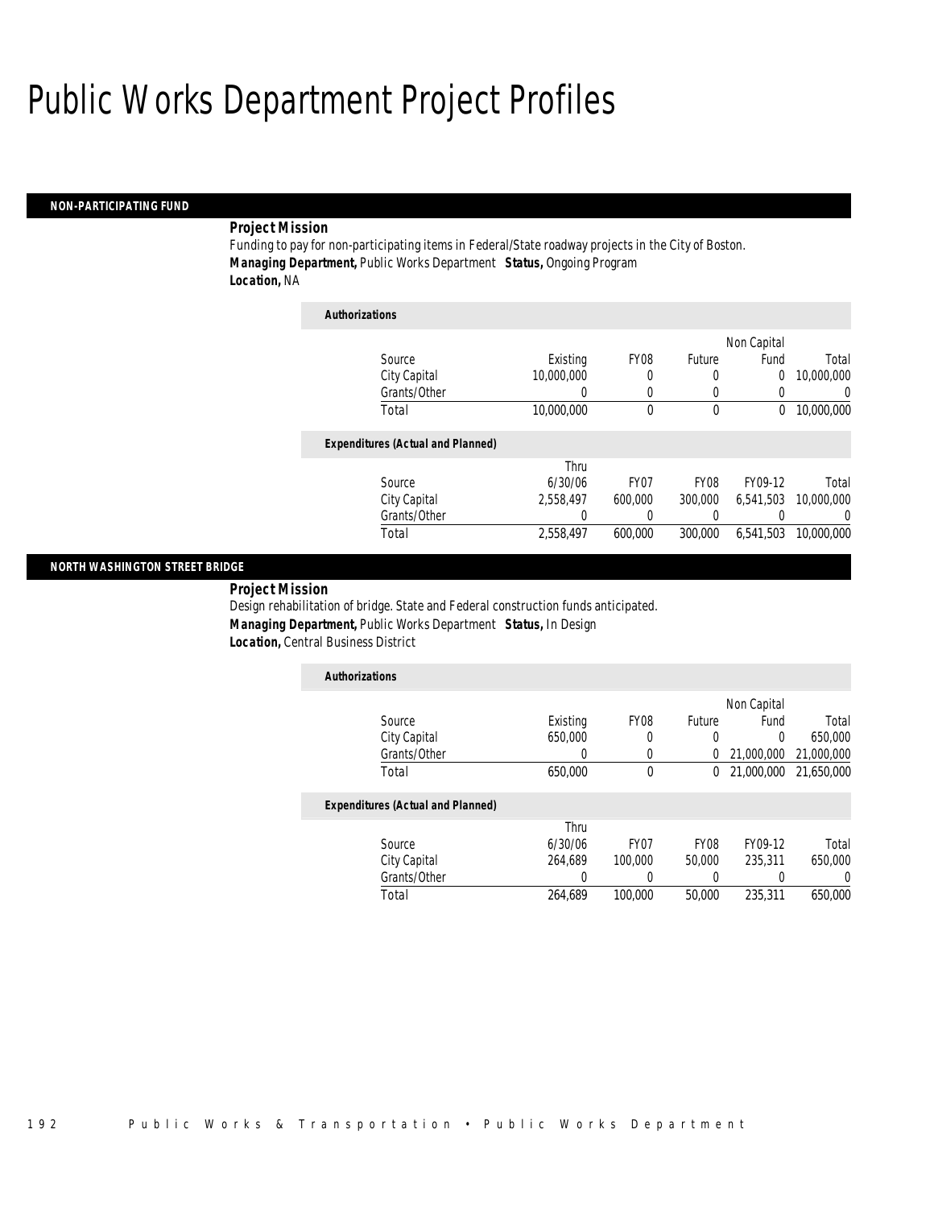# Public Works Department Project Profiles

## NON-PARTICIPATING FUND

***Project Mission***

Funding to pay for non-participating items in Federal/State roadway projects in the City of Boston.

***Managing Department,*** Public Works Department ***Status,*** Ongoing Program

***Location,*** NA

***Authorizations***

| Source | Existing | FY08 | Future | Non Capital Fund | Total |
|---|---|---|---|---|---|
| City Capital | 10,000,000 | 0 | 0 | 0 | 10,000,000 |
| Grants/Other | 0 | 0 | 0 | 0 | 0 |
| Total | 10,000,000 | 0 | 0 | 0 | 10,000,000 |

***Expenditures (Actual and Planned)***

| Source | Thru 6/30/06 | FY07 | FY08 | FY09-12 | Total |
|---|---|---|---|---|---|
| City Capital | 2,558,497 | 600,000 | 300,000 | 6,541,503 | 10,000,000 |
| Grants/Other | 0 | 0 | 0 | 0 | 0 |
| Total | 2,558,497 | 600,000 | 300,000 | 6,541,503 | 10,000,000 |

## NORTH WASHINGTON STREET BRIDGE

***Project Mission***

Design rehabilitation of bridge. State and Federal construction funds anticipated.

***Managing Department,*** Public Works Department ***Status,*** In Design

***Location,*** Central Business District

***Authorizations***

| Source | Existing | FY08 | Future | Non Capital Fund | Total |
|---|---|---|---|---|---|
| City Capital | 650,000 | 0 | 0 | 0 | 650,000 |
| Grants/Other | 0 | 0 | 0 | 21,000,000 | 21,000,000 |
| Total | 650,000 | 0 | 0 | 21,000,000 | 21,650,000 |

***Expenditures (Actual and Planned)***

| Source | Thru 6/30/06 | FY07 | FY08 | FY09-12 | Total |
|---|---|---|---|---|---|
| City Capital | 264,689 | 100,000 | 50,000 | 235,311 | 650,000 |
| Grants/Other | 0 | 0 | 0 | 0 | 0 |
| Total | 264,689 | 100,000 | 50,000 | 235,311 | 650,000 |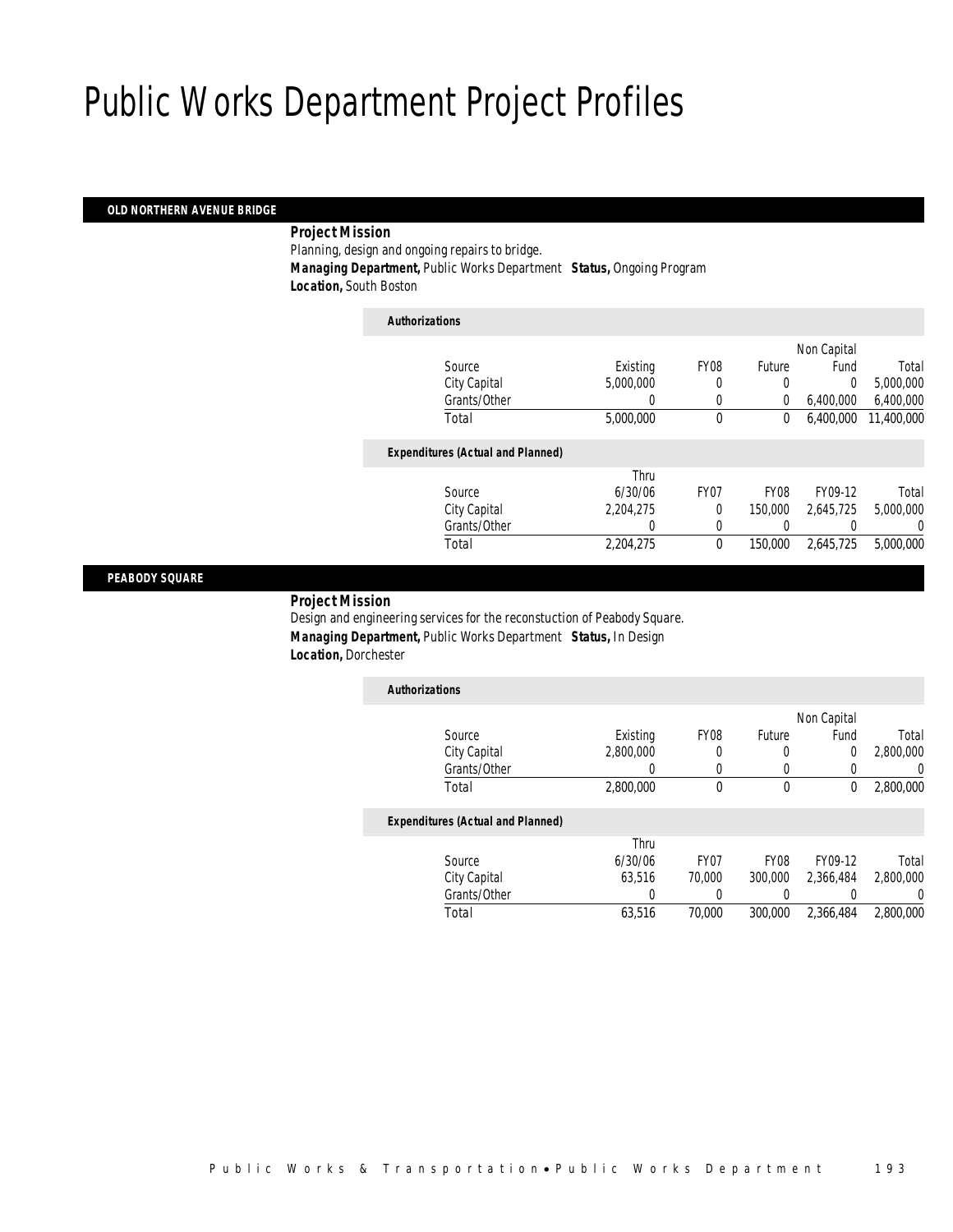# Public Works Department Project Profiles

## OLD NORTHERN AVENUE BRIDGE

**Project Mission**

Planning, design and ongoing repairs to bridge.

**Managing Department,** Public Works Department **Status,** Ongoing Program

**Location,** South Boston

*Authorizations*

| Source | Existing | FY08 | Future | Non Capital Fund | Total |
|---|---|---|---|---|---|
| City Capital | 5,000,000 | 0 | 0 | 0 | 5,000,000 |
| Grants/Other | 0 | 0 | 0 | 6,400,000 | 6,400,000 |
| Total | 5,000,000 | 0 | 0 | 6,400,000 | 11,400,000 |

*Expenditures (Actual and Planned)*

| Source | Thru 6/30/06 | FY07 | FY08 | FY09-12 | Total |
|---|---|---|---|---|---|
| City Capital | 2,204,275 | 0 | 150,000 | 2,645,725 | 5,000,000 |
| Grants/Other | 0 | 0 | 0 | 0 | 0 |
| Total | 2,204,275 | 0 | 150,000 | 2,645,725 | 5,000,000 |

## PEABODY SQUARE

**Project Mission**

Design and engineering services for the reconstuction of Peabody Square.

**Managing Department,** Public Works Department **Status,** In Design

**Location,** Dorchester

*Authorizations*

| Source | Existing | FY08 | Future | Non Capital Fund | Total |
|---|---|---|---|---|---|
| City Capital | 2,800,000 | 0 | 0 | 0 | 2,800,000 |
| Grants/Other | 0 | 0 | 0 | 0 | 0 |
| Total | 2,800,000 | 0 | 0 | 0 | 2,800,000 |

*Expenditures (Actual and Planned)*

| Source | Thru 6/30/06 | FY07 | FY08 | FY09-12 | Total |
|---|---|---|---|---|---|
| City Capital | 63,516 | 70,000 | 300,000 | 2,366,484 | 2,800,000 |
| Grants/Other | 0 | 0 | 0 | 0 | 0 |
| Total | 63,516 | 70,000 | 300,000 | 2,366,484 | 2,800,000 |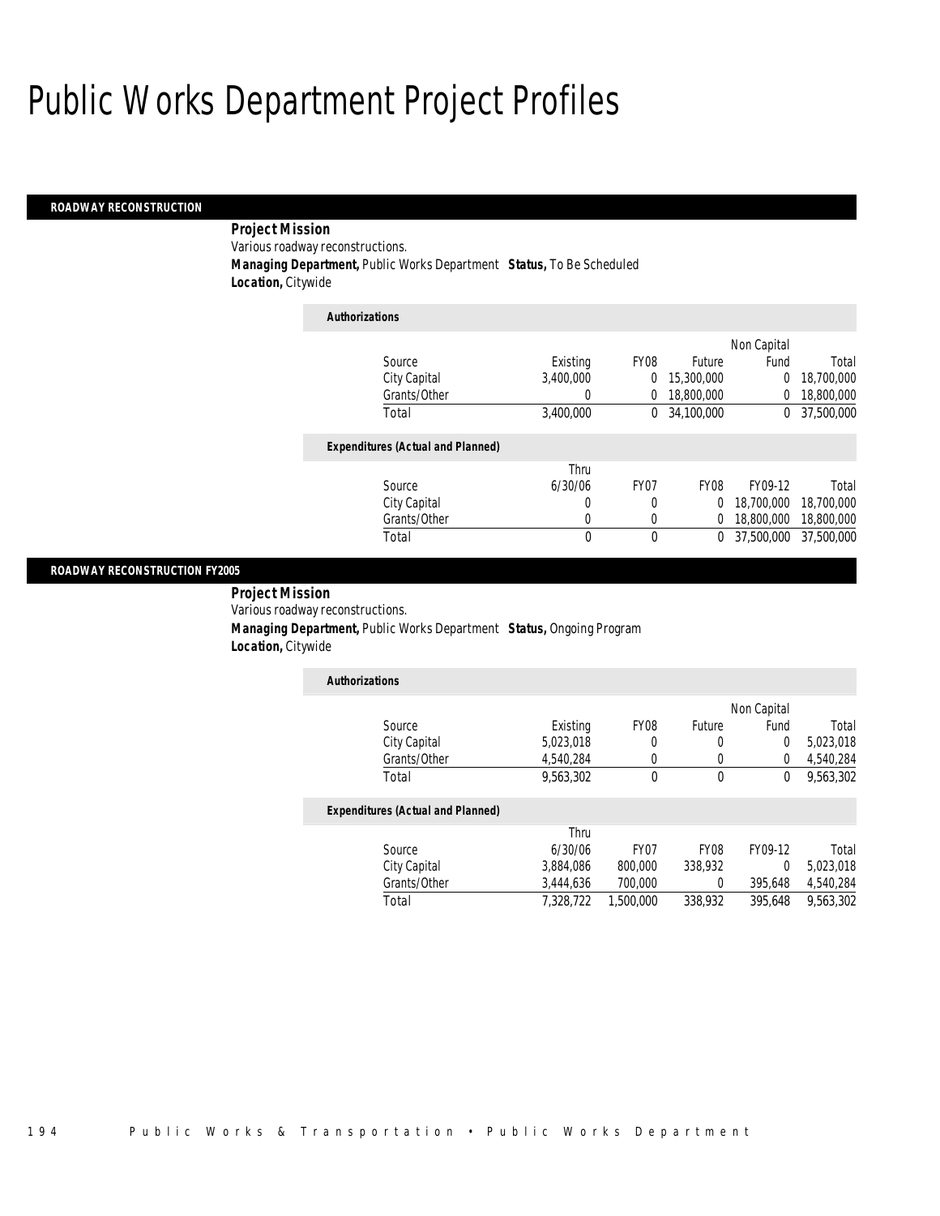# Public Works Department Project Profiles

## ROADWAY RECONSTRUCTION

**Project Mission**
Various roadway reconstructions.
**Managing Department,** Public Works Department **Status,** To Be Scheduled
**Location,** Citywide

**Authorizations**

| Source | Existing | FY08 | Future | Non Capital Fund | Total |
|---|---|---|---|---|---|
| City Capital | 3,400,000 | 0 | 15,300,000 | 0 | 18,700,000 |
| Grants/Other | 0 | 0 | 18,800,000 | 0 | 18,800,000 |
| Total | 3,400,000 | 0 | 34,100,000 | 0 | 37,500,000 |

**Expenditures (Actual and Planned)**

| Source | Thru 6/30/06 | FY07 | FY08 | FY09-12 | Total |
|---|---|---|---|---|---|
| City Capital | 0 | 0 | 0 | 18,700,000 | 18,700,000 |
| Grants/Other | 0 | 0 | 0 | 18,800,000 | 18,800,000 |
| Total | 0 | 0 | 0 | 37,500,000 | 37,500,000 |

## ROADWAY RECONSTRUCTION FY2005

**Project Mission**
Various roadway reconstructions.
**Managing Department,** Public Works Department **Status,** Ongoing Program
**Location,** Citywide

**Authorizations**

| Source | Existing | FY08 | Future | Non Capital Fund | Total |
|---|---|---|---|---|---|
| City Capital | 5,023,018 | 0 | 0 | 0 | 5,023,018 |
| Grants/Other | 4,540,284 | 0 | 0 | 0 | 4,540,284 |
| Total | 9,563,302 | 0 | 0 | 0 | 9,563,302 |

**Expenditures (Actual and Planned)**

| Source | Thru 6/30/06 | FY07 | FY08 | FY09-12 | Total |
|---|---|---|---|---|---|
| City Capital | 3,884,086 | 800,000 | 338,932 | 0 | 5,023,018 |
| Grants/Other | 3,444,636 | 700,000 | 0 | 395,648 | 4,540,284 |
| Total | 7,328,722 | 1,500,000 | 338,932 | 395,648 | 9,563,302 |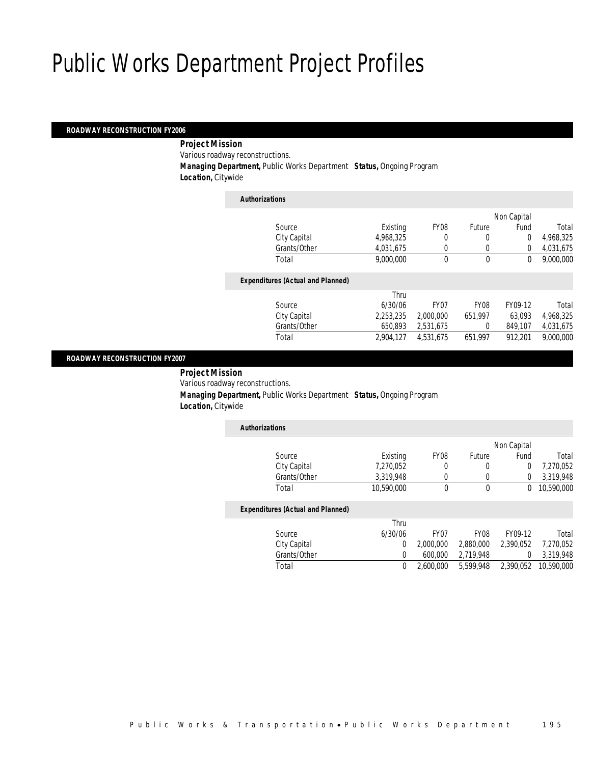# Public Works Department Project Profiles

## ROADWAY RECONSTRUCTION FY2006

**Project Mission**

Various roadway reconstructions.

**Managing Department,** Public Works Department **Status,** Ongoing Program

**Location,** Citywide

*Authorizations*

| Source | Existing | FY08 | Future | Non Capital Fund | Total |
|---|---|---|---|---|---|
| City Capital | 4,968,325 | 0 | 0 | 0 | 4,968,325 |
| Grants/Other | 4,031,675 | 0 | 0 | 0 | 4,031,675 |
| Total | 9,000,000 | 0 | 0 | 0 | 9,000,000 |

*Expenditures (Actual and Planned)*

| Source | Thru 6/30/06 | FY07 | FY08 | FY09-12 | Total |
|---|---|---|---|---|---|
| City Capital | 2,253,235 | 2,000,000 | 651,997 | 63,093 | 4,968,325 |
| Grants/Other | 650,893 | 2,531,675 | 0 | 849,107 | 4,031,675 |
| Total | 2,904,127 | 4,531,675 | 651,997 | 912,201 | 9,000,000 |

## ROADWAY RECONSTRUCTION FY2007

**Project Mission**

Various roadway reconstructions.

**Managing Department,** Public Works Department **Status,** Ongoing Program

**Location,** Citywide

*Authorizations*

| Source | Existing | FY08 | Future | Non Capital Fund | Total |
|---|---|---|---|---|---|
| City Capital | 7,270,052 | 0 | 0 | 0 | 7,270,052 |
| Grants/Other | 3,319,948 | 0 | 0 | 0 | 3,319,948 |
| Total | 10,590,000 | 0 | 0 | 0 | 10,590,000 |

*Expenditures (Actual and Planned)*

| Source | Thru 6/30/06 | FY07 | FY08 | FY09-12 | Total |
|---|---|---|---|---|---|
| City Capital | 0 | 2,000,000 | 2,880,000 | 2,390,052 | 7,270,052 |
| Grants/Other | 0 | 600,000 | 2,719,948 | 0 | 3,319,948 |
| Total | 0 | 2,600,000 | 5,599,948 | 2,390,052 | 10,590,000 |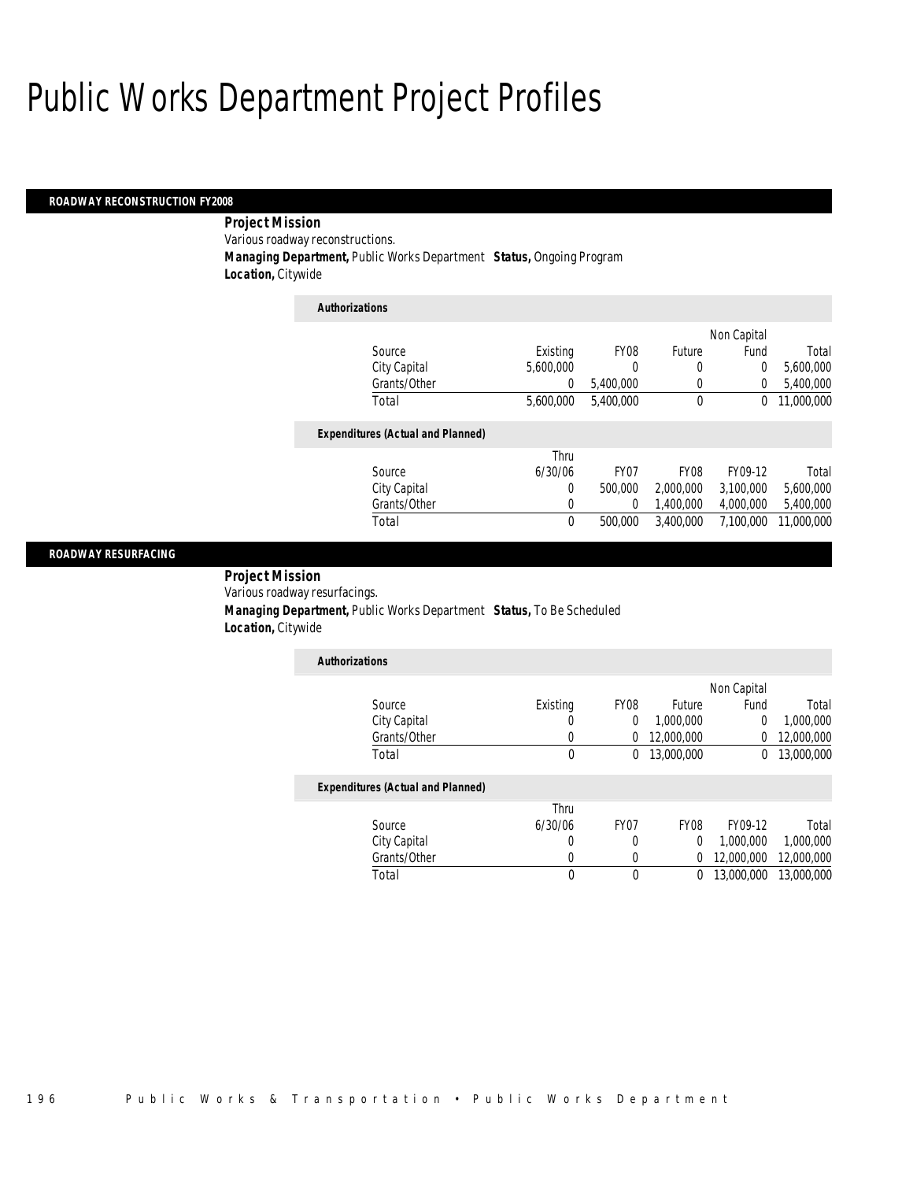# Public Works Department Project Profiles

## ROADWAY RECONSTRUCTION FY2008

**Project Mission**

Various roadway reconstructions.

**Managing Department,** Public Works Department **Status,** Ongoing Program

**Location,** Citywide

### Authorizations

| Source | Existing | FY08 | Future | Non Capital Fund | Total |
|---|---|---|---|---|---|
| City Capital | 5,600,000 | 0 | 0 | 0 | 5,600,000 |
| Grants/Other | 0 | 5,400,000 | 0 | 0 | 5,400,000 |
| Total | 5,600,000 | 5,400,000 | 0 | 0 | 11,000,000 |

### Expenditures (Actual and Planned)

| Source | Thru 6/30/06 | FY07 | FY08 | FY09-12 | Total |
|---|---|---|---|---|---|
| City Capital | 0 | 500,000 | 2,000,000 | 3,100,000 | 5,600,000 |
| Grants/Other | 0 | 0 | 1,400,000 | 4,000,000 | 5,400,000 |
| Total | 0 | 500,000 | 3,400,000 | 7,100,000 | 11,000,000 |

## ROADWAY RESURFACING

**Project Mission**

Various roadway resurfacings.

**Managing Department,** Public Works Department **Status,** To Be Scheduled

**Location,** Citywide

### Authorizations

| Source | Existing | FY08 | Future | Non Capital Fund | Total |
|---|---|---|---|---|---|
| City Capital | 0 | 0 | 1,000,000 | 0 | 1,000,000 |
| Grants/Other | 0 | 0 | 12,000,000 | 0 | 12,000,000 |
| Total | 0 | 0 | 13,000,000 | 0 | 13,000,000 |

### Expenditures (Actual and Planned)

| Source | Thru 6/30/06 | FY07 | FY08 | FY09-12 | Total |
|---|---|---|---|---|---|
| City Capital | 0 | 0 | 0 | 1,000,000 | 1,000,000 |
| Grants/Other | 0 | 0 | 0 | 12,000,000 | 12,000,000 |
| Total | 0 | 0 | 0 | 13,000,000 | 13,000,000 |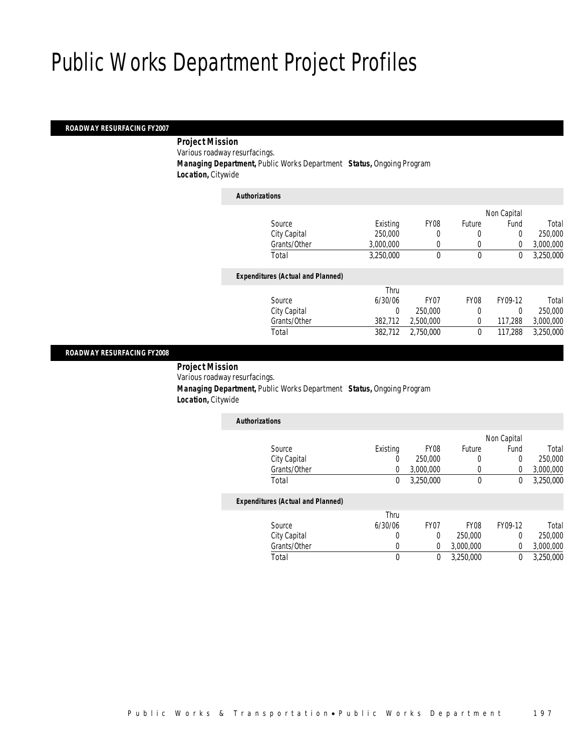# Public Works Department Project Profiles

## ROADWAY RESURFACING FY2007

**Project Mission**

Various roadway resurfacings.

**Managing Department,** Public Works Department **Status,** Ongoing Program

**Location,** Citywide

*Authorizations*

| Source | Existing | FY08 | Future | Non Capital Fund | Total |
|---|---|---|---|---|---|
| City Capital | 250,000 | 0 | 0 | 0 | 250,000 |
| Grants/Other | 3,000,000 | 0 | 0 | 0 | 3,000,000 |
| Total | 3,250,000 | 0 | 0 | 0 | 3,250,000 |

*Expenditures (Actual and Planned)*

| Source | Thru 6/30/06 | FY07 | FY08 | FY09-12 | Total |
|---|---|---|---|---|---|
| City Capital | 0 | 250,000 | 0 | 0 | 250,000 |
| Grants/Other | 382,712 | 2,500,000 | 0 | 117,288 | 3,000,000 |
| Total | 382,712 | 2,750,000 | 0 | 117,288 | 3,250,000 |

## ROADWAY RESURFACING FY2008

**Project Mission**

Various roadway resurfacings.

**Managing Department,** Public Works Department **Status,** Ongoing Program

**Location,** Citywide

*Authorizations*

| Source | Existing | FY08 | Future | Non Capital Fund | Total |
|---|---|---|---|---|---|
| City Capital | 0 | 250,000 | 0 | 0 | 250,000 |
| Grants/Other | 0 | 3,000,000 | 0 | 0 | 3,000,000 |
| Total | 0 | 3,250,000 | 0 | 0 | 3,250,000 |

*Expenditures (Actual and Planned)*

| Source | Thru 6/30/06 | FY07 | FY08 | FY09-12 | Total |
|---|---|---|---|---|---|
| City Capital | 0 | 0 | 250,000 | 0 | 250,000 |
| Grants/Other | 0 | 0 | 3,000,000 | 0 | 3,000,000 |
| Total | 0 | 0 | 3,250,000 | 0 | 3,250,000 |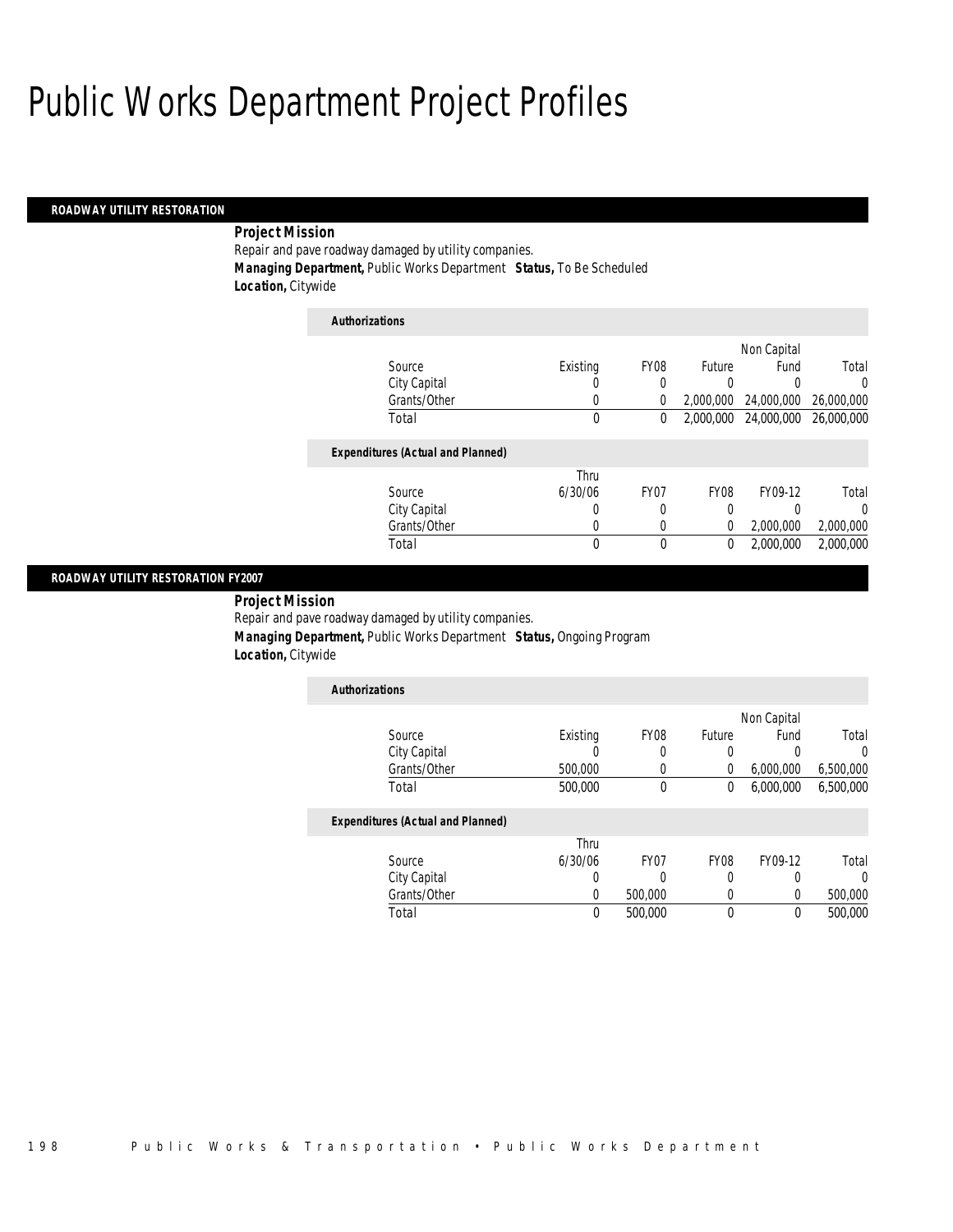# Public Works Department Project Profiles

## ROADWAY UTILITY RESTORATION

***Project Mission***

Repair and pave roadway damaged by utility companies.

***Managing Department,*** Public Works Department ***Status,*** To Be Scheduled

***Location,*** Citywide

***Authorizations***

| Source | Existing | FY08 | Future | Non Capital Fund | Total |
|---|---|---|---|---|---|
| City Capital | 0 | 0 | 0 | 0 | 0 |
| Grants/Other | 0 | 0 | 2,000,000 | 24,000,000 | 26,000,000 |
| Total | 0 | 0 | 2,000,000 | 24,000,000 | 26,000,000 |

***Expenditures (Actual and Planned)***

| Source | Thru 6/30/06 | FY07 | FY08 | FY09-12 | Total |
|---|---|---|---|---|---|
| City Capital | 0 | 0 | 0 | 0 | 0 |
| Grants/Other | 0 | 0 | 0 | 2,000,000 | 2,000,000 |
| Total | 0 | 0 | 0 | 2,000,000 | 2,000,000 |

## ROADWAY UTILITY RESTORATION FY2007

***Project Mission***

Repair and pave roadway damaged by utility companies.

***Managing Department,*** Public Works Department ***Status,*** Ongoing Program

***Location,*** Citywide

***Authorizations***

| Source | Existing | FY08 | Future | Non Capital Fund | Total |
|---|---|---|---|---|---|
| City Capital | 0 | 0 | 0 | 0 | 0 |
| Grants/Other | 500,000 | 0 | 0 | 6,000,000 | 6,500,000 |
| Total | 500,000 | 0 | 0 | 6,000,000 | 6,500,000 |

***Expenditures (Actual and Planned)***

| Source | Thru 6/30/06 | FY07 | FY08 | FY09-12 | Total |
|---|---|---|---|---|---|
| City Capital | 0 | 0 | 0 | 0 | 0 |
| Grants/Other | 0 | 500,000 | 0 | 0 | 500,000 |
| Total | 0 | 500,000 | 0 | 0 | 500,000 |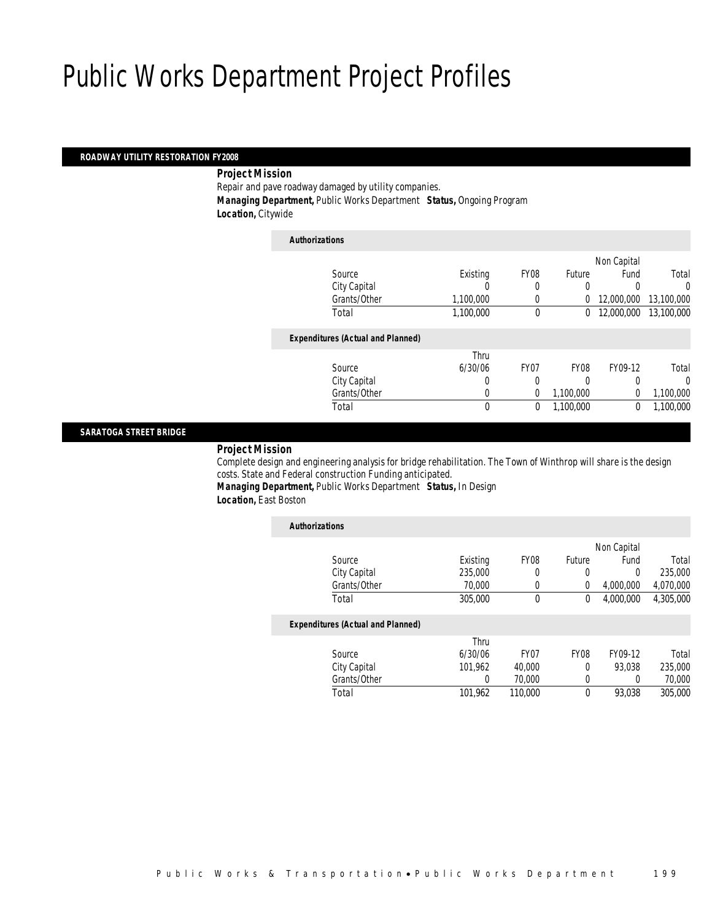# Public Works Department Project Profiles

## ROADWAY UTILITY RESTORATION FY2008

***Project Mission***

Repair and pave roadway damaged by utility companies.

***Managing Department,*** Public Works Department ***Status,*** Ongoing Program

***Location,*** Citywide

***Authorizations***

| Source | Existing | FY08 | Future | Non Capital Fund | Total |
|---|---|---|---|---|---|
| City Capital | 0 | 0 | 0 | 0 | 0 |
| Grants/Other | 1,100,000 | 0 | 0 | 12,000,000 | 13,100,000 |
| Total | 1,100,000 | 0 | 0 | 12,000,000 | 13,100,000 |

***Expenditures (Actual and Planned)***

| Source | Thru 6/30/06 | FY07 | FY08 | FY09-12 | Total |
|---|---|---|---|---|---|
| City Capital | 0 | 0 | 0 | 0 | 0 |
| Grants/Other | 0 | 0 | 1,100,000 | 0 | 1,100,000 |
| Total | 0 | 0 | 1,100,000 | 0 | 1,100,000 |

## SARATOGA STREET BRIDGE

***Project Mission***

Complete design and engineering analysis for bridge rehabilitation. The Town of Winthrop will share is the design costs. State and Federal construction Funding anticipated.

***Managing Department,*** Public Works Department ***Status,*** In Design

***Location,*** East Boston

***Authorizations***

| Source | Existing | FY08 | Future | Non Capital Fund | Total |
|---|---|---|---|---|---|
| City Capital | 235,000 | 0 | 0 | 0 | 235,000 |
| Grants/Other | 70,000 | 0 | 0 | 4,000,000 | 4,070,000 |
| Total | 305,000 | 0 | 0 | 4,000,000 | 4,305,000 |

***Expenditures (Actual and Planned)***

| Source | Thru 6/30/06 | FY07 | FY08 | FY09-12 | Total |
|---|---|---|---|---|---|
| City Capital | 101,962 | 40,000 | 0 | 93,038 | 235,000 |
| Grants/Other | 0 | 70,000 | 0 | 0 | 70,000 |
| Total | 101,962 | 110,000 | 0 | 93,038 | 305,000 |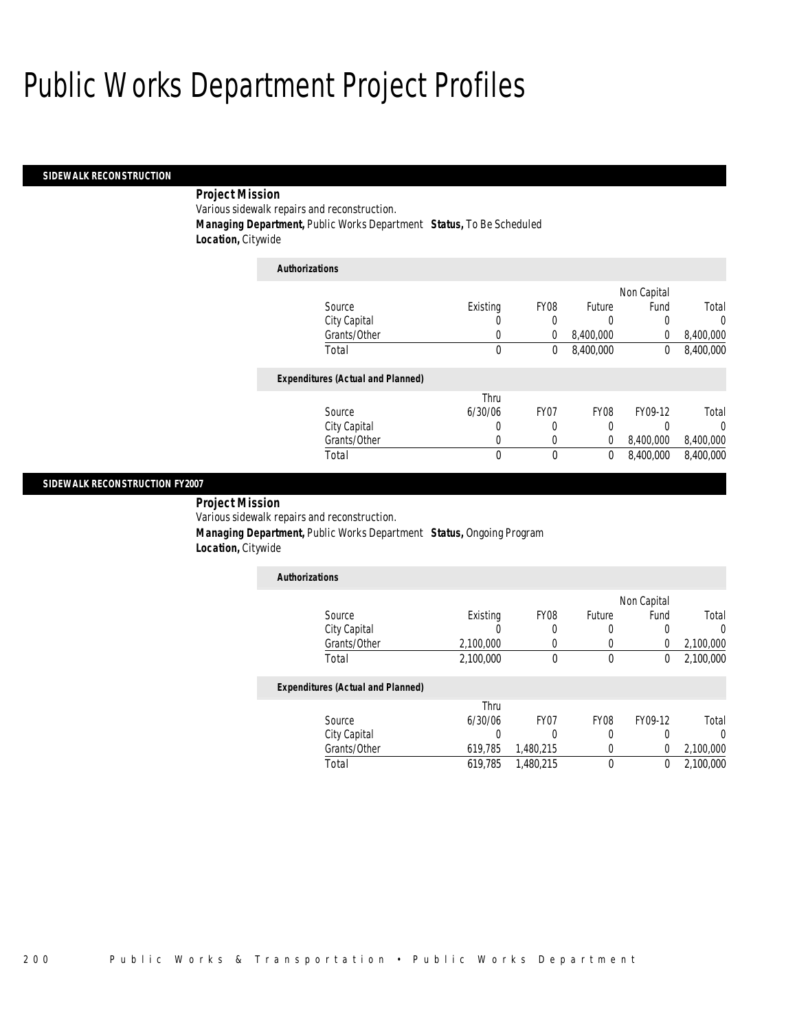# Public Works Department Project Profiles

## SIDEWALK RECONSTRUCTION

**Project Mission**
Various sidewalk repairs and reconstruction.
**Managing Department,** Public Works Department **Status,** To Be Scheduled
**Location,** Citywide

**Authorizations**

| Source | Existing | FY08 | Future | Non Capital Fund | Total |
|---|---|---|---|---|---|
| City Capital | 0 | 0 | 0 | 0 | 0 |
| Grants/Other | 0 | 0 | 8,400,000 | 0 | 8,400,000 |
| Total | 0 | 0 | 8,400,000 | 0 | 8,400,000 |

**Expenditures (Actual and Planned)**

| Source | Thru 6/30/06 | FY07 | FY08 | FY09-12 | Total |
|---|---|---|---|---|---|
| City Capital | 0 | 0 | 0 | 0 | 0 |
| Grants/Other | 0 | 0 | 0 | 8,400,000 | 8,400,000 |
| Total | 0 | 0 | 0 | 8,400,000 | 8,400,000 |

## SIDEWALK RECONSTRUCTION FY2007

**Project Mission**
Various sidewalk repairs and reconstruction.
**Managing Department,** Public Works Department **Status,** Ongoing Program
**Location,** Citywide

**Authorizations**

| Source | Existing | FY08 | Future | Non Capital Fund | Total |
|---|---|---|---|---|---|
| City Capital | 0 | 0 | 0 | 0 | 0 |
| Grants/Other | 2,100,000 | 0 | 0 | 0 | 2,100,000 |
| Total | 2,100,000 | 0 | 0 | 0 | 2,100,000 |

**Expenditures (Actual and Planned)**

| Source | Thru 6/30/06 | FY07 | FY08 | FY09-12 | Total |
|---|---|---|---|---|---|
| City Capital | 0 | 0 | 0 | 0 | 0 |
| Grants/Other | 619,785 | 1,480,215 | 0 | 0 | 2,100,000 |
| Total | 619,785 | 1,480,215 | 0 | 0 | 2,100,000 |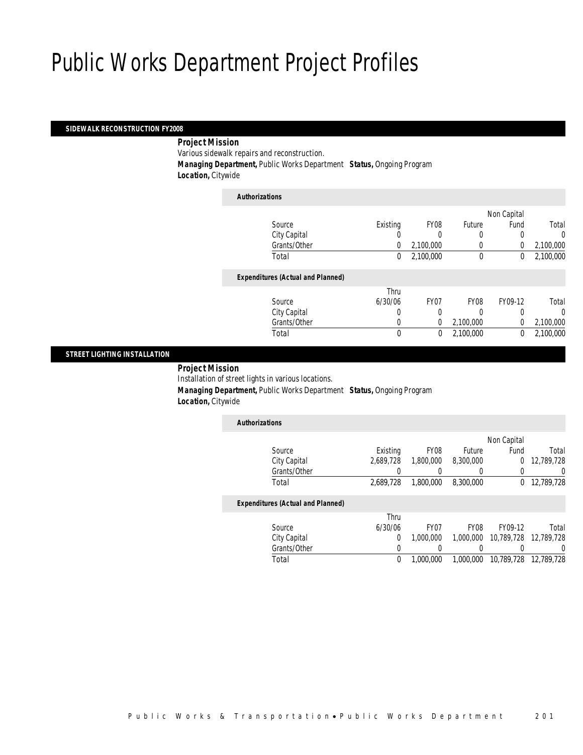# Public Works Department Project Profiles

## SIDEWALK RECONSTRUCTION FY2008

***Project Mission***

Various sidewalk repairs and reconstruction.

***Managing Department,*** Public Works Department ***Status,*** Ongoing Program

***Location,*** Citywide

***Authorizations***

| Source | Existing | FY08 | Future | Non Capital Fund | Total |
|---|---|---|---|---|---|
| City Capital | 0 | 0 | 0 | 0 | 0 |
| Grants/Other | 0 | 2,100,000 | 0 | 0 | 2,100,000 |
| Total | 0 | 2,100,000 | 0 | 0 | 2,100,000 |

***Expenditures (Actual and Planned)***

| Source | Thru 6/30/06 | FY07 | FY08 | FY09-12 | Total |
|---|---|---|---|---|---|
| City Capital | 0 | 0 | 0 | 0 | 0 |
| Grants/Other | 0 | 0 | 2,100,000 | 0 | 2,100,000 |
| Total | 0 | 0 | 2,100,000 | 0 | 2,100,000 |

## STREET LIGHTING INSTALLATION

***Project Mission***

Installation of street lights in various locations.

***Managing Department,*** Public Works Department ***Status,*** Ongoing Program

***Location,*** Citywide

***Authorizations***

| Source | Existing | FY08 | Future | Non Capital Fund | Total |
|---|---|---|---|---|---|
| City Capital | 2,689,728 | 1,800,000 | 8,300,000 | 0 | 12,789,728 |
| Grants/Other | 0 | 0 | 0 | 0 | 0 |
| Total | 2,689,728 | 1,800,000 | 8,300,000 | 0 | 12,789,728 |

***Expenditures (Actual and Planned)***

| Source | Thru 6/30/06 | FY07 | FY08 | FY09-12 | Total |
|---|---|---|---|---|---|
| City Capital | 0 | 1,000,000 | 1,000,000 | 10,789,728 | 12,789,728 |
| Grants/Other | 0 | 0 | 0 | 0 | 0 |
| Total | 0 | 1,000,000 | 1,000,000 | 10,789,728 | 12,789,728 |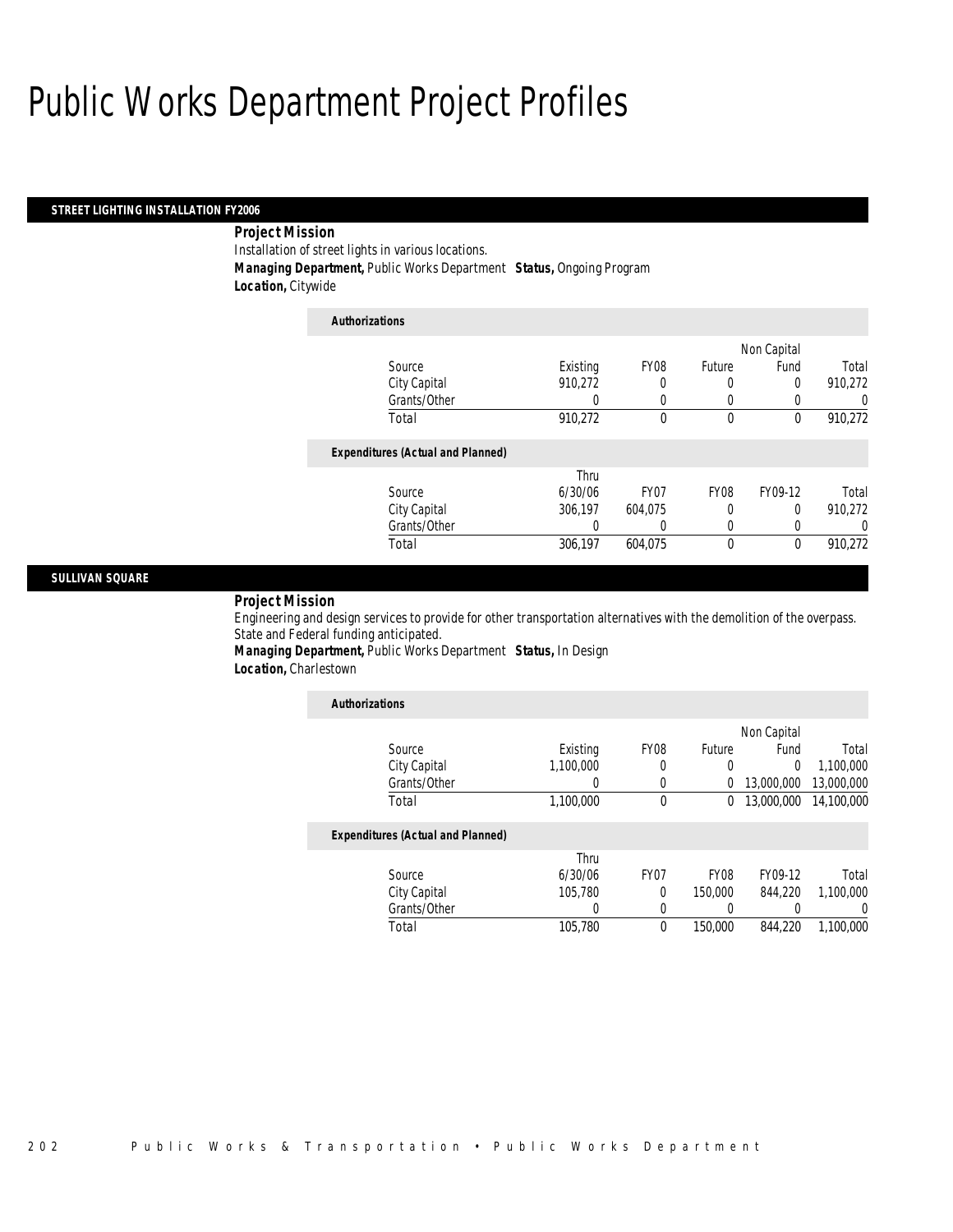# Public Works Department Project Profiles

## STREET LIGHTING INSTALLATION FY2006

***Project Mission***

Installation of street lights in various locations.

***Managing Department,*** Public Works Department ***Status,*** Ongoing Program

***Location,*** Citywide

***Authorizations***

| Source | Existing | FY08 | Future | Non Capital Fund | Total |
|---|---|---|---|---|---|
| City Capital | 910,272 | 0 | 0 | 0 | 910,272 |
| Grants/Other | 0 | 0 | 0 | 0 | 0 |
| Total | 910,272 | 0 | 0 | 0 | 910,272 |

***Expenditures (Actual and Planned)***

| Source | Thru 6/30/06 | FY07 | FY08 | FY09-12 | Total |
|---|---|---|---|---|---|
| City Capital | 306,197 | 604,075 | 0 | 0 | 910,272 |
| Grants/Other | 0 | 0 | 0 | 0 | 0 |
| Total | 306,197 | 604,075 | 0 | 0 | 910,272 |

## SULLIVAN SQUARE

***Project Mission***

Engineering and design services to provide for other transportation alternatives with the demolition of the overpass. State and Federal funding anticipated.

***Managing Department,*** Public Works Department ***Status,*** In Design

***Location,*** Charlestown

***Authorizations***

| Source | Existing | FY08 | Future | Non Capital Fund | Total |
|---|---|---|---|---|---|
| City Capital | 1,100,000 | 0 | 0 | 0 | 1,100,000 |
| Grants/Other | 0 | 0 | 0 | 13,000,000 | 13,000,000 |
| Total | 1,100,000 | 0 | 0 | 13,000,000 | 14,100,000 |

***Expenditures (Actual and Planned)***

| Source | Thru 6/30/06 | FY07 | FY08 | FY09-12 | Total |
|---|---|---|---|---|---|
| City Capital | 105,780 | 0 | 150,000 | 844,220 | 1,100,000 |
| Grants/Other | 0 | 0 | 0 | 0 | 0 |
| Total | 105,780 | 0 | 150,000 | 844,220 | 1,100,000 |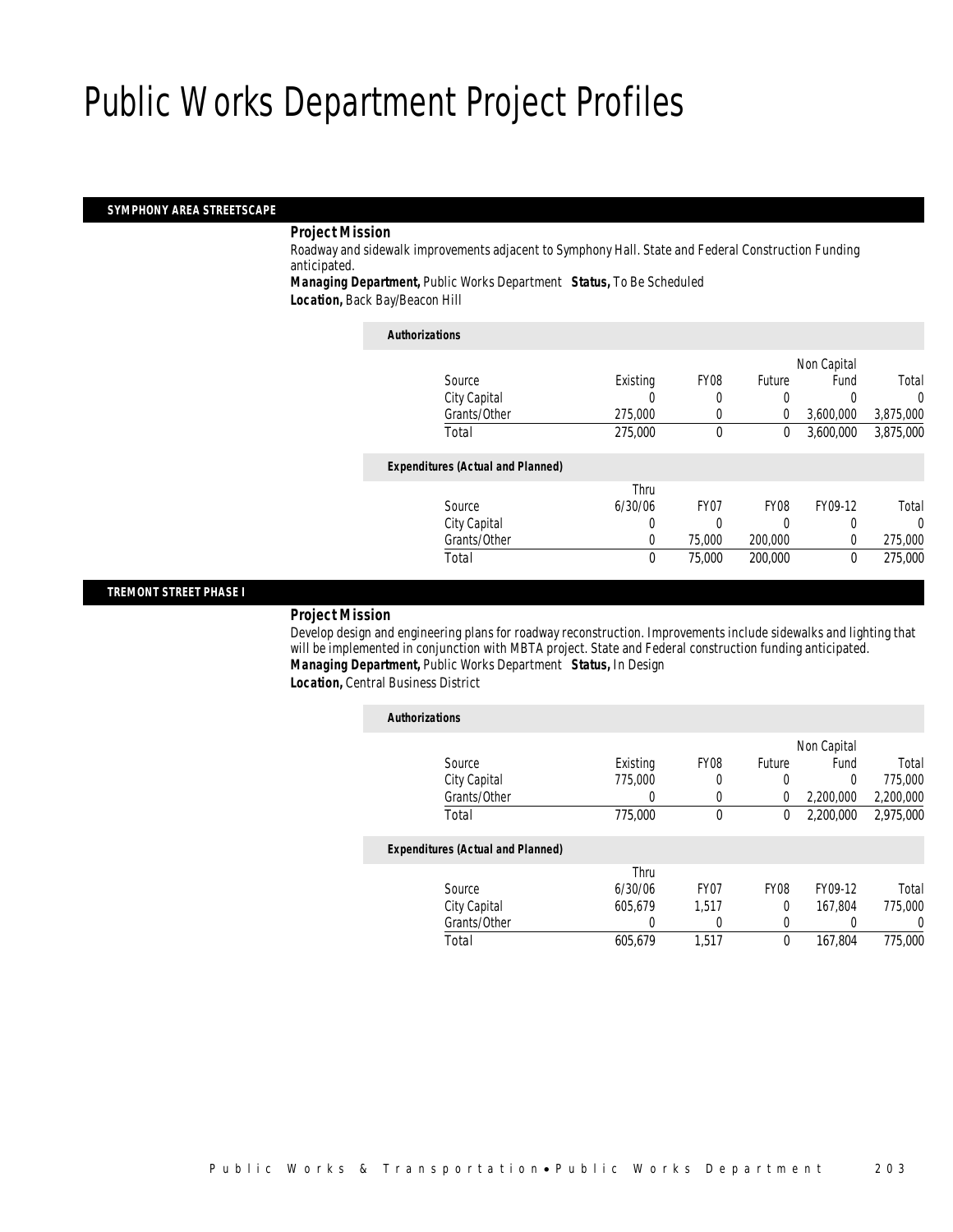# Public Works Department Project Profiles

## SYMPHONY AREA STREETSCAPE

### Project Mission

Roadway and sidewalk improvements adjacent to Symphony Hall. State and Federal Construction Funding anticipated.

**Managing Department,** Public Works Department **Status,** To Be Scheduled

**Location,** Back Bay/Beacon Hill

#### Authorizations

| Source | Existing | FY08 | Future | Non Capital Fund | Total |
|---|---|---|---|---|---|
| City Capital | 0 | 0 | 0 | 0 | 0 |
| Grants/Other | 275,000 | 0 | 0 | 3,600,000 | 3,875,000 |
| Total | 275,000 | 0 | 0 | 3,600,000 | 3,875,000 |

#### Expenditures (Actual and Planned)

| Source | Thru 6/30/06 | FY07 | FY08 | FY09-12 | Total |
|---|---|---|---|---|---|
| City Capital | 0 | 0 | 0 | 0 | 0 |
| Grants/Other | 0 | 75,000 | 200,000 | 0 | 275,000 |
| Total | 0 | 75,000 | 200,000 | 0 | 275,000 |

## TREMONT STREET PHASE I

### Project Mission

Develop design and engineering plans for roadway reconstruction. Improvements include sidewalks and lighting that will be implemented in conjunction with MBTA project. State and Federal construction funding anticipated.

**Managing Department,** Public Works Department **Status,** In Design

**Location,** Central Business District

#### Authorizations

| Source | Existing | FY08 | Future | Non Capital Fund | Total |
|---|---|---|---|---|---|
| City Capital | 775,000 | 0 | 0 | 0 | 775,000 |
| Grants/Other | 0 | 0 | 0 | 2,200,000 | 2,200,000 |
| Total | 775,000 | 0 | 0 | 2,200,000 | 2,975,000 |

#### Expenditures (Actual and Planned)

| Source | Thru 6/30/06 | FY07 | FY08 | FY09-12 | Total |
|---|---|---|---|---|---|
| City Capital | 605,679 | 1,517 | 0 | 167,804 | 775,000 |
| Grants/Other | 0 | 0 | 0 | 0 | 0 |
| Total | 605,679 | 1,517 | 0 | 167,804 | 775,000 |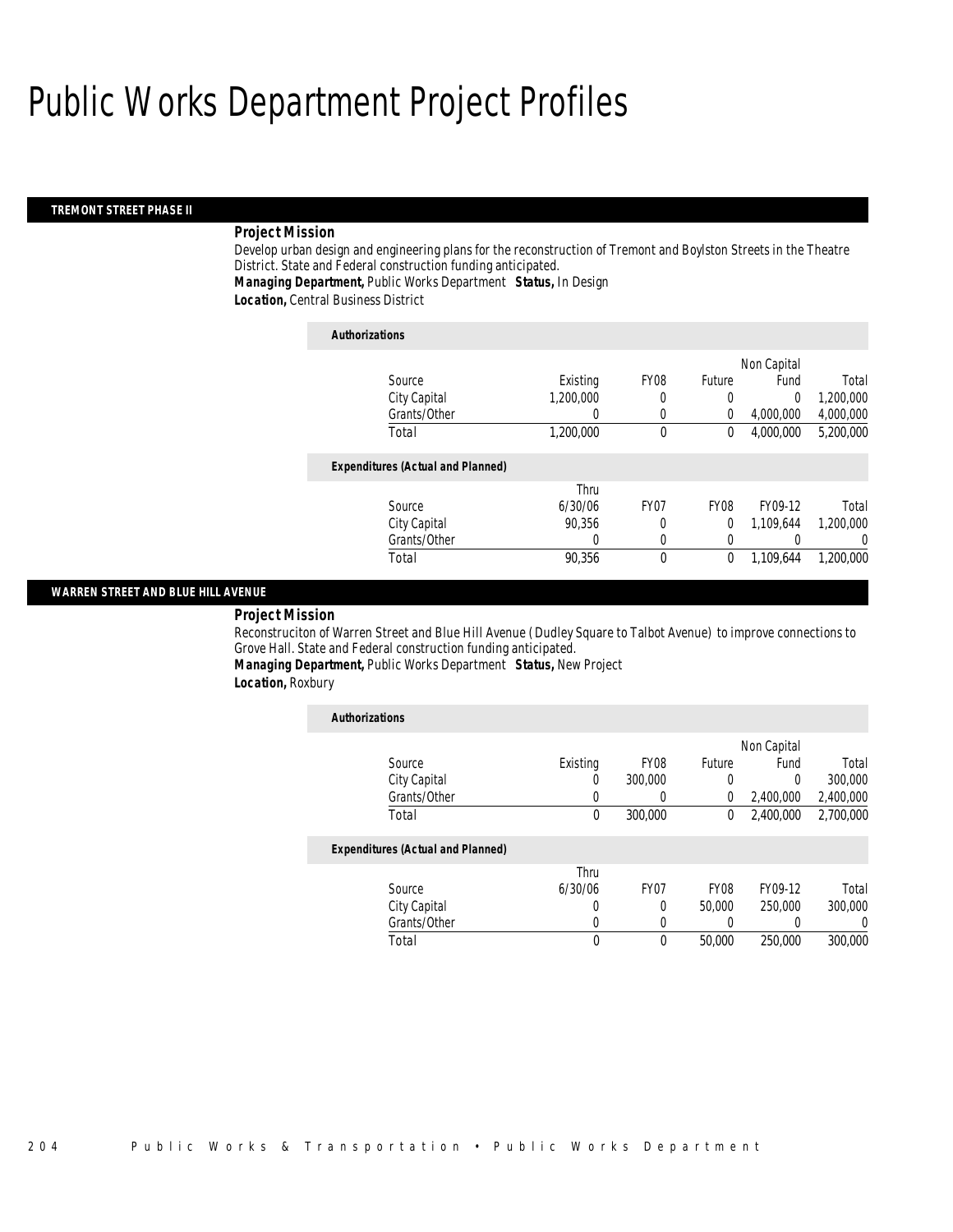# Public Works Department Project Profiles

## TREMONT STREET PHASE II

***Project Mission***

Develop urban design and engineering plans for the reconstruction of Tremont and Boylston Streets in the Theatre District. State and Federal construction funding anticipated.

***Managing Department,*** Public Works Department ***Status,*** In Design

***Location,*** Central Business District

***Authorizations***

| Source | Existing | FY08 | Future | Non Capital Fund | Total |
|---|---|---|---|---|---|
| City Capital | 1,200,000 | 0 | 0 | 0 | 1,200,000 |
| Grants/Other | 0 | 0 | 0 | 4,000,000 | 4,000,000 |
| Total | 1,200,000 | 0 | 0 | 4,000,000 | 5,200,000 |

***Expenditures (Actual and Planned)***

| Source | Thru 6/30/06 | FY07 | FY08 | FY09-12 | Total |
|---|---|---|---|---|---|
| City Capital | 90,356 | 0 | 0 | 1,109,644 | 1,200,000 |
| Grants/Other | 0 | 0 | 0 | 0 | 0 |
| Total | 90,356 | 0 | 0 | 1,109,644 | 1,200,000 |

## WARREN STREET AND BLUE HILL AVENUE

***Project Mission***

Reconstruciton of Warren Street and Blue Hill Avenue (Dudley Square to Talbot Avenue) to improve connections to Grove Hall. State and Federal construction funding anticipated.

***Managing Department,*** Public Works Department ***Status,*** New Project

***Location,*** Roxbury

***Authorizations***

| Source | Existing | FY08 | Future | Non Capital Fund | Total |
|---|---|---|---|---|---|
| City Capital | 0 | 300,000 | 0 | 0 | 300,000 |
| Grants/Other | 0 | 0 | 0 | 2,400,000 | 2,400,000 |
| Total | 0 | 300,000 | 0 | 2,400,000 | 2,700,000 |

***Expenditures (Actual and Planned)***

| Source | Thru 6/30/06 | FY07 | FY08 | FY09-12 | Total |
|---|---|---|---|---|---|
| City Capital | 0 | 0 | 50,000 | 250,000 | 300,000 |
| Grants/Other | 0 | 0 | 0 | 0 | 0 |
| Total | 0 | 0 | 50,000 | 250,000 | 300,000 |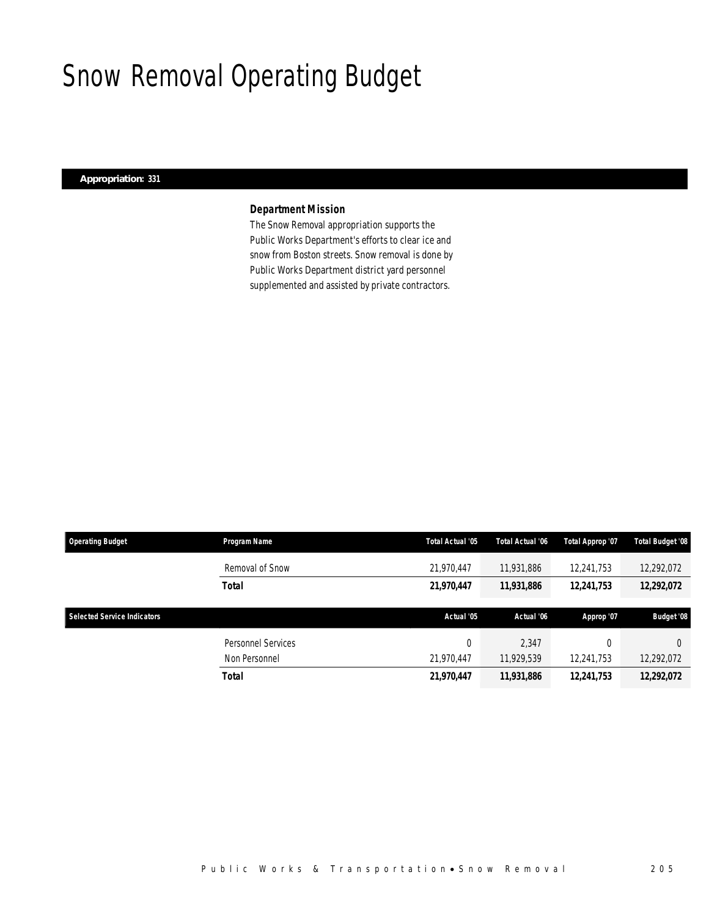# Snow Removal Operating Budget

**Appropriation: 331**

### Department Mission

The Snow Removal appropriation supports the Public Works Department's efforts to clear ice and snow from Boston streets. Snow removal is done by Public Works Department district yard personnel supplemented and assisted by private contractors.

| Operating Budget | Program Name | Total Actual '05 | Total Actual '06 | Total Approp '07 | Total Budget '08 |
|---|---|---|---|---|---|
| | Removal of Snow | 21,970,447 | 11,931,886 | 12,241,753 | 12,292,072 |
| | **Total** | **21,970,447** | **11,931,886** | **12,241,753** | **12,292,072** |

| Selected Service Indicators | | Actual '05 | Actual '06 | Approp '07 | Budget '08 |
|---|---|---|---|---|---|
| | Personnel Services | 0 | 2,347 | 0 | 0 |
| | Non Personnel | 21,970,447 | 11,929,539 | 12,241,753 | 12,292,072 |
| | **Total** | **21,970,447** | **11,931,886** | **12,241,753** | **12,292,072** |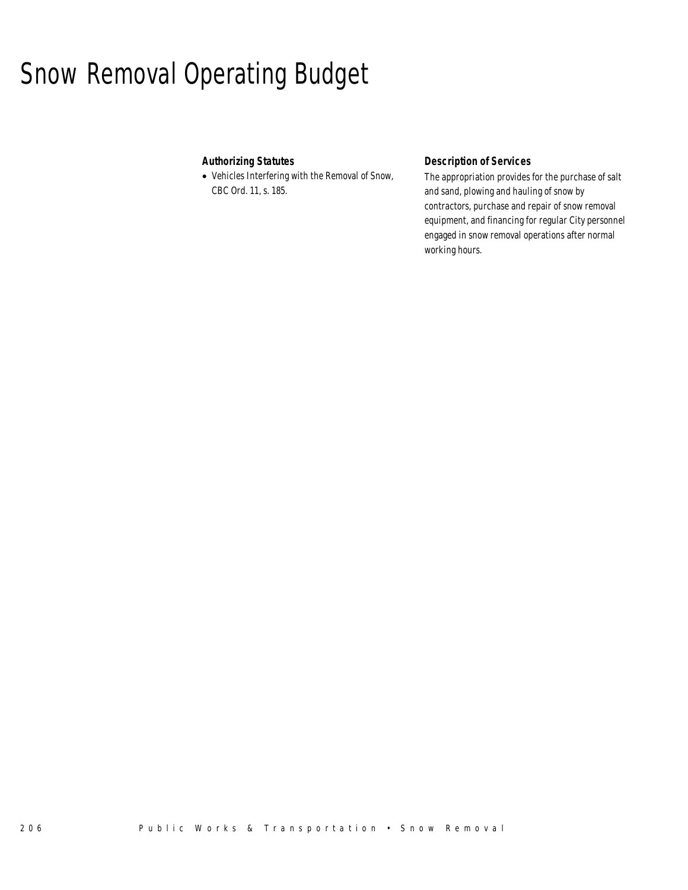# Snow Removal Operating Budget

### Authorizing Statutes

- Vehicles Interfering with the Removal of Snow, CBC Ord. 11, s. 185.

### Description of Services

The appropriation provides for the purchase of salt and sand, plowing and hauling of snow by contractors, purchase and repair of snow removal equipment, and financing for regular City personnel engaged in snow removal operations after normal working hours.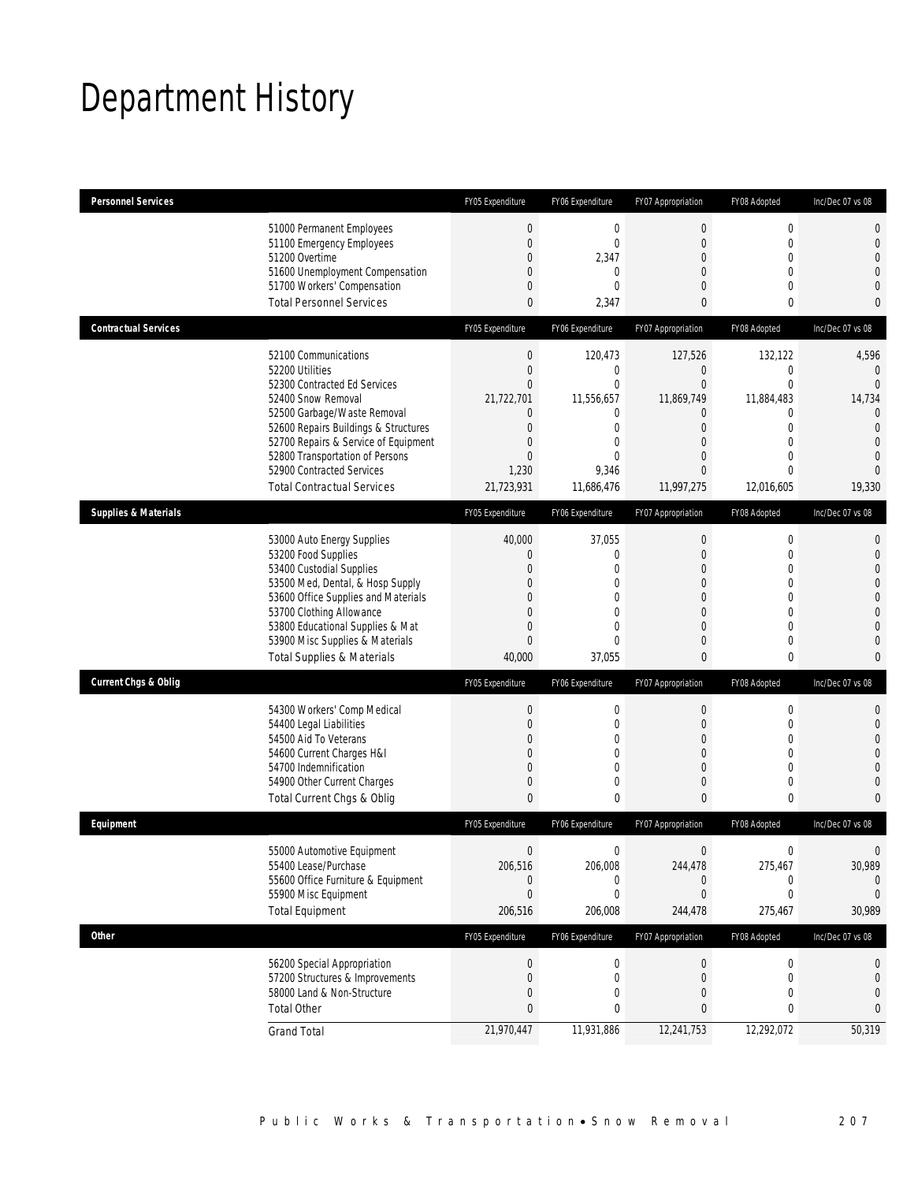# Department History

| Personnel Services | FY05 Expenditure | FY06 Expenditure | FY07 Appropriation | FY08 Adopted | Inc/Dec 07 vs 08 |
|---|---|---|---|---|---|
| 51000 Permanent Employees | 0 | 0 | 0 | 0 | 0 |
| 51100 Emergency Employees | 0 | 0 | 0 | 0 | 0 |
| 51200 Overtime | 0 | 2,347 | 0 | 0 | 0 |
| 51600 Unemployment Compensation | 0 | 0 | 0 | 0 | 0 |
| 51700 Workers' Compensation | 0 | 0 | 0 | 0 | 0 |
| Total Personnel Services | 0 | 2,347 | 0 | 0 | 0 |

| Contractual Services | FY05 Expenditure | FY06 Expenditure | FY07 Appropriation | FY08 Adopted | Inc/Dec 07 vs 08 |
|---|---|---|---|---|---|
| 52100 Communications | 0 | 120,473 | 127,526 | 132,122 | 4,596 |
| 52200 Utilities | 0 | 0 | 0 | 0 | 0 |
| 52300 Contracted Ed Services | 0 | 0 | 0 | 0 | 0 |
| 52400 Snow Removal | 21,722,701 | 11,556,657 | 11,869,749 | 11,884,483 | 14,734 |
| 52500 Garbage/Waste Removal | 0 | 0 | 0 | 0 | 0 |
| 52600 Repairs Buildings & Structures | 0 | 0 | 0 | 0 | 0 |
| 52700 Repairs & Service of Equipment | 0 | 0 | 0 | 0 | 0 |
| 52800 Transportation of Persons | 0 | 0 | 0 | 0 | 0 |
| 52900 Contracted Services | 1,230 | 9,346 | 0 | 0 | 0 |
| Total Contractual Services | 21,723,931 | 11,686,476 | 11,997,275 | 12,016,605 | 19,330 |

| Supplies & Materials | FY05 Expenditure | FY06 Expenditure | FY07 Appropriation | FY08 Adopted | Inc/Dec 07 vs 08 |
|---|---|---|---|---|---|
| 53000 Auto Energy Supplies | 40,000 | 37,055 | 0 | 0 | 0 |
| 53200 Food Supplies | 0 | 0 | 0 | 0 | 0 |
| 53400 Custodial Supplies | 0 | 0 | 0 | 0 | 0 |
| 53500 Med, Dental, & Hosp Supply | 0 | 0 | 0 | 0 | 0 |
| 53600 Office Supplies and Materials | 0 | 0 | 0 | 0 | 0 |
| 53700 Clothing Allowance | 0 | 0 | 0 | 0 | 0 |
| 53800 Educational Supplies & Mat | 0 | 0 | 0 | 0 | 0 |
| 53900 Misc Supplies & Materials | 0 | 0 | 0 | 0 | 0 |
| Total Supplies & Materials | 40,000 | 37,055 | 0 | 0 | 0 |

| Current Chgs & Oblig | FY05 Expenditure | FY06 Expenditure | FY07 Appropriation | FY08 Adopted | Inc/Dec 07 vs 08 |
|---|---|---|---|---|---|
| 54300 Workers' Comp Medical | 0 | 0 | 0 | 0 | 0 |
| 54400 Legal Liabilities | 0 | 0 | 0 | 0 | 0 |
| 54500 Aid To Veterans | 0 | 0 | 0 | 0 | 0 |
| 54600 Current Charges H&I | 0 | 0 | 0 | 0 | 0 |
| 54700 Indemnification | 0 | 0 | 0 | 0 | 0 |
| 54900 Other Current Charges | 0 | 0 | 0 | 0 | 0 |
| Total Current Chgs & Oblig | 0 | 0 | 0 | 0 | 0 |

| Equipment | FY05 Expenditure | FY06 Expenditure | FY07 Appropriation | FY08 Adopted | Inc/Dec 07 vs 08 |
|---|---|---|---|---|---|
| 55000 Automotive Equipment | 0 | 0 | 0 | 0 | 0 |
| 55400 Lease/Purchase | 206,516 | 206,008 | 244,478 | 275,467 | 30,989 |
| 55600 Office Furniture & Equipment | 0 | 0 | 0 | 0 | 0 |
| 55900 Misc Equipment | 0 | 0 | 0 | 0 | 0 |
| Total Equipment | 206,516 | 206,008 | 244,478 | 275,467 | 30,989 |

| Other | FY05 Expenditure | FY06 Expenditure | FY07 Appropriation | FY08 Adopted | Inc/Dec 07 vs 08 |
|---|---|---|---|---|---|
| 56200 Special Appropriation | 0 | 0 | 0 | 0 | 0 |
| 57200 Structures & Improvements | 0 | 0 | 0 | 0 | 0 |
| 58000 Land & Non-Structure | 0 | 0 | 0 | 0 | 0 |
| Total Other | 0 | 0 | 0 | 0 | 0 |
| Grand Total | 21,970,447 | 11,931,886 | 12,241,753 | 12,292,072 | 50,319 |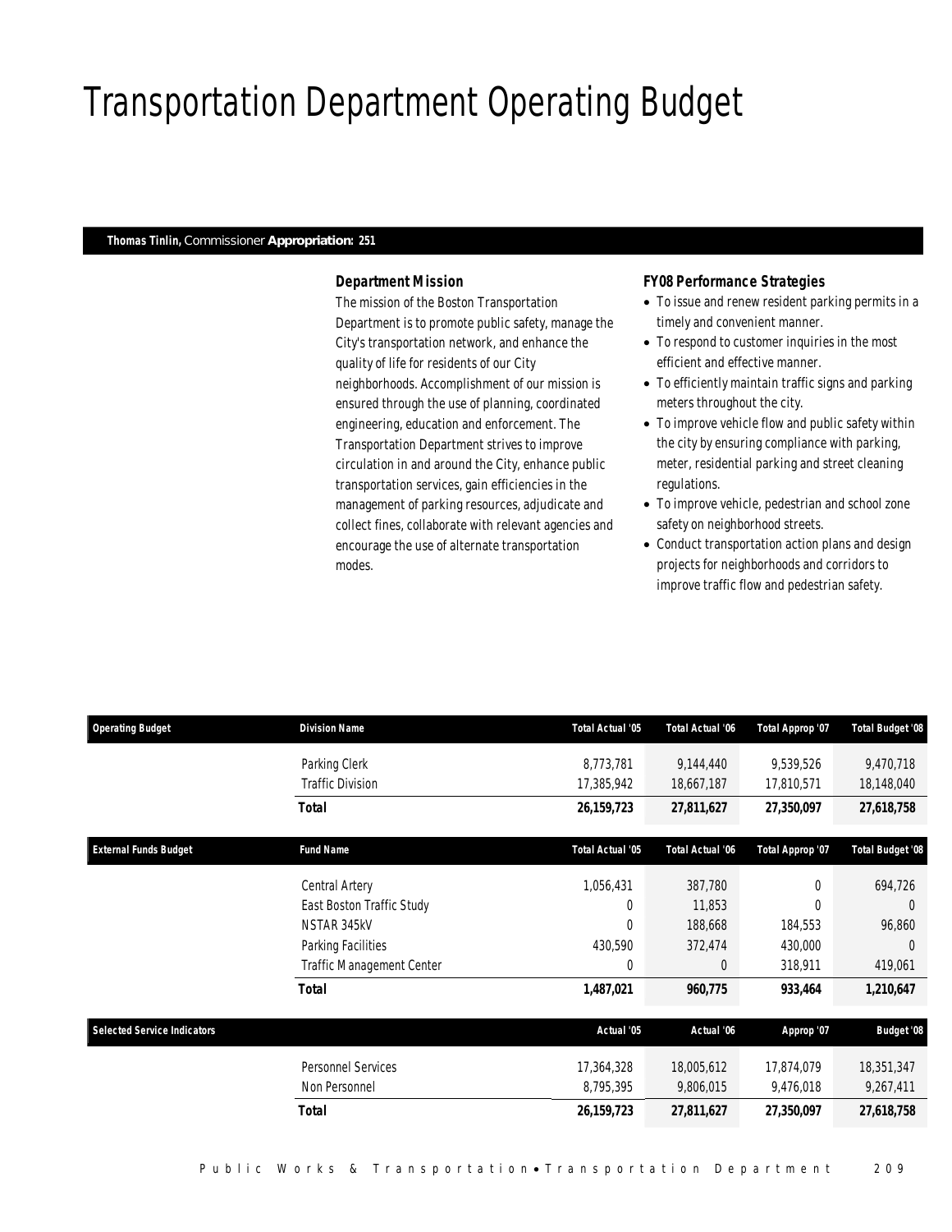# Transportation Department Operating Budget

**Thomas Tinlin,** Commissioner **Appropriation: 251**

### Department Mission

The mission of the Boston Transportation Department is to promote public safety, manage the City's transportation network, and enhance the quality of life for residents of our City neighborhoods. Accomplishment of our mission is ensured through the use of planning, coordinated engineering, education and enforcement. The Transportation Department strives to improve circulation in and around the City, enhance public transportation services, gain efficiencies in the management of parking resources, adjudicate and collect fines, collaborate with relevant agencies and encourage the use of alternate transportation modes.

### FY08 Performance Strategies

- To issue and renew resident parking permits in a timely and convenient manner.
- To respond to customer inquiries in the most efficient and effective manner.
- To efficiently maintain traffic signs and parking meters throughout the city.
- To improve vehicle flow and public safety within the city by ensuring compliance with parking, meter, residential parking and street cleaning regulations.
- To improve vehicle, pedestrian and school zone safety on neighborhood streets.
- Conduct transportation action plans and design projects for neighborhoods and corridors to improve traffic flow and pedestrian safety.

| Operating Budget | Division Name | Total Actual '05 | Total Actual '06 | Total Approp '07 | Total Budget '08 |
|---|---|---|---|---|---|
| | Parking Clerk | 8,773,781 | 9,144,440 | 9,539,526 | 9,470,718 |
| | Traffic Division | 17,385,942 | 18,667,187 | 17,810,571 | 18,148,040 |
| | **Total** | **26,159,723** | **27,811,627** | **27,350,097** | **27,618,758** |

| External Funds Budget | Fund Name | Total Actual '05 | Total Actual '06 | Total Approp '07 | Total Budget '08 |
|---|---|---|---|---|---|
| | Central Artery | 1,056,431 | 387,780 | 0 | 694,726 |
| | East Boston Traffic Study | 0 | 11,853 | 0 | 0 |
| | NSTAR 345kV | 0 | 188,668 | 184,553 | 96,860 |
| | Parking Facilities | 430,590 | 372,474 | 430,000 | 0 |
| | Traffic Management Center | 0 | 0 | 318,911 | 419,061 |
| | **Total** | **1,487,021** | **960,775** | **933,464** | **1,210,647** |

| Selected Service Indicators | | Actual '05 | Actual '06 | Approp '07 | Budget '08 |
|---|---|---|---|---|---|
| | Personnel Services | 17,364,328 | 18,005,612 | 17,874,079 | 18,351,347 |
| | Non Personnel | 8,795,395 | 9,806,015 | 9,476,018 | 9,267,411 |
| | **Total** | **26,159,723** | **27,811,627** | **27,350,097** | **27,618,758** |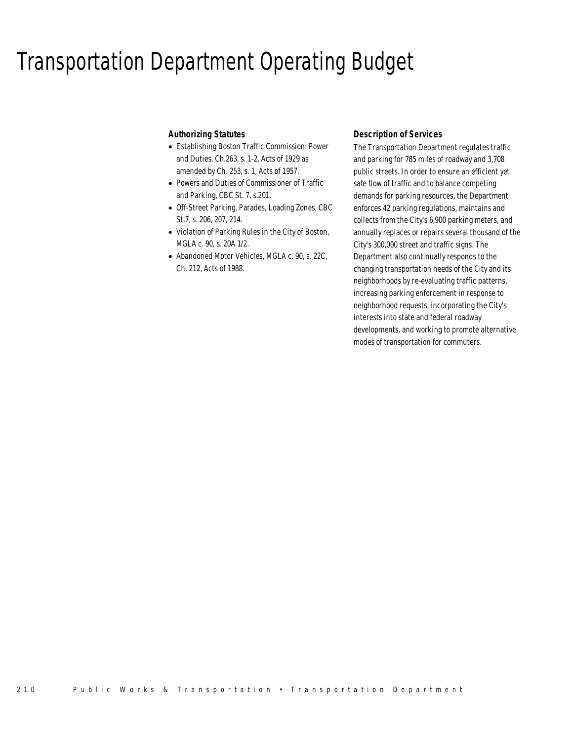# Transportation Department Operating Budget

### Authorizing Statutes

- Establishing Boston Traffic Commission: Power and Duties, Ch.263, s. 1-2, Acts of 1929 as amended by Ch. 253, s. 1, Acts of 1957.
- Powers and Duties of Commissioner of Traffic and Parking, CBC St. 7, s.201.
- Off-Street Parking, Parades, Loading Zones, CBC St.7, s. 206, 207, 214.
- Violation of Parking Rules in the City of Boston, MGLA c. 90, s. 20A 1/2.
- Abandoned Motor Vehicles, MGLA c. 90, s. 22C, Ch. 212, Acts of 1988.

### Description of Services

The Transportation Department regulates traffic and parking for 785 miles of roadway and 3,708 public streets. In order to ensure an efficient yet safe flow of traffic and to balance competing demands for parking resources, the Department enforces 42 parking regulations, maintains and collects from the City's 6,900 parking meters, and annually replaces or repairs several thousand of the City's 300,000 street and traffic signs. The Department also continually responds to the changing transportation needs of the City and its neighborhoods by re-evaluating traffic patterns, increasing parking enforcement in response to neighborhood requests, incorporating the City's interests into state and federal roadway developments, and working to promote alternative modes of transportation for commuters.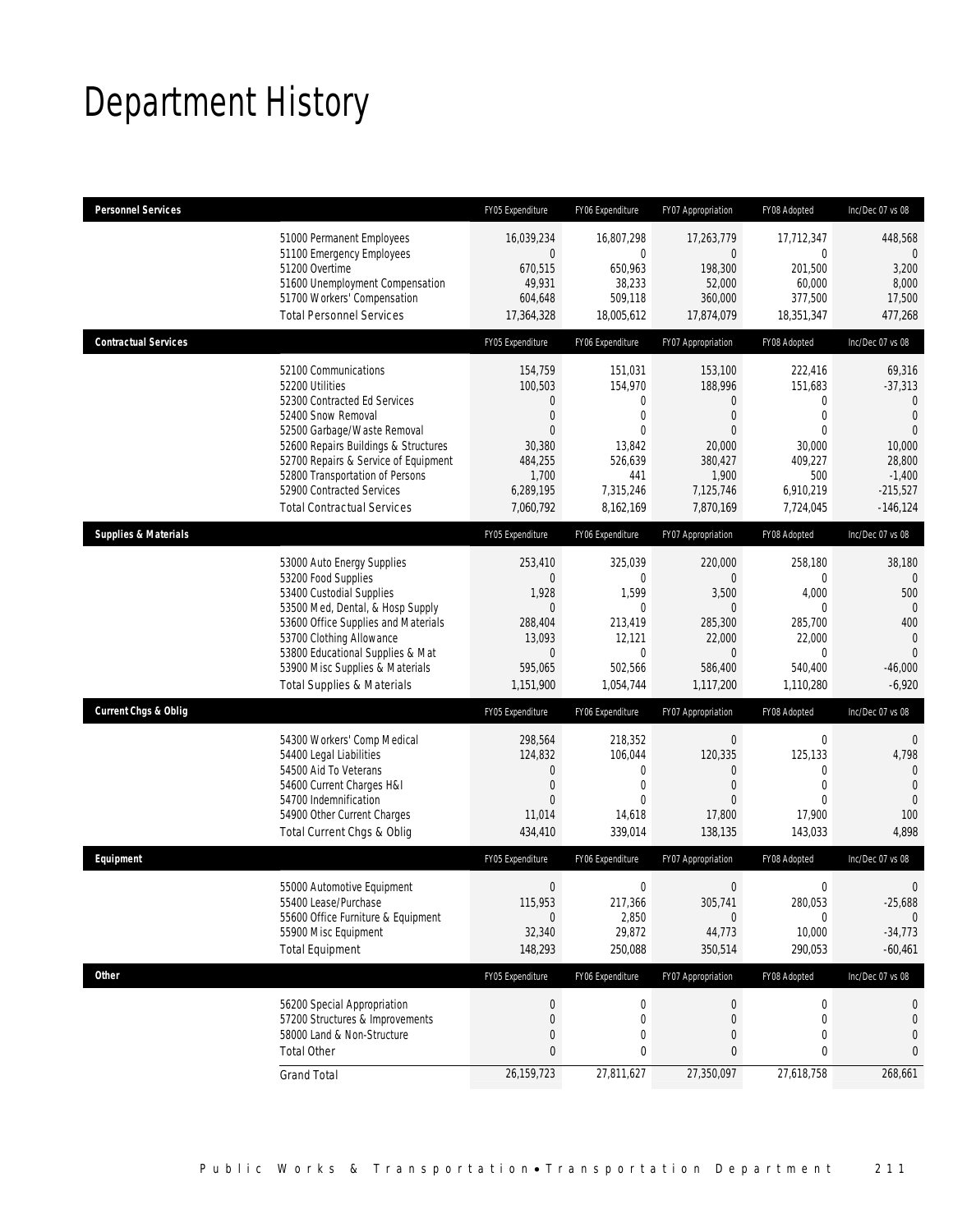# Department History

| Personnel Services | | FY05 Expenditure | FY06 Expenditure | FY07 Appropriation | FY08 Adopted | Inc/Dec 07 vs 08 |
|---|---|---|---|---|---|---|
| | 51000 Permanent Employees | 16,039,234 | 16,807,298 | 17,263,779 | 17,712,347 | 448,568 |
| | 51100 Emergency Employees | 0 | 0 | 0 | 0 | 0 |
| | 51200 Overtime | 670,515 | 650,963 | 198,300 | 201,500 | 3,200 |
| | 51600 Unemployment Compensation | 49,931 | 38,233 | 52,000 | 60,000 | 8,000 |
| | 51700 Workers' Compensation | 604,648 | 509,118 | 360,000 | 377,500 | 17,500 |
| | Total Personnel Services | 17,364,328 | 18,005,612 | 17,874,079 | 18,351,347 | 477,268 |
| **Contractual Services** | | FY05 Expenditure | FY06 Expenditure | FY07 Appropriation | FY08 Adopted | Inc/Dec 07 vs 08 |
| | 52100 Communications | 154,759 | 151,031 | 153,100 | 222,416 | 69,316 |
| | 52200 Utilities | 100,503 | 154,970 | 188,996 | 151,683 | -37,313 |
| | 52300 Contracted Ed Services | 0 | 0 | 0 | 0 | 0 |
| | 52400 Snow Removal | 0 | 0 | 0 | 0 | 0 |
| | 52500 Garbage/Waste Removal | 0 | 0 | 0 | 0 | 0 |
| | 52600 Repairs Buildings & Structures | 30,380 | 13,842 | 20,000 | 30,000 | 10,000 |
| | 52700 Repairs & Service of Equipment | 484,255 | 526,639 | 380,427 | 409,227 | 28,800 |
| | 52800 Transportation of Persons | 1,700 | 441 | 1,900 | 500 | -1,400 |
| | 52900 Contracted Services | 6,289,195 | 7,315,246 | 7,125,746 | 6,910,219 | -215,527 |
| | Total Contractual Services | 7,060,792 | 8,162,169 | 7,870,169 | 7,724,045 | -146,124 |
| **Supplies & Materials** | | FY05 Expenditure | FY06 Expenditure | FY07 Appropriation | FY08 Adopted | Inc/Dec 07 vs 08 |
| | 53000 Auto Energy Supplies | 253,410 | 325,039 | 220,000 | 258,180 | 38,180 |
| | 53200 Food Supplies | 0 | 0 | 0 | 0 | 0 |
| | 53400 Custodial Supplies | 1,928 | 1,599 | 3,500 | 4,000 | 500 |
| | 53500 Med, Dental, & Hosp Supply | 0 | 0 | 0 | 0 | 0 |
| | 53600 Office Supplies and Materials | 288,404 | 213,419 | 285,300 | 285,700 | 400 |
| | 53700 Clothing Allowance | 13,093 | 12,121 | 22,000 | 22,000 | 0 |
| | 53800 Educational Supplies & Mat | 0 | 0 | 0 | 0 | 0 |
| | 53900 Misc Supplies & Materials | 595,065 | 502,566 | 586,400 | 540,400 | -46,000 |
| | Total Supplies & Materials | 1,151,900 | 1,054,744 | 1,117,200 | 1,110,280 | -6,920 |
| **Current Chgs & Oblig** | | FY05 Expenditure | FY06 Expenditure | FY07 Appropriation | FY08 Adopted | Inc/Dec 07 vs 08 |
| | 54300 Workers' Comp Medical | 298,564 | 218,352 | 0 | 0 | 0 |
| | 54400 Legal Liabilities | 124,832 | 106,044 | 120,335 | 125,133 | 4,798 |
| | 54500 Aid To Veterans | 0 | 0 | 0 | 0 | 0 |
| | 54600 Current Charges H&I | 0 | 0 | 0 | 0 | 0 |
| | 54700 Indemnification | 0 | 0 | 0 | 0 | 0 |
| | 54900 Other Current Charges | 11,014 | 14,618 | 17,800 | 17,900 | 100 |
| | Total Current Chgs & Oblig | 434,410 | 339,014 | 138,135 | 143,033 | 4,898 |
| **Equipment** | | FY05 Expenditure | FY06 Expenditure | FY07 Appropriation | FY08 Adopted | Inc/Dec 07 vs 08 |
| | 55000 Automotive Equipment | 0 | 0 | 0 | 0 | 0 |
| | 55400 Lease/Purchase | 115,953 | 217,366 | 305,741 | 280,053 | -25,688 |
| | 55600 Office Furniture & Equipment | 0 | 2,850 | 0 | 0 | 0 |
| | 55900 Misc Equipment | 32,340 | 29,872 | 44,773 | 10,000 | -34,773 |
| | Total Equipment | 148,293 | 250,088 | 350,514 | 290,053 | -60,461 |
| **Other** | | FY05 Expenditure | FY06 Expenditure | FY07 Appropriation | FY08 Adopted | Inc/Dec 07 vs 08 |
| | 56200 Special Appropriation | 0 | 0 | 0 | 0 | 0 |
| | 57200 Structures & Improvements | 0 | 0 | 0 | 0 | 0 |
| | 58000 Land & Non-Structure | 0 | 0 | 0 | 0 | 0 |
| | Total Other | 0 | 0 | 0 | 0 | 0 |
| | Grand Total | 26,159,723 | 27,811,627 | 27,350,097 | 27,618,758 | 268,661 |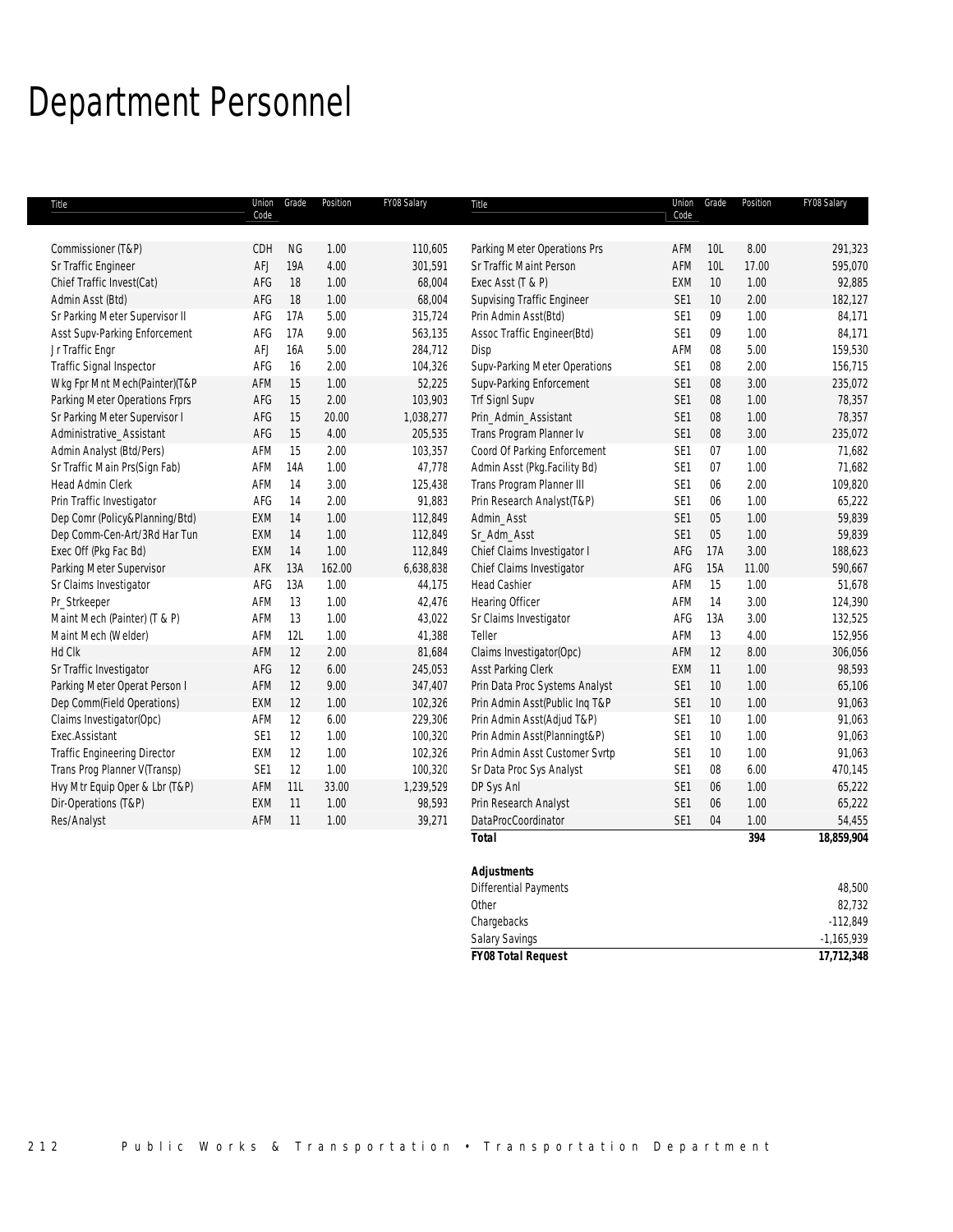# Department Personnel

| Title | Union Code | Grade | Position | FY08 Salary |
|---|---|---|---|---|
| Commissioner (T&P) | CDH | NG | 1.00 | 110,605 |
| Sr Traffic Engineer | AFJ | 19A | 4.00 | 301,591 |
| Chief Traffic Invest(Cat) | AFG | 18 | 1.00 | 68,004 |
| Admin Asst (Btd) | AFG | 18 | 1.00 | 68,004 |
| Sr Parking Meter Supervisor II | AFG | 17A | 5.00 | 315,724 |
| Asst Supv-Parking Enforcement | AFG | 17A | 9.00 | 563,135 |
| Jr Traffic Engr | AFJ | 16A | 5.00 | 284,712 |
| Traffic Signal Inspector | AFG | 16 | 2.00 | 104,326 |
| Wkg Fpr Mnt Mech(Painter)(T&P | AFM | 15 | 1.00 | 52,225 |
| Parking Meter Operations Frprs | AFG | 15 | 2.00 | 103,903 |
| Sr Parking Meter Supervisor I | AFG | 15 | 20.00 | 1,038,277 |
| Administrative_Assistant | AFG | 15 | 4.00 | 205,535 |
| Admin Analyst (Btd/Pers) | AFM | 15 | 2.00 | 103,357 |
| Sr Traffic Main Prs(Sign Fab) | AFM | 14A | 1.00 | 47,778 |
| Head Admin Clerk | AFM | 14 | 3.00 | 125,438 |
| Prin Traffic Investigator | AFG | 14 | 2.00 | 91,883 |
| Dep Comr (Policy&Planning/Btd) | EXM | 14 | 1.00 | 112,849 |
| Dep Comm-Cen-Art/3Rd Har Tun | EXM | 14 | 1.00 | 112,849 |
| Exec Off (Pkg Fac Bd) | EXM | 14 | 1.00 | 112,849 |
| Parking Meter Supervisor | AFK | 13A | 162.00 | 6,638,838 |
| Sr Claims Investigator | AFG | 13A | 1.00 | 44,175 |
| Pr_Strkeeper | AFM | 13 | 1.00 | 42,476 |
| Maint Mech (Painter) (T & P) | AFM | 13 | 1.00 | 43,022 |
| Maint Mech (Welder) | AFM | 12L | 1.00 | 41,388 |
| Hd Clk | AFM | 12 | 2.00 | 81,684 |
| Sr Traffic Investigator | AFG | 12 | 6.00 | 245,053 |
| Parking Meter Operat Person I | AFM | 12 | 9.00 | 347,407 |
| Dep Comm(Field Operations) | EXM | 12 | 1.00 | 102,326 |
| Claims Investigator(Opc) | AFM | 12 | 6.00 | 229,306 |
| Exec.Assistant | SE1 | 12 | 1.00 | 100,320 |
| Traffic Engineering Director | EXM | 12 | 1.00 | 102,326 |
| Trans Prog Planner V(Transp) | SE1 | 12 | 1.00 | 100,320 |
| Hvy Mtr Equip Oper & Lbr (T&P) | AFM | 11L | 33.00 | 1,239,529 |
| Dir-Operations (T&P) | EXM | 11 | 1.00 | 98,593 |
| Res/Analyst | AFM | 11 | 1.00 | 39,271 |
| Parking Meter Operations Prs | AFM | 10L | 8.00 | 291,323 |
| Sr Traffic Maint Person | AFM | 10L | 17.00 | 595,070 |
| Exec Asst (T & P) | EXM | 10 | 1.00 | 92,885 |
| Supvising Traffic Engineer | SE1 | 10 | 2.00 | 182,127 |
| Prin Admin Asst(Btd) | SE1 | 09 | 1.00 | 84,171 |
| Assoc Traffic Engineer(Btd) | SE1 | 09 | 1.00 | 84,171 |
| Disp | AFM | 08 | 5.00 | 159,530 |
| Supv-Parking Meter Operations | SE1 | 08 | 2.00 | 156,715 |
| Supv-Parking Enforcement | SE1 | 08 | 3.00 | 235,072 |
| Trf Signl Supv | SE1 | 08 | 1.00 | 78,357 |
| Prin_Admin_Assistant | SE1 | 08 | 1.00 | 78,357 |
| Trans Program Planner Iv | SE1 | 08 | 3.00 | 235,072 |
| Coord Of Parking Enforcement | SE1 | 07 | 1.00 | 71,682 |
| Admin Asst (Pkg.Facility Bd) | SE1 | 07 | 1.00 | 71,682 |
| Trans Program Planner III | SE1 | 06 | 2.00 | 109,820 |
| Prin Research Analyst(T&P) | SE1 | 06 | 1.00 | 65,222 |
| Admin_Asst | SE1 | 05 | 1.00 | 59,839 |
| Sr_Adm_Asst | SE1 | 05 | 1.00 | 59,839 |
| Chief Claims Investigator I | AFG | 17A | 3.00 | 188,623 |
| Chief Claims Investigator | AFG | 15A | 11.00 | 590,667 |
| Head Cashier | AFM | 15 | 1.00 | 51,678 |
| Hearing Officer | AFM | 14 | 3.00 | 124,390 |
| Sr Claims Investigator | AFG | 13A | 3.00 | 132,525 |
| Teller | AFM | 13 | 4.00 | 152,956 |
| Claims Investigator(Opc) | AFM | 12 | 8.00 | 306,056 |
| Asst Parking Clerk | EXM | 11 | 1.00 | 98,593 |
| Prin Data Proc Systems Analyst | SE1 | 10 | 1.00 | 65,106 |
| Prin Admin Asst(Public Inq T&P | SE1 | 10 | 1.00 | 91,063 |
| Prin Admin Asst(Adjud T&P) | SE1 | 10 | 1.00 | 91,063 |
| Prin Admin Asst(Planningt&P) | SE1 | 10 | 1.00 | 91,063 |
| Prin Admin Asst Customer Svrtp | SE1 | 10 | 1.00 | 91,063 |
| Sr Data Proc Sys Analyst | SE1 | 08 | 6.00 | 470,145 |
| DP Sys Anl | SE1 | 06 | 1.00 | 65,222 |
| Prin Research Analyst | SE1 | 06 | 1.00 | 65,222 |
| DataProcCoordinator | SE1 | 04 | 1.00 | 54,455 |
| ***Total*** | | | **394** | **18,859,904** |

| ***Adjustments*** | |
|---|---|
| Differential Payments | 48,500 |
| Other | 82,732 |
| Chargebacks | -112,849 |
| Salary Savings | -1,165,939 |
| ***FY08 Total Request*** | **17,712,348** |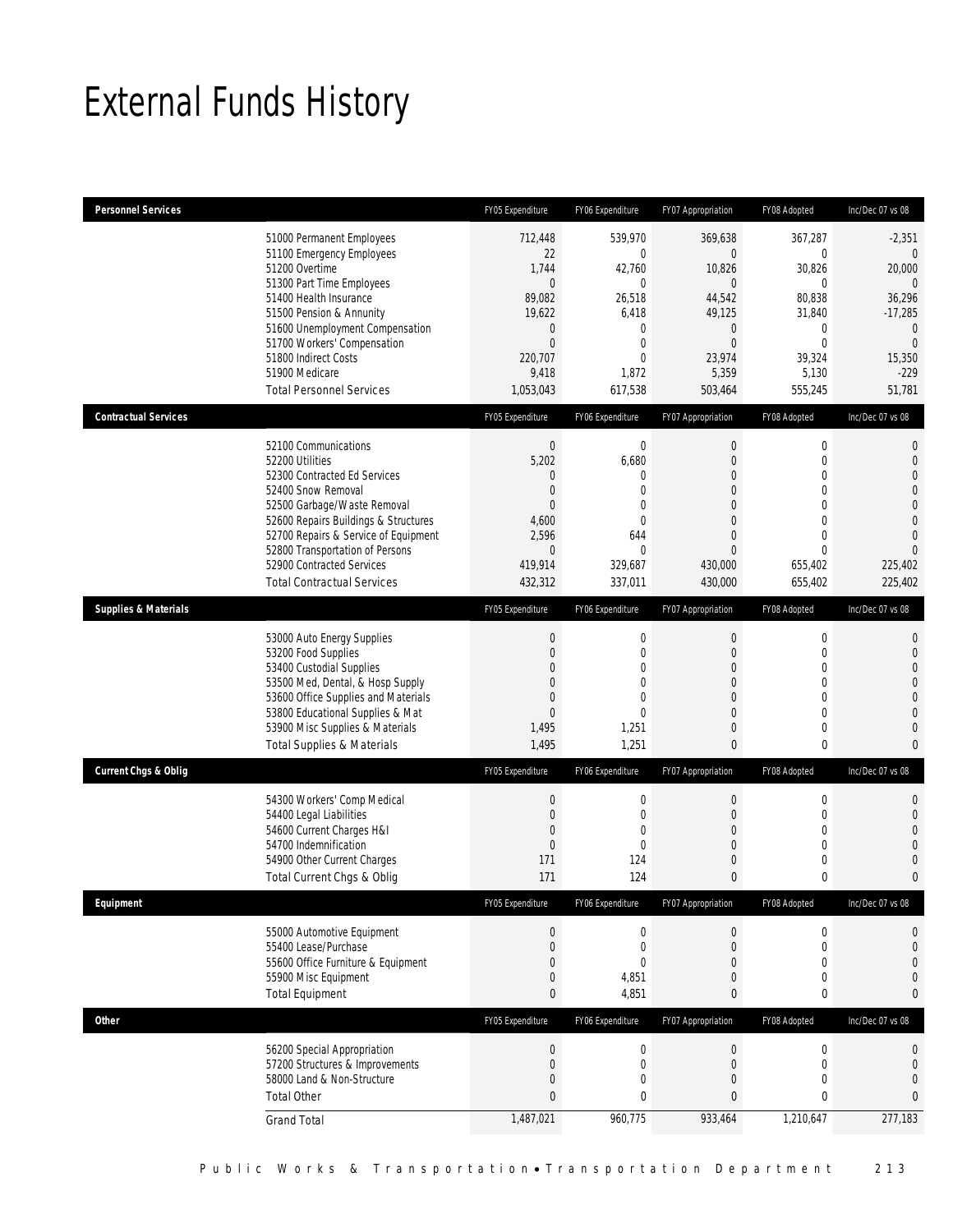# External Funds History

| Personnel Services | | FY05 Expenditure | FY06 Expenditure | FY07 Appropriation | FY08 Adopted | Inc/Dec 07 vs 08 |
|---|---|---|---|---|---|---|
| | 51000 Permanent Employees | 712,448 | 539,970 | 369,638 | 367,287 | -2,351 |
| | 51100 Emergency Employees | 22 | 0 | 0 | 0 | 0 |
| | 51200 Overtime | 1,744 | 42,760 | 10,826 | 30,826 | 20,000 |
| | 51300 Part Time Employees | 0 | 0 | 0 | 0 | 0 |
| | 51400 Health Insurance | 89,082 | 26,518 | 44,542 | 80,838 | 36,296 |
| | 51500 Pension & Annunity | 19,622 | 6,418 | 49,125 | 31,840 | -17,285 |
| | 51600 Unemployment Compensation | 0 | 0 | 0 | 0 | 0 |
| | 51700 Workers' Compensation | 0 | 0 | 0 | 0 | 0 |
| | 51800 Indirect Costs | 220,707 | 0 | 23,974 | 39,324 | 15,350 |
| | 51900 Medicare | 9,418 | 1,872 | 5,359 | 5,130 | -229 |
| | Total Personnel Services | 1,053,043 | 617,538 | 503,464 | 555,245 | 51,781 |

| Contractual Services | | FY05 Expenditure | FY06 Expenditure | FY07 Appropriation | FY08 Adopted | Inc/Dec 07 vs 08 |
|---|---|---|---|---|---|---|
| | 52100 Communications | 0 | 0 | 0 | 0 | 0 |
| | 52200 Utilities | 5,202 | 6,680 | 0 | 0 | 0 |
| | 52300 Contracted Ed Services | 0 | 0 | 0 | 0 | 0 |
| | 52400 Snow Removal | 0 | 0 | 0 | 0 | 0 |
| | 52500 Garbage/Waste Removal | 0 | 0 | 0 | 0 | 0 |
| | 52600 Repairs Buildings & Structures | 4,600 | 0 | 0 | 0 | 0 |
| | 52700 Repairs & Service of Equipment | 2,596 | 644 | 0 | 0 | 0 |
| | 52800 Transportation of Persons | 0 | 0 | 0 | 0 | 0 |
| | 52900 Contracted Services | 419,914 | 329,687 | 430,000 | 655,402 | 225,402 |
| | Total Contractual Services | 432,312 | 337,011 | 430,000 | 655,402 | 225,402 |

| Supplies & Materials | | FY05 Expenditure | FY06 Expenditure | FY07 Appropriation | FY08 Adopted | Inc/Dec 07 vs 08 |
|---|---|---|---|---|---|---|
| | 53000 Auto Energy Supplies | 0 | 0 | 0 | 0 | 0 |
| | 53200 Food Supplies | 0 | 0 | 0 | 0 | 0 |
| | 53400 Custodial Supplies | 0 | 0 | 0 | 0 | 0 |
| | 53500 Med, Dental, & Hosp Supply | 0 | 0 | 0 | 0 | 0 |
| | 53600 Office Supplies and Materials | 0 | 0 | 0 | 0 | 0 |
| | 53800 Educational Supplies & Mat | 0 | 0 | 0 | 0 | 0 |
| | 53900 Misc Supplies & Materials | 1,495 | 1,251 | 0 | 0 | 0 |
| | Total Supplies & Materials | 1,495 | 1,251 | 0 | 0 | 0 |

| Current Chgs & Oblig | | FY05 Expenditure | FY06 Expenditure | FY07 Appropriation | FY08 Adopted | Inc/Dec 07 vs 08 |
|---|---|---|---|---|---|---|
| | 54300 Workers' Comp Medical | 0 | 0 | 0 | 0 | 0 |
| | 54400 Legal Liabilities | 0 | 0 | 0 | 0 | 0 |
| | 54600 Current Charges H&I | 0 | 0 | 0 | 0 | 0 |
| | 54700 Indemnification | 0 | 0 | 0 | 0 | 0 |
| | 54900 Other Current Charges | 171 | 124 | 0 | 0 | 0 |
| | Total Current Chgs & Oblig | 171 | 124 | 0 | 0 | 0 |

| Equipment | | FY05 Expenditure | FY06 Expenditure | FY07 Appropriation | FY08 Adopted | Inc/Dec 07 vs 08 |
|---|---|---|---|---|---|---|
| | 55000 Automotive Equipment | 0 | 0 | 0 | 0 | 0 |
| | 55400 Lease/Purchase | 0 | 0 | 0 | 0 | 0 |
| | 55600 Office Furniture & Equipment | 0 | 0 | 0 | 0 | 0 |
| | 55900 Misc Equipment | 0 | 4,851 | 0 | 0 | 0 |
| | Total Equipment | 0 | 4,851 | 0 | 0 | 0 |

| Other | | FY05 Expenditure | FY06 Expenditure | FY07 Appropriation | FY08 Adopted | Inc/Dec 07 vs 08 |
|---|---|---|---|---|---|---|
| | 56200 Special Appropriation | 0 | 0 | 0 | 0 | 0 |
| | 57200 Structures & Improvements | 0 | 0 | 0 | 0 | 0 |
| | 58000 Land & Non-Structure | 0 | 0 | 0 | 0 | 0 |
| | Total Other | 0 | 0 | 0 | 0 | 0 |
| | Grand Total | 1,487,021 | 960,775 | 933,464 | 1,210,647 | 277,183 |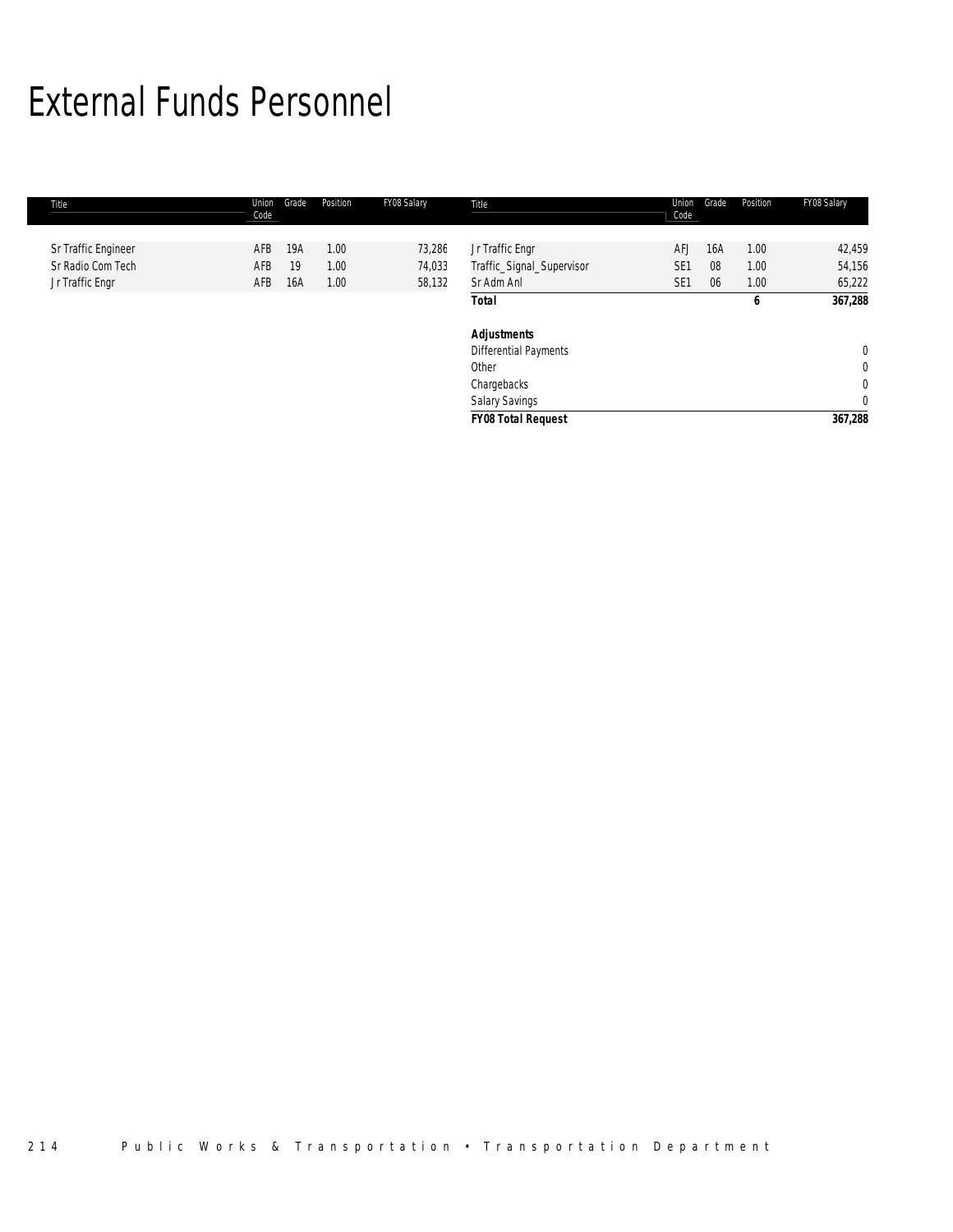# External Funds Personnel

| Title | Union Code | Grade | Position | FY08 Salary | Title | Union Code | Grade | Position | FY08 Salary |
|---|---|---|---|---|---|---|---|---|---|
| Sr Traffic Engineer | AFB | 19A | 1.00 | 73,286 | Jr Traffic Engr | AFJ | 16A | 1.00 | 42,459 |
| Sr Radio Com Tech | AFB | 19 | 1.00 | 74,033 | Traffic_Signal_Supervisor | SE1 | 08 | 1.00 | 54,156 |
| Jr Traffic Engr | AFB | 16A | 1.00 | 58,132 | Sr Adm Anl | SE1 | 06 | 1.00 | 65,222 |
| | | | | | ***Total*** | | | ***6*** | ***367,288*** |
| | | | | | | | | | |
| | | | | | ***Adjustments*** | | | | |
| | | | | | Differential Payments | | | | 0 |
| | | | | | Other | | | | 0 |
| | | | | | Chargebacks | | | | 0 |
| | | | | | Salary Savings | | | | 0 |
| | | | | | ***FY08 Total Request*** | | | | ***367,288*** |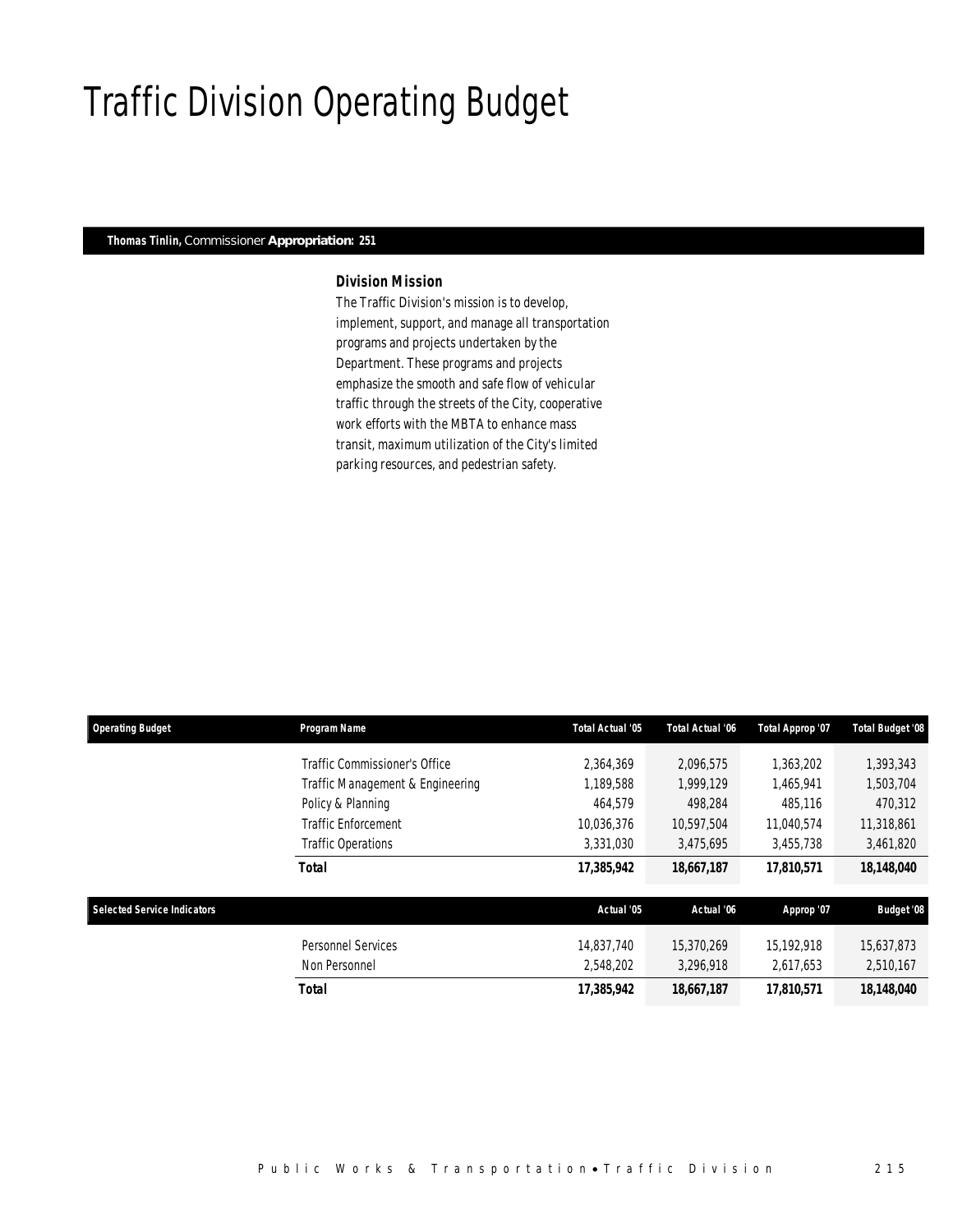# Traffic Division Operating Budget

**Thomas Tinlin,** Commissioner **Appropriation: 251**

### Division Mission

The Traffic Division's mission is to develop, implement, support, and manage all transportation programs and projects undertaken by the Department. These programs and projects emphasize the smooth and safe flow of vehicular traffic through the streets of the City, cooperative work efforts with the MBTA to enhance mass transit, maximum utilization of the City's limited parking resources, and pedestrian safety.

| Operating Budget | Program Name | Total Actual '05 | Total Actual '06 | Total Approp '07 | Total Budget '08 |
|---|---|---|---|---|---|
| | Traffic Commissioner's Office | 2,364,369 | 2,096,575 | 1,363,202 | 1,393,343 |
| | Traffic Management & Engineering | 1,189,588 | 1,999,129 | 1,465,941 | 1,503,704 |
| | Policy & Planning | 464,579 | 498,284 | 485,116 | 470,312 |
| | Traffic Enforcement | 10,036,376 | 10,597,504 | 11,040,574 | 11,318,861 |
| | Traffic Operations | 3,331,030 | 3,475,695 | 3,455,738 | 3,461,820 |
| | **Total** | **17,385,942** | **18,667,187** | **17,810,571** | **18,148,040** |

| Selected Service Indicators | | Actual '05 | Actual '06 | Approp '07 | Budget '08 |
|---|---|---|---|---|---|
| | Personnel Services | 14,837,740 | 15,370,269 | 15,192,918 | 15,637,873 |
| | Non Personnel | 2,548,202 | 3,296,918 | 2,617,653 | 2,510,167 |
| | **Total** | **17,385,942** | **18,667,187** | **17,810,571** | **18,148,040** |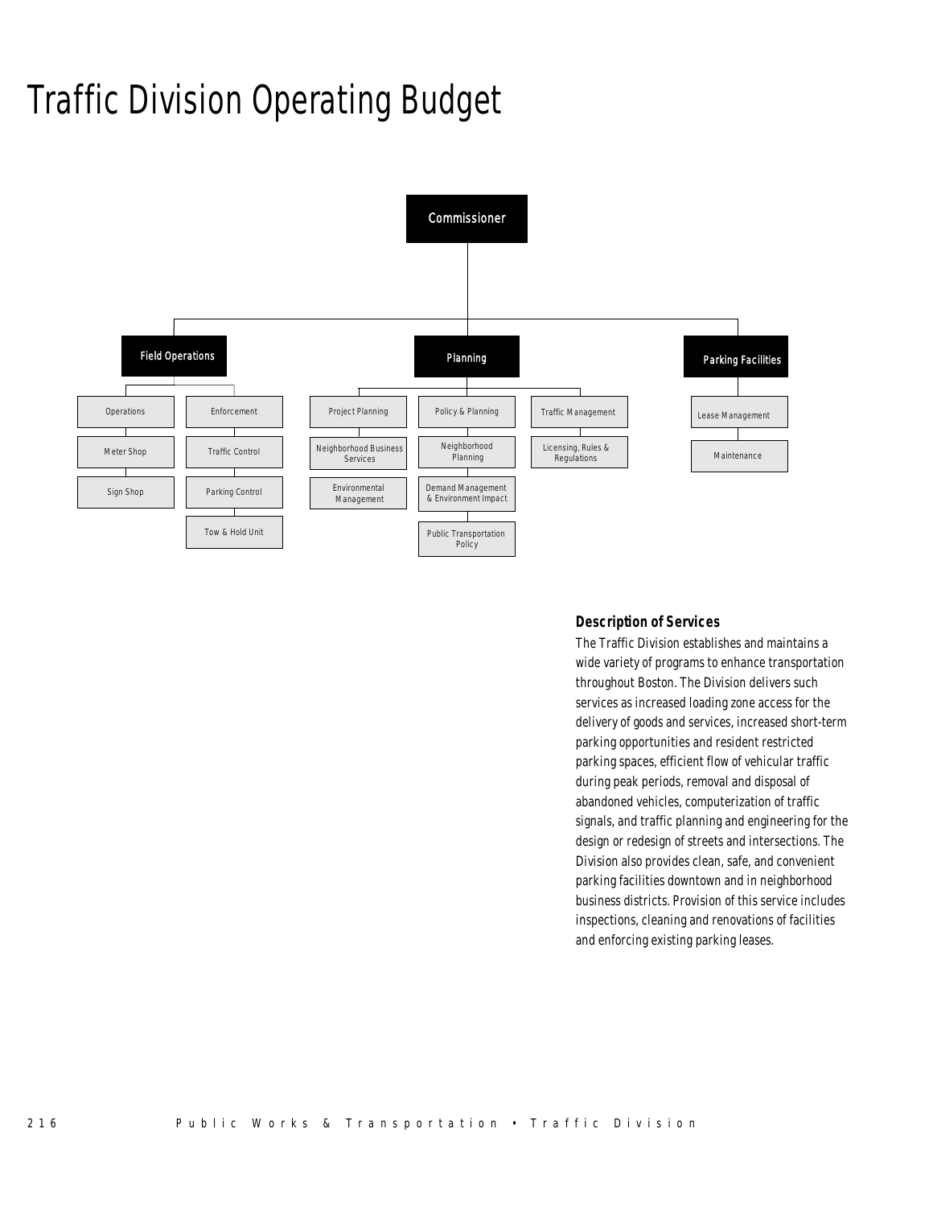# Traffic Division Operating Budget

- Commissioner
  - Field Operations
    - Operations
      - Meter Shop
      - Sign Shop
    - Enforcement
      - Traffic Control
      - Parking Control
      - Tow & Hold Unit
  - Planning
    - Project Planning
      - Neighborhood Business Services
      - Environmental Management
    - Policy & Planning
      - Neighborhood Planning
      - Demand Management & Environment Impact
      - Public Transportation Policy
    - Traffic Management
      - Licensing, Rules & Regulations
  - Parking Facilities
    - Lease Management
    - Maintenance

### Description of Services

The Traffic Division establishes and maintains a wide variety of programs to enhance transportation throughout Boston. The Division delivers such services as increased loading zone access for the delivery of goods and services, increased short-term parking opportunities and resident restricted parking spaces, efficient flow of vehicular traffic during peak periods, removal and disposal of abandoned vehicles, computerization of traffic signals, and traffic planning and engineering for the design or redesign of streets and intersections. The Division also provides clean, safe, and convenient parking facilities downtown and in neighborhood business districts. Provision of this service includes inspections, cleaning and renovations of facilities and enforcing existing parking leases.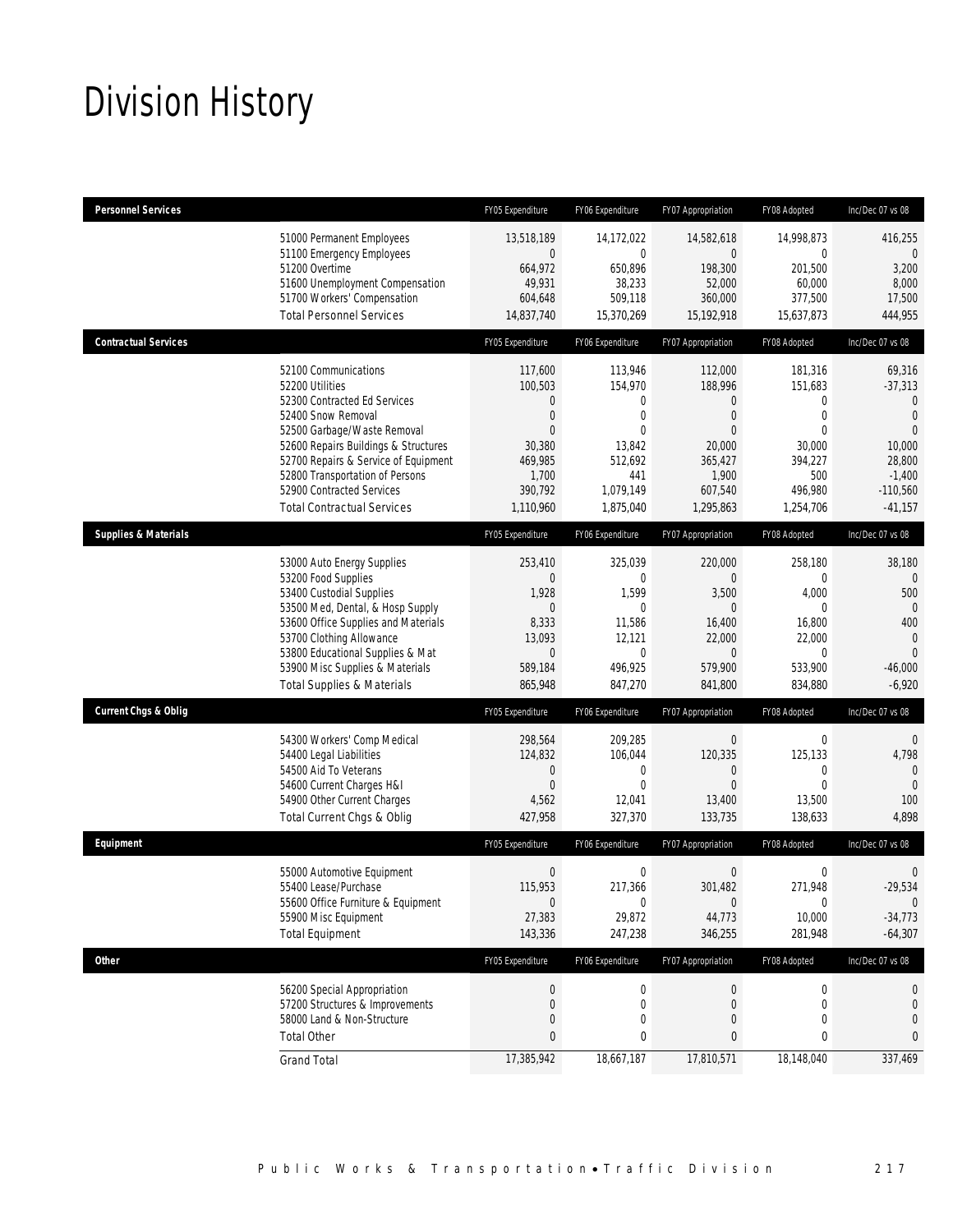# Division History

| Personnel Services | | FY05 Expenditure | FY06 Expenditure | FY07 Appropriation | FY08 Adopted | Inc/Dec 07 vs 08 |
|---|---|---|---|---|---|---|
| | 51000 Permanent Employees | 13,518,189 | 14,172,022 | 14,582,618 | 14,998,873 | 416,255 |
| | 51100 Emergency Employees | 0 | 0 | 0 | 0 | 0 |
| | 51200 Overtime | 664,972 | 650,896 | 198,300 | 201,500 | 3,200 |
| | 51600 Unemployment Compensation | 49,931 | 38,233 | 52,000 | 60,000 | 8,000 |
| | 51700 Workers' Compensation | 604,648 | 509,118 | 360,000 | 377,500 | 17,500 |
| | Total Personnel Services | 14,837,740 | 15,370,269 | 15,192,918 | 15,637,873 | 444,955 |
| **Contractual Services** | | FY05 Expenditure | FY06 Expenditure | FY07 Appropriation | FY08 Adopted | Inc/Dec 07 vs 08 |
| | 52100 Communications | 117,600 | 113,946 | 112,000 | 181,316 | 69,316 |
| | 52200 Utilities | 100,503 | 154,970 | 188,996 | 151,683 | -37,313 |
| | 52300 Contracted Ed Services | 0 | 0 | 0 | 0 | 0 |
| | 52400 Snow Removal | 0 | 0 | 0 | 0 | 0 |
| | 52500 Garbage/Waste Removal | 0 | 0 | 0 | 0 | 0 |
| | 52600 Repairs Buildings & Structures | 30,380 | 13,842 | 20,000 | 30,000 | 10,000 |
| | 52700 Repairs & Service of Equipment | 469,985 | 512,692 | 365,427 | 394,227 | 28,800 |
| | 52800 Transportation of Persons | 1,700 | 441 | 1,900 | 500 | -1,400 |
| | 52900 Contracted Services | 390,792 | 1,079,149 | 607,540 | 496,980 | -110,560 |
| | Total Contractual Services | 1,110,960 | 1,875,040 | 1,295,863 | 1,254,706 | -41,157 |
| **Supplies & Materials** | | FY05 Expenditure | FY06 Expenditure | FY07 Appropriation | FY08 Adopted | Inc/Dec 07 vs 08 |
| | 53000 Auto Energy Supplies | 253,410 | 325,039 | 220,000 | 258,180 | 38,180 |
| | 53200 Food Supplies | 0 | 0 | 0 | 0 | 0 |
| | 53400 Custodial Supplies | 1,928 | 1,599 | 3,500 | 4,000 | 500 |
| | 53500 Med, Dental, & Hosp Supply | 0 | 0 | 0 | 0 | 0 |
| | 53600 Office Supplies and Materials | 8,333 | 11,586 | 16,400 | 16,800 | 400 |
| | 53700 Clothing Allowance | 13,093 | 12,121 | 22,000 | 22,000 | 0 |
| | 53800 Educational Supplies & Mat | 0 | 0 | 0 | 0 | 0 |
| | 53900 Misc Supplies & Materials | 589,184 | 496,925 | 579,900 | 533,900 | -46,000 |
| | Total Supplies & Materials | 865,948 | 847,270 | 841,800 | 834,880 | -6,920 |
| **Current Chgs & Oblig** | | FY05 Expenditure | FY06 Expenditure | FY07 Appropriation | FY08 Adopted | Inc/Dec 07 vs 08 |
| | 54300 Workers' Comp Medical | 298,564 | 209,285 | 0 | 0 | 0 |
| | 54400 Legal Liabilities | 124,832 | 106,044 | 120,335 | 125,133 | 4,798 |
| | 54500 Aid To Veterans | 0 | 0 | 0 | 0 | 0 |
| | 54600 Current Charges H&I | 0 | 0 | 0 | 0 | 0 |
| | 54900 Other Current Charges | 4,562 | 12,041 | 13,400 | 13,500 | 100 |
| | Total Current Chgs & Oblig | 427,958 | 327,370 | 133,735 | 138,633 | 4,898 |
| **Equipment** | | FY05 Expenditure | FY06 Expenditure | FY07 Appropriation | FY08 Adopted | Inc/Dec 07 vs 08 |
| | 55000 Automotive Equipment | 0 | 0 | 0 | 0 | 0 |
| | 55400 Lease/Purchase | 115,953 | 217,366 | 301,482 | 271,948 | -29,534 |
| | 55600 Office Furniture & Equipment | 0 | 0 | 0 | 0 | 0 |
| | 55900 Misc Equipment | 27,383 | 29,872 | 44,773 | 10,000 | -34,773 |
| | Total Equipment | 143,336 | 247,238 | 346,255 | 281,948 | -64,307 |
| **Other** | | FY05 Expenditure | FY06 Expenditure | FY07 Appropriation | FY08 Adopted | Inc/Dec 07 vs 08 |
| | 56200 Special Appropriation | 0 | 0 | 0 | 0 | 0 |
| | 57200 Structures & Improvements | 0 | 0 | 0 | 0 | 0 |
| | 58000 Land & Non-Structure | 0 | 0 | 0 | 0 | 0 |
| | Total Other | 0 | 0 | 0 | 0 | 0 |
| | Grand Total | 17,385,942 | 18,667,187 | 17,810,571 | 18,148,040 | 337,469 |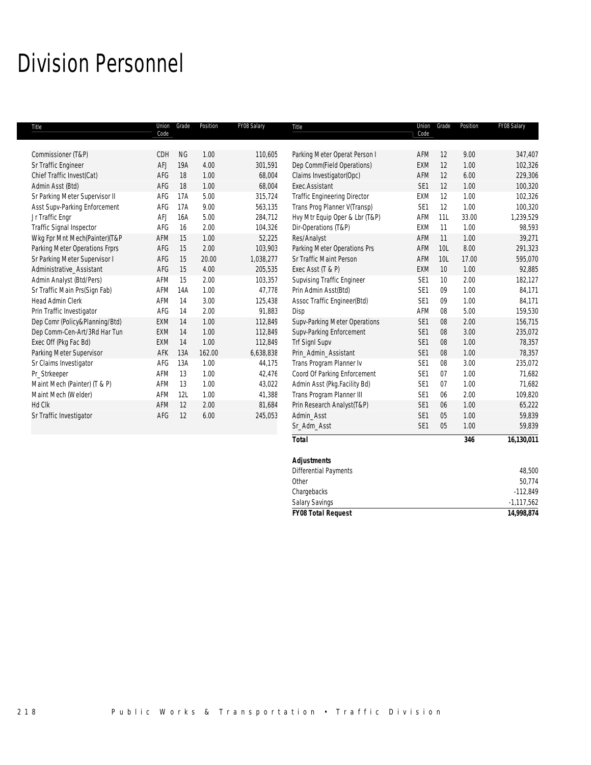# Division Personnel

| Title | Union Code | Grade | Position | FY08 Salary |
|---|---|---|---|---|
| Commissioner (T&P) | CDH | NG | 1.00 | 110,605 |
| Sr Traffic Engineer | AFJ | 19A | 4.00 | 301,591 |
| Chief Traffic Invest(Cat) | AFG | 18 | 1.00 | 68,004 |
| Admin Asst (Btd) | AFG | 18 | 1.00 | 68,004 |
| Sr Parking Meter Supervisor II | AFG | 17A | 5.00 | 315,724 |
| Asst Supv-Parking Enforcement | AFG | 17A | 9.00 | 563,135 |
| Jr Traffic Engr | AFJ | 16A | 5.00 | 284,712 |
| Traffic Signal Inspector | AFG | 16 | 2.00 | 104,326 |
| Wkg Fpr Mnt Mech(Painter)(T&P | AFM | 15 | 1.00 | 52,225 |
| Parking Meter Operations Frprs | AFG | 15 | 2.00 | 103,903 |
| Sr Parking Meter Supervisor I | AFG | 15 | 20.00 | 1,038,277 |
| Administrative_Assistant | AFG | 15 | 4.00 | 205,535 |
| Admin Analyst (Btd/Pers) | AFM | 15 | 2.00 | 103,357 |
| Sr Traffic Main Prs(Sign Fab) | AFM | 14A | 1.00 | 47,778 |
| Head Admin Clerk | AFM | 14 | 3.00 | 125,438 |
| Prin Traffic Investigator | AFG | 14 | 2.00 | 91,883 |
| Dep Comr (Policy&Planning/Btd) | EXM | 14 | 1.00 | 112,849 |
| Dep Comm-Cen-Art/3Rd Har Tun | EXM | 14 | 1.00 | 112,849 |
| Exec Off (Pkg Fac Bd) | EXM | 14 | 1.00 | 112,849 |
| Parking Meter Supervisor | AFK | 13A | 162.00 | 6,638,838 |
| Sr Claims Investigator | AFG | 13A | 1.00 | 44,175 |
| Pr_Strkeeper | AFM | 13 | 1.00 | 42,476 |
| Maint Mech (Painter) (T & P) | AFM | 13 | 1.00 | 43,022 |
| Maint Mech (Welder) | AFM | 12L | 1.00 | 41,388 |
| Hd Clk | AFM | 12 | 2.00 | 81,684 |
| Sr Traffic Investigator | AFG | 12 | 6.00 | 245,053 |
| Parking Meter Operat Person I | AFM | 12 | 9.00 | 347,407 |
| Dep Comm(Field Operations) | EXM | 12 | 1.00 | 102,326 |
| Claims Investigator(Opc) | AFM | 12 | 6.00 | 229,306 |
| Exec.Assistant | SE1 | 12 | 1.00 | 100,320 |
| Traffic Engineering Director | EXM | 12 | 1.00 | 102,326 |
| Trans Prog Planner V(Transp) | SE1 | 12 | 1.00 | 100,320 |
| Hvy Mtr Equip Oper & Lbr (T&P) | AFM | 11L | 33.00 | 1,239,529 |
| Dir-Operations (T&P) | EXM | 11 | 1.00 | 98,593 |
| Res/Analyst | AFM | 11 | 1.00 | 39,271 |
| Parking Meter Operations Prs | AFM | 10L | 8.00 | 291,323 |
| Sr Traffic Maint Person | AFM | 10L | 17.00 | 595,070 |
| Exec Asst (T & P) | EXM | 10 | 1.00 | 92,885 |
| Supvising Traffic Engineer | SE1 | 10 | 2.00 | 182,127 |
| Prin Admin Asst(Btd) | SE1 | 09 | 1.00 | 84,171 |
| Assoc Traffic Engineer(Btd) | SE1 | 09 | 1.00 | 84,171 |
| Disp | AFM | 08 | 5.00 | 159,530 |
| Supv-Parking Meter Operations | SE1 | 08 | 2.00 | 156,715 |
| Supv-Parking Enforcement | SE1 | 08 | 3.00 | 235,072 |
| Trf Signl Supv | SE1 | 08 | 1.00 | 78,357 |
| Prin_Admin_Assistant | SE1 | 08 | 1.00 | 78,357 |
| Trans Program Planner Iv | SE1 | 08 | 3.00 | 235,072 |
| Coord Of Parking Enforcement | SE1 | 07 | 1.00 | 71,682 |
| Admin Asst (Pkg.Facility Bd) | SE1 | 07 | 1.00 | 71,682 |
| Trans Program Planner III | SE1 | 06 | 2.00 | 109,820 |
| Prin Research Analyst(T&P) | SE1 | 06 | 1.00 | 65,222 |
| Admin_Asst | SE1 | 05 | 1.00 | 59,839 |
| Sr_Adm_Asst | SE1 | 05 | 1.00 | 59,839 |
| **Total** | | | **346** | **16,130,011** |

| **Adjustments** | |
|---|---|
| Differential Payments | 48,500 |
| Other | 50,774 |
| Chargebacks | -112,849 |
| Salary Savings | -1,117,562 |
| **FY08 Total Request** | **14,998,874** |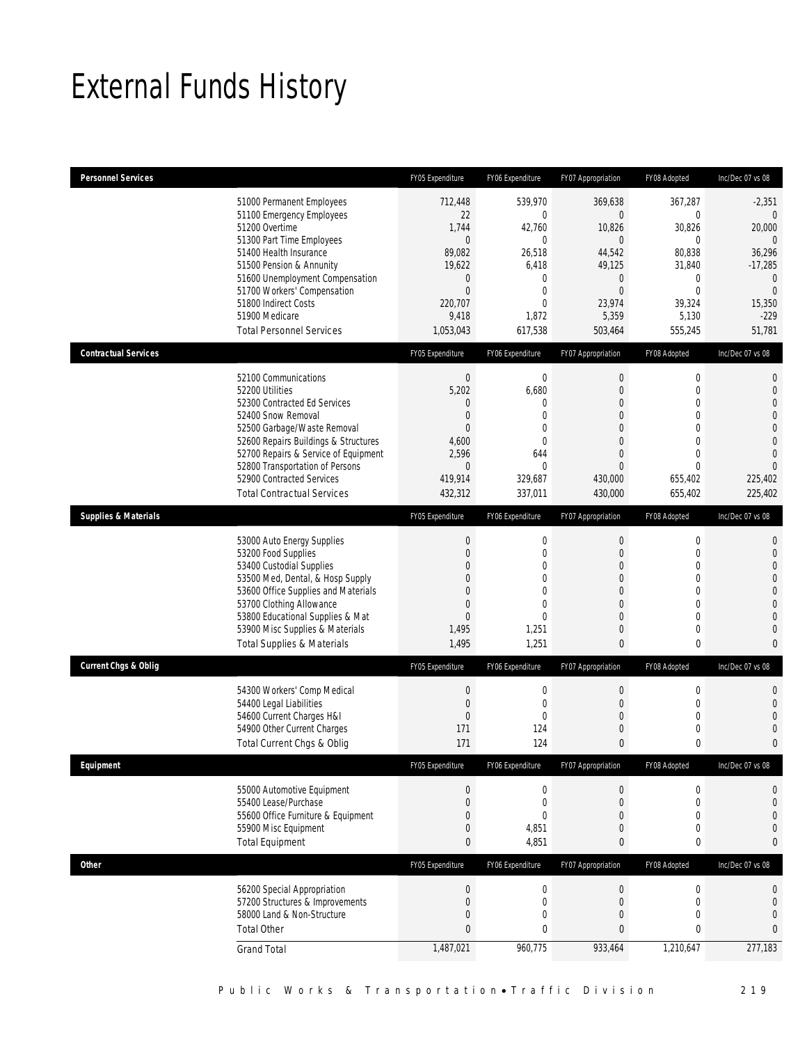# External Funds History

| Personnel Services | | FY05 Expenditure | FY06 Expenditure | FY07 Appropriation | FY08 Adopted | Inc/Dec 07 vs 08 |
|---|---|---|---|---|---|---|
| | 51000 Permanent Employees | 712,448 | 539,970 | 369,638 | 367,287 | -2,351 |
| | 51100 Emergency Employees | 22 | 0 | 0 | 0 | 0 |
| | 51200 Overtime | 1,744 | 42,760 | 10,826 | 30,826 | 20,000 |
| | 51300 Part Time Employees | 0 | 0 | 0 | 0 | 0 |
| | 51400 Health Insurance | 89,082 | 26,518 | 44,542 | 80,838 | 36,296 |
| | 51500 Pension & Annunity | 19,622 | 6,418 | 49,125 | 31,840 | -17,285 |
| | 51600 Unemployment Compensation | 0 | 0 | 0 | 0 | 0 |
| | 51700 Workers' Compensation | 0 | 0 | 0 | 0 | 0 |
| | 51800 Indirect Costs | 220,707 | 0 | 23,974 | 39,324 | 15,350 |
| | 51900 Medicare | 9,418 | 1,872 | 5,359 | 5,130 | -229 |
| | Total Personnel Services | 1,053,043 | 617,538 | 503,464 | 555,245 | 51,781 |

| Contractual Services | | FY05 Expenditure | FY06 Expenditure | FY07 Appropriation | FY08 Adopted | Inc/Dec 07 vs 08 |
|---|---|---|---|---|---|---|
| | 52100 Communications | 0 | 0 | 0 | 0 | 0 |
| | 52200 Utilities | 5,202 | 6,680 | 0 | 0 | 0 |
| | 52300 Contracted Ed Services | 0 | 0 | 0 | 0 | 0 |
| | 52400 Snow Removal | 0 | 0 | 0 | 0 | 0 |
| | 52500 Garbage/Waste Removal | 0 | 0 | 0 | 0 | 0 |
| | 52600 Repairs Buildings & Structures | 4,600 | 0 | 0 | 0 | 0 |
| | 52700 Repairs & Service of Equipment | 2,596 | 644 | 0 | 0 | 0 |
| | 52800 Transportation of Persons | 0 | 0 | 0 | 0 | 0 |
| | 52900 Contracted Services | 419,914 | 329,687 | 430,000 | 655,402 | 225,402 |
| | Total Contractual Services | 432,312 | 337,011 | 430,000 | 655,402 | 225,402 |

| Supplies & Materials | | FY05 Expenditure | FY06 Expenditure | FY07 Appropriation | FY08 Adopted | Inc/Dec 07 vs 08 |
|---|---|---|---|---|---|---|
| | 53000 Auto Energy Supplies | 0 | 0 | 0 | 0 | 0 |
| | 53200 Food Supplies | 0 | 0 | 0 | 0 | 0 |
| | 53400 Custodial Supplies | 0 | 0 | 0 | 0 | 0 |
| | 53500 Med, Dental, & Hosp Supply | 0 | 0 | 0 | 0 | 0 |
| | 53600 Office Supplies and Materials | 0 | 0 | 0 | 0 | 0 |
| | 53700 Clothing Allowance | 0 | 0 | 0 | 0 | 0 |
| | 53800 Educational Supplies & Mat | 0 | 0 | 0 | 0 | 0 |
| | 53900 Misc Supplies & Materials | 1,495 | 1,251 | 0 | 0 | 0 |
| | Total Supplies & Materials | 1,495 | 1,251 | 0 | 0 | 0 |

| Current Chgs & Oblig | | FY05 Expenditure | FY06 Expenditure | FY07 Appropriation | FY08 Adopted | Inc/Dec 07 vs 08 |
|---|---|---|---|---|---|---|
| | 54300 Workers' Comp Medical | 0 | 0 | 0 | 0 | 0 |
| | 54400 Legal Liabilities | 0 | 0 | 0 | 0 | 0 |
| | 54600 Current Charges H&I | 0 | 0 | 0 | 0 | 0 |
| | 54900 Other Current Charges | 171 | 124 | 0 | 0 | 0 |
| | Total Current Chgs & Oblig | 171 | 124 | 0 | 0 | 0 |

| Equipment | | FY05 Expenditure | FY06 Expenditure | FY07 Appropriation | FY08 Adopted | Inc/Dec 07 vs 08 |
|---|---|---|---|---|---|---|
| | 55000 Automotive Equipment | 0 | 0 | 0 | 0 | 0 |
| | 55400 Lease/Purchase | 0 | 0 | 0 | 0 | 0 |
| | 55600 Office Furniture & Equipment | 0 | 0 | 0 | 0 | 0 |
| | 55900 Misc Equipment | 0 | 4,851 | 0 | 0 | 0 |
| | Total Equipment | 0 | 4,851 | 0 | 0 | 0 |

| Other | | FY05 Expenditure | FY06 Expenditure | FY07 Appropriation | FY08 Adopted | Inc/Dec 07 vs 08 |
|---|---|---|---|---|---|---|
| | 56200 Special Appropriation | 0 | 0 | 0 | 0 | 0 |
| | 57200 Structures & Improvements | 0 | 0 | 0 | 0 | 0 |
| | 58000 Land & Non-Structure | 0 | 0 | 0 | 0 | 0 |
| | Total Other | 0 | 0 | 0 | 0 | 0 |
| | Grand Total | 1,487,021 | 960,775 | 933,464 | 1,210,647 | 277,183 |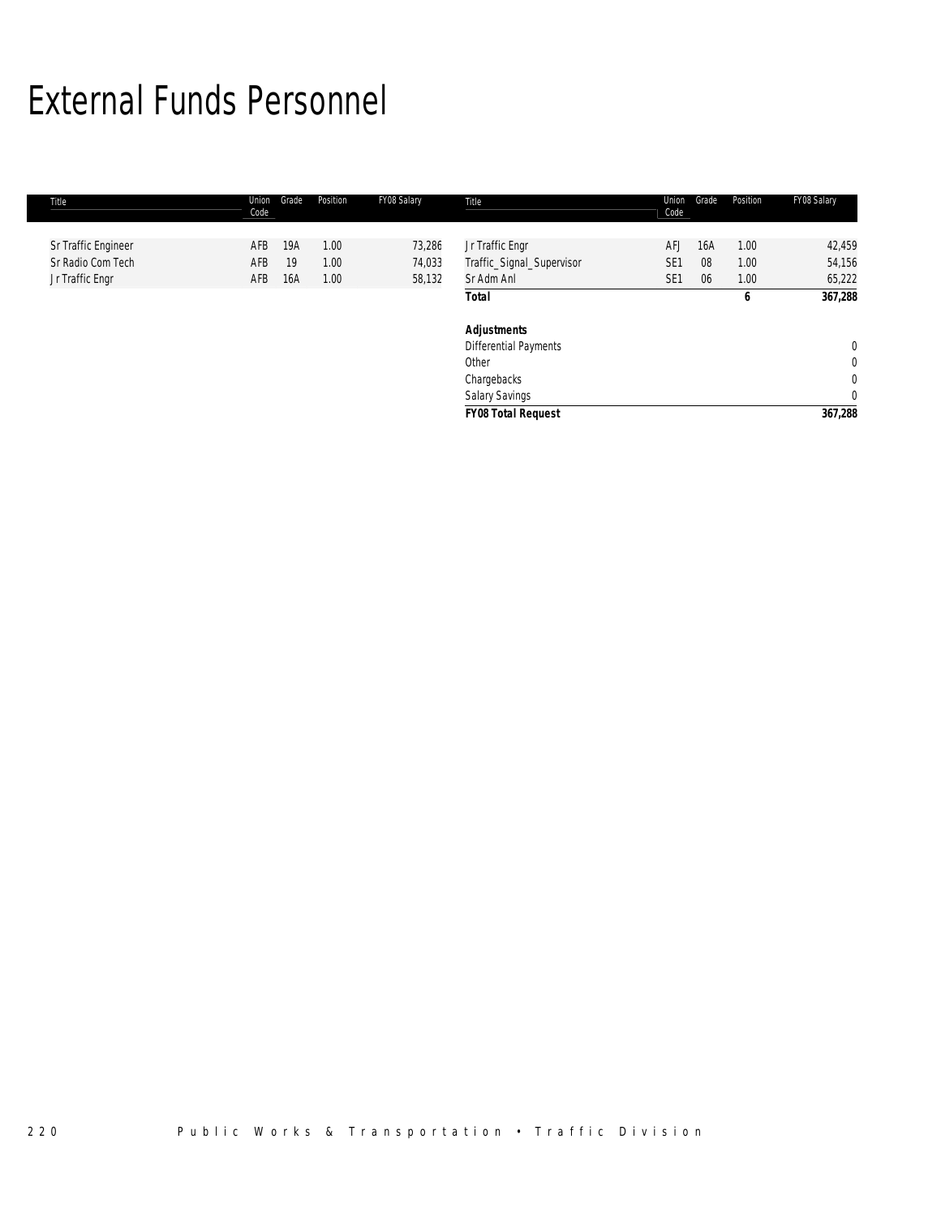# External Funds Personnel

| Title | Union Code | Grade | Position | FY08 Salary | Title | Union Code | Grade | Position | FY08 Salary |
|---|---|---|---|---|---|---|---|---|---|
| Sr Traffic Engineer | AFB | 19A | 1.00 | 73,286 | Jr Traffic Engr | AFJ | 16A | 1.00 | 42,459 |
| Sr Radio Com Tech | AFB | 19 | 1.00 | 74,033 | Traffic_Signal_Supervisor | SE1 | 08 | 1.00 | 54,156 |
| Jr Traffic Engr | AFB | 16A | 1.00 | 58,132 | Sr Adm Anl | SE1 | 06 | 1.00 | 65,222 |
| | | | | | **Total** | | | **6** | **367,288** |
| | | | | | | | | | |
| | | | | | **Adjustments** | | | | |
| | | | | | Differential Payments | | | | 0 |
| | | | | | Other | | | | 0 |
| | | | | | Chargebacks | | | | 0 |
| | | | | | Salary Savings | | | | 0 |
| | | | | | **FY08 Total Request** | | | | **367,288** |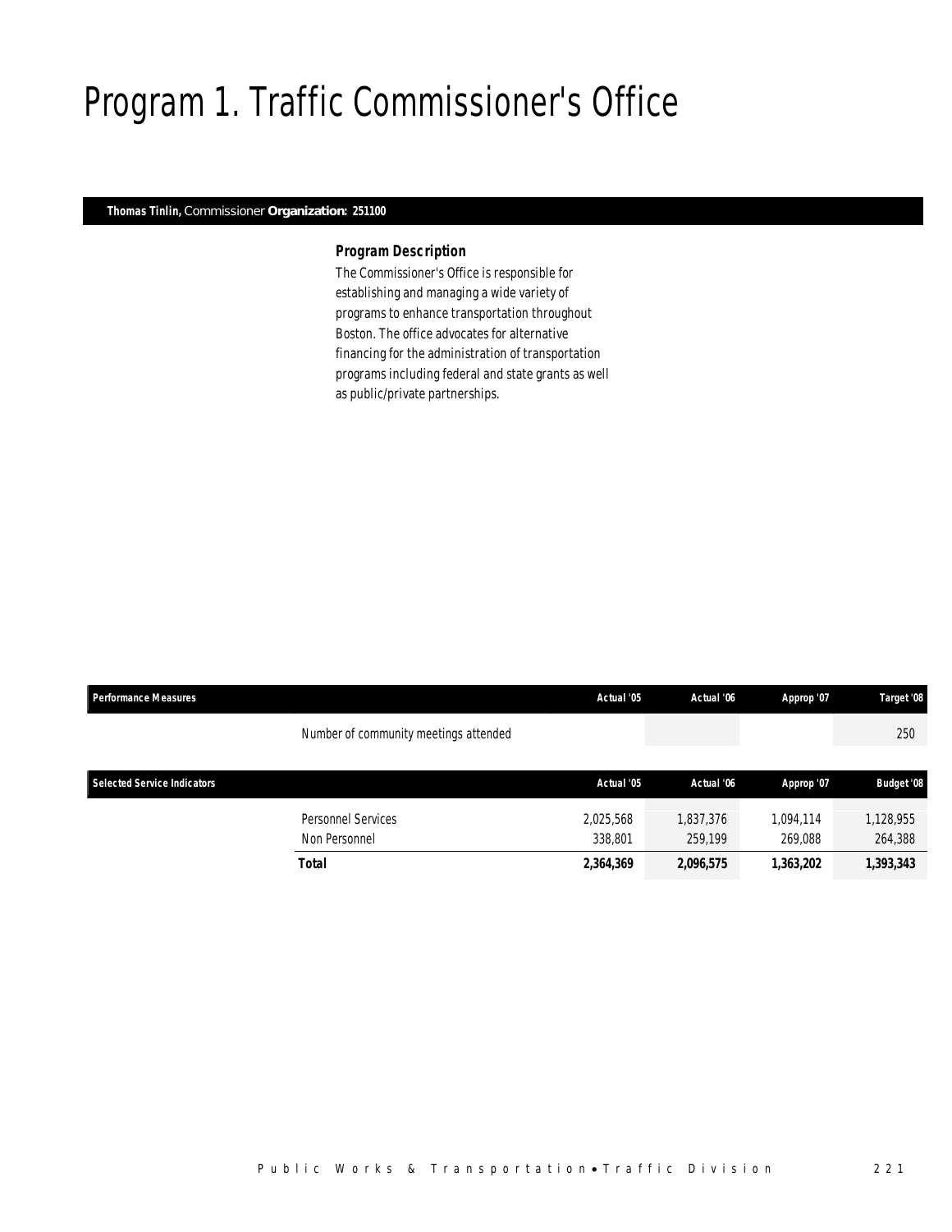# Program 1. Traffic Commissioner's Office

**Thomas Tinlin,** Commissioner **Organization: 251100**

### *Program Description*

The Commissioner's Office is responsible for establishing and managing a wide variety of programs to enhance transportation throughout Boston. The office advocates for alternative financing for the administration of transportation programs including federal and state grants as well as public/private partnerships.

| Performance Measures | | Actual '05 | Actual '06 | Approp '07 | Target '08 |
|---|---|---|---|---|---|
| | Number of community meetings attended | | | | 250 |

| Selected Service Indicators | | Actual '05 | Actual '06 | Approp '07 | Budget '08 |
|---|---|---|---|---|---|
| | Personnel Services | 2,025,568 | 1,837,376 | 1,094,114 | 1,128,955 |
| | Non Personnel | 338,801 | 259,199 | 269,088 | 264,388 |
| | **Total** | **2,364,369** | **2,096,575** | **1,363,202** | **1,393,343** |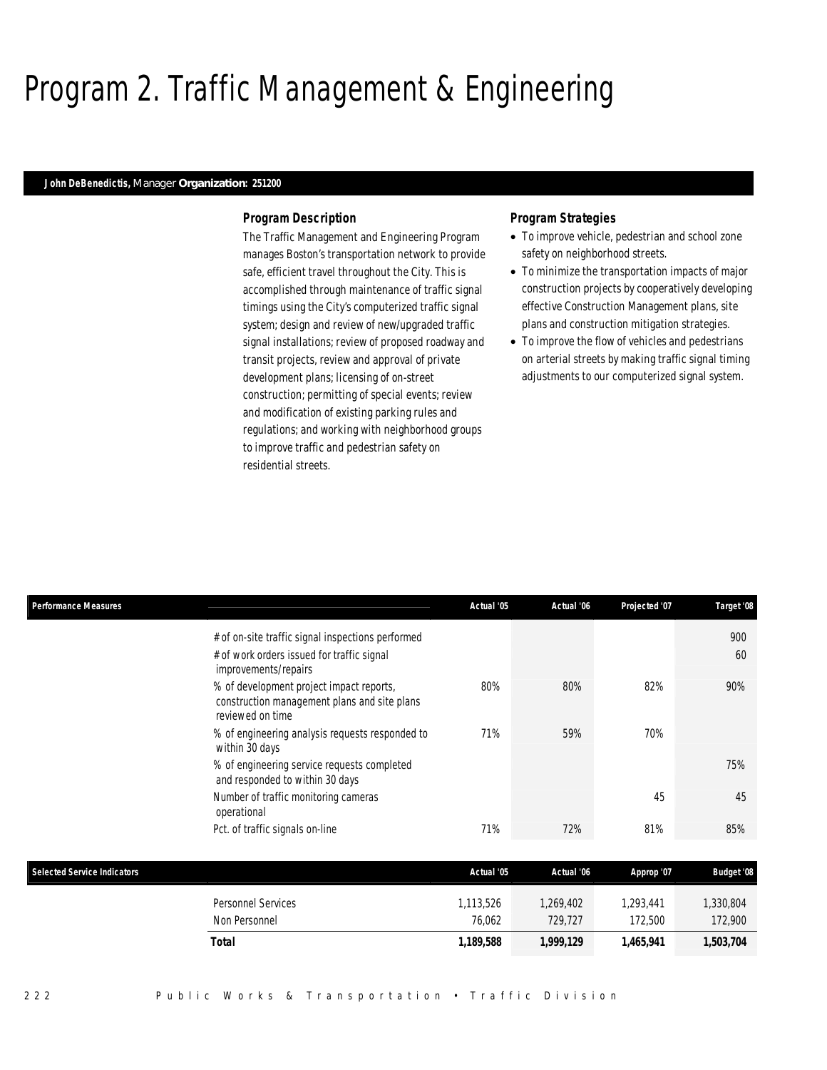# Program 2. Traffic Management & Engineering

**John DeBenedictis,** Manager **Organization: 251200**

### Program Description

The Traffic Management and Engineering Program manages Boston's transportation network to provide safe, efficient travel throughout the City. This is accomplished through maintenance of traffic signal timings using the City's computerized traffic signal system; design and review of new/upgraded traffic signal installations; review of proposed roadway and transit projects, review and approval of private development plans; licensing of on-street construction; permitting of special events; review and modification of existing parking rules and regulations; and working with neighborhood groups to improve traffic and pedestrian safety on residential streets.

### Program Strategies

- To improve vehicle, pedestrian and school zone safety on neighborhood streets.
- To minimize the transportation impacts of major construction projects by cooperatively developing effective Construction Management plans, site plans and construction mitigation strategies.
- To improve the flow of vehicles and pedestrians on arterial streets by making traffic signal timing adjustments to our computerized signal system.

| Performance Measures | Actual '05 | Actual '06 | Projected '07 | Target '08 |
|---|---|---|---|---|
| # of on-site traffic signal inspections performed | | | | 900 |
| # of work orders issued for traffic signal improvements/repairs | | | | 60 |
| % of development project impact reports, construction management plans and site plans reviewed on time | 80% | 80% | 82% | 90% |
| % of engineering analysis requests responded to within 30 days | 71% | 59% | 70% | |
| % of engineering service requests completed and responded to within 30 days | | | | 75% |
| Number of traffic monitoring cameras operational | | | 45 | 45 |
| Pct. of traffic signals on-line | 71% | 72% | 81% | 85% |

| Selected Service Indicators | Actual '05 | Actual '06 | Approp '07 | Budget '08 |
|---|---|---|---|---|
| Personnel Services | 1,113,526 | 1,269,402 | 1,293,441 | 1,330,804 |
| Non Personnel | 76,062 | 729,727 | 172,500 | 172,900 |
| **Total** | **1,189,588** | **1,999,129** | **1,465,941** | **1,503,704** |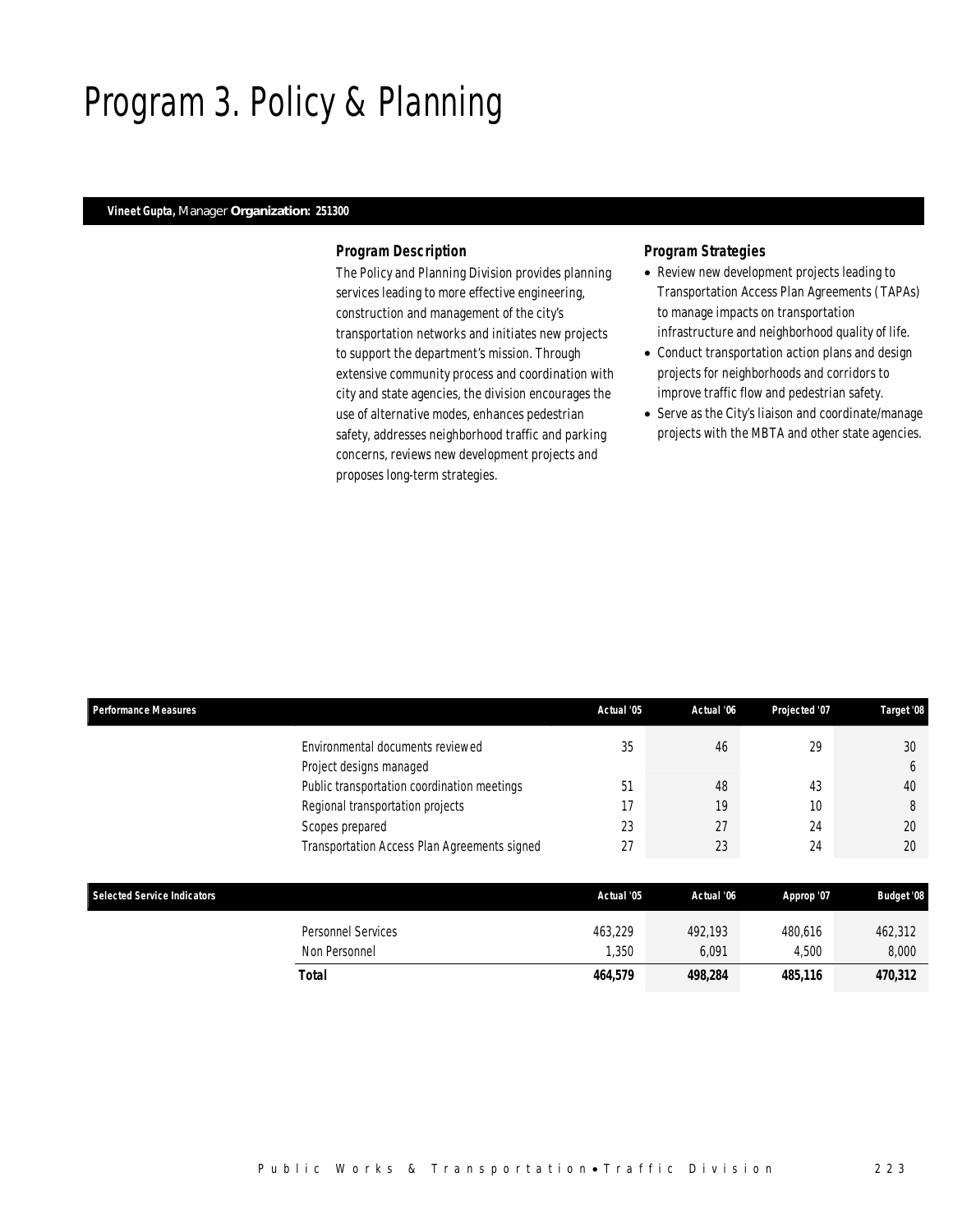# Program 3. Policy & Planning

**Vineet Gupta,** Manager **Organization: 251300**

### Program Description

The Policy and Planning Division provides planning services leading to more effective engineering, construction and management of the city's transportation networks and initiates new projects to support the department's mission. Through extensive community process and coordination with city and state agencies, the division encourages the use of alternative modes, enhances pedestrian safety, addresses neighborhood traffic and parking concerns, reviews new development projects and proposes long-term strategies.

### Program Strategies

- Review new development projects leading to Transportation Access Plan Agreements (TAPAs) to manage impacts on transportation infrastructure and neighborhood quality of life.
- Conduct transportation action plans and design projects for neighborhoods and corridors to improve traffic flow and pedestrian safety.
- Serve as the City's liaison and coordinate/manage projects with the MBTA and other state agencies.

| Performance Measures | Actual '05 | Actual '06 | Projected '07 | Target '08 |
|---|---|---|---|---|
| Environmental documents reviewed | 35 | 46 | 29 | 30 |
| Project designs managed | | | | 6 |
| Public transportation coordination meetings | 51 | 48 | 43 | 40 |
| Regional transportation projects | 17 | 19 | 10 | 8 |
| Scopes prepared | 23 | 27 | 24 | 20 |
| Transportation Access Plan Agreements signed | 27 | 23 | 24 | 20 |

| Selected Service Indicators | Actual '05 | Actual '06 | Approp '07 | Budget '08 |
|---|---|---|---|---|
| Personnel Services | 463,229 | 492,193 | 480,616 | 462,312 |
| Non Personnel | 1,350 | 6,091 | 4,500 | 8,000 |
| **Total** | **464,579** | **498,284** | **485,116** | **470,312** |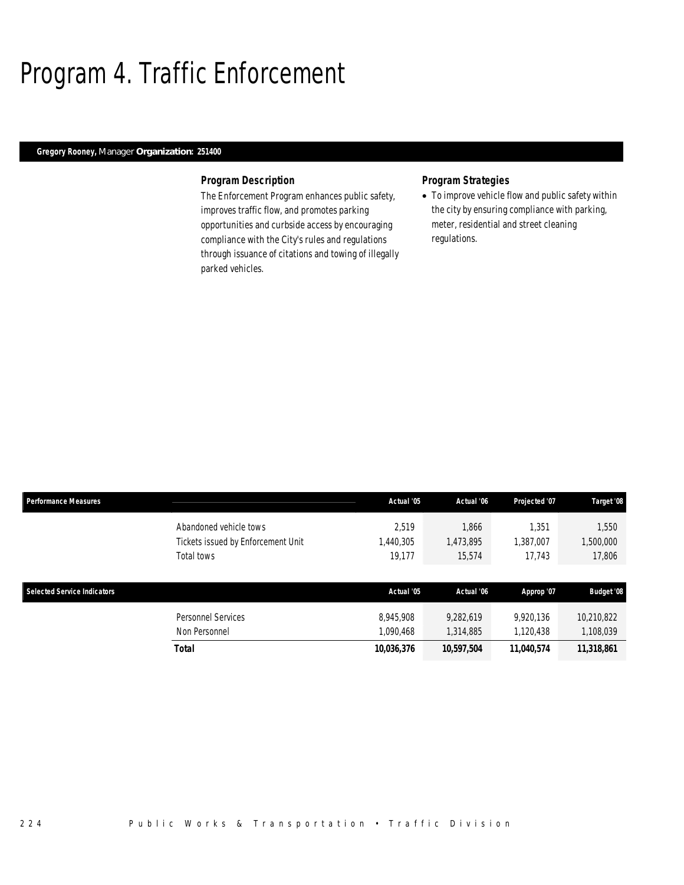# Program 4. Traffic Enforcement

**Gregory Rooney,** Manager **Organization: 251400**

### Program Description

The Enforcement Program enhances public safety, improves traffic flow, and promotes parking opportunities and curbside access by encouraging compliance with the City's rules and regulations through issuance of citations and towing of illegally parked vehicles.

### Program Strategies

- To improve vehicle flow and public safety within the city by ensuring compliance with parking, meter, residential and street cleaning regulations.

| Performance Measures | | Actual '05 | Actual '06 | Projected '07 | Target '08 |
|---|---|---|---|---|---|
| | Abandoned vehicle tows | 2,519 | 1,866 | 1,351 | 1,550 |
| | Tickets issued by Enforcement Unit | 1,440,305 | 1,473,895 | 1,387,007 | 1,500,000 |
| | Total tows | 19,177 | 15,574 | 17,743 | 17,806 |

| Selected Service Indicators | | Actual '05 | Actual '06 | Approp '07 | Budget '08 |
|---|---|---|---|---|---|
| | Personnel Services | 8,945,908 | 9,282,619 | 9,920,136 | 10,210,822 |
| | Non Personnel | 1,090,468 | 1,314,885 | 1,120,438 | 1,108,039 |
| | **Total** | **10,036,376** | **10,597,504** | **11,040,574** | **11,318,861** |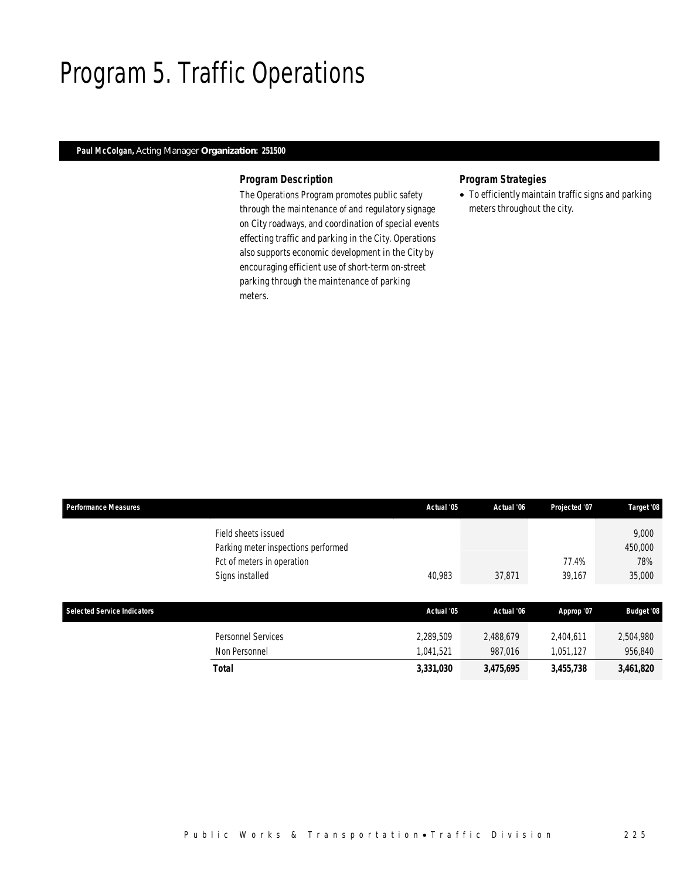# Program 5. Traffic Operations

**Paul McColgan,** Acting Manager **Organization: 251500**

### Program Description

The Operations Program promotes public safety through the maintenance of and regulatory signage on City roadways, and coordination of special events effecting traffic and parking in the City. Operations also supports economic development in the City by encouraging efficient use of short-term on-street parking through the maintenance of parking meters.

### Program Strategies

- To efficiently maintain traffic signs and parking meters throughout the city.

| Performance Measures | Actual '05 | Actual '06 | Projected '07 | Target '08 |
|---|---|---|---|---|
| Field sheets issued | | | | 9,000 |
| Parking meter inspections performed | | | | 450,000 |
| Pct of meters in operation | | | 77.4% | 78% |
| Signs installed | 40,983 | 37,871 | 39,167 | 35,000 |

| Selected Service Indicators | Actual '05 | Actual '06 | Approp '07 | Budget '08 |
|---|---|---|---|---|
| Personnel Services | 2,289,509 | 2,488,679 | 2,404,611 | 2,504,980 |
| Non Personnel | 1,041,521 | 987,016 | 1,051,127 | 956,840 |
| **Total** | **3,331,030** | **3,475,695** | **3,455,738** | **3,461,820** |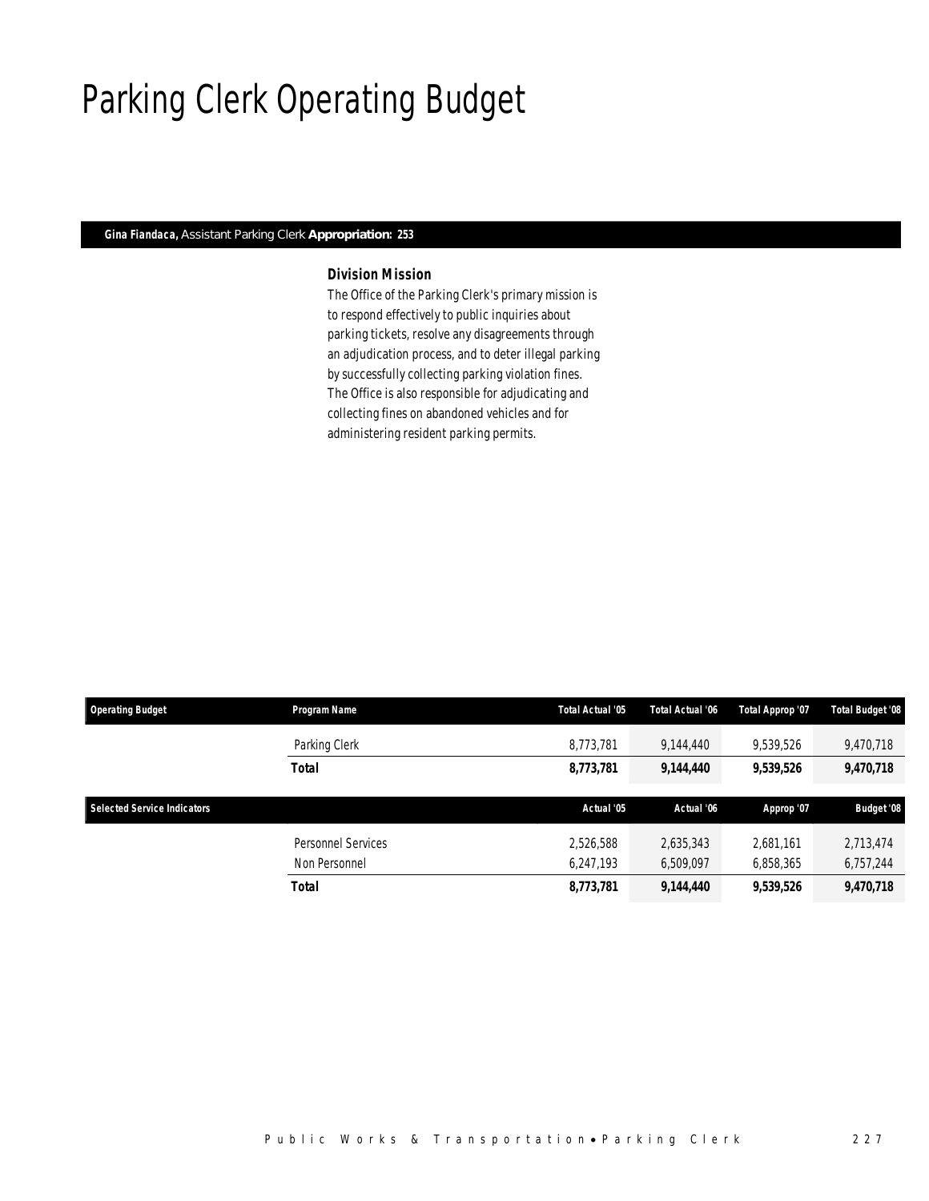# Parking Clerk Operating Budget

**Gina Fiandaca,** Assistant Parking Clerk **Appropriation: 253**

### Division Mission

The Office of the Parking Clerk's primary mission is to respond effectively to public inquiries about parking tickets, resolve any disagreements through an adjudication process, and to deter illegal parking by successfully collecting parking violation fines. The Office is also responsible for adjudicating and collecting fines on abandoned vehicles and for administering resident parking permits.

| Operating Budget | Program Name | Total Actual '05 | Total Actual '06 | Total Approp '07 | Total Budget '08 |
|---|---|---|---|---|---|
| | Parking Clerk | 8,773,781 | 9,144,440 | 9,539,526 | 9,470,718 |
| | **Total** | **8,773,781** | **9,144,440** | **9,539,526** | **9,470,718** |

| Selected Service Indicators | | Actual '05 | Actual '06 | Approp '07 | Budget '08 |
|---|---|---|---|---|---|
| | Personnel Services | 2,526,588 | 2,635,343 | 2,681,161 | 2,713,474 |
| | Non Personnel | 6,247,193 | 6,509,097 | 6,858,365 | 6,757,244 |
| | **Total** | **8,773,781** | **9,144,440** | **9,539,526** | **9,470,718** |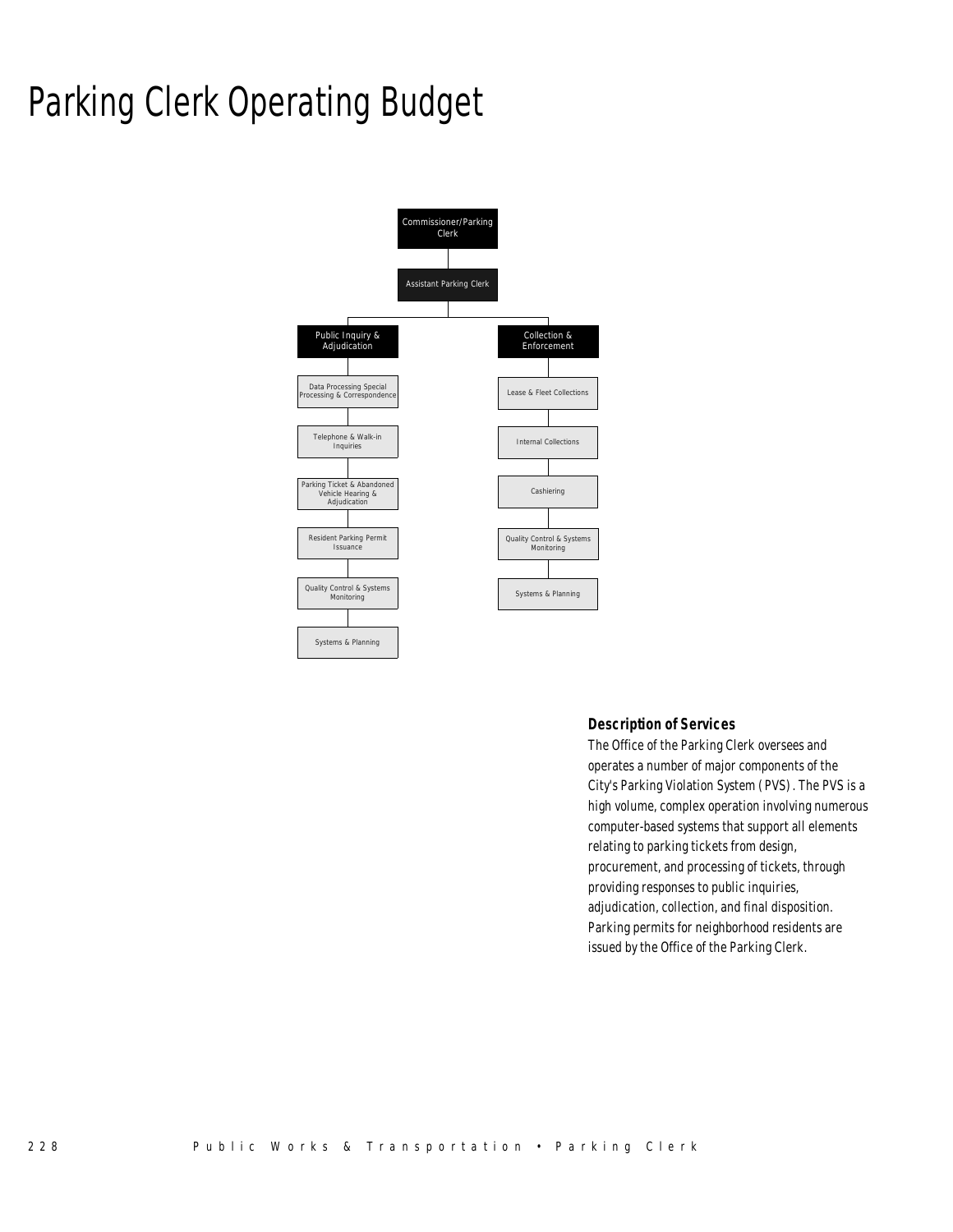# Parking Clerk Operating Budget

- Commissioner/Parking Clerk
  - Assistant Parking Clerk
    - Public Inquiry & Adjudication
      - Data Processing Special Processing & Correspondence
      - Telephone & Walk-in Inquiries
      - Parking Ticket & Abandoned Vehicle Hearing & Adjudication
      - Resident Parking Permit Issuance
      - Quality Control & Systems Monitoring
      - Systems & Planning
    - Collection & Enforcement
      - Lease & Fleet Collections
      - Internal Collections
      - Cashiering
      - Quality Control & Systems Monitoring
      - Systems & Planning

### Description of Services

The Office of the Parking Clerk oversees and operates a number of major components of the City's Parking Violation System (PVS). The PVS is a high volume, complex operation involving numerous computer-based systems that support all elements relating to parking tickets from design, procurement, and processing of tickets, through providing responses to public inquiries, adjudication, collection, and final disposition. Parking permits for neighborhood residents are issued by the Office of the Parking Clerk.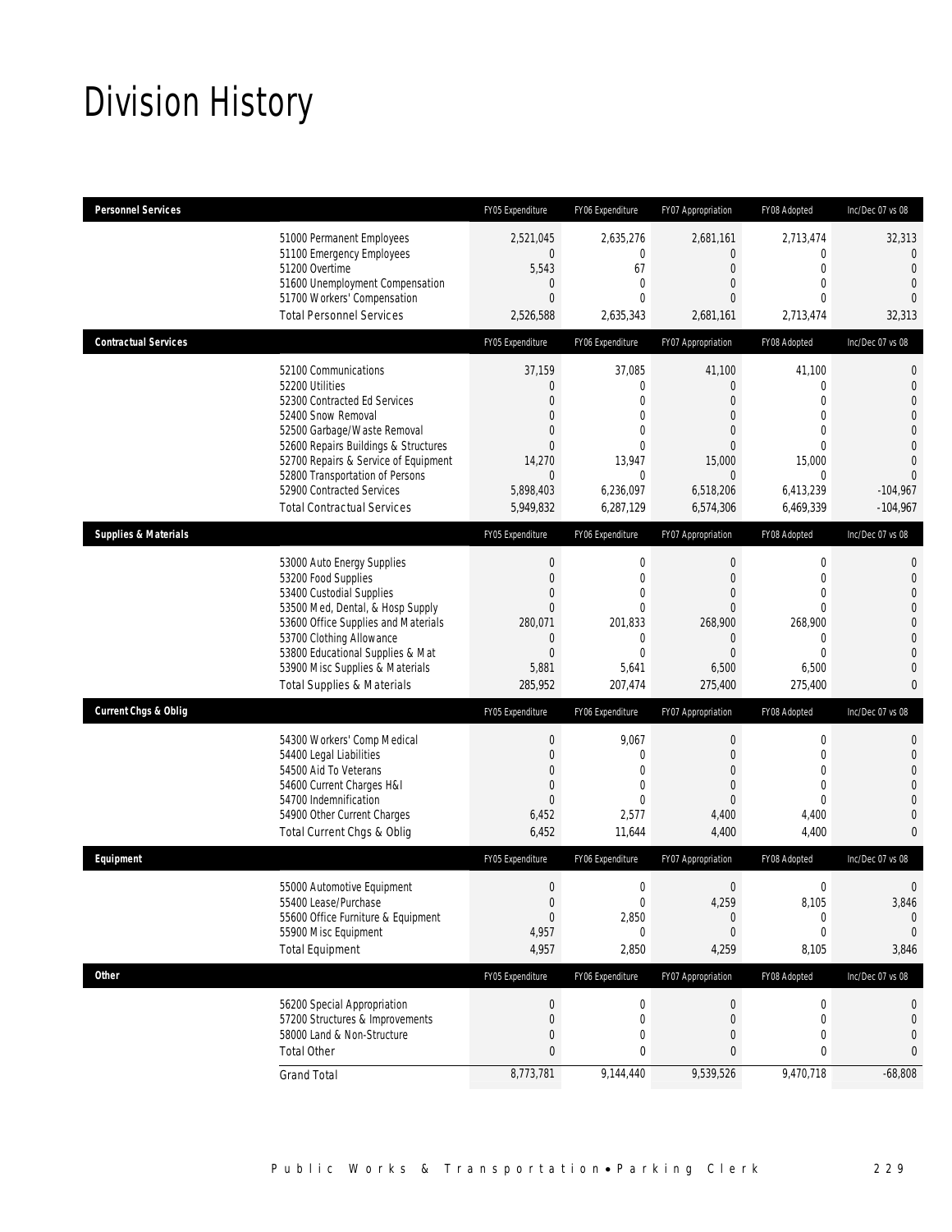# Division History

| Personnel Services | FY05 Expenditure | FY06 Expenditure | FY07 Appropriation | FY08 Adopted | Inc/Dec 07 vs 08 |
|---|---|---|---|---|---|
| 51000 Permanent Employees | 2,521,045 | 2,635,276 | 2,681,161 | 2,713,474 | 32,313 |
| 51100 Emergency Employees | 0 | 0 | 0 | 0 | 0 |
| 51200 Overtime | 5,543 | 67 | 0 | 0 | 0 |
| 51600 Unemployment Compensation | 0 | 0 | 0 | 0 | 0 |
| 51700 Workers' Compensation | 0 | 0 | 0 | 0 | 0 |
| Total Personnel Services | 2,526,588 | 2,635,343 | 2,681,161 | 2,713,474 | 32,313 |

| Contractual Services | FY05 Expenditure | FY06 Expenditure | FY07 Appropriation | FY08 Adopted | Inc/Dec 07 vs 08 |
|---|---|---|---|---|---|
| 52100 Communications | 37,159 | 37,085 | 41,100 | 41,100 | 0 |
| 52200 Utilities | 0 | 0 | 0 | 0 | 0 |
| 52300 Contracted Ed Services | 0 | 0 | 0 | 0 | 0 |
| 52400 Snow Removal | 0 | 0 | 0 | 0 | 0 |
| 52500 Garbage/Waste Removal | 0 | 0 | 0 | 0 | 0 |
| 52600 Repairs Buildings & Structures | 0 | 0 | 0 | 0 | 0 |
| 52700 Repairs & Service of Equipment | 14,270 | 13,947 | 15,000 | 15,000 | 0 |
| 52800 Transportation of Persons | 0 | 0 | 0 | 0 | 0 |
| 52900 Contracted Services | 5,898,403 | 6,236,097 | 6,518,206 | 6,413,239 | -104,967 |
| Total Contractual Services | 5,949,832 | 6,287,129 | 6,574,306 | 6,469,339 | -104,967 |

| Supplies & Materials | FY05 Expenditure | FY06 Expenditure | FY07 Appropriation | FY08 Adopted | Inc/Dec 07 vs 08 |
|---|---|---|---|---|---|
| 53000 Auto Energy Supplies | 0 | 0 | 0 | 0 | 0 |
| 53200 Food Supplies | 0 | 0 | 0 | 0 | 0 |
| 53400 Custodial Supplies | 0 | 0 | 0 | 0 | 0 |
| 53500 Med, Dental, & Hosp Supply | 0 | 0 | 0 | 0 | 0 |
| 53600 Office Supplies and Materials | 280,071 | 201,833 | 268,900 | 268,900 | 0 |
| 53700 Clothing Allowance | 0 | 0 | 0 | 0 | 0 |
| 53800 Educational Supplies & Mat | 0 | 0 | 0 | 0 | 0 |
| 53900 Misc Supplies & Materials | 5,881 | 5,641 | 6,500 | 6,500 | 0 |
| Total Supplies & Materials | 285,952 | 207,474 | 275,400 | 275,400 | 0 |

| Current Chgs & Oblig | FY05 Expenditure | FY06 Expenditure | FY07 Appropriation | FY08 Adopted | Inc/Dec 07 vs 08 |
|---|---|---|---|---|---|
| 54300 Workers' Comp Medical | 0 | 9,067 | 0 | 0 | 0 |
| 54400 Legal Liabilities | 0 | 0 | 0 | 0 | 0 |
| 54500 Aid To Veterans | 0 | 0 | 0 | 0 | 0 |
| 54600 Current Charges H&I | 0 | 0 | 0 | 0 | 0 |
| 54700 Indemnification | 0 | 0 | 0 | 0 | 0 |
| 54900 Other Current Charges | 6,452 | 2,577 | 4,400 | 4,400 | 0 |
| Total Current Chgs & Oblig | 6,452 | 11,644 | 4,400 | 4,400 | 0 |

| Equipment | FY05 Expenditure | FY06 Expenditure | FY07 Appropriation | FY08 Adopted | Inc/Dec 07 vs 08 |
|---|---|---|---|---|---|
| 55000 Automotive Equipment | 0 | 0 | 0 | 0 | 0 |
| 55400 Lease/Purchase | 0 | 0 | 4,259 | 8,105 | 3,846 |
| 55600 Office Furniture & Equipment | 0 | 2,850 | 0 | 0 | 0 |
| 55900 Misc Equipment | 4,957 | 0 | 0 | 0 | 0 |
| Total Equipment | 4,957 | 2,850 | 4,259 | 8,105 | 3,846 |

| Other | FY05 Expenditure | FY06 Expenditure | FY07 Appropriation | FY08 Adopted | Inc/Dec 07 vs 08 |
|---|---|---|---|---|---|
| 56200 Special Appropriation | 0 | 0 | 0 | 0 | 0 |
| 57200 Structures & Improvements | 0 | 0 | 0 | 0 | 0 |
| 58000 Land & Non-Structure | 0 | 0 | 0 | 0 | 0 |
| Total Other | 0 | 0 | 0 | 0 | 0 |
| Grand Total | 8,773,781 | 9,144,440 | 9,539,526 | 9,470,718 | -68,808 |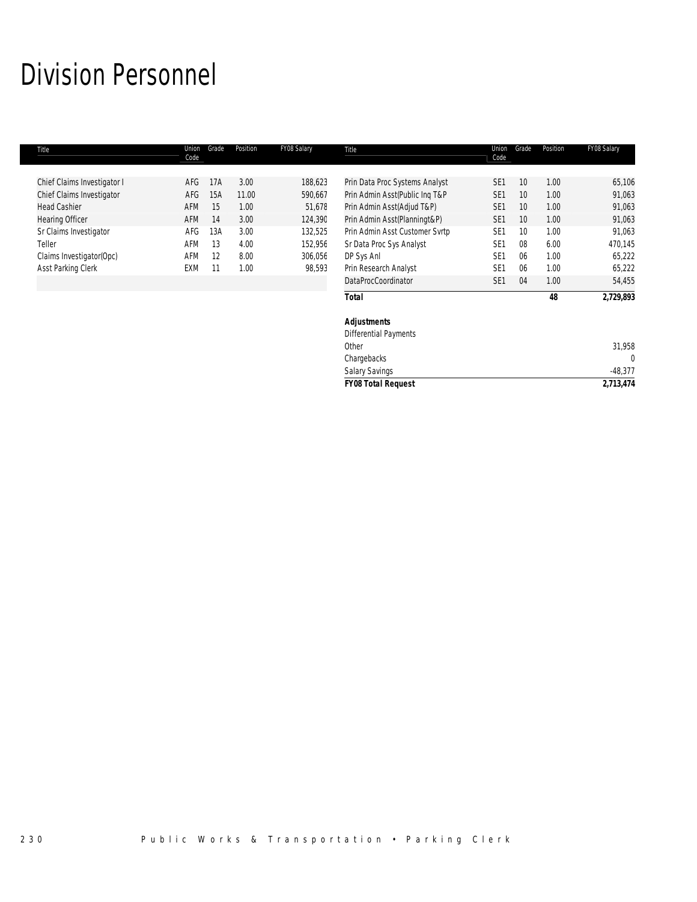# Division Personnel

| Title | Union Code | Grade | Position | FY08 Salary | Title | Union Code | Grade | Position | FY08 Salary |
|---|---|---|---|---|---|---|---|---|---|
| Chief Claims Investigator I | AFG | 17A | 3.00 | 188,623 | Prin Data Proc Systems Analyst | SE1 | 10 | 1.00 | 65,106 |
| Chief Claims Investigator | AFG | 15A | 11.00 | 590,667 | Prin Admin Asst(Public Inq T&P | SE1 | 10 | 1.00 | 91,063 |
| Head Cashier | AFM | 15 | 1.00 | 51,678 | Prin Admin Asst(Adjud T&P) | SE1 | 10 | 1.00 | 91,063 |
| Hearing Officer | AFM | 14 | 3.00 | 124,390 | Prin Admin Asst(Planningt&P) | SE1 | 10 | 1.00 | 91,063 |
| Sr Claims Investigator | AFG | 13A | 3.00 | 132,525 | Prin Admin Asst Customer Svrtp | SE1 | 10 | 1.00 | 91,063 |
| Teller | AFM | 13 | 4.00 | 152,956 | Sr Data Proc Sys Analyst | SE1 | 08 | 6.00 | 470,145 |
| Claims Investigator(Opc) | AFM | 12 | 8.00 | 306,056 | DP Sys Anl | SE1 | 06 | 1.00 | 65,222 |
| Asst Parking Clerk | EXM | 11 | 1.00 | 98,593 | Prin Research Analyst | SE1 | 06 | 1.00 | 65,222 |
| | | | | | DataProcCoordinator | SE1 | 04 | 1.00 | 54,455 |
| | | | | | **Total** | | | **48** | **2,729,893** |

| | |
|---|---|
| ***Adjustments*** | |
| Differential Payments | |
| Other | 31,958 |
| Chargebacks | 0 |
| Salary Savings | -48,377 |
| ***FY08 Total Request*** | ***2,713,474*** |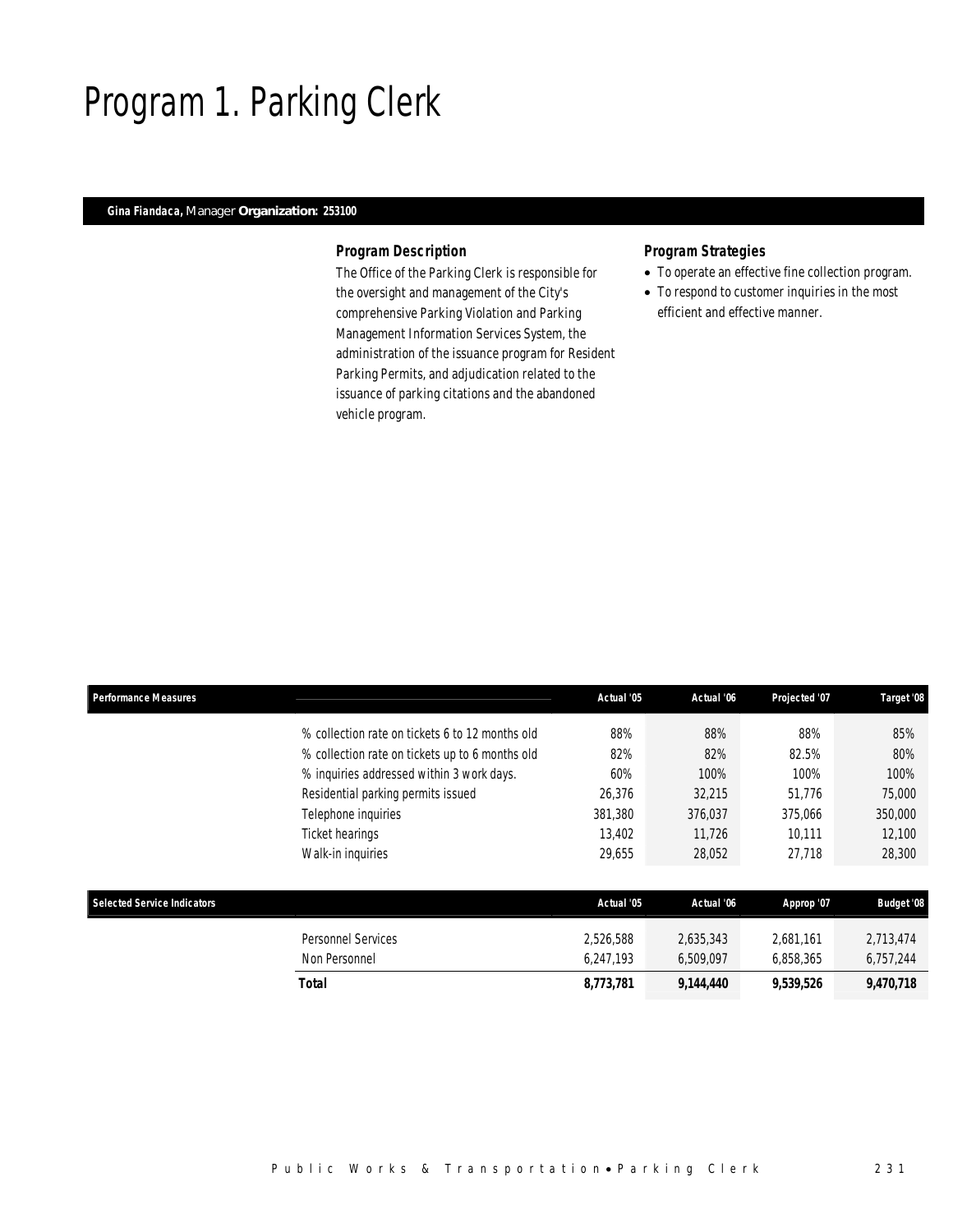# Program 1. Parking Clerk

**Gina Fiandaca,** Manager **Organization: 253100**

### Program Description

The Office of the Parking Clerk is responsible for the oversight and management of the City's comprehensive Parking Violation and Parking Management Information Services System, the administration of the issuance program for Resident Parking Permits, and adjudication related to the issuance of parking citations and the abandoned vehicle program.

### Program Strategies

- To operate an effective fine collection program.
- To respond to customer inquiries in the most efficient and effective manner.

| Performance Measures | Actual '05 | Actual '06 | Projected '07 | Target '08 |
|---|---|---|---|---|
| % collection rate on tickets 6 to 12 months old | 88% | 88% | 88% | 85% |
| % collection rate on tickets up to 6 months old | 82% | 82% | 82.5% | 80% |
| % inquiries addressed within 3 work days. | 60% | 100% | 100% | 100% |
| Residential parking permits issued | 26,376 | 32,215 | 51,776 | 75,000 |
| Telephone inquiries | 381,380 | 376,037 | 375,066 | 350,000 |
| Ticket hearings | 13,402 | 11,726 | 10,111 | 12,100 |
| Walk-in inquiries | 29,655 | 28,052 | 27,718 | 28,300 |

| Selected Service Indicators | Actual '05 | Actual '06 | Approp '07 | Budget '08 |
|---|---|---|---|---|
| Personnel Services | 2,526,588 | 2,635,343 | 2,681,161 | 2,713,474 |
| Non Personnel | 6,247,193 | 6,509,097 | 6,858,365 | 6,757,244 |
| **Total** | **8,773,781** | **9,144,440** | **9,539,526** | **9,470,718** |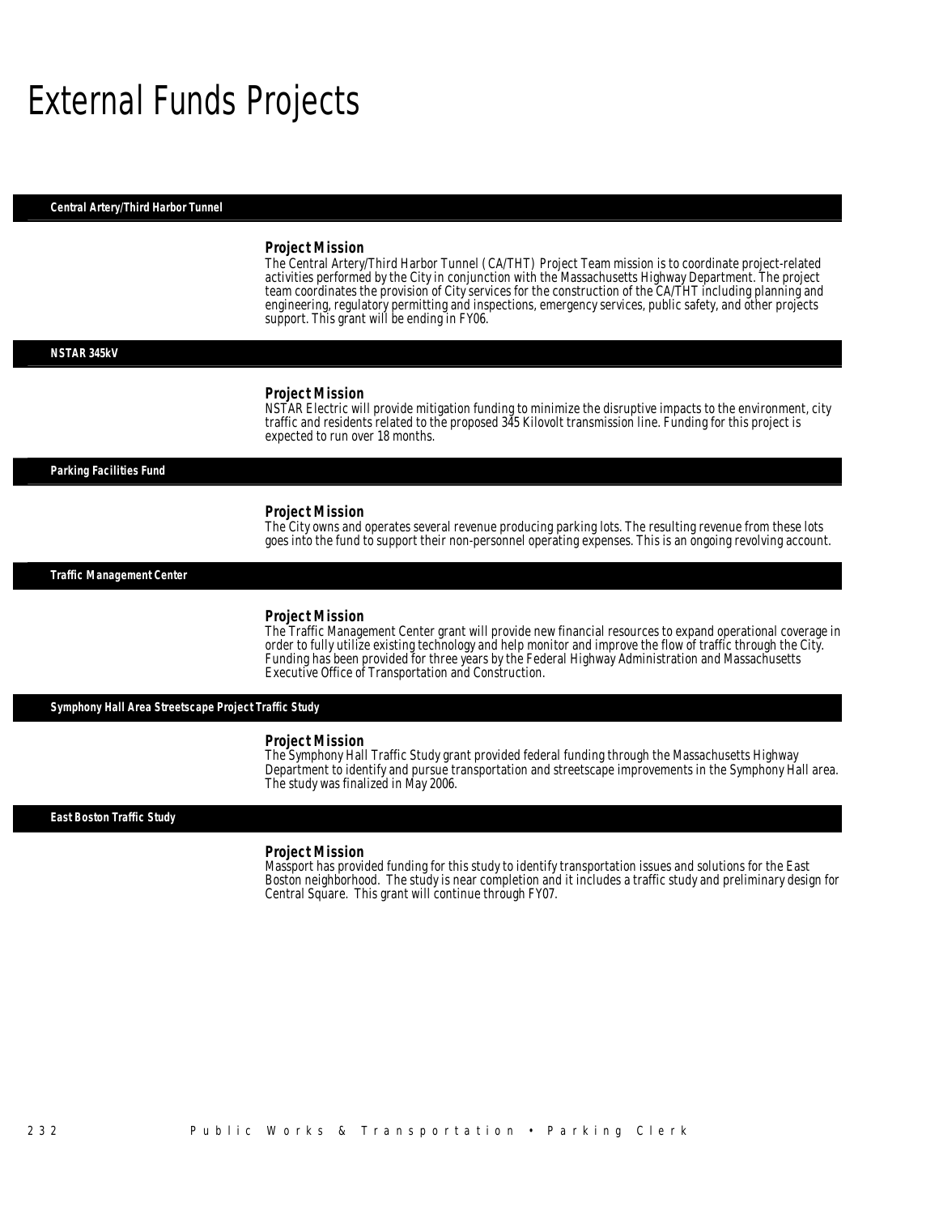# External Funds Projects

## Central Artery/Third Harbor Tunnel

### Project Mission

The Central Artery/Third Harbor Tunnel (CA/THT) Project Team mission is to coordinate project-related activities performed by the City in conjunction with the Massachusetts Highway Department. The project team coordinates the provision of City services for the construction of the CA/THT including planning and engineering, regulatory permitting and inspections, emergency services, public safety, and other projects support. This grant will be ending in FY06.

## NSTAR 345kV

### Project Mission

NSTAR Electric will provide mitigation funding to minimize the disruptive impacts to the environment, city traffic and residents related to the proposed 345 Kilovolt transmission line. Funding for this project is expected to run over 18 months.

## Parking Facilities Fund

### Project Mission

The City owns and operates several revenue producing parking lots. The resulting revenue from these lots goes into the fund to support their non-personnel operating expenses. This is an ongoing revolving account.

## Traffic Management Center

### Project Mission

The Traffic Management Center grant will provide new financial resources to expand operational coverage in order to fully utilize existing technology and help monitor and improve the flow of traffic through the City. Funding has been provided for three years by the Federal Highway Administration and Massachusetts Executive Office of Transportation and Construction.

## Symphony Hall Area Streetscape Project Traffic Study

### Project Mission

The Symphony Hall Traffic Study grant provided federal funding through the Massachusetts Highway Department to identify and pursue transportation and streetscape improvements in the Symphony Hall area. The study was finalized in May 2006.

## East Boston Traffic Study

### Project Mission

Massport has provided funding for this study to identify transportation issues and solutions for the East Boston neighborhood. The study is near completion and it includes a traffic study and preliminary design for Central Square. This grant will continue through FY07.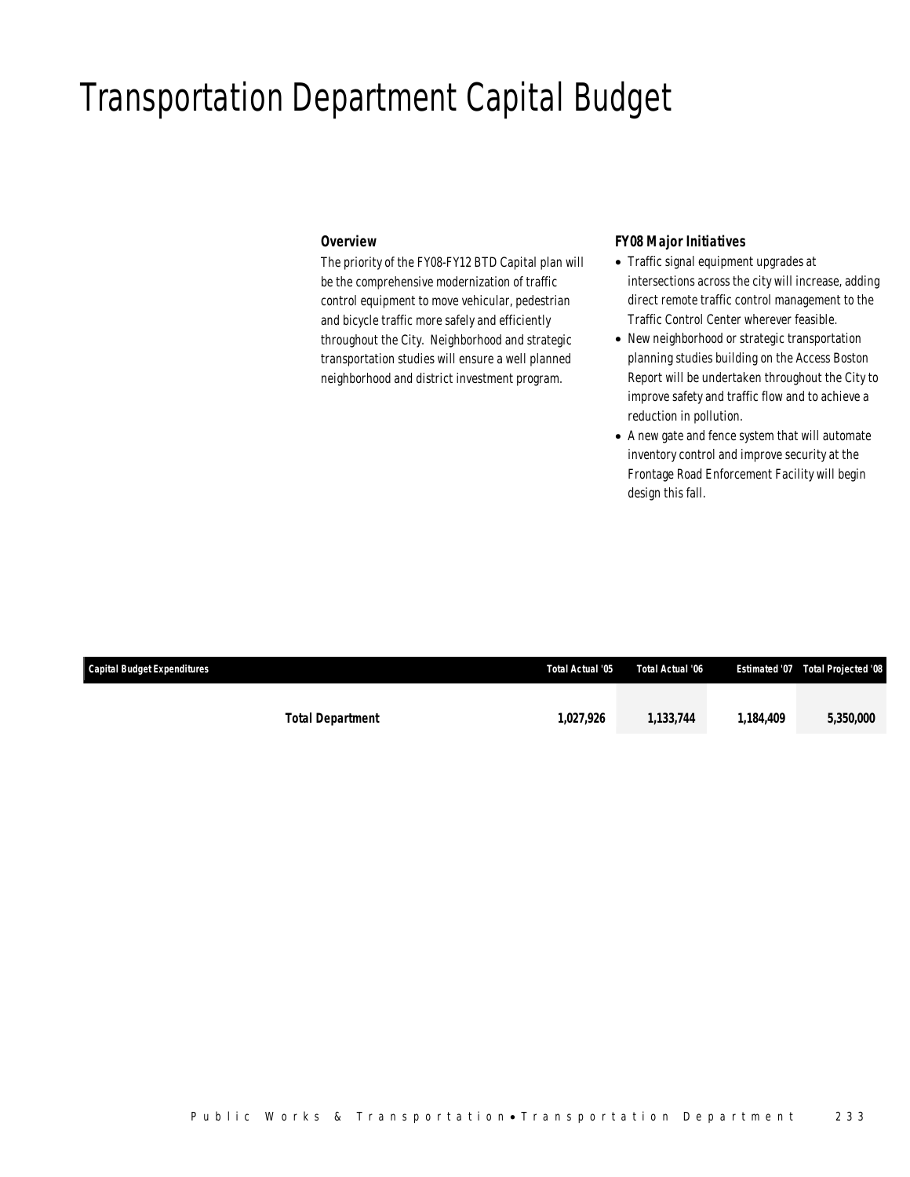# Transportation Department Capital Budget

### Overview

The priority of the FY08-FY12 BTD Capital plan will be the comprehensive modernization of traffic control equipment to move vehicular, pedestrian and bicycle traffic more safely and efficiently throughout the City. Neighborhood and strategic transportation studies will ensure a well planned neighborhood and district investment program.

### FY08 Major Initiatives

- Traffic signal equipment upgrades at intersections across the city will increase, adding direct remote traffic control management to the Traffic Control Center wherever feasible.
- New neighborhood or strategic transportation planning studies building on the Access Boston Report will be undertaken throughout the City to improve safety and traffic flow and to achieve a reduction in pollution.
- A new gate and fence system that will automate inventory control and improve security at the Frontage Road Enforcement Facility will begin design this fall.

| Capital Budget Expenditures | Total Actual '05 | Total Actual '06 | Estimated '07 | Total Projected '08 |
|---|---|---|---|---|
| **Total Department** | **1,027,926** | **1,133,744** | **1,184,409** | **5,350,000** |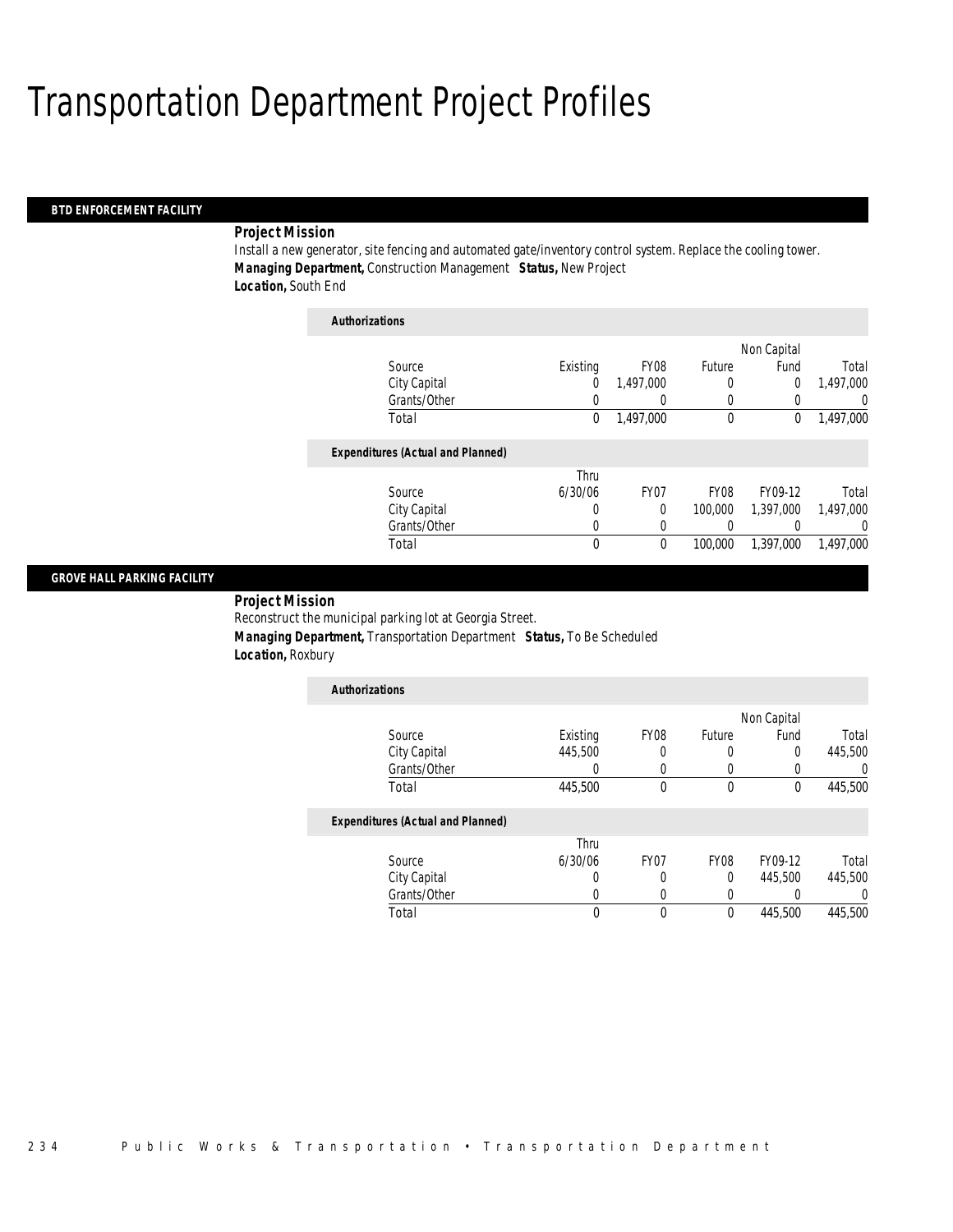# Transportation Department Project Profiles

## BTD ENFORCEMENT FACILITY

***Project Mission***

Install a new generator, site fencing and automated gate/inventory control system. Replace the cooling tower.

***Managing Department,*** Construction Management ***Status,*** New Project

***Location,*** South End

***Authorizations***

| Source | Existing | FY08 | Future | Non Capital Fund | Total |
|---|---|---|---|---|---|
| City Capital | 0 | 1,497,000 | 0 | 0 | 1,497,000 |
| Grants/Other | 0 | 0 | 0 | 0 | 0 |
| Total | 0 | 1,497,000 | 0 | 0 | 1,497,000 |

***Expenditures (Actual and Planned)***

| Source | Thru 6/30/06 | FY07 | FY08 | FY09-12 | Total |
|---|---|---|---|---|---|
| City Capital | 0 | 0 | 100,000 | 1,397,000 | 1,497,000 |
| Grants/Other | 0 | 0 | 0 | 0 | 0 |
| Total | 0 | 0 | 100,000 | 1,397,000 | 1,497,000 |

## GROVE HALL PARKING FACILITY

***Project Mission***

Reconstruct the municipal parking lot at Georgia Street.

***Managing Department,*** Transportation Department ***Status,*** To Be Scheduled

***Location,*** Roxbury

***Authorizations***

| Source | Existing | FY08 | Future | Non Capital Fund | Total |
|---|---|---|---|---|---|
| City Capital | 445,500 | 0 | 0 | 0 | 445,500 |
| Grants/Other | 0 | 0 | 0 | 0 | 0 |
| Total | 445,500 | 0 | 0 | 0 | 445,500 |

***Expenditures (Actual and Planned)***

| Source | Thru 6/30/06 | FY07 | FY08 | FY09-12 | Total |
|---|---|---|---|---|---|
| City Capital | 0 | 0 | 0 | 445,500 | 445,500 |
| Grants/Other | 0 | 0 | 0 | 0 | 0 |
| Total | 0 | 0 | 0 | 445,500 | 445,500 |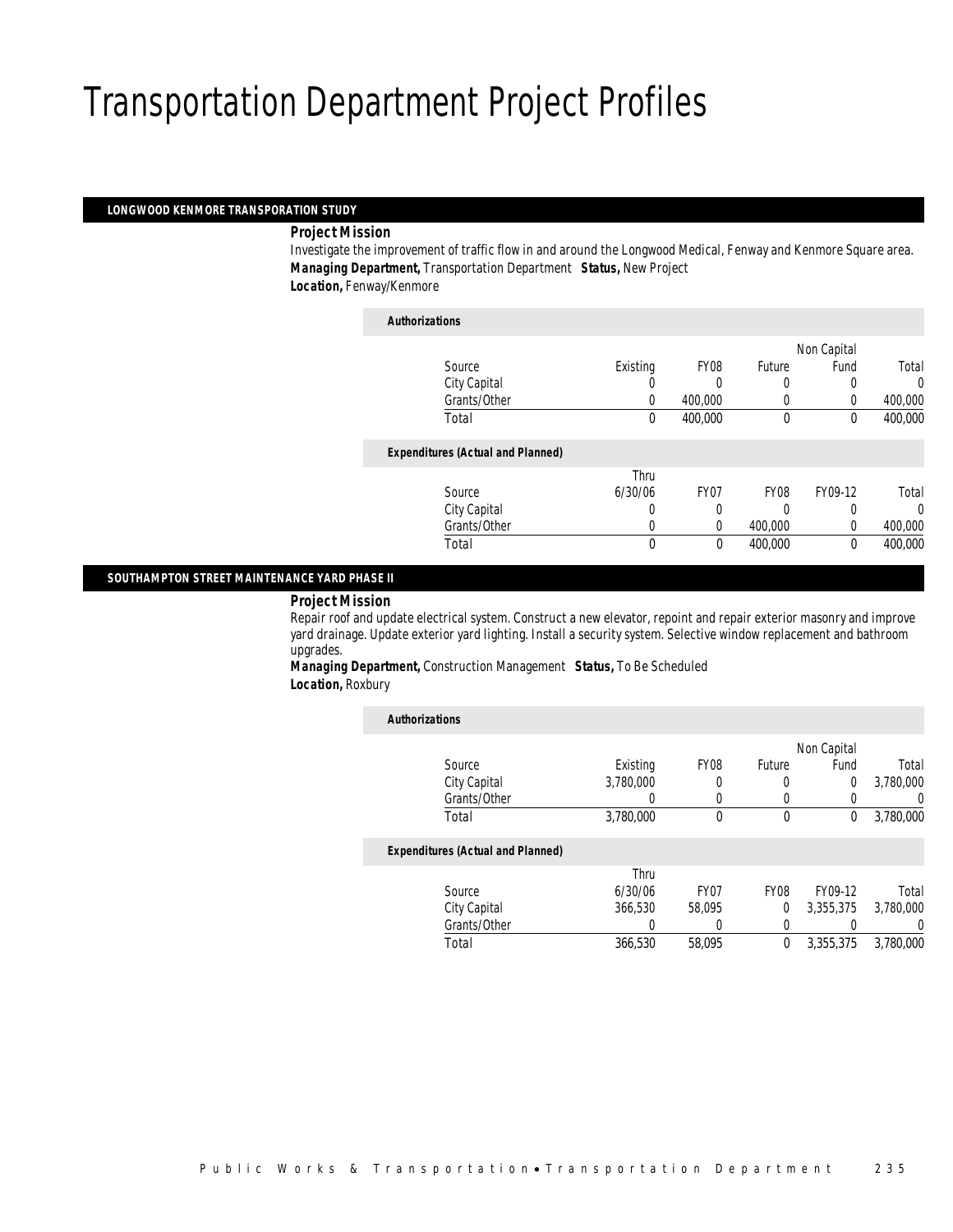# Transportation Department Project Profiles

## LONGWOOD KENMORE TRANSPORATION STUDY

***Project Mission***

Investigate the improvement of traffic flow in and around the Longwood Medical, Fenway and Kenmore Square area.

***Managing Department,*** Transportation Department ***Status,*** New Project

***Location,*** Fenway/Kenmore

***Authorizations***

| Source | Existing | FY08 | Future | Non Capital Fund | Total |
|---|---|---|---|---|---|
| City Capital | 0 | 0 | 0 | 0 | 0 |
| Grants/Other | 0 | 400,000 | 0 | 0 | 400,000 |
| Total | 0 | 400,000 | 0 | 0 | 400,000 |

***Expenditures (Actual and Planned)***

| Source | Thru 6/30/06 | FY07 | FY08 | FY09-12 | Total |
|---|---|---|---|---|---|
| City Capital | 0 | 0 | 0 | 0 | 0 |
| Grants/Other | 0 | 0 | 400,000 | 0 | 400,000 |
| Total | 0 | 0 | 400,000 | 0 | 400,000 |

## SOUTHAMPTON STREET MAINTENANCE YARD PHASE II

***Project Mission***

Repair roof and update electrical system. Construct a new elevator, repoint and repair exterior masonry and improve yard drainage. Update exterior yard lighting. Install a security system. Selective window replacement and bathroom upgrades.

***Managing Department,*** Construction Management ***Status,*** To Be Scheduled

***Location,*** Roxbury

***Authorizations***

| Source | Existing | FY08 | Future | Non Capital Fund | Total |
|---|---|---|---|---|---|
| City Capital | 3,780,000 | 0 | 0 | 0 | 3,780,000 |
| Grants/Other | 0 | 0 | 0 | 0 | 0 |
| Total | 3,780,000 | 0 | 0 | 0 | 3,780,000 |

***Expenditures (Actual and Planned)***

| Source | Thru 6/30/06 | FY07 | FY08 | FY09-12 | Total |
|---|---|---|---|---|---|
| City Capital | 366,530 | 58,095 | 0 | 3,355,375 | 3,780,000 |
| Grants/Other | 0 | 0 | 0 | 0 | 0 |
| Total | 366,530 | 58,095 | 0 | 3,355,375 | 3,780,000 |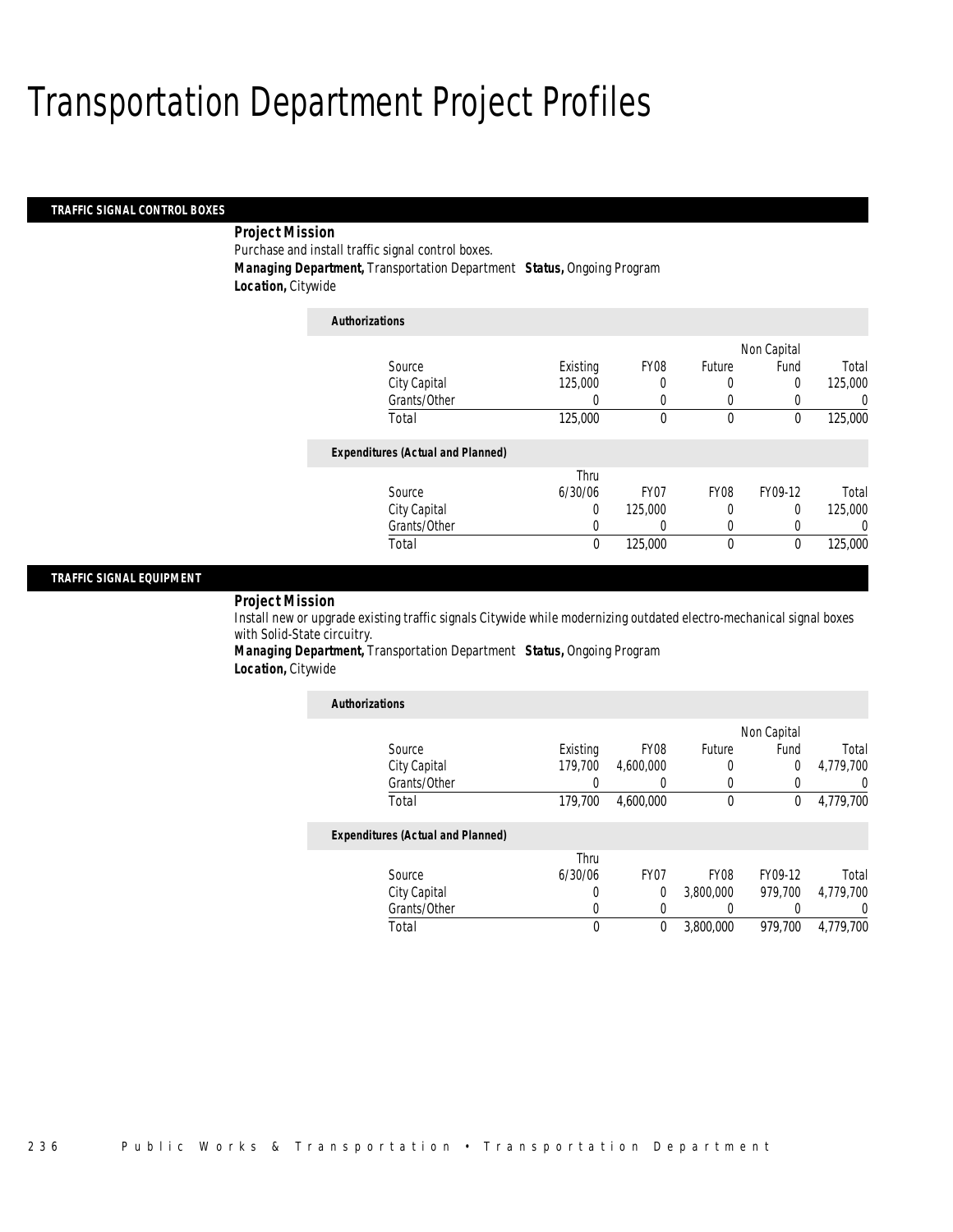# Transportation Department Project Profiles

## TRAFFIC SIGNAL CONTROL BOXES

**Project Mission**

Purchase and install traffic signal control boxes.

***Managing Department,*** Transportation Department ***Status,*** Ongoing Program

***Location,*** Citywide

**Authorizations**

| Source | Existing | FY08 | Future | Non Capital Fund | Total |
|---|---|---|---|---|---|
| City Capital | 125,000 | 0 | 0 | 0 | 125,000 |
| Grants/Other | 0 | 0 | 0 | 0 | 0 |
| Total | 125,000 | 0 | 0 | 0 | 125,000 |

**Expenditures (Actual and Planned)**

| Source | Thru 6/30/06 | FY07 | FY08 | FY09-12 | Total |
|---|---|---|---|---|---|
| City Capital | 0 | 125,000 | 0 | 0 | 125,000 |
| Grants/Other | 0 | 0 | 0 | 0 | 0 |
| Total | 0 | 125,000 | 0 | 0 | 125,000 |

## TRAFFIC SIGNAL EQUIPMENT

**Project Mission**

Install new or upgrade existing traffic signals Citywide while modernizing outdated electro-mechanical signal boxes with Solid-State circuitry.

***Managing Department,*** Transportation Department ***Status,*** Ongoing Program

***Location,*** Citywide

**Authorizations**

| Source | Existing | FY08 | Future | Non Capital Fund | Total |
|---|---|---|---|---|---|
| City Capital | 179,700 | 4,600,000 | 0 | 0 | 4,779,700 |
| Grants/Other | 0 | 0 | 0 | 0 | 0 |
| Total | 179,700 | 4,600,000 | 0 | 0 | 4,779,700 |

**Expenditures (Actual and Planned)**

| Source | Thru 6/30/06 | FY07 | FY08 | FY09-12 | Total |
|---|---|---|---|---|---|
| City Capital | 0 | 0 | 3,800,000 | 979,700 | 4,779,700 |
| Grants/Other | 0 | 0 | 0 | 0 | 0 |
| Total | 0 | 0 | 3,800,000 | 979,700 | 4,779,700 |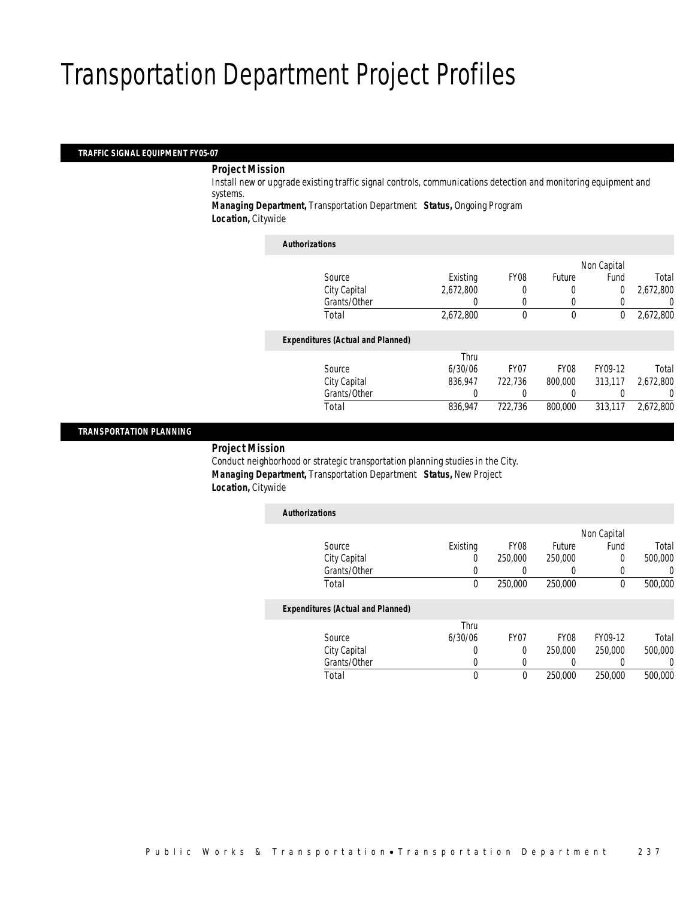# Transportation Department Project Profiles

## TRAFFIC SIGNAL EQUIPMENT FY05-07

***Project Mission***

Install new or upgrade existing traffic signal controls, communications detection and monitoring equipment and systems.

***Managing Department,*** Transportation Department ***Status,*** Ongoing Program
***Location,*** Citywide

***Authorizations***

| Source | Existing | FY08 | Future | Non Capital Fund | Total |
|---|---|---|---|---|---|
| City Capital | 2,672,800 | 0 | 0 | 0 | 2,672,800 |
| Grants/Other | 0 | 0 | 0 | 0 | 0 |
| Total | 2,672,800 | 0 | 0 | 0 | 2,672,800 |

***Expenditures (Actual and Planned)***

| Source | Thru 6/30/06 | FY07 | FY08 | FY09-12 | Total |
|---|---|---|---|---|---|
| City Capital | 836,947 | 722,736 | 800,000 | 313,117 | 2,672,800 |
| Grants/Other | 0 | 0 | 0 | 0 | 0 |
| Total | 836,947 | 722,736 | 800,000 | 313,117 | 2,672,800 |

## TRANSPORTATION PLANNING

***Project Mission***

Conduct neighborhood or strategic transportation planning studies in the City.

***Managing Department,*** Transportation Department ***Status,*** New Project
***Location,*** Citywide

***Authorizations***

| Source | Existing | FY08 | Future | Non Capital Fund | Total |
|---|---|---|---|---|---|
| City Capital | 0 | 250,000 | 250,000 | 0 | 500,000 |
| Grants/Other | 0 | 0 | 0 | 0 | 0 |
| Total | 0 | 250,000 | 250,000 | 0 | 500,000 |

***Expenditures (Actual and Planned)***

| Source | Thru 6/30/06 | FY07 | FY08 | FY09-12 | Total |
|---|---|---|---|---|---|
| City Capital | 0 | 0 | 250,000 | 250,000 | 500,000 |
| Grants/Other | 0 | 0 | 0 | 0 | 0 |
| Total | 0 | 0 | 250,000 | 250,000 | 500,000 |